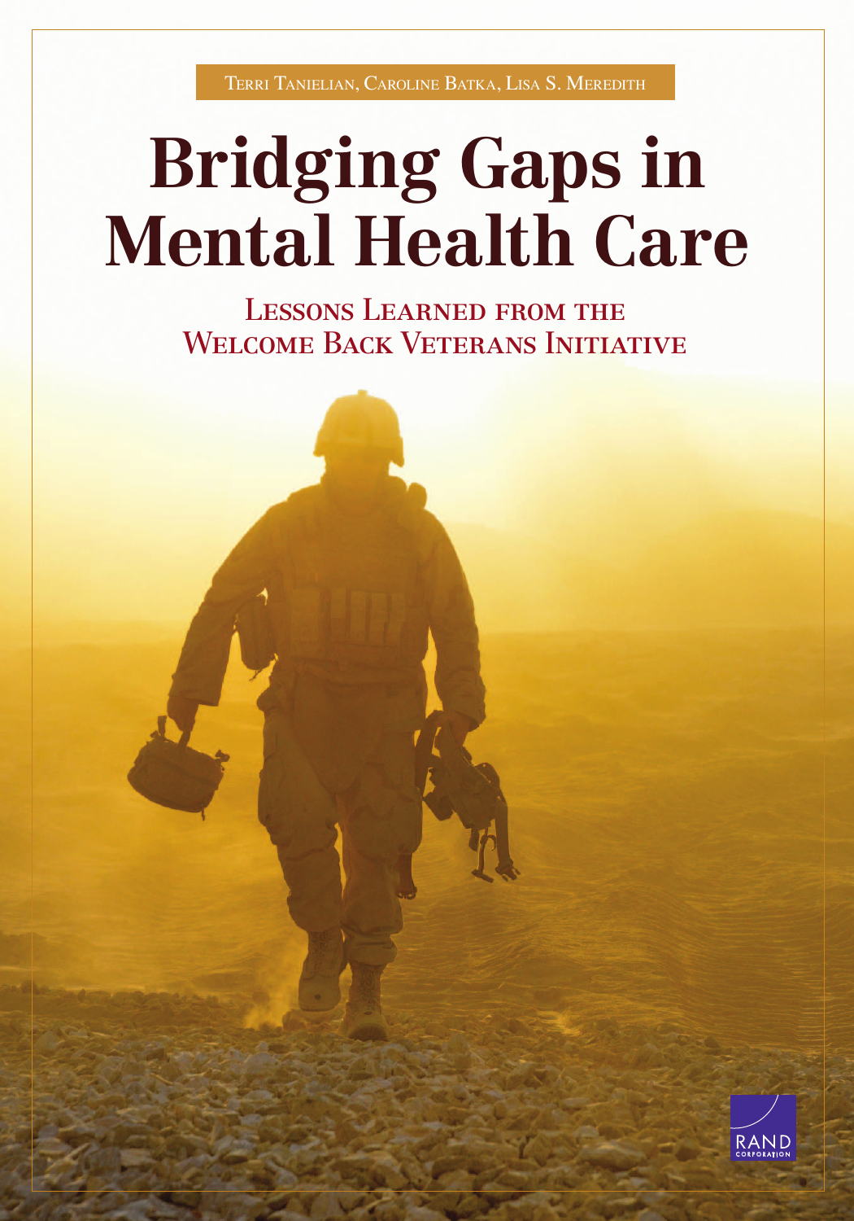Terri Tanielian, Caroline Batka, Lisa S. Meredith

# Bridging Gaps in Mental Health Care

## Lessons Learned from the Welcome Back Veterans Initiative

RAND CORPORATION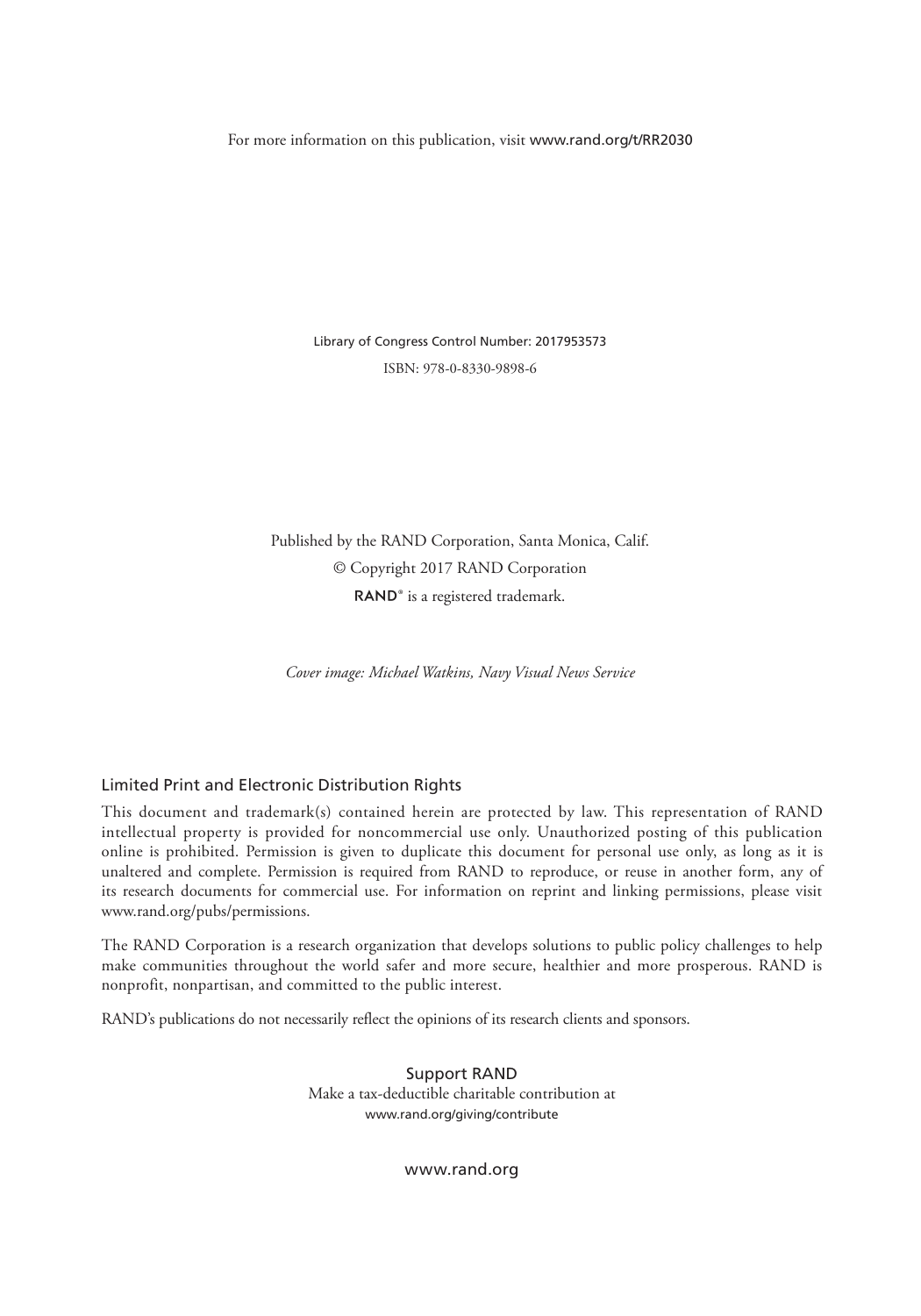For more information on this publication, visit www.rand.org/t/RR2030

Library of Congress Control Number: 2017953573

ISBN: 978-0-8330-9898-6

Published by the RAND Corporation, Santa Monica, Calif.

© Copyright 2017 RAND Corporation

RAND® is a registered trademark.

*Cover image: Michael Watkins, Navy Visual News Service*

## Limited Print and Electronic Distribution Rights

This document and trademark(s) contained herein are protected by law. This representation of RAND intellectual property is provided for noncommercial use only. Unauthorized posting of this publication online is prohibited. Permission is given to duplicate this document for personal use only, as long as it is unaltered and complete. Permission is required from RAND to reproduce, or reuse in another form, any of its research documents for commercial use. For information on reprint and linking permissions, please visit www.rand.org/pubs/permissions.

The RAND Corporation is a research organization that develops solutions to public policy challenges to help make communities throughout the world safer and more secure, healthier and more prosperous. RAND is nonprofit, nonpartisan, and committed to the public interest.

RAND's publications do not necessarily reflect the opinions of its research clients and sponsors.

Support RAND

Make a tax-deductible charitable contribution at
www.rand.org/giving/contribute

www.rand.org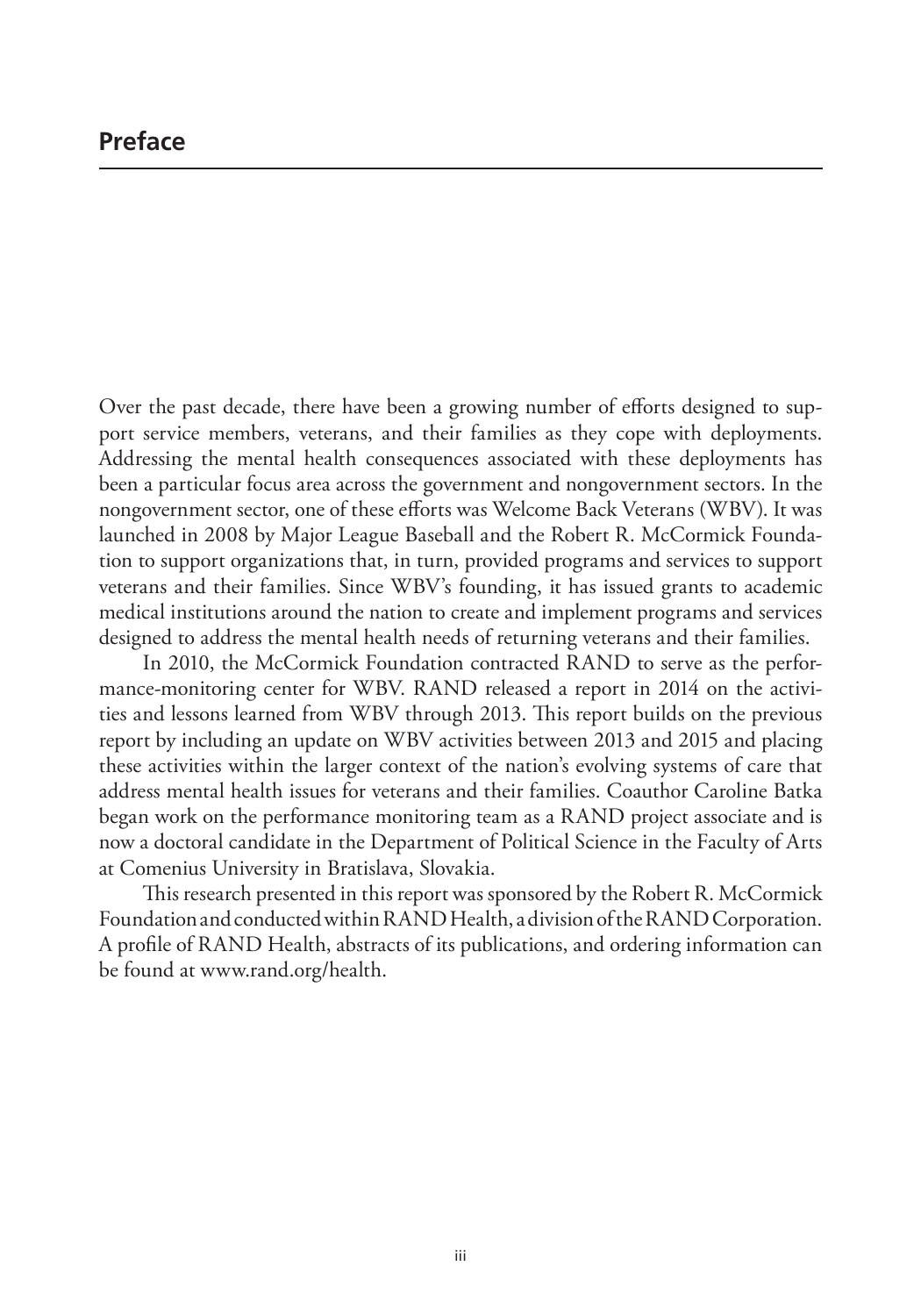# Preface

Over the past decade, there have been a growing number of efforts designed to support service members, veterans, and their families as they cope with deployments. Addressing the mental health consequences associated with these deployments has been a particular focus area across the government and nongovernment sectors. In the nongovernment sector, one of these efforts was Welcome Back Veterans (WBV). It was launched in 2008 by Major League Baseball and the Robert R. McCormick Foundation to support organizations that, in turn, provided programs and services to support veterans and their families. Since WBV's founding, it has issued grants to academic medical institutions around the nation to create and implement programs and services designed to address the mental health needs of returning veterans and their families.

In 2010, the McCormick Foundation contracted RAND to serve as the performance-monitoring center for WBV. RAND released a report in 2014 on the activities and lessons learned from WBV through 2013. This report builds on the previous report by including an update on WBV activities between 2013 and 2015 and placing these activities within the larger context of the nation's evolving systems of care that address mental health issues for veterans and their families. Coauthor Caroline Batka began work on the performance monitoring team as a RAND project associate and is now a doctoral candidate in the Department of Political Science in the Faculty of Arts at Comenius University in Bratislava, Slovakia.

This research presented in this report was sponsored by the Robert R. McCormick Foundation and conducted within RAND Health, a division of the RAND Corporation. A profile of RAND Health, abstracts of its publications, and ordering information can be found at www.rand.org/health.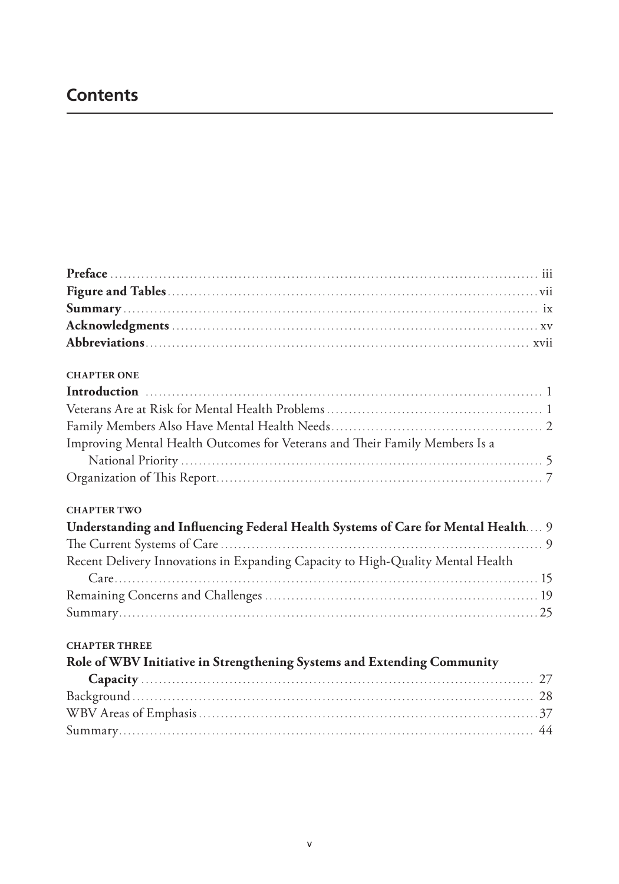# Contents

**Preface** ..... iii
**Figure and Tables** ..... vii
**Summary** ..... ix
**Acknowledgments** ..... xv
**Abbreviations** ..... xvii

**CHAPTER ONE**

**Introduction** ..... 1
Veterans Are at Risk for Mental Health Problems ..... 1
Family Members Also Have Mental Health Needs ..... 2
Improving Mental Health Outcomes for Veterans and Their Family Members Is a National Priority ..... 5
Organization of This Report ..... 7

**CHAPTER TWO**

**Understanding and Influencing Federal Health Systems of Care for Mental Health** ..... 9
The Current Systems of Care ..... 9
Recent Delivery Innovations in Expanding Capacity to High-Quality Mental Health Care ..... 15
Remaining Concerns and Challenges ..... 19
Summary ..... 25

**CHAPTER THREE**

**Role of WBV Initiative in Strengthening Systems and Extending Community Capacity** ..... 27
Background ..... 28
WBV Areas of Emphasis ..... 37
Summary ..... 44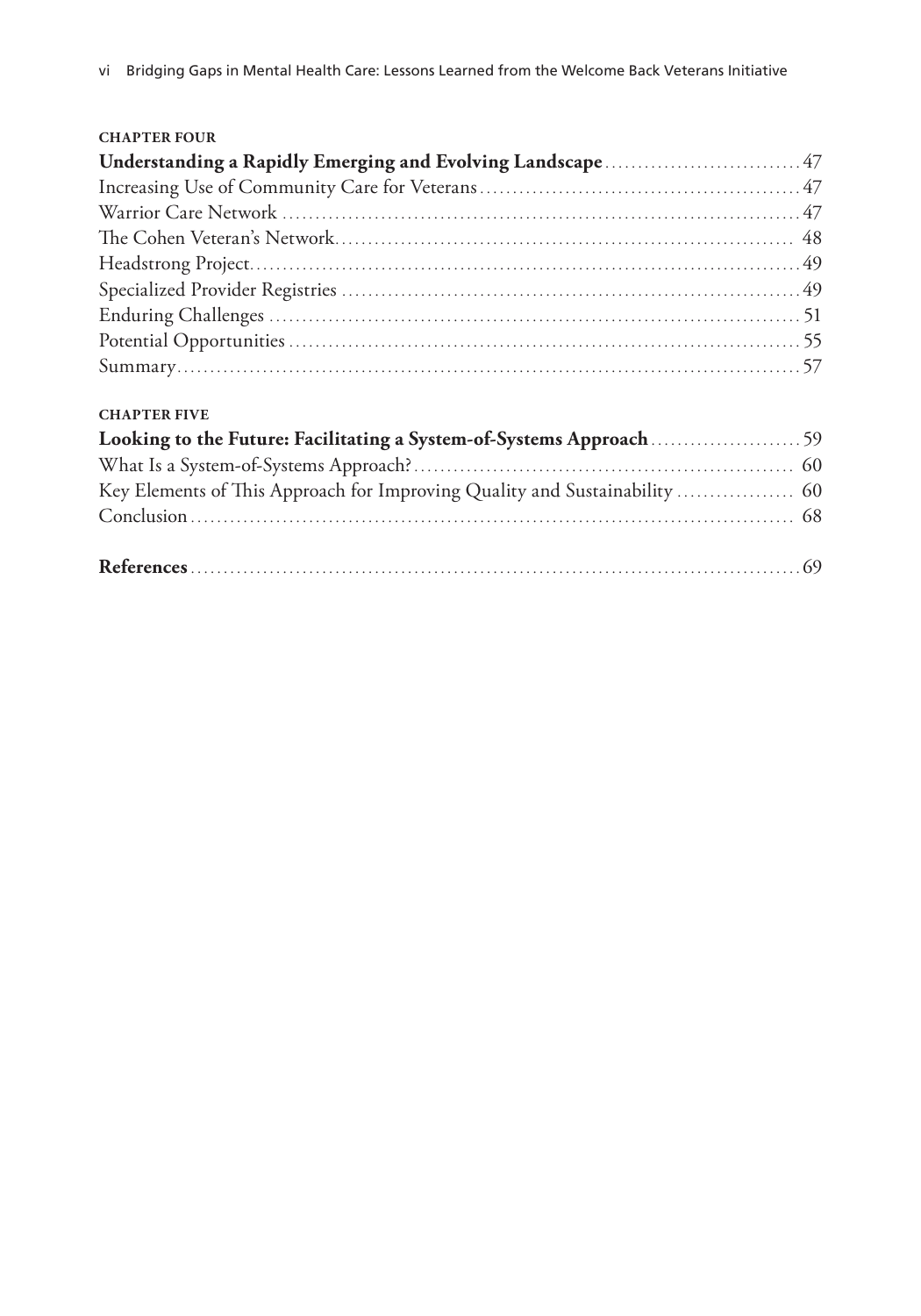**CHAPTER FOUR**

**Understanding a Rapidly Emerging and Evolving Landscape** .......... 47

Increasing Use of Community Care for Veterans .......... 47

Warrior Care Network .......... 47

The Cohen Veteran's Network .......... 48

Headstrong Project .......... 49

Specialized Provider Registries .......... 49

Enduring Challenges .......... 51

Potential Opportunities .......... 55

Summary .......... 57

**CHAPTER FIVE**

**Looking to the Future: Facilitating a System-of-Systems Approach** .......... 59

What Is a System-of-Systems Approach? .......... 60

Key Elements of This Approach for Improving Quality and Sustainability .......... 60

Conclusion .......... 68

**References** .......... 69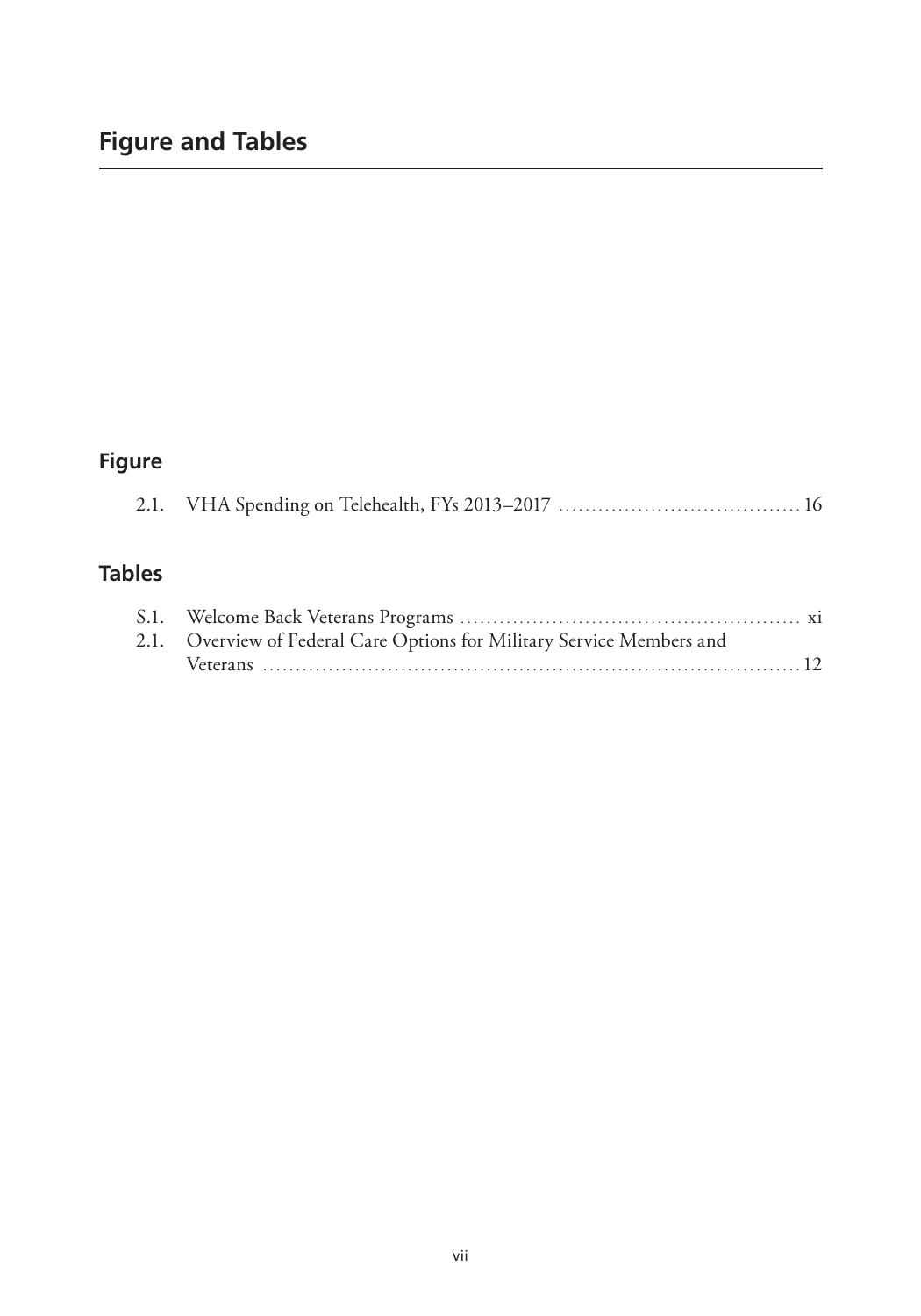# Figure and Tables

## Figure

2.1. VHA Spending on Telehealth, FYs 2013–2017 .................................... 16

## Tables

S.1. Welcome Back Veterans Programs .................................................. xi

2.1. Overview of Federal Care Options for Military Service Members and Veterans ............................................................................ 12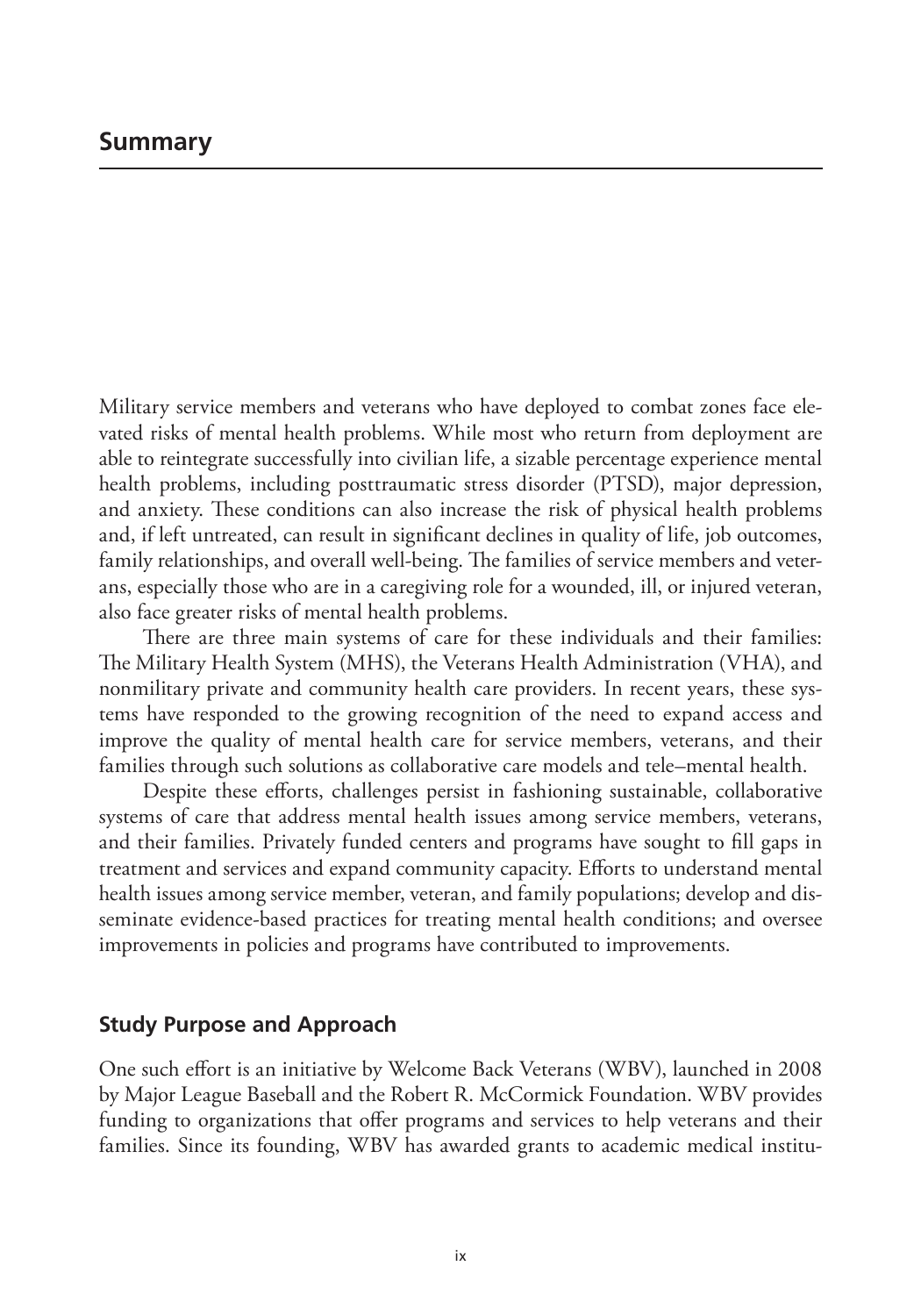# Summary

Military service members and veterans who have deployed to combat zones face elevated risks of mental health problems. While most who return from deployment are able to reintegrate successfully into civilian life, a sizable percentage experience mental health problems, including posttraumatic stress disorder (PTSD), major depression, and anxiety. These conditions can also increase the risk of physical health problems and, if left untreated, can result in significant declines in quality of life, job outcomes, family relationships, and overall well-being. The families of service members and veterans, especially those who are in a caregiving role for a wounded, ill, or injured veteran, also face greater risks of mental health problems.

There are three main systems of care for these individuals and their families: The Military Health System (MHS), the Veterans Health Administration (VHA), and nonmilitary private and community health care providers. In recent years, these systems have responded to the growing recognition of the need to expand access and improve the quality of mental health care for service members, veterans, and their families through such solutions as collaborative care models and tele–mental health.

Despite these efforts, challenges persist in fashioning sustainable, collaborative systems of care that address mental health issues among service members, veterans, and their families. Privately funded centers and programs have sought to fill gaps in treatment and services and expand community capacity. Efforts to understand mental health issues among service member, veteran, and family populations; develop and disseminate evidence-based practices for treating mental health conditions; and oversee improvements in policies and programs have contributed to improvements.

## Study Purpose and Approach

One such effort is an initiative by Welcome Back Veterans (WBV), launched in 2008 by Major League Baseball and the Robert R. McCormick Foundation. WBV provides funding to organizations that offer programs and services to help veterans and their families. Since its founding, WBV has awarded grants to academic medical institu-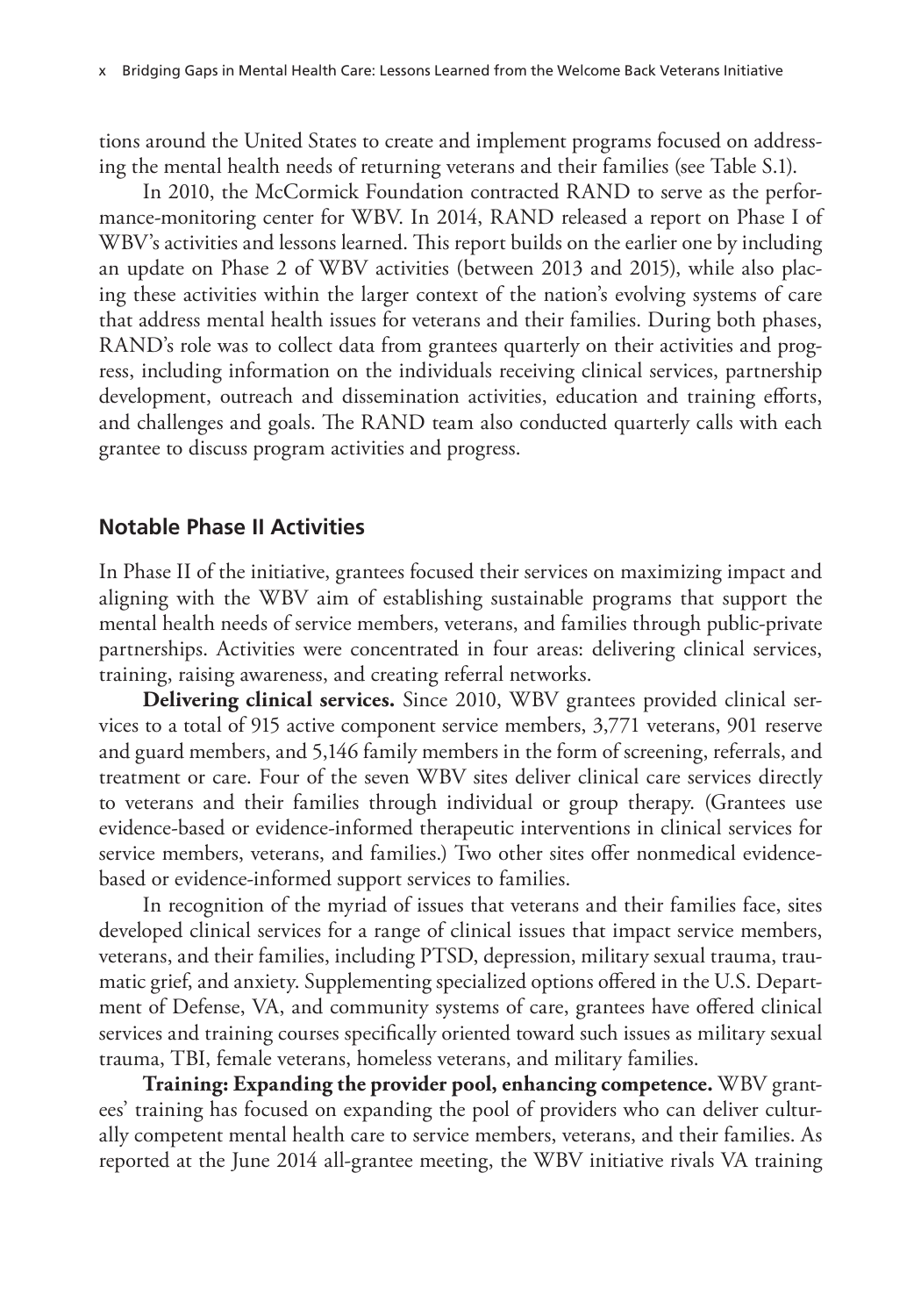tions around the United States to create and implement programs focused on addressing the mental health needs of returning veterans and their families (see Table S.1).

In 2010, the McCormick Foundation contracted RAND to serve as the performance-monitoring center for WBV. In 2014, RAND released a report on Phase I of WBV's activities and lessons learned. This report builds on the earlier one by including an update on Phase 2 of WBV activities (between 2013 and 2015), while also placing these activities within the larger context of the nation's evolving systems of care that address mental health issues for veterans and their families. During both phases, RAND's role was to collect data from grantees quarterly on their activities and progress, including information on the individuals receiving clinical services, partnership development, outreach and dissemination activities, education and training efforts, and challenges and goals. The RAND team also conducted quarterly calls with each grantee to discuss program activities and progress.

## Notable Phase II Activities

In Phase II of the initiative, grantees focused their services on maximizing impact and aligning with the WBV aim of establishing sustainable programs that support the mental health needs of service members, veterans, and families through public-private partnerships. Activities were concentrated in four areas: delivering clinical services, training, raising awareness, and creating referral networks.

**Delivering clinical services.** Since 2010, WBV grantees provided clinical services to a total of 915 active component service members, 3,771 veterans, 901 reserve and guard members, and 5,146 family members in the form of screening, referrals, and treatment or care. Four of the seven WBV sites deliver clinical care services directly to veterans and their families through individual or group therapy. (Grantees use evidence-based or evidence-informed therapeutic interventions in clinical services for service members, veterans, and families.) Two other sites offer nonmedical evidence-based or evidence-informed support services to families.

In recognition of the myriad of issues that veterans and their families face, sites developed clinical services for a range of clinical issues that impact service members, veterans, and their families, including PTSD, depression, military sexual trauma, traumatic grief, and anxiety. Supplementing specialized options offered in the U.S. Department of Defense, VA, and community systems of care, grantees have offered clinical services and training courses specifically oriented toward such issues as military sexual trauma, TBI, female veterans, homeless veterans, and military families.

**Training: Expanding the provider pool, enhancing competence.** WBV grantees' training has focused on expanding the pool of providers who can deliver culturally competent mental health care to service members, veterans, and their families. As reported at the June 2014 all-grantee meeting, the WBV initiative rivals VA training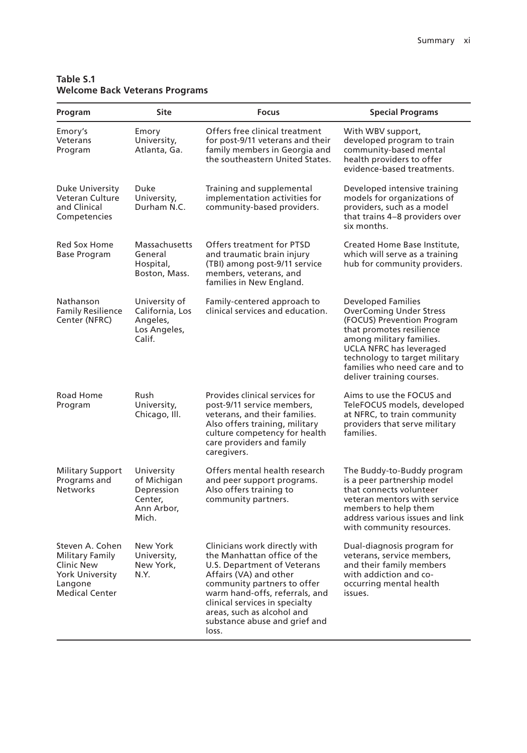**Table S.1**
**Welcome Back Veterans Programs**

| Program | Site | Focus | Special Programs |
|---|---|---|---|
| Emory's Veterans Program | Emory University, Atlanta, Ga. | Offers free clinical treatment for post-9/11 veterans and their family members in Georgia and the southeastern United States. | With WBV support, developed program to train community-based mental health providers to offer evidence-based treatments. |
| Duke University Veteran Culture and Clinical Competencies | Duke University, Durham N.C. | Training and supplemental implementation activities for community-based providers. | Developed intensive training models for organizations of providers, such as a model that trains 4–8 providers over six months. |
| Red Sox Home Base Program | Massachusetts General Hospital, Boston, Mass. | Offers treatment for PTSD and traumatic brain injury (TBI) among post-9/11 service members, veterans, and families in New England. | Created Home Base Institute, which will serve as a training hub for community providers. |
| Nathanson Family Resilience Center (NFRC) | University of California, Los Angeles, Los Angeles, Calif. | Family-centered approach to clinical services and education. | Developed Families OverComing Under Stress (FOCUS) Prevention Program that promotes resilience among military families. UCLA NFRC has leveraged technology to target military families who need care and to deliver training courses. |
| Road Home Program | Rush University, Chicago, Ill. | Provides clinical services for post-9/11 service members, veterans, and their families. Also offers training, military culture competency for health care providers and family caregivers. | Aims to use the FOCUS and TeleFOCUS models, developed at NFRC, to train community providers that serve military families. |
| Military Support Programs and Networks | University of Michigan Depression Center, Ann Arbor, Mich. | Offers mental health research and peer support programs. Also offers training to community partners. | The Buddy-to-Buddy program is a peer partnership model that connects volunteer veteran mentors with service members to help them address various issues and link with community resources. |
| Steven A. Cohen Military Family Clinic New York University Langone Medical Center | New York University, New York, N.Y. | Clinicians work directly with the Manhattan office of the U.S. Department of Veterans Affairs (VA) and other community partners to offer warm hand-offs, referrals, and clinical services in specialty areas, such as alcohol and substance abuse and grief and loss. | Dual-diagnosis program for veterans, service members, and their family members with addiction and co-occurring mental health issues. |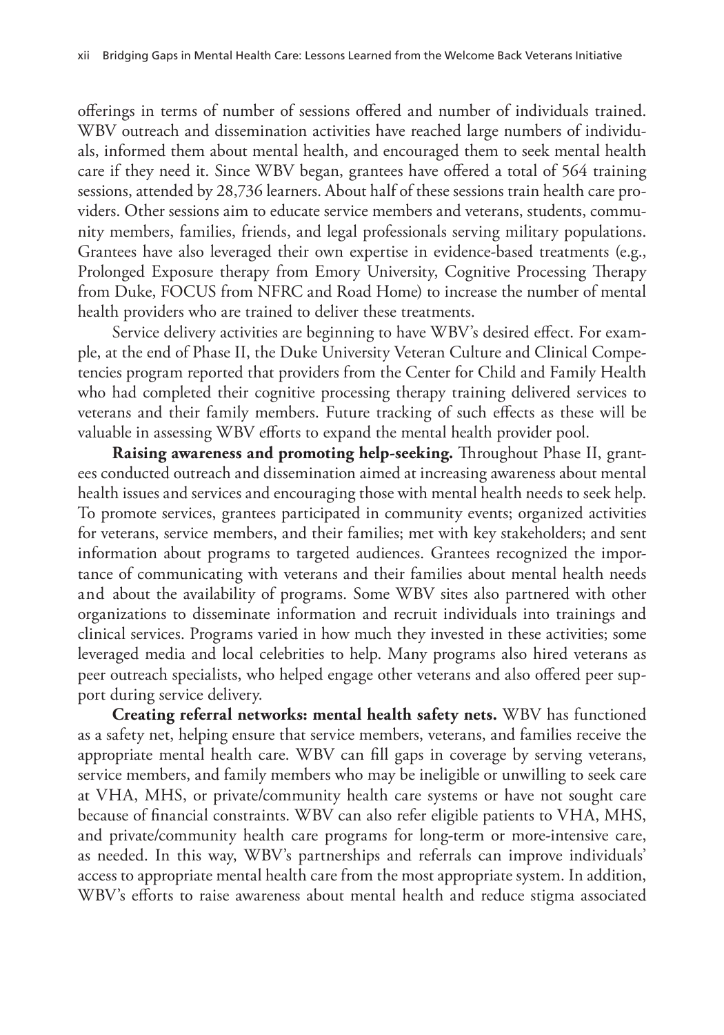offerings in terms of number of sessions offered and number of individuals trained. WBV outreach and dissemination activities have reached large numbers of individuals, informed them about mental health, and encouraged them to seek mental health care if they need it. Since WBV began, grantees have offered a total of 564 training sessions, attended by 28,736 learners. About half of these sessions train health care providers. Other sessions aim to educate service members and veterans, students, community members, families, friends, and legal professionals serving military populations. Grantees have also leveraged their own expertise in evidence-based treatments (e.g., Prolonged Exposure therapy from Emory University, Cognitive Processing Therapy from Duke, FOCUS from NFRC and Road Home) to increase the number of mental health providers who are trained to deliver these treatments.

Service delivery activities are beginning to have WBV's desired effect. For example, at the end of Phase II, the Duke University Veteran Culture and Clinical Competencies program reported that providers from the Center for Child and Family Health who had completed their cognitive processing therapy training delivered services to veterans and their family members. Future tracking of such effects as these will be valuable in assessing WBV efforts to expand the mental health provider pool.

**Raising awareness and promoting help-seeking.** Throughout Phase II, grantees conducted outreach and dissemination aimed at increasing awareness about mental health issues and services and encouraging those with mental health needs to seek help. To promote services, grantees participated in community events; organized activities for veterans, service members, and their families; met with key stakeholders; and sent information about programs to targeted audiences. Grantees recognized the importance of communicating with veterans and their families about mental health needs and about the availability of programs. Some WBV sites also partnered with other organizations to disseminate information and recruit individuals into trainings and clinical services. Programs varied in how much they invested in these activities; some leveraged media and local celebrities to help. Many programs also hired veterans as peer outreach specialists, who helped engage other veterans and also offered peer support during service delivery.

**Creating referral networks: mental health safety nets.** WBV has functioned as a safety net, helping ensure that service members, veterans, and families receive the appropriate mental health care. WBV can fill gaps in coverage by serving veterans, service members, and family members who may be ineligible or unwilling to seek care at VHA, MHS, or private/community health care systems or have not sought care because of financial constraints. WBV can also refer eligible patients to VHA, MHS, and private/community health care programs for long-term or more-intensive care, as needed. In this way, WBV's partnerships and referrals can improve individuals' access to appropriate mental health care from the most appropriate system. In addition, WBV's efforts to raise awareness about mental health and reduce stigma associated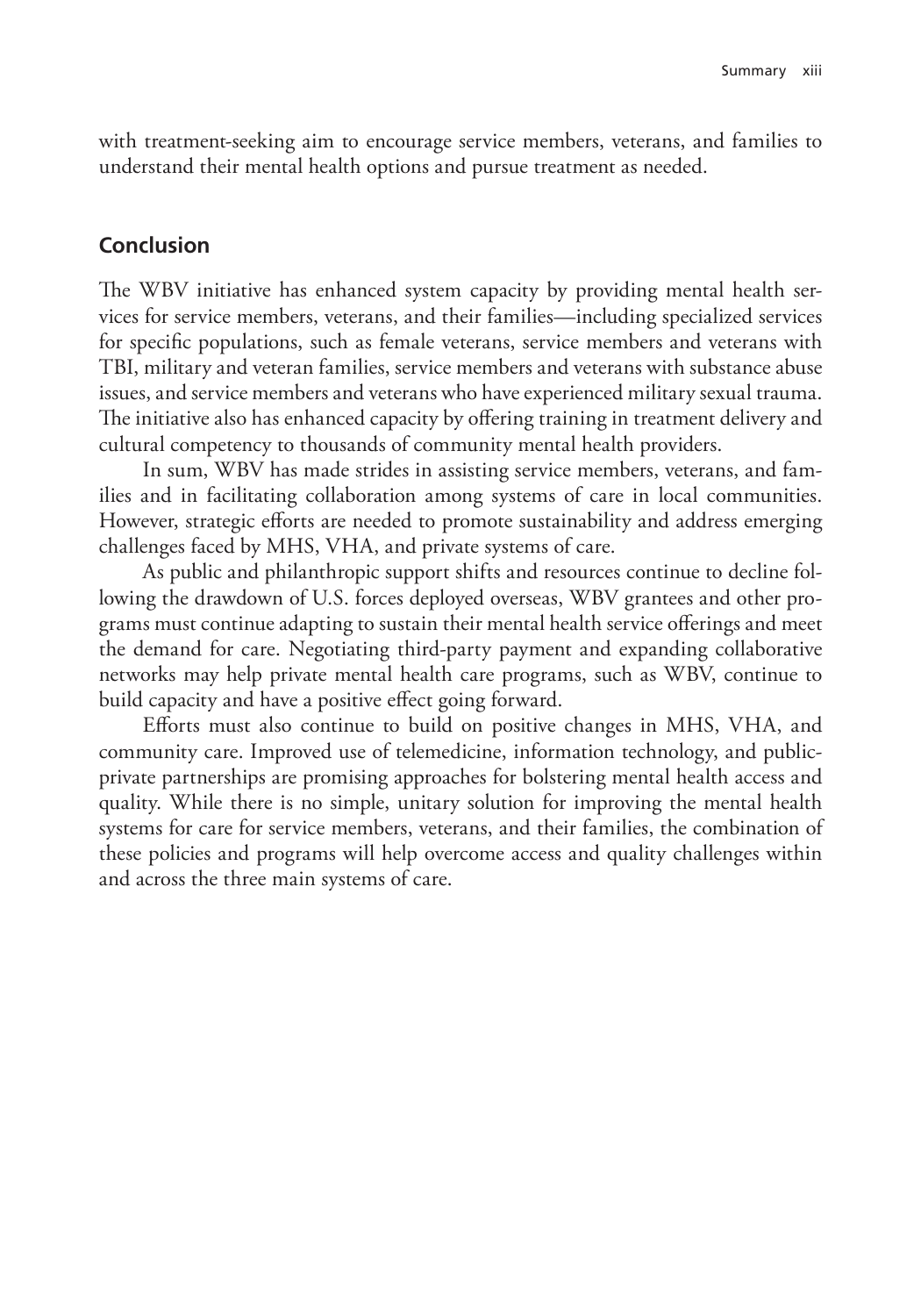with treatment-seeking aim to encourage service members, veterans, and families to understand their mental health options and pursue treatment as needed.

## Conclusion

The WBV initiative has enhanced system capacity by providing mental health services for service members, veterans, and their families—including specialized services for specific populations, such as female veterans, service members and veterans with TBI, military and veteran families, service members and veterans with substance abuse issues, and service members and veterans who have experienced military sexual trauma. The initiative also has enhanced capacity by offering training in treatment delivery and cultural competency to thousands of community mental health providers.

In sum, WBV has made strides in assisting service members, veterans, and families and in facilitating collaboration among systems of care in local communities. However, strategic efforts are needed to promote sustainability and address emerging challenges faced by MHS, VHA, and private systems of care.

As public and philanthropic support shifts and resources continue to decline following the drawdown of U.S. forces deployed overseas, WBV grantees and other programs must continue adapting to sustain their mental health service offerings and meet the demand for care. Negotiating third-party payment and expanding collaborative networks may help private mental health care programs, such as WBV, continue to build capacity and have a positive effect going forward.

Efforts must also continue to build on positive changes in MHS, VHA, and community care. Improved use of telemedicine, information technology, and public-private partnerships are promising approaches for bolstering mental health access and quality. While there is no simple, unitary solution for improving the mental health systems for care for service members, veterans, and their families, the combination of these policies and programs will help overcome access and quality challenges within and across the three main systems of care.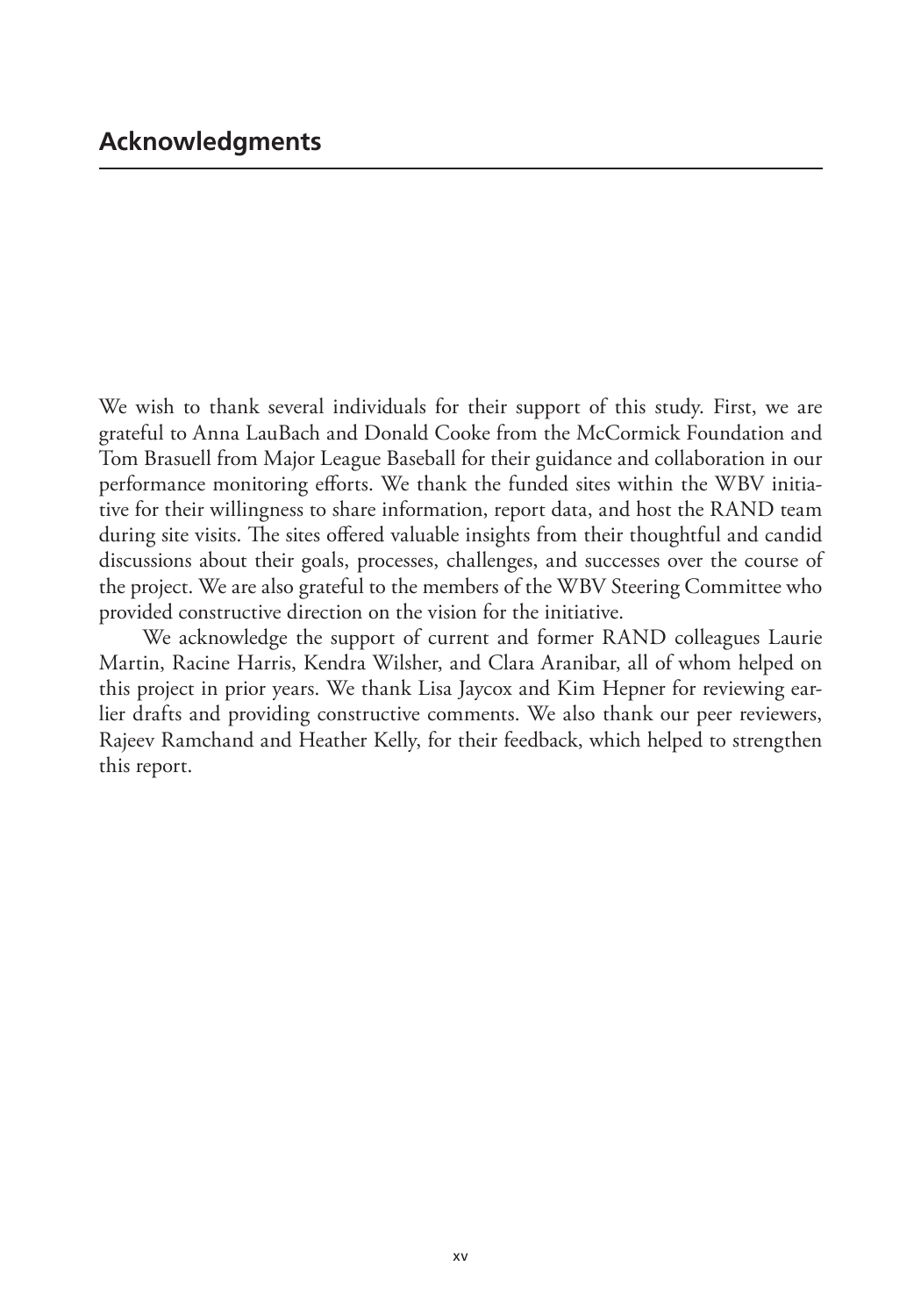## Acknowledgments

We wish to thank several individuals for their support of this study. First, we are grateful to Anna LauBach and Donald Cooke from the McCormick Foundation and Tom Brasuell from Major League Baseball for their guidance and collaboration in our performance monitoring efforts. We thank the funded sites within the WBV initiative for their willingness to share information, report data, and host the RAND team during site visits. The sites offered valuable insights from their thoughtful and candid discussions about their goals, processes, challenges, and successes over the course of the project. We are also grateful to the members of the WBV Steering Committee who provided constructive direction on the vision for the initiative.

We acknowledge the support of current and former RAND colleagues Laurie Martin, Racine Harris, Kendra Wilsher, and Clara Aranibar, all of whom helped on this project in prior years. We thank Lisa Jaycox and Kim Hepner for reviewing earlier drafts and providing constructive comments. We also thank our peer reviewers, Rajeev Ramchand and Heather Kelly, for their feedback, which helped to strengthen this report.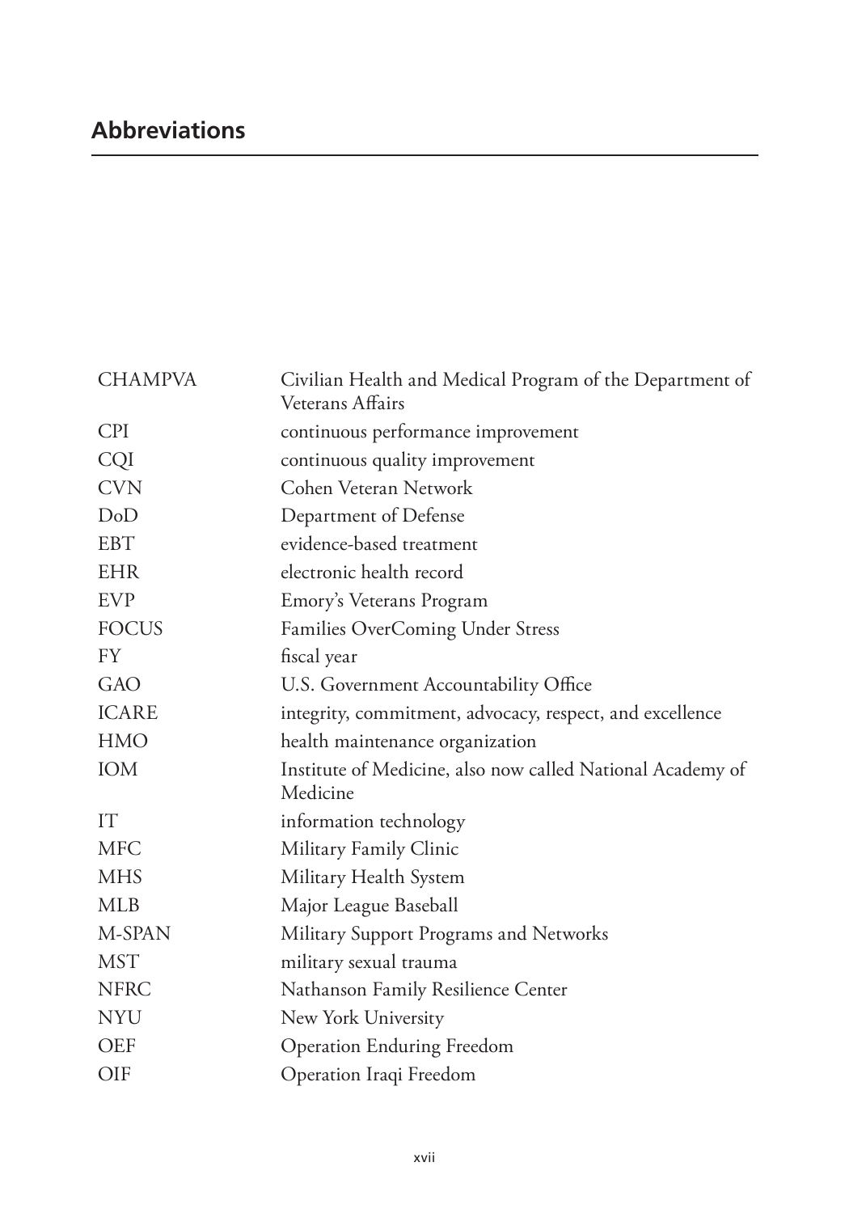## Abbreviations

| | |
|---|---|
| CHAMPVA | Civilian Health and Medical Program of the Department of Veterans Affairs |
| CPI | continuous performance improvement |
| CQI | continuous quality improvement |
| CVN | Cohen Veteran Network |
| DoD | Department of Defense |
| EBT | evidence-based treatment |
| EHR | electronic health record |
| EVP | Emory's Veterans Program |
| FOCUS | Families OverComing Under Stress |
| FY | fiscal year |
| GAO | U.S. Government Accountability Office |
| ICARE | integrity, commitment, advocacy, respect, and excellence |
| HMO | health maintenance organization |
| IOM | Institute of Medicine, also now called National Academy of Medicine |
| IT | information technology |
| MFC | Military Family Clinic |
| MHS | Military Health System |
| MLB | Major League Baseball |
| M-SPAN | Military Support Programs and Networks |
| MST | military sexual trauma |
| NFRC | Nathanson Family Resilience Center |
| NYU | New York University |
| OEF | Operation Enduring Freedom |
| OIF | Operation Iraqi Freedom |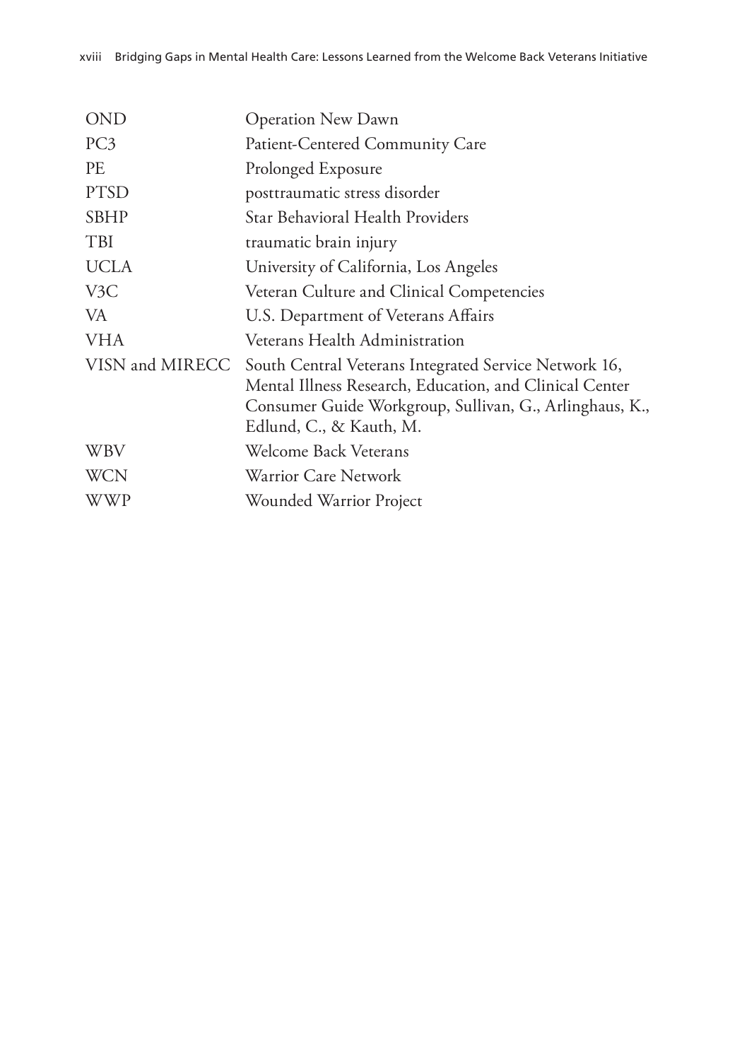| | |
|---|---|
| OND | Operation New Dawn |
| PC3 | Patient-Centered Community Care |
| PE | Prolonged Exposure |
| PTSD | posttraumatic stress disorder |
| SBHP | Star Behavioral Health Providers |
| TBI | traumatic brain injury |
| UCLA | University of California, Los Angeles |
| V3C | Veteran Culture and Clinical Competencies |
| VA | U.S. Department of Veterans Affairs |
| VHA | Veterans Health Administration |
| VISN and MIRECC | South Central Veterans Integrated Service Network 16, Mental Illness Research, Education, and Clinical Center Consumer Guide Workgroup, Sullivan, G., Arlinghaus, K., Edlund, C., & Kauth, M. |
| WBV | Welcome Back Veterans |
| WCN | Warrior Care Network |
| WWP | Wounded Warrior Project |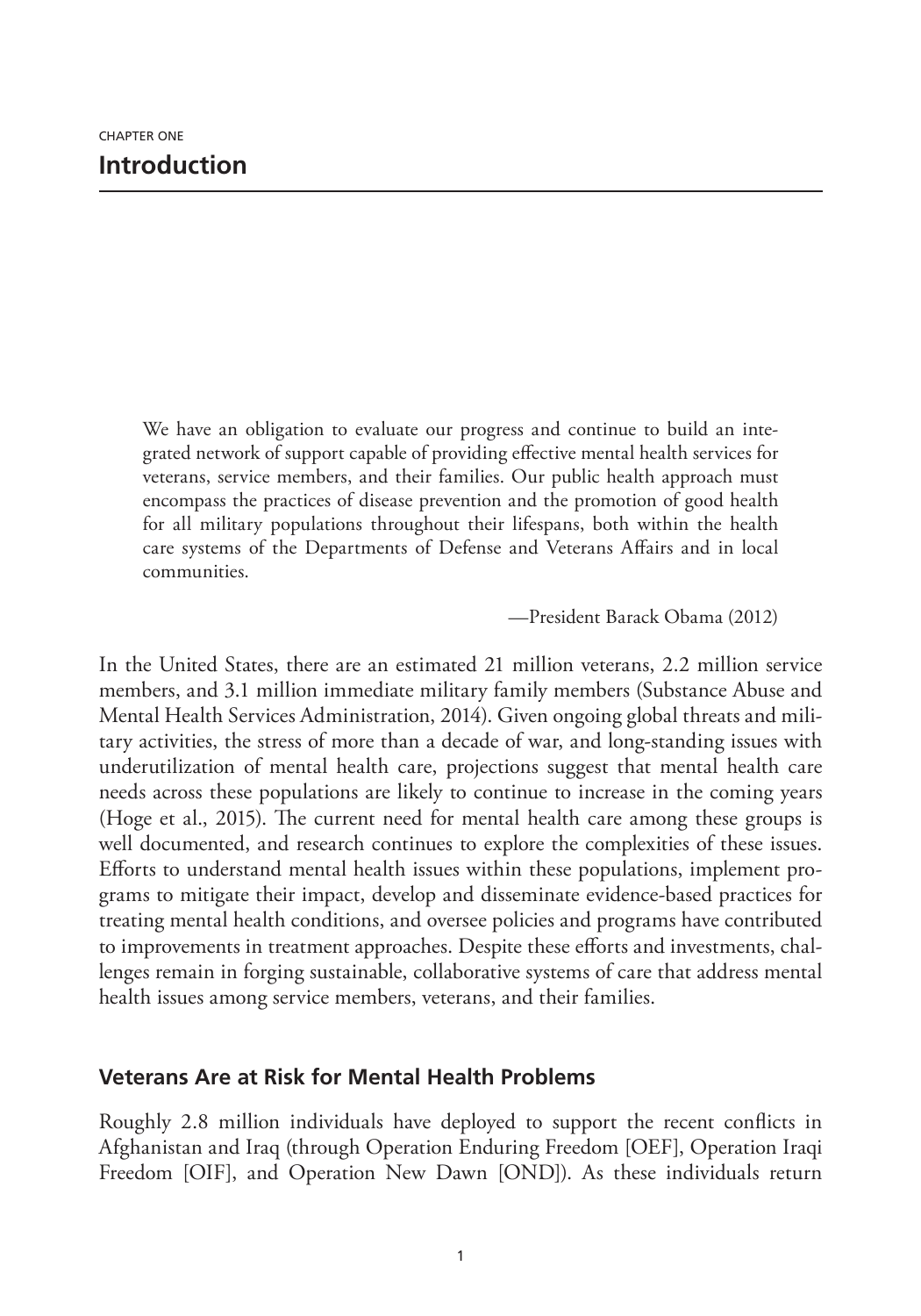CHAPTER ONE

# Introduction

> We have an obligation to evaluate our progress and continue to build an integrated network of support capable of providing effective mental health services for veterans, service members, and their families. Our public health approach must encompass the practices of disease prevention and the promotion of good health for all military populations throughout their lifespans, both within the health care systems of the Departments of Defense and Veterans Affairs and in local communities.
>
> —President Barack Obama (2012)

In the United States, there are an estimated 21 million veterans, 2.2 million service members, and 3.1 million immediate military family members (Substance Abuse and Mental Health Services Administration, 2014). Given ongoing global threats and military activities, the stress of more than a decade of war, and long-standing issues with underutilization of mental health care, projections suggest that mental health care needs across these populations are likely to continue to increase in the coming years (Hoge et al., 2015). The current need for mental health care among these groups is well documented, and research continues to explore the complexities of these issues. Efforts to understand mental health issues within these populations, implement programs to mitigate their impact, develop and disseminate evidence-based practices for treating mental health conditions, and oversee policies and programs have contributed to improvements in treatment approaches. Despite these efforts and investments, challenges remain in forging sustainable, collaborative systems of care that address mental health issues among service members, veterans, and their families.

## Veterans Are at Risk for Mental Health Problems

Roughly 2.8 million individuals have deployed to support the recent conflicts in Afghanistan and Iraq (through Operation Enduring Freedom [OEF], Operation Iraqi Freedom [OIF], and Operation New Dawn [OND]). As these individuals return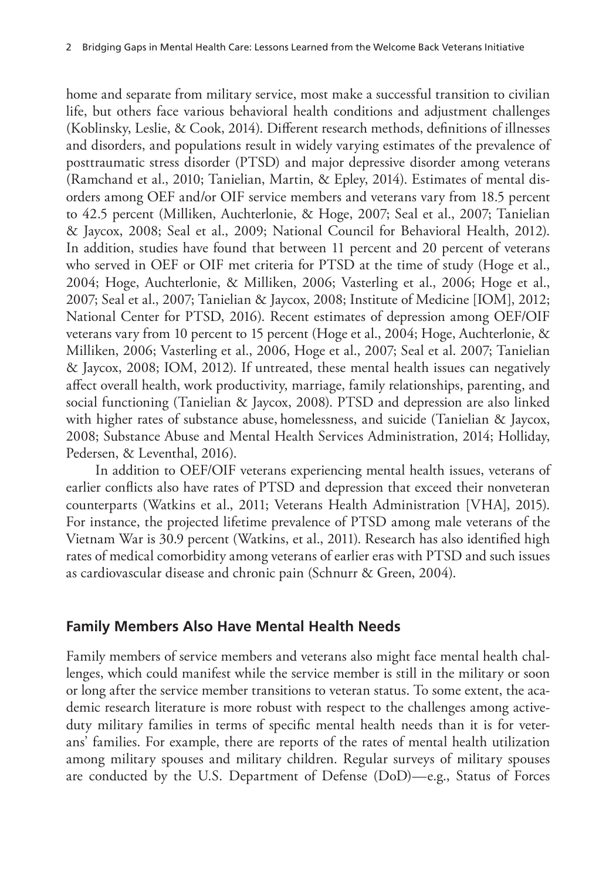home and separate from military service, most make a successful transition to civilian life, but others face various behavioral health conditions and adjustment challenges (Koblinsky, Leslie, & Cook, 2014). Different research methods, definitions of illnesses and disorders, and populations result in widely varying estimates of the prevalence of posttraumatic stress disorder (PTSD) and major depressive disorder among veterans (Ramchand et al., 2010; Tanielian, Martin, & Epley, 2014). Estimates of mental disorders among OEF and/or OIF service members and veterans vary from 18.5 percent to 42.5 percent (Milliken, Auchterlonie, & Hoge, 2007; Seal et al., 2007; Tanielian & Jaycox, 2008; Seal et al., 2009; National Council for Behavioral Health, 2012). In addition, studies have found that between 11 percent and 20 percent of veterans who served in OEF or OIF met criteria for PTSD at the time of study (Hoge et al., 2004; Hoge, Auchterlonie, & Milliken, 2006; Vasterling et al., 2006; Hoge et al., 2007; Seal et al., 2007; Tanielian & Jaycox, 2008; Institute of Medicine [IOM], 2012; National Center for PTSD, 2016). Recent estimates of depression among OEF/OIF veterans vary from 10 percent to 15 percent (Hoge et al., 2004; Hoge, Auchterlonie, & Milliken, 2006; Vasterling et al., 2006, Hoge et al., 2007; Seal et al. 2007; Tanielian & Jaycox, 2008; IOM, 2012). If untreated, these mental health issues can negatively affect overall health, work productivity, marriage, family relationships, parenting, and social functioning (Tanielian & Jaycox, 2008). PTSD and depression are also linked with higher rates of substance abuse, homelessness, and suicide (Tanielian & Jaycox, 2008; Substance Abuse and Mental Health Services Administration, 2014; Holliday, Pedersen, & Leventhal, 2016).

In addition to OEF/OIF veterans experiencing mental health issues, veterans of earlier conflicts also have rates of PTSD and depression that exceed their nonveteran counterparts (Watkins et al., 2011; Veterans Health Administration [VHA], 2015). For instance, the projected lifetime prevalence of PTSD among male veterans of the Vietnam War is 30.9 percent (Watkins, et al., 2011). Research has also identified high rates of medical comorbidity among veterans of earlier eras with PTSD and such issues as cardiovascular disease and chronic pain (Schnurr & Green, 2004).

## Family Members Also Have Mental Health Needs

Family members of service members and veterans also might face mental health challenges, which could manifest while the service member is still in the military or soon or long after the service member transitions to veteran status. To some extent, the academic research literature is more robust with respect to the challenges among active-duty military families in terms of specific mental health needs than it is for veterans' families. For example, there are reports of the rates of mental health utilization among military spouses and military children. Regular surveys of military spouses are conducted by the U.S. Department of Defense (DoD)—e.g., Status of Forces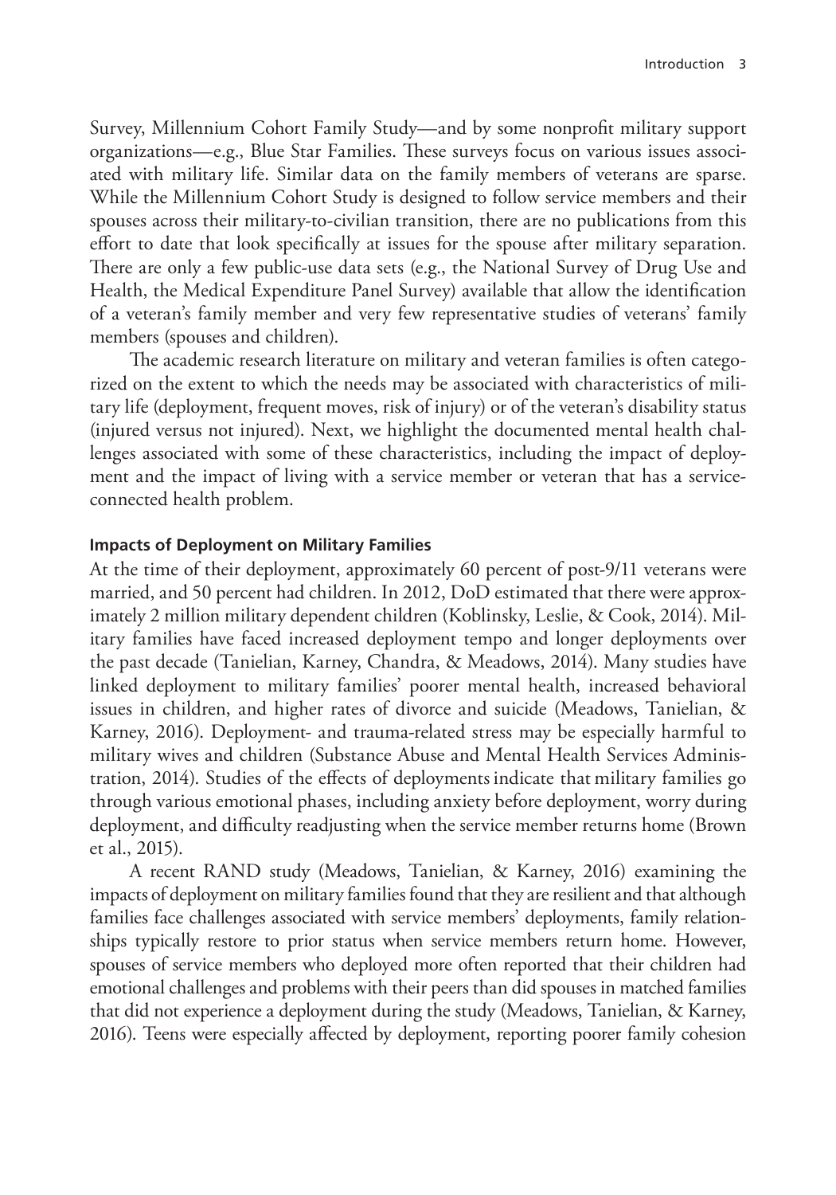Survey, Millennium Cohort Family Study—and by some nonprofit military support organizations—e.g., Blue Star Families. These surveys focus on various issues associated with military life. Similar data on the family members of veterans are sparse. While the Millennium Cohort Study is designed to follow service members and their spouses across their military-to-civilian transition, there are no publications from this effort to date that look specifically at issues for the spouse after military separation. There are only a few public-use data sets (e.g., the National Survey of Drug Use and Health, the Medical Expenditure Panel Survey) available that allow the identification of a veteran's family member and very few representative studies of veterans' family members (spouses and children).

The academic research literature on military and veteran families is often categorized on the extent to which the needs may be associated with characteristics of military life (deployment, frequent moves, risk of injury) or of the veteran's disability status (injured versus not injured). Next, we highlight the documented mental health challenges associated with some of these characteristics, including the impact of deployment and the impact of living with a service member or veteran that has a service-connected health problem.

#### Impacts of Deployment on Military Families

At the time of their deployment, approximately 60 percent of post-9/11 veterans were married, and 50 percent had children. In 2012, DoD estimated that there were approximately 2 million military dependent children (Koblinsky, Leslie, & Cook, 2014). Military families have faced increased deployment tempo and longer deployments over the past decade (Tanielian, Karney, Chandra, & Meadows, 2014). Many studies have linked deployment to military families' poorer mental health, increased behavioral issues in children, and higher rates of divorce and suicide (Meadows, Tanielian, & Karney, 2016). Deployment- and trauma-related stress may be especially harmful to military wives and children (Substance Abuse and Mental Health Services Administration, 2014). Studies of the effects of deployments indicate that military families go through various emotional phases, including anxiety before deployment, worry during deployment, and difficulty readjusting when the service member returns home (Brown et al., 2015).

A recent RAND study (Meadows, Tanielian, & Karney, 2016) examining the impacts of deployment on military families found that they are resilient and that although families face challenges associated with service members' deployments, family relationships typically restore to prior status when service members return home. However, spouses of service members who deployed more often reported that their children had emotional challenges and problems with their peers than did spouses in matched families that did not experience a deployment during the study (Meadows, Tanielian, & Karney, 2016). Teens were especially affected by deployment, reporting poorer family cohesion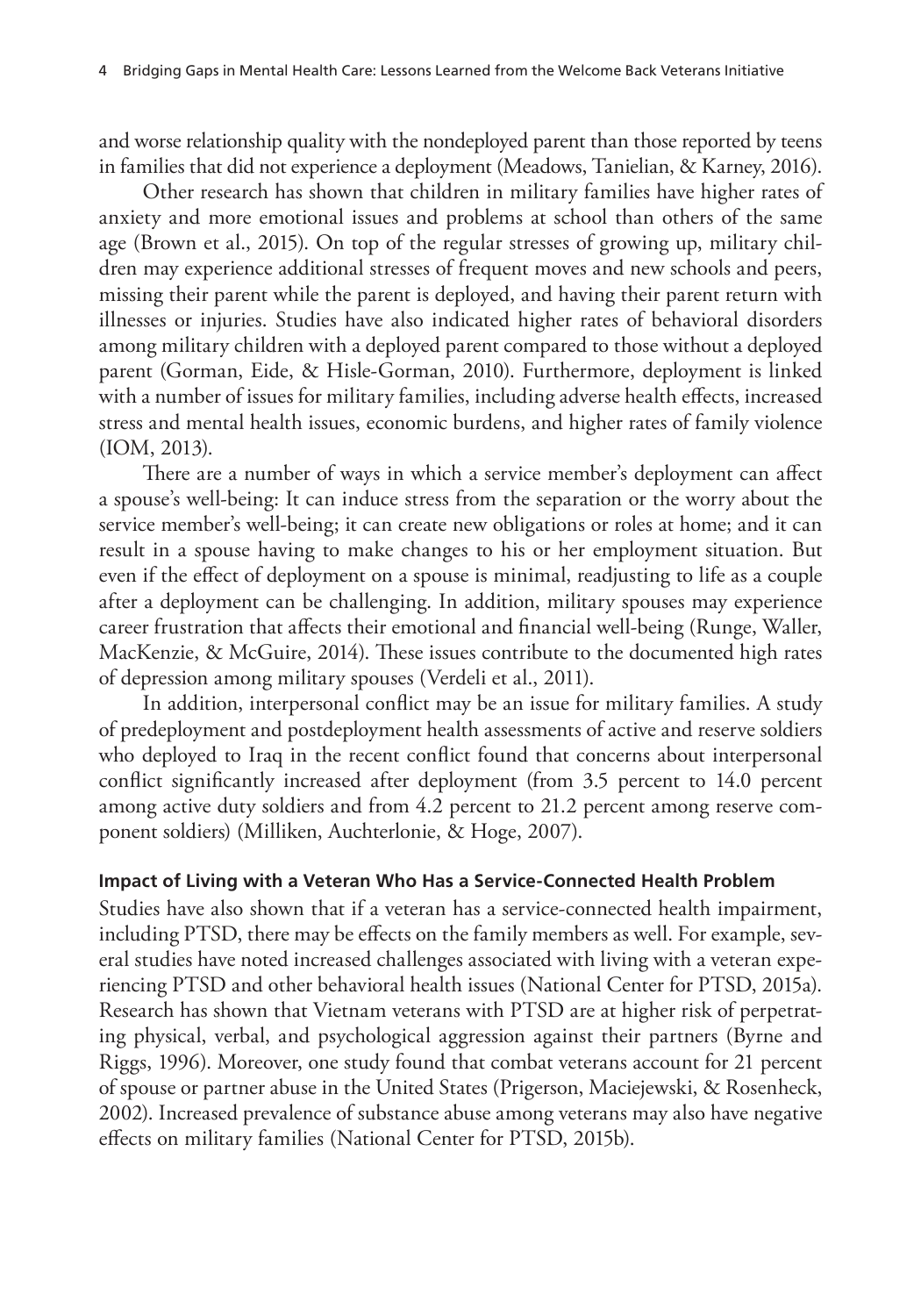and worse relationship quality with the nondeployed parent than those reported by teens in families that did not experience a deployment (Meadows, Tanielian, & Karney, 2016).

Other research has shown that children in military families have higher rates of anxiety and more emotional issues and problems at school than others of the same age (Brown et al., 2015). On top of the regular stresses of growing up, military children may experience additional stresses of frequent moves and new schools and peers, missing their parent while the parent is deployed, and having their parent return with illnesses or injuries. Studies have also indicated higher rates of behavioral disorders among military children with a deployed parent compared to those without a deployed parent (Gorman, Eide, & Hisle-Gorman, 2010). Furthermore, deployment is linked with a number of issues for military families, including adverse health effects, increased stress and mental health issues, economic burdens, and higher rates of family violence (IOM, 2013).

There are a number of ways in which a service member's deployment can affect a spouse's well-being: It can induce stress from the separation or the worry about the service member's well-being; it can create new obligations or roles at home; and it can result in a spouse having to make changes to his or her employment situation. But even if the effect of deployment on a spouse is minimal, readjusting to life as a couple after a deployment can be challenging. In addition, military spouses may experience career frustration that affects their emotional and financial well-being (Runge, Waller, MacKenzie, & McGuire, 2014). These issues contribute to the documented high rates of depression among military spouses (Verdeli et al., 2011).

In addition, interpersonal conflict may be an issue for military families. A study of predeployment and postdeployment health assessments of active and reserve soldiers who deployed to Iraq in the recent conflict found that concerns about interpersonal conflict significantly increased after deployment (from 3.5 percent to 14.0 percent among active duty soldiers and from 4.2 percent to 21.2 percent among reserve component soldiers) (Milliken, Auchterlonie, & Hoge, 2007).

#### Impact of Living with a Veteran Who Has a Service-Connected Health Problem

Studies have also shown that if a veteran has a service-connected health impairment, including PTSD, there may be effects on the family members as well. For example, several studies have noted increased challenges associated with living with a veteran experiencing PTSD and other behavioral health issues (National Center for PTSD, 2015a). Research has shown that Vietnam veterans with PTSD are at higher risk of perpetrating physical, verbal, and psychological aggression against their partners (Byrne and Riggs, 1996). Moreover, one study found that combat veterans account for 21 percent of spouse or partner abuse in the United States (Prigerson, Maciejewski, & Rosenheck, 2002). Increased prevalence of substance abuse among veterans may also have negative effects on military families (National Center for PTSD, 2015b).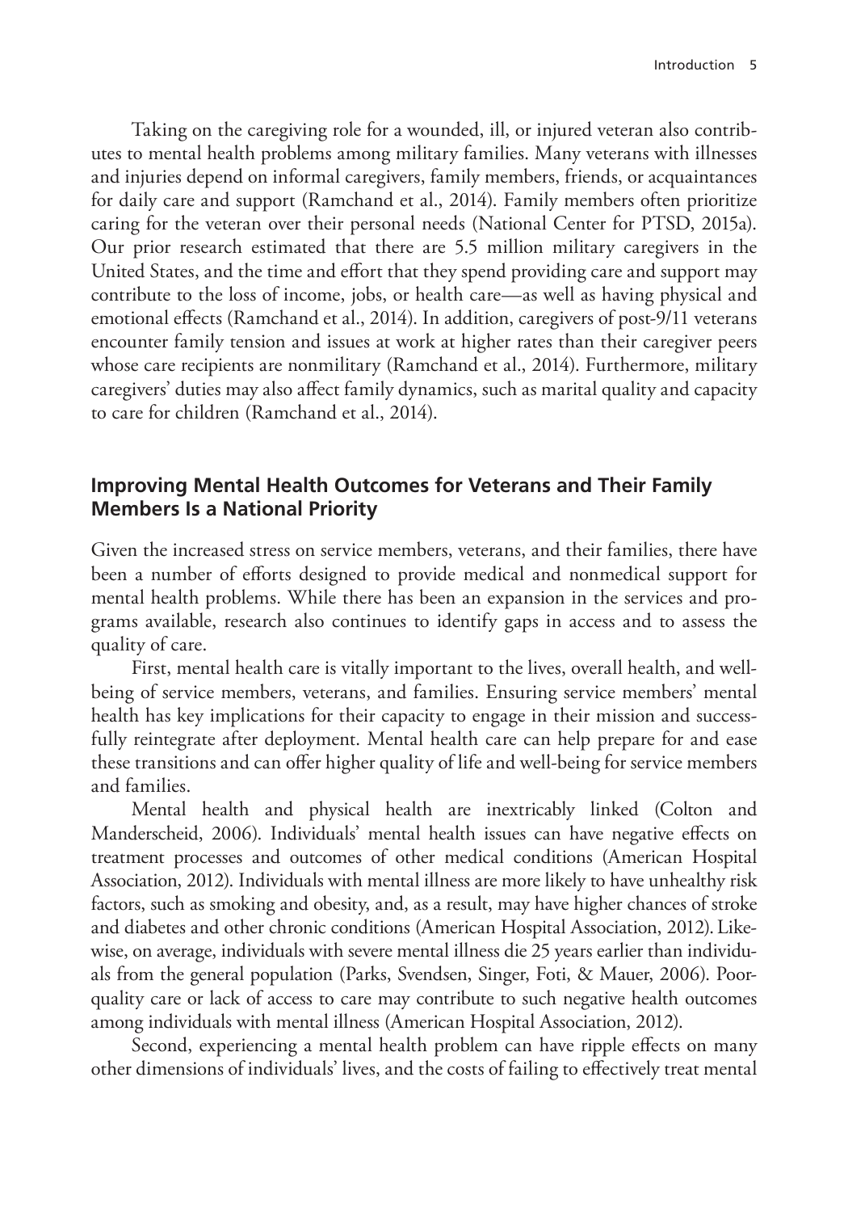Taking on the caregiving role for a wounded, ill, or injured veteran also contributes to mental health problems among military families. Many veterans with illnesses and injuries depend on informal caregivers, family members, friends, or acquaintances for daily care and support (Ramchand et al., 2014). Family members often prioritize caring for the veteran over their personal needs (National Center for PTSD, 2015a). Our prior research estimated that there are 5.5 million military caregivers in the United States, and the time and effort that they spend providing care and support may contribute to the loss of income, jobs, or health care—as well as having physical and emotional effects (Ramchand et al., 2014). In addition, caregivers of post-9/11 veterans encounter family tension and issues at work at higher rates than their caregiver peers whose care recipients are nonmilitary (Ramchand et al., 2014). Furthermore, military caregivers' duties may also affect family dynamics, such as marital quality and capacity to care for children (Ramchand et al., 2014).

## Improving Mental Health Outcomes for Veterans and Their Family Members Is a National Priority

Given the increased stress on service members, veterans, and their families, there have been a number of efforts designed to provide medical and nonmedical support for mental health problems. While there has been an expansion in the services and programs available, research also continues to identify gaps in access and to assess the quality of care.

First, mental health care is vitally important to the lives, overall health, and well-being of service members, veterans, and families. Ensuring service members' mental health has key implications for their capacity to engage in their mission and successfully reintegrate after deployment. Mental health care can help prepare for and ease these transitions and can offer higher quality of life and well-being for service members and families.

Mental health and physical health are inextricably linked (Colton and Manderscheid, 2006). Individuals' mental health issues can have negative effects on treatment processes and outcomes of other medical conditions (American Hospital Association, 2012). Individuals with mental illness are more likely to have unhealthy risk factors, such as smoking and obesity, and, as a result, may have higher chances of stroke and diabetes and other chronic conditions (American Hospital Association, 2012). Likewise, on average, individuals with severe mental illness die 25 years earlier than individuals from the general population (Parks, Svendsen, Singer, Foti, & Mauer, 2006). Poor-quality care or lack of access to care may contribute to such negative health outcomes among individuals with mental illness (American Hospital Association, 2012).

Second, experiencing a mental health problem can have ripple effects on many other dimensions of individuals' lives, and the costs of failing to effectively treat mental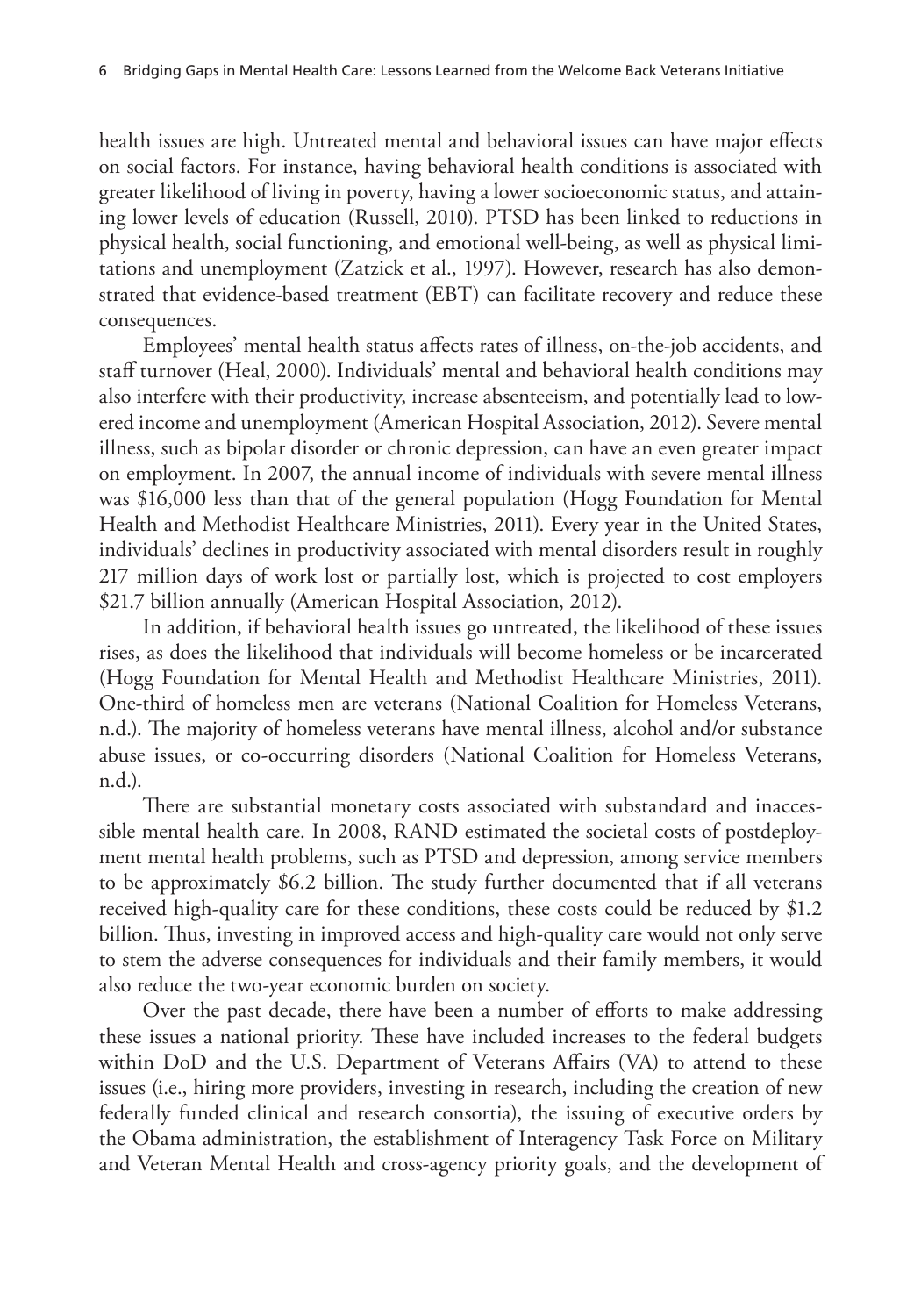health issues are high. Untreated mental and behavioral issues can have major effects on social factors. For instance, having behavioral health conditions is associated with greater likelihood of living in poverty, having a lower socioeconomic status, and attaining lower levels of education (Russell, 2010). PTSD has been linked to reductions in physical health, social functioning, and emotional well-being, as well as physical limitations and unemployment (Zatzick et al., 1997). However, research has also demonstrated that evidence-based treatment (EBT) can facilitate recovery and reduce these consequences.

Employees' mental health status affects rates of illness, on-the-job accidents, and staff turnover (Heal, 2000). Individuals' mental and behavioral health conditions may also interfere with their productivity, increase absenteeism, and potentially lead to lowered income and unemployment (American Hospital Association, 2012). Severe mental illness, such as bipolar disorder or chronic depression, can have an even greater impact on employment. In 2007, the annual income of individuals with severe mental illness was $16,000 less than that of the general population (Hogg Foundation for Mental Health and Methodist Healthcare Ministries, 2011). Every year in the United States, individuals' declines in productivity associated with mental disorders result in roughly 217 million days of work lost or partially lost, which is projected to cost employers $21.7 billion annually (American Hospital Association, 2012).

In addition, if behavioral health issues go untreated, the likelihood of these issues rises, as does the likelihood that individuals will become homeless or be incarcerated (Hogg Foundation for Mental Health and Methodist Healthcare Ministries, 2011). One-third of homeless men are veterans (National Coalition for Homeless Veterans, n.d.). The majority of homeless veterans have mental illness, alcohol and/or substance abuse issues, or co-occurring disorders (National Coalition for Homeless Veterans, n.d.).

There are substantial monetary costs associated with substandard and inaccessible mental health care. In 2008, RAND estimated the societal costs of postdeployment mental health problems, such as PTSD and depression, among service members to be approximately $6.2 billion. The study further documented that if all veterans received high-quality care for these conditions, these costs could be reduced by $1.2 billion. Thus, investing in improved access and high-quality care would not only serve to stem the adverse consequences for individuals and their family members, it would also reduce the two-year economic burden on society.

Over the past decade, there have been a number of efforts to make addressing these issues a national priority. These have included increases to the federal budgets within DoD and the U.S. Department of Veterans Affairs (VA) to attend to these issues (i.e., hiring more providers, investing in research, including the creation of new federally funded clinical and research consortia), the issuing of executive orders by the Obama administration, the establishment of Interagency Task Force on Military and Veteran Mental Health and cross-agency priority goals, and the development of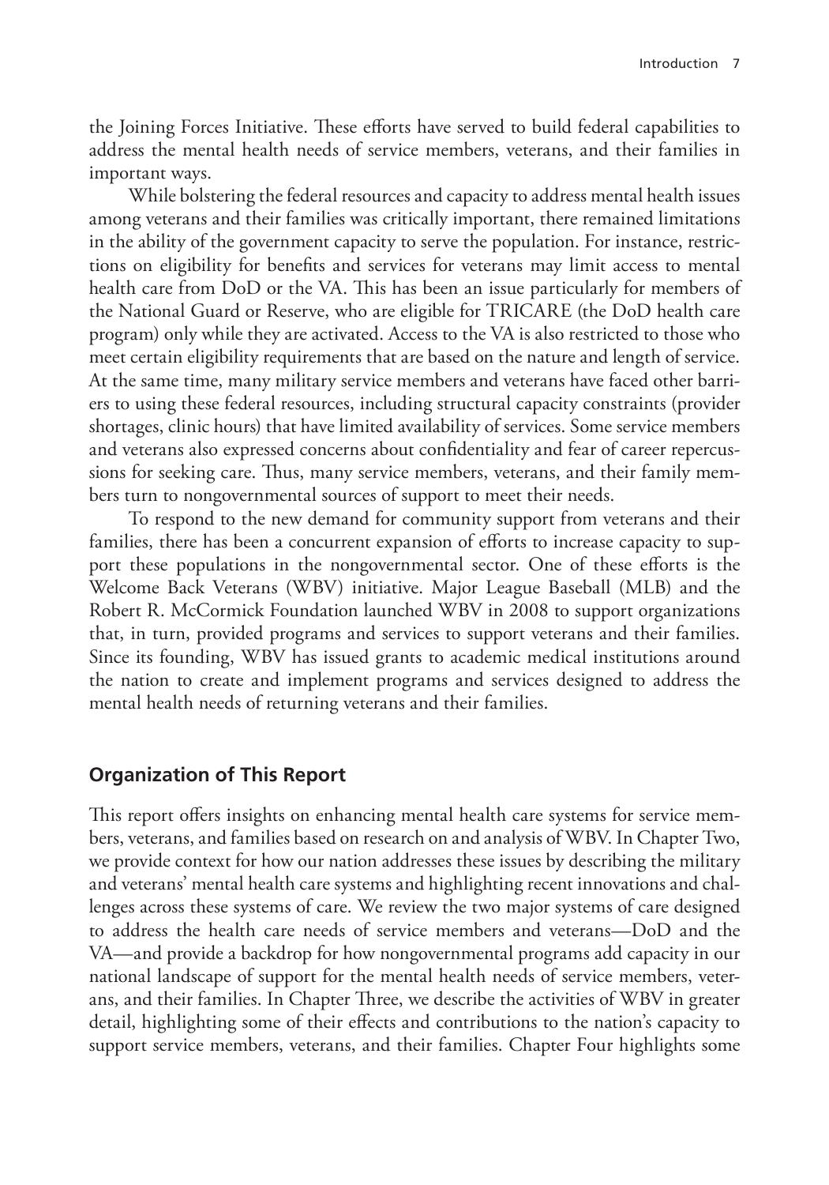the Joining Forces Initiative. These efforts have served to build federal capabilities to address the mental health needs of service members, veterans, and their families in important ways.

While bolstering the federal resources and capacity to address mental health issues among veterans and their families was critically important, there remained limitations in the ability of the government capacity to serve the population. For instance, restrictions on eligibility for benefits and services for veterans may limit access to mental health care from DoD or the VA. This has been an issue particularly for members of the National Guard or Reserve, who are eligible for TRICARE (the DoD health care program) only while they are activated. Access to the VA is also restricted to those who meet certain eligibility requirements that are based on the nature and length of service. At the same time, many military service members and veterans have faced other barriers to using these federal resources, including structural capacity constraints (provider shortages, clinic hours) that have limited availability of services. Some service members and veterans also expressed concerns about confidentiality and fear of career repercussions for seeking care. Thus, many service members, veterans, and their family members turn to nongovernmental sources of support to meet their needs.

To respond to the new demand for community support from veterans and their families, there has been a concurrent expansion of efforts to increase capacity to support these populations in the nongovernmental sector. One of these efforts is the Welcome Back Veterans (WBV) initiative. Major League Baseball (MLB) and the Robert R. McCormick Foundation launched WBV in 2008 to support organizations that, in turn, provided programs and services to support veterans and their families. Since its founding, WBV has issued grants to academic medical institutions around the nation to create and implement programs and services designed to address the mental health needs of returning veterans and their families.

## Organization of This Report

This report offers insights on enhancing mental health care systems for service members, veterans, and families based on research on and analysis of WBV. In Chapter Two, we provide context for how our nation addresses these issues by describing the military and veterans' mental health care systems and highlighting recent innovations and challenges across these systems of care. We review the two major systems of care designed to address the health care needs of service members and veterans—DoD and the VA—and provide a backdrop for how nongovernmental programs add capacity in our national landscape of support for the mental health needs of service members, veterans, and their families. In Chapter Three, we describe the activities of WBV in greater detail, highlighting some of their effects and contributions to the nation's capacity to support service members, veterans, and their families. Chapter Four highlights some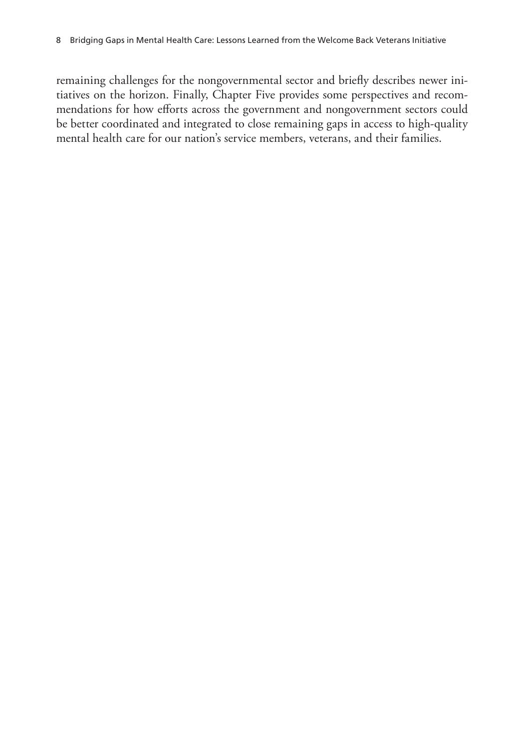remaining challenges for the nongovernmental sector and briefly describes newer initiatives on the horizon. Finally, Chapter Five provides some perspectives and recommendations for how efforts across the government and nongovernment sectors could be better coordinated and integrated to close remaining gaps in access to high-quality mental health care for our nation's service members, veterans, and their families.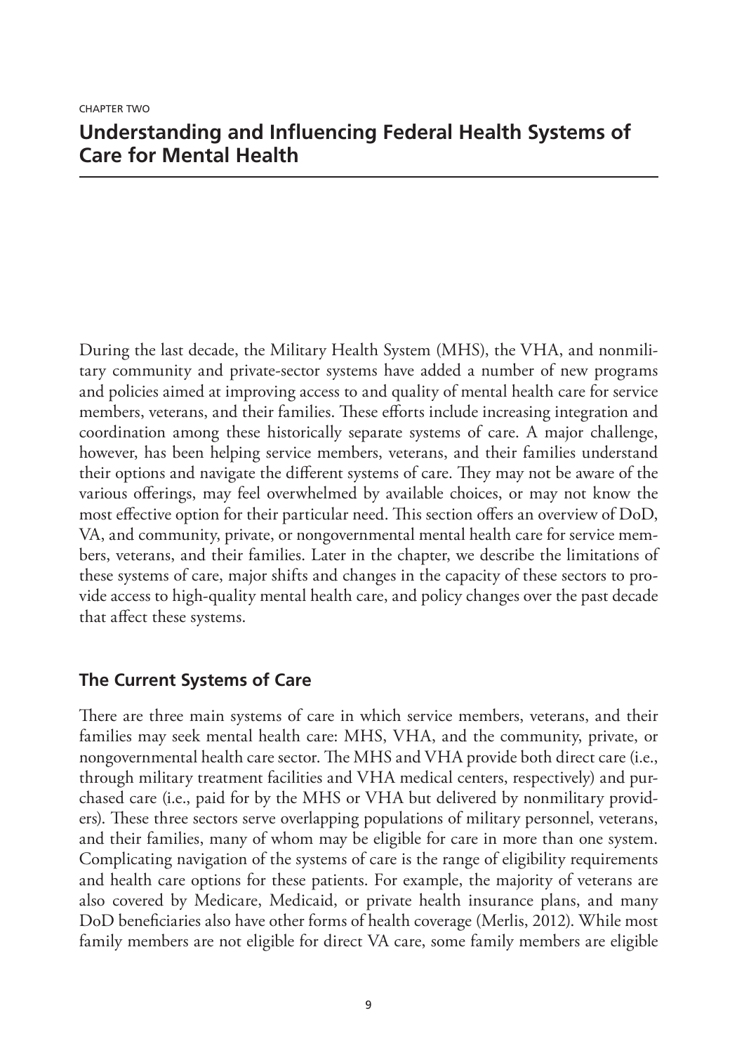CHAPTER TWO

# Understanding and Influencing Federal Health Systems of Care for Mental Health

During the last decade, the Military Health System (MHS), the VHA, and nonmilitary community and private-sector systems have added a number of new programs and policies aimed at improving access to and quality of mental health care for service members, veterans, and their families. These efforts include increasing integration and coordination among these historically separate systems of care. A major challenge, however, has been helping service members, veterans, and their families understand their options and navigate the different systems of care. They may not be aware of the various offerings, may feel overwhelmed by available choices, or may not know the most effective option for their particular need. This section offers an overview of DoD, VA, and community, private, or nongovernmental mental health care for service members, veterans, and their families. Later in the chapter, we describe the limitations of these systems of care, major shifts and changes in the capacity of these sectors to provide access to high-quality mental health care, and policy changes over the past decade that affect these systems.

## The Current Systems of Care

There are three main systems of care in which service members, veterans, and their families may seek mental health care: MHS, VHA, and the community, private, or nongovernmental health care sector. The MHS and VHA provide both direct care (i.e., through military treatment facilities and VHA medical centers, respectively) and purchased care (i.e., paid for by the MHS or VHA but delivered by nonmilitary providers). These three sectors serve overlapping populations of military personnel, veterans, and their families, many of whom may be eligible for care in more than one system. Complicating navigation of the systems of care is the range of eligibility requirements and health care options for these patients. For example, the majority of veterans are also covered by Medicare, Medicaid, or private health insurance plans, and many DoD beneficiaries also have other forms of health coverage (Merlis, 2012). While most family members are not eligible for direct VA care, some family members are eligible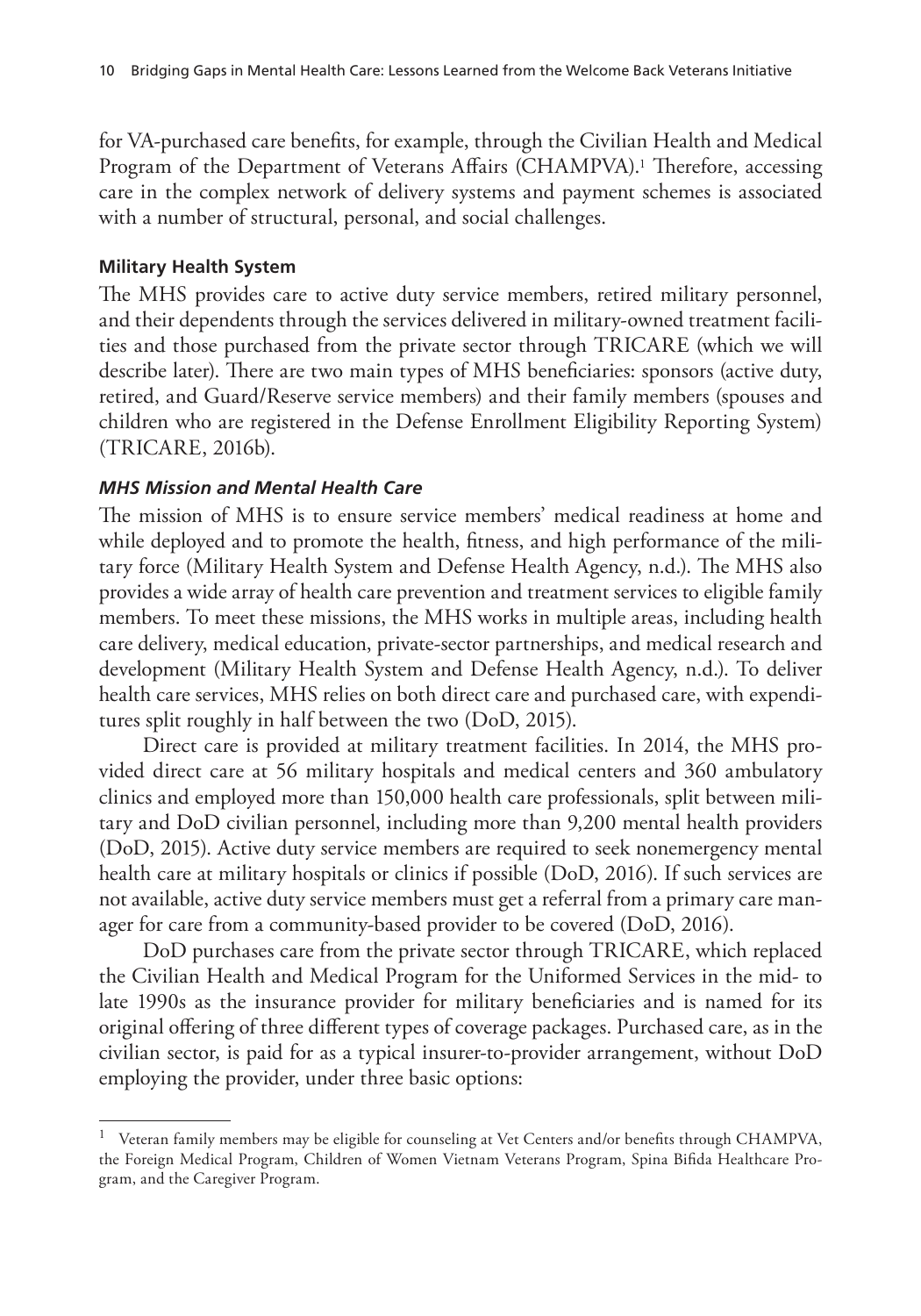for VA-purchased care benefits, for example, through the Civilian Health and Medical Program of the Department of Veterans Affairs (CHAMPVA).[1] Therefore, accessing care in the complex network of delivery systems and payment schemes is associated with a number of structural, personal, and social challenges.

### Military Health System

The MHS provides care to active duty service members, retired military personnel, and their dependents through the services delivered in military-owned treatment facilities and those purchased from the private sector through TRICARE (which we will describe later). There are two main types of MHS beneficiaries: sponsors (active duty, retired, and Guard/Reserve service members) and their family members (spouses and children who are registered in the Defense Enrollment Eligibility Reporting System) (TRICARE, 2016b).

#### *MHS Mission and Mental Health Care*

The mission of MHS is to ensure service members' medical readiness at home and while deployed and to promote the health, fitness, and high performance of the military force (Military Health System and Defense Health Agency, n.d.). The MHS also provides a wide array of health care prevention and treatment services to eligible family members. To meet these missions, the MHS works in multiple areas, including health care delivery, medical education, private-sector partnerships, and medical research and development (Military Health System and Defense Health Agency, n.d.). To deliver health care services, MHS relies on both direct care and purchased care, with expenditures split roughly in half between the two (DoD, 2015).

Direct care is provided at military treatment facilities. In 2014, the MHS provided direct care at 56 military hospitals and medical centers and 360 ambulatory clinics and employed more than 150,000 health care professionals, split between military and DoD civilian personnel, including more than 9,200 mental health providers (DoD, 2015). Active duty service members are required to seek nonemergency mental health care at military hospitals or clinics if possible (DoD, 2016). If such services are not available, active duty service members must get a referral from a primary care manager for care from a community-based provider to be covered (DoD, 2016).

DoD purchases care from the private sector through TRICARE, which replaced the Civilian Health and Medical Program for the Uniformed Services in the mid- to late 1990s as the insurance provider for military beneficiaries and is named for its original offering of three different types of coverage packages. Purchased care, as in the civilian sector, is paid for as a typical insurer-to-provider arrangement, without DoD employing the provider, under three basic options:

---

[1] Veteran family members may be eligible for counseling at Vet Centers and/or benefits through CHAMPVA, the Foreign Medical Program, Children of Women Vietnam Veterans Program, Spina Bifida Healthcare Program, and the Caregiver Program.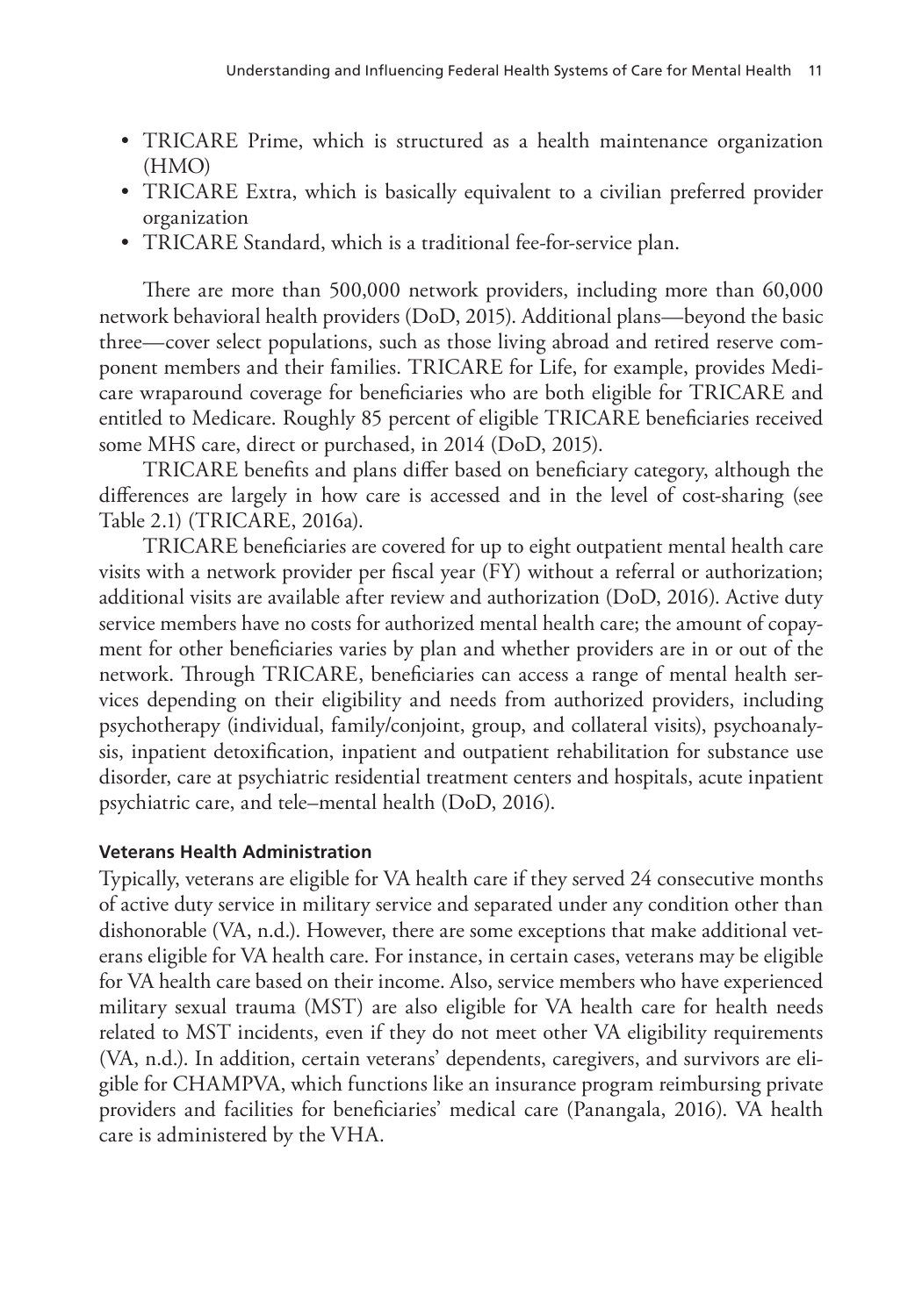- TRICARE Prime, which is structured as a health maintenance organization (HMO)
- TRICARE Extra, which is basically equivalent to a civilian preferred provider organization
- TRICARE Standard, which is a traditional fee-for-service plan.

There are more than 500,000 network providers, including more than 60,000 network behavioral health providers (DoD, 2015). Additional plans—beyond the basic three—cover select populations, such as those living abroad and retired reserve component members and their families. TRICARE for Life, for example, provides Medicare wraparound coverage for beneficiaries who are both eligible for TRICARE and entitled to Medicare. Roughly 85 percent of eligible TRICARE beneficiaries received some MHS care, direct or purchased, in 2014 (DoD, 2015).

TRICARE benefits and plans differ based on beneficiary category, although the differences are largely in how care is accessed and in the level of cost-sharing (see Table 2.1) (TRICARE, 2016a).

TRICARE beneficiaries are covered for up to eight outpatient mental health care visits with a network provider per fiscal year (FY) without a referral or authorization; additional visits are available after review and authorization (DoD, 2016). Active duty service members have no costs for authorized mental health care; the amount of copayment for other beneficiaries varies by plan and whether providers are in or out of the network. Through TRICARE, beneficiaries can access a range of mental health services depending on their eligibility and needs from authorized providers, including psychotherapy (individual, family/conjoint, group, and collateral visits), psychoanalysis, inpatient detoxification, inpatient and outpatient rehabilitation for substance use disorder, care at psychiatric residential treatment centers and hospitals, acute inpatient psychiatric care, and tele–mental health (DoD, 2016).

#### Veterans Health Administration

Typically, veterans are eligible for VA health care if they served 24 consecutive months of active duty service in military service and separated under any condition other than dishonorable (VA, n.d.). However, there are some exceptions that make additional veterans eligible for VA health care. For instance, in certain cases, veterans may be eligible for VA health care based on their income. Also, service members who have experienced military sexual trauma (MST) are also eligible for VA health care for health needs related to MST incidents, even if they do not meet other VA eligibility requirements (VA, n.d.). In addition, certain veterans' dependents, caregivers, and survivors are eligible for CHAMPVA, which functions like an insurance program reimbursing private providers and facilities for beneficiaries' medical care (Panangala, 2016). VA health care is administered by the VHA.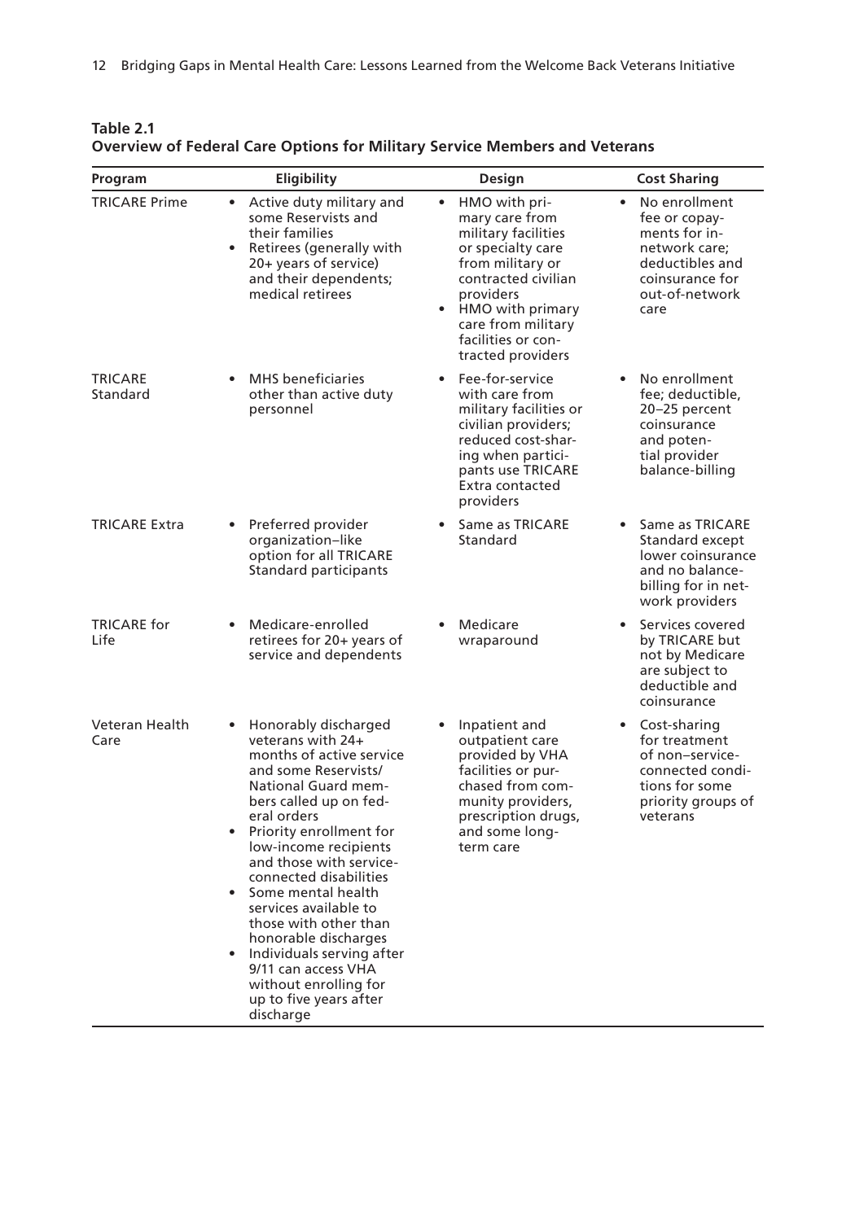**Table 2.1**
**Overview of Federal Care Options for Military Service Members and Veterans**

| Program | Eligibility | Design | Cost Sharing |
|---|---|---|---|
| TRICARE Prime | • Active duty military and some Reservists and their families<br>• Retirees (generally with 20+ years of service) and their dependents; medical retirees | • HMO with primary care from military facilities or specialty care from military or contracted civilian providers<br>• HMO with primary care from military facilities or contracted providers | • No enrollment fee or copayments for in-network care; deductibles and coinsurance for out-of-network care |
| TRICARE Standard | • MHS beneficiaries other than active duty personnel | • Fee-for-service with care from military facilities or civilian providers; reduced cost-sharing when participants use TRICARE Extra contacted providers | • No enrollment fee; deductible, 20–25 percent coinsurance and potential provider balance-billing |
| TRICARE Extra | • Preferred provider organization–like option for all TRICARE Standard participants | • Same as TRICARE Standard | • Same as TRICARE Standard except lower coinsurance and no balance-billing for in network providers |
| TRICARE for Life | • Medicare-enrolled retirees for 20+ years of service and dependents | • Medicare wraparound | • Services covered by TRICARE but not by Medicare are subject to deductible and coinsurance |
| Veteran Health Care | • Honorably discharged veterans with 24+ months of active service and some Reservists/National Guard members called up on federal orders<br>• Priority enrollment for low-income recipients and those with service-connected disabilities<br>• Some mental health services available to those with other than honorable discharges<br>• Individuals serving after 9/11 can access VHA without enrolling for up to five years after discharge | • Inpatient and outpatient care provided by VHA facilities or purchased from community providers, prescription drugs, and some long-term care | • Cost-sharing for treatment of non–service-connected conditions for some priority groups of veterans |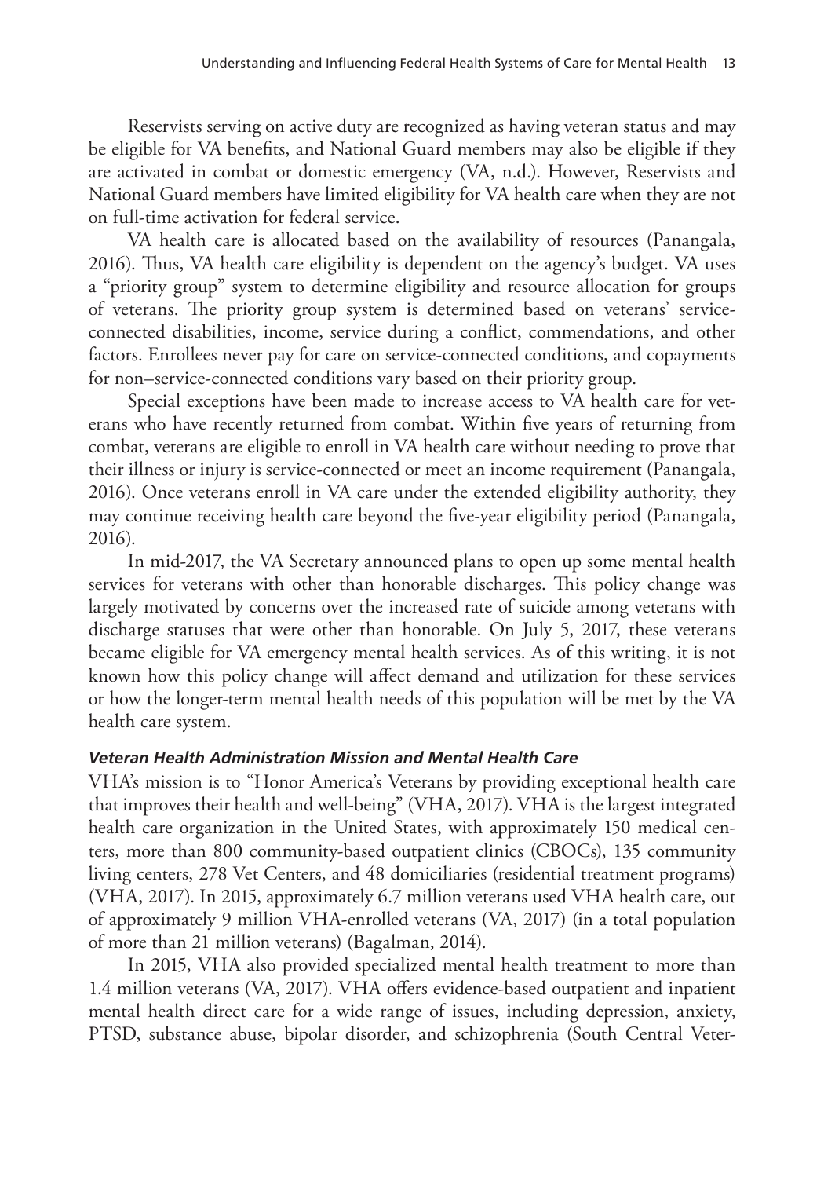Reservists serving on active duty are recognized as having veteran status and may be eligible for VA benefits, and National Guard members may also be eligible if they are activated in combat or domestic emergency (VA, n.d.). However, Reservists and National Guard members have limited eligibility for VA health care when they are not on full-time activation for federal service.

VA health care is allocated based on the availability of resources (Panangala, 2016). Thus, VA health care eligibility is dependent on the agency's budget. VA uses a "priority group" system to determine eligibility and resource allocation for groups of veterans. The priority group system is determined based on veterans' service-connected disabilities, income, service during a conflict, commendations, and other factors. Enrollees never pay for care on service-connected conditions, and copayments for non–service-connected conditions vary based on their priority group.

Special exceptions have been made to increase access to VA health care for veterans who have recently returned from combat. Within five years of returning from combat, veterans are eligible to enroll in VA health care without needing to prove that their illness or injury is service-connected or meet an income requirement (Panangala, 2016). Once veterans enroll in VA care under the extended eligibility authority, they may continue receiving health care beyond the five-year eligibility period (Panangala, 2016).

In mid-2017, the VA Secretary announced plans to open up some mental health services for veterans with other than honorable discharges. This policy change was largely motivated by concerns over the increased rate of suicide among veterans with discharge statuses that were other than honorable. On July 5, 2017, these veterans became eligible for VA emergency mental health services. As of this writing, it is not known how this policy change will affect demand and utilization for these services or how the longer-term mental health needs of this population will be met by the VA health care system.

#### *Veteran Health Administration Mission and Mental Health Care*

VHA's mission is to "Honor America's Veterans by providing exceptional health care that improves their health and well-being" (VHA, 2017). VHA is the largest integrated health care organization in the United States, with approximately 150 medical centers, more than 800 community-based outpatient clinics (CBOCs), 135 community living centers, 278 Vet Centers, and 48 domiciliaries (residential treatment programs) (VHA, 2017). In 2015, approximately 6.7 million veterans used VHA health care, out of approximately 9 million VHA-enrolled veterans (VA, 2017) (in a total population of more than 21 million veterans) (Bagalman, 2014).

In 2015, VHA also provided specialized mental health treatment to more than 1.4 million veterans (VA, 2017). VHA offers evidence-based outpatient and inpatient mental health direct care for a wide range of issues, including depression, anxiety, PTSD, substance abuse, bipolar disorder, and schizophrenia (South Central Veter-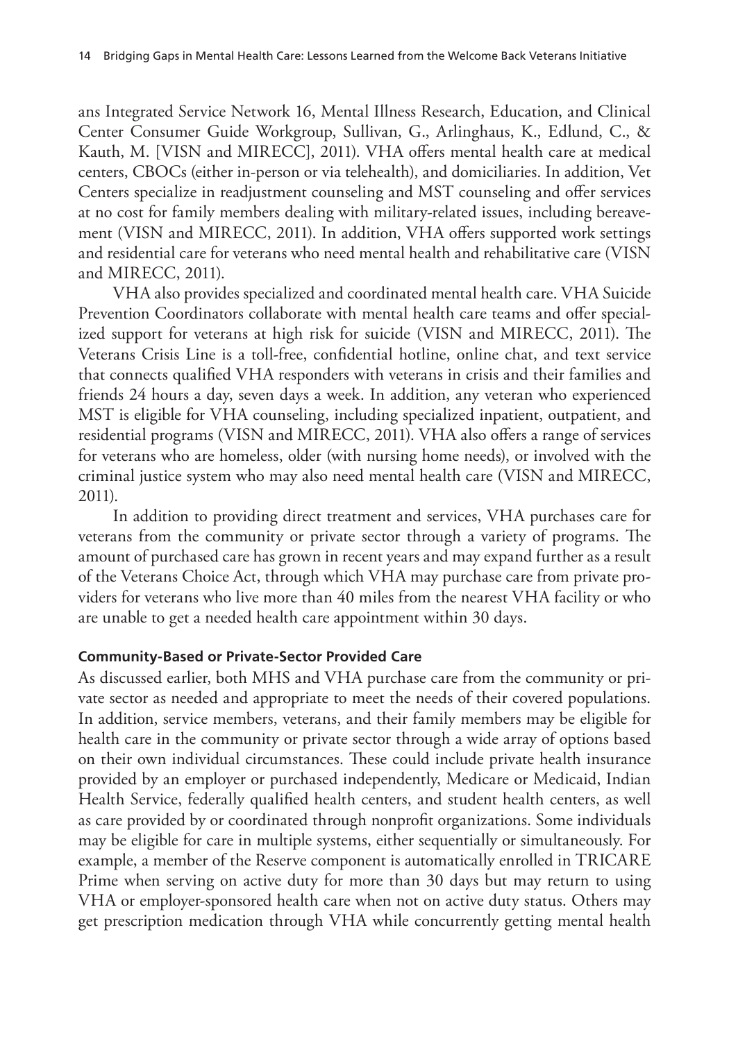ans Integrated Service Network 16, Mental Illness Research, Education, and Clinical Center Consumer Guide Workgroup, Sullivan, G., Arlinghaus, K., Edlund, C., & Kauth, M. [VISN and MIRECC], 2011). VHA offers mental health care at medical centers, CBOCs (either in-person or via telehealth), and domiciliaries. In addition, Vet Centers specialize in readjustment counseling and MST counseling and offer services at no cost for family members dealing with military-related issues, including bereavement (VISN and MIRECC, 2011). In addition, VHA offers supported work settings and residential care for veterans who need mental health and rehabilitative care (VISN and MIRECC, 2011).

VHA also provides specialized and coordinated mental health care. VHA Suicide Prevention Coordinators collaborate with mental health care teams and offer specialized support for veterans at high risk for suicide (VISN and MIRECC, 2011). The Veterans Crisis Line is a toll-free, confidential hotline, online chat, and text service that connects qualified VHA responders with veterans in crisis and their families and friends 24 hours a day, seven days a week. In addition, any veteran who experienced MST is eligible for VHA counseling, including specialized inpatient, outpatient, and residential programs (VISN and MIRECC, 2011). VHA also offers a range of services for veterans who are homeless, older (with nursing home needs), or involved with the criminal justice system who may also need mental health care (VISN and MIRECC, 2011).

In addition to providing direct treatment and services, VHA purchases care for veterans from the community or private sector through a variety of programs. The amount of purchased care has grown in recent years and may expand further as a result of the Veterans Choice Act, through which VHA may purchase care from private providers for veterans who live more than 40 miles from the nearest VHA facility or who are unable to get a needed health care appointment within 30 days.

#### Community-Based or Private-Sector Provided Care

As discussed earlier, both MHS and VHA purchase care from the community or private sector as needed and appropriate to meet the needs of their covered populations. In addition, service members, veterans, and their family members may be eligible for health care in the community or private sector through a wide array of options based on their own individual circumstances. These could include private health insurance provided by an employer or purchased independently, Medicare or Medicaid, Indian Health Service, federally qualified health centers, and student health centers, as well as care provided by or coordinated through nonprofit organizations. Some individuals may be eligible for care in multiple systems, either sequentially or simultaneously. For example, a member of the Reserve component is automatically enrolled in TRICARE Prime when serving on active duty for more than 30 days but may return to using VHA or employer-sponsored health care when not on active duty status. Others may get prescription medication through VHA while concurrently getting mental health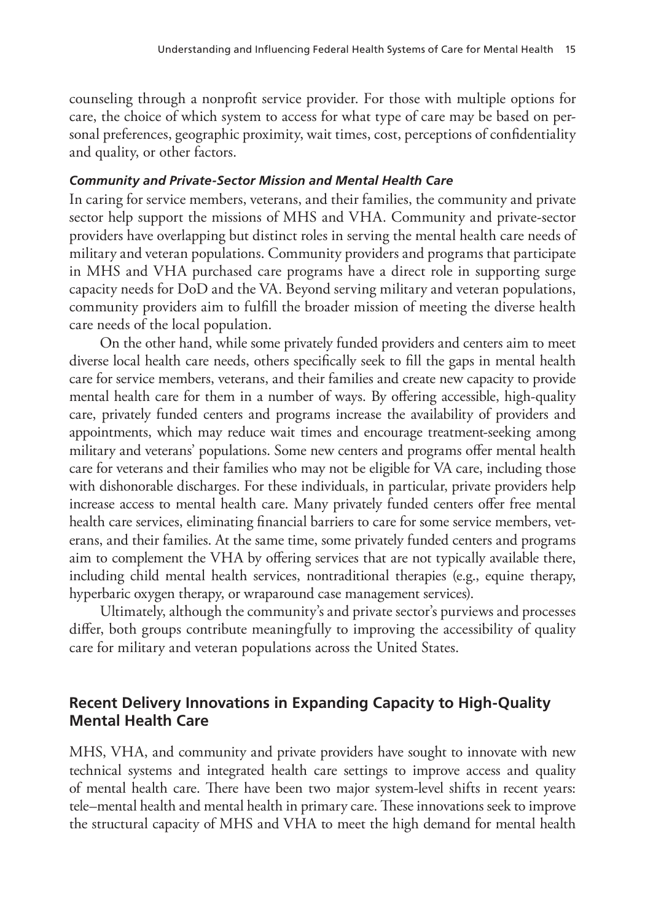counseling through a nonprofit service provider. For those with multiple options for care, the choice of which system to access for what type of care may be based on personal preferences, geographic proximity, wait times, cost, perceptions of confidentiality and quality, or other factors.

#### *Community and Private-Sector Mission and Mental Health Care*

In caring for service members, veterans, and their families, the community and private sector help support the missions of MHS and VHA. Community and private-sector providers have overlapping but distinct roles in serving the mental health care needs of military and veteran populations. Community providers and programs that participate in MHS and VHA purchased care programs have a direct role in supporting surge capacity needs for DoD and the VA. Beyond serving military and veteran populations, community providers aim to fulfill the broader mission of meeting the diverse health care needs of the local population.

On the other hand, while some privately funded providers and centers aim to meet diverse local health care needs, others specifically seek to fill the gaps in mental health care for service members, veterans, and their families and create new capacity to provide mental health care for them in a number of ways. By offering accessible, high-quality care, privately funded centers and programs increase the availability of providers and appointments, which may reduce wait times and encourage treatment-seeking among military and veterans' populations. Some new centers and programs offer mental health care for veterans and their families who may not be eligible for VA care, including those with dishonorable discharges. For these individuals, in particular, private providers help increase access to mental health care. Many privately funded centers offer free mental health care services, eliminating financial barriers to care for some service members, veterans, and their families. At the same time, some privately funded centers and programs aim to complement the VHA by offering services that are not typically available there, including child mental health services, nontraditional therapies (e.g., equine therapy, hyperbaric oxygen therapy, or wraparound case management services).

Ultimately, although the community's and private sector's purviews and processes differ, both groups contribute meaningfully to improving the accessibility of quality care for military and veteran populations across the United States.

## Recent Delivery Innovations in Expanding Capacity to High-Quality Mental Health Care

MHS, VHA, and community and private providers have sought to innovate with new technical systems and integrated health care settings to improve access and quality of mental health care. There have been two major system-level shifts in recent years: tele–mental health and mental health in primary care. These innovations seek to improve the structural capacity of MHS and VHA to meet the high demand for mental health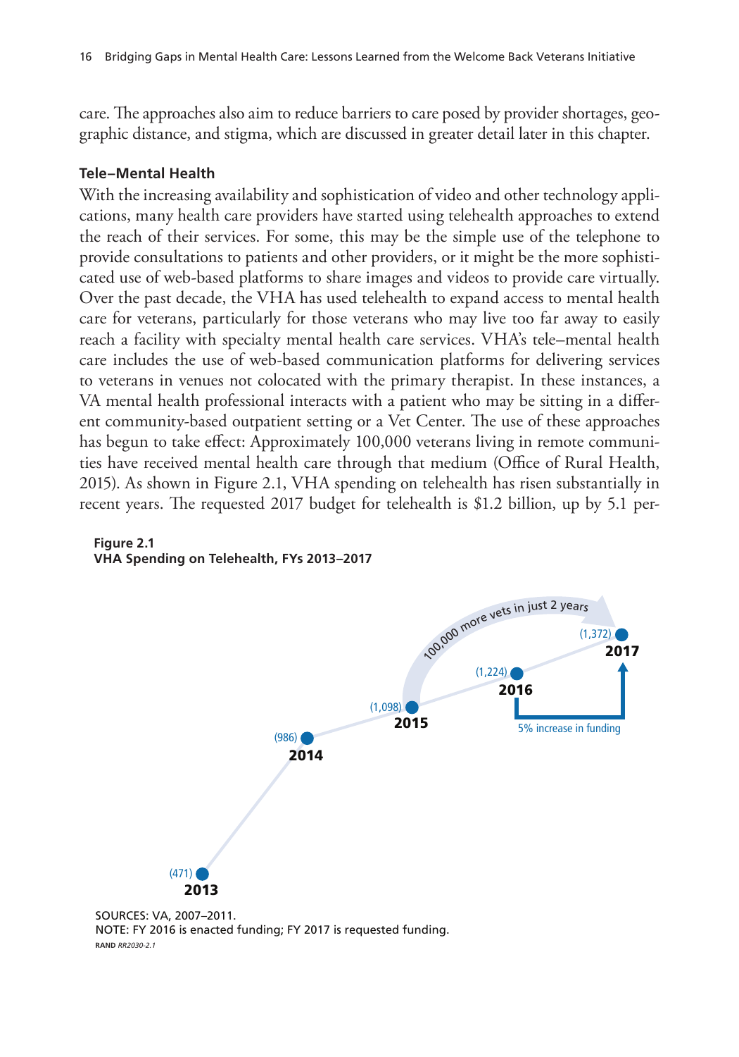care. The approaches also aim to reduce barriers to care posed by provider shortages, geographic distance, and stigma, which are discussed in greater detail later in this chapter.

### Tele–Mental Health

With the increasing availability and sophistication of video and other technology applications, many health care providers have started using telehealth approaches to extend the reach of their services. For some, this may be the simple use of the telephone to provide consultations to patients and other providers, or it might be the more sophisticated use of web-based platforms to share images and videos to provide care virtually. Over the past decade, the VHA has used telehealth to expand access to mental health care for veterans, particularly for those veterans who may live too far away to easily reach a facility with specialty mental health care services. VHA's tele–mental health care includes the use of web-based communication platforms for delivering services to veterans in venues not colocated with the primary therapist. In these instances, a VA mental health professional interacts with a patient who may be sitting in a different community-based outpatient setting or a Vet Center. The use of these approaches has begun to take effect: Approximately 100,000 veterans living in remote communities have received mental health care through that medium (Office of Rural Health, 2015). As shown in Figure 2.1, VHA spending on telehealth has risen substantially in recent years. The requested 2017 budget for telehealth is $1.2 billion, up by 5.1 per-

**Figure 2.1**
**VHA Spending on Telehealth, FYs 2013–2017**

| Fiscal Year | Spending |
|---|---|
| 2013 | (471) |
| 2014 | (986) |
| 2015 | (1,098) |
| 2016 | (1,224) |
| 2017 | (1,372) |

100,000 more vets in just 2 years

5% increase in funding

SOURCES: VA, 2007–2011.
NOTE: FY 2016 is enacted funding; FY 2017 is requested funding.
RAND *RR2030-2.1*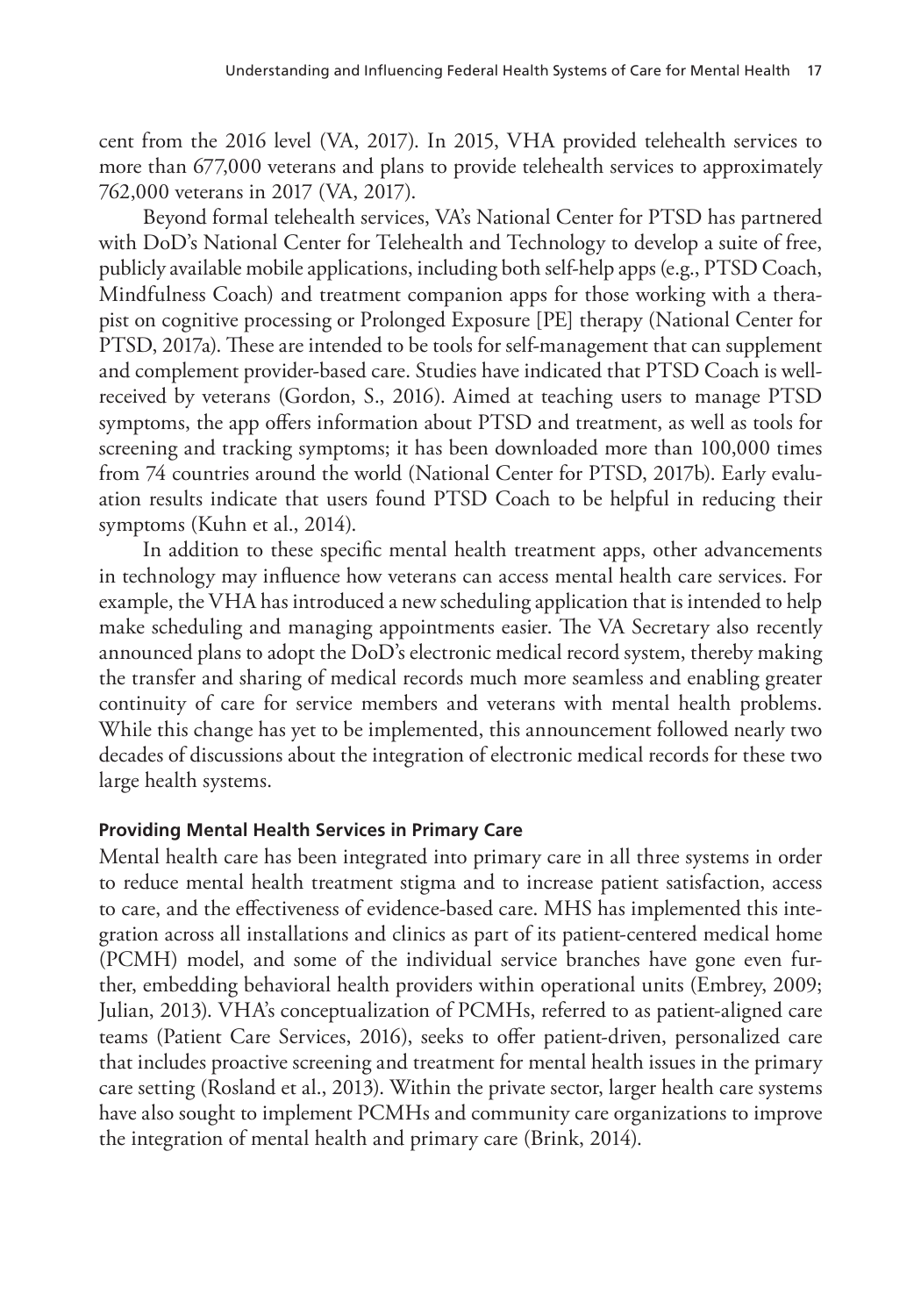cent from the 2016 level (VA, 2017). In 2015, VHA provided telehealth services to more than 677,000 veterans and plans to provide telehealth services to approximately 762,000 veterans in 2017 (VA, 2017).

Beyond formal telehealth services, VA's National Center for PTSD has partnered with DoD's National Center for Telehealth and Technology to develop a suite of free, publicly available mobile applications, including both self-help apps (e.g., PTSD Coach, Mindfulness Coach) and treatment companion apps for those working with a therapist on cognitive processing or Prolonged Exposure [PE] therapy (National Center for PTSD, 2017a). These are intended to be tools for self-management that can supplement and complement provider-based care. Studies have indicated that PTSD Coach is well-received by veterans (Gordon, S., 2016). Aimed at teaching users to manage PTSD symptoms, the app offers information about PTSD and treatment, as well as tools for screening and tracking symptoms; it has been downloaded more than 100,000 times from 74 countries around the world (National Center for PTSD, 2017b). Early evaluation results indicate that users found PTSD Coach to be helpful in reducing their symptoms (Kuhn et al., 2014).

In addition to these specific mental health treatment apps, other advancements in technology may influence how veterans can access mental health care services. For example, the VHA has introduced a new scheduling application that is intended to help make scheduling and managing appointments easier. The VA Secretary also recently announced plans to adopt the DoD's electronic medical record system, thereby making the transfer and sharing of medical records much more seamless and enabling greater continuity of care for service members and veterans with mental health problems. While this change has yet to be implemented, this announcement followed nearly two decades of discussions about the integration of electronic medical records for these two large health systems.

#### Providing Mental Health Services in Primary Care

Mental health care has been integrated into primary care in all three systems in order to reduce mental health treatment stigma and to increase patient satisfaction, access to care, and the effectiveness of evidence-based care. MHS has implemented this integration across all installations and clinics as part of its patient-centered medical home (PCMH) model, and some of the individual service branches have gone even further, embedding behavioral health providers within operational units (Embrey, 2009; Julian, 2013). VHA's conceptualization of PCMHs, referred to as patient-aligned care teams (Patient Care Services, 2016), seeks to offer patient-driven, personalized care that includes proactive screening and treatment for mental health issues in the primary care setting (Rosland et al., 2013). Within the private sector, larger health care systems have also sought to implement PCMHs and community care organizations to improve the integration of mental health and primary care (Brink, 2014).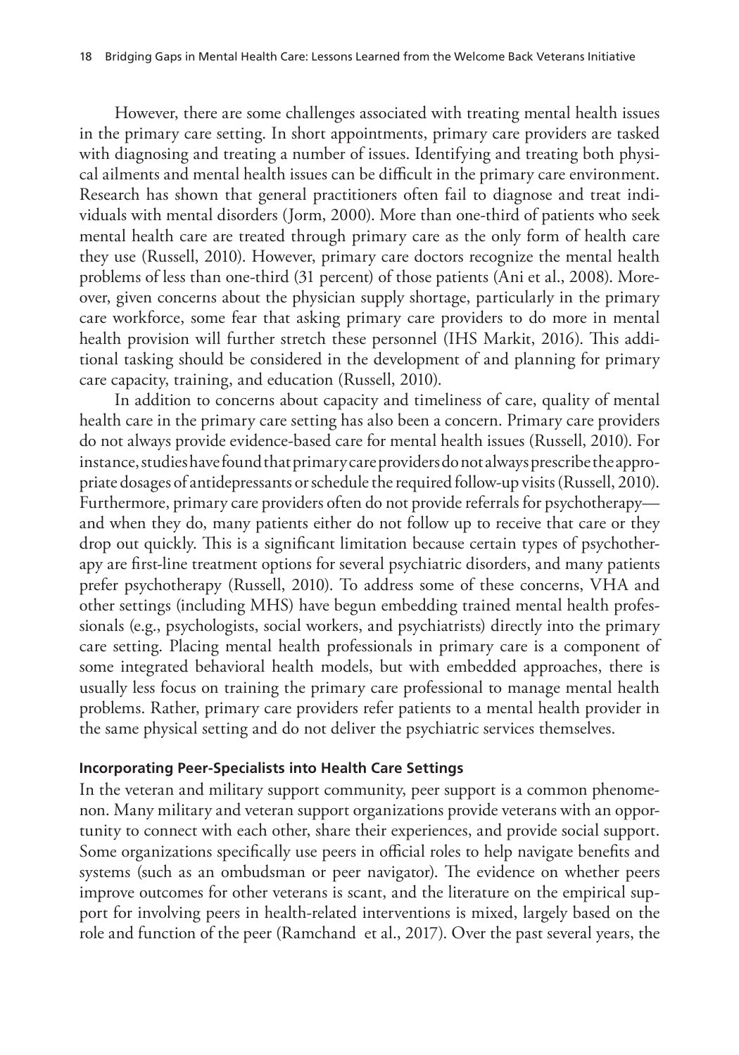However, there are some challenges associated with treating mental health issues in the primary care setting. In short appointments, primary care providers are tasked with diagnosing and treating a number of issues. Identifying and treating both physical ailments and mental health issues can be difficult in the primary care environment. Research has shown that general practitioners often fail to diagnose and treat individuals with mental disorders (Jorm, 2000). More than one-third of patients who seek mental health care are treated through primary care as the only form of health care they use (Russell, 2010). However, primary care doctors recognize the mental health problems of less than one-third (31 percent) of those patients (Ani et al., 2008). Moreover, given concerns about the physician supply shortage, particularly in the primary care workforce, some fear that asking primary care providers to do more in mental health provision will further stretch these personnel (IHS Markit, 2016). This additional tasking should be considered in the development of and planning for primary care capacity, training, and education (Russell, 2010).

In addition to concerns about capacity and timeliness of care, quality of mental health care in the primary care setting has also been a concern. Primary care providers do not always provide evidence-based care for mental health issues (Russell, 2010). For instance, studies have found that primary care providers do not always prescribe the appropriate dosages of antidepressants or schedule the required follow-up visits (Russell, 2010). Furthermore, primary care providers often do not provide referrals for psychotherapy—and when they do, many patients either do not follow up to receive that care or they drop out quickly. This is a significant limitation because certain types of psychotherapy are first-line treatment options for several psychiatric disorders, and many patients prefer psychotherapy (Russell, 2010). To address some of these concerns, VHA and other settings (including MHS) have begun embedding trained mental health professionals (e.g., psychologists, social workers, and psychiatrists) directly into the primary care setting. Placing mental health professionals in primary care is a component of some integrated behavioral health models, but with embedded approaches, there is usually less focus on training the primary care professional to manage mental health problems. Rather, primary care providers refer patients to a mental health provider in the same physical setting and do not deliver the psychiatric services themselves.

### Incorporating Peer-Specialists into Health Care Settings

In the veteran and military support community, peer support is a common phenomenon. Many military and veteran support organizations provide veterans with an opportunity to connect with each other, share their experiences, and provide social support. Some organizations specifically use peers in official roles to help navigate benefits and systems (such as an ombudsman or peer navigator). The evidence on whether peers improve outcomes for other veterans is scant, and the literature on the empirical support for involving peers in health-related interventions is mixed, largely based on the role and function of the peer (Ramchand et al., 2017). Over the past several years, the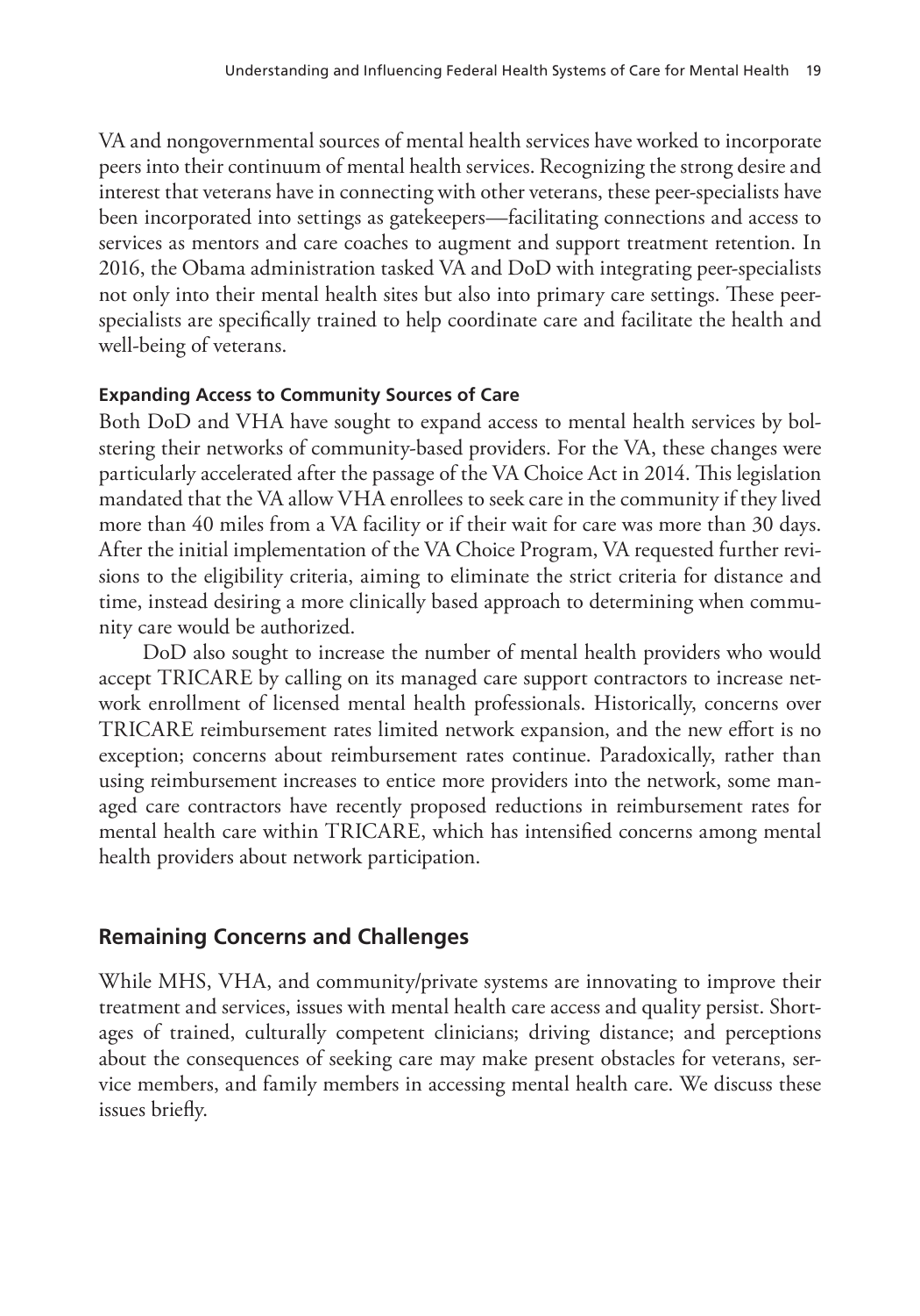VA and nongovernmental sources of mental health services have worked to incorporate peers into their continuum of mental health services. Recognizing the strong desire and interest that veterans have in connecting with other veterans, these peer-specialists have been incorporated into settings as gatekeepers—facilitating connections and access to services as mentors and care coaches to augment and support treatment retention. In 2016, the Obama administration tasked VA and DoD with integrating peer-specialists not only into their mental health sites but also into primary care settings. These peer-specialists are specifically trained to help coordinate care and facilitate the health and well-being of veterans.

#### Expanding Access to Community Sources of Care

Both DoD and VHA have sought to expand access to mental health services by bolstering their networks of community-based providers. For the VA, these changes were particularly accelerated after the passage of the VA Choice Act in 2014. This legislation mandated that the VA allow VHA enrollees to seek care in the community if they lived more than 40 miles from a VA facility or if their wait for care was more than 30 days. After the initial implementation of the VA Choice Program, VA requested further revisions to the eligibility criteria, aiming to eliminate the strict criteria for distance and time, instead desiring a more clinically based approach to determining when community care would be authorized.

DoD also sought to increase the number of mental health providers who would accept TRICARE by calling on its managed care support contractors to increase network enrollment of licensed mental health professionals. Historically, concerns over TRICARE reimbursement rates limited network expansion, and the new effort is no exception; concerns about reimbursement rates continue. Paradoxically, rather than using reimbursement increases to entice more providers into the network, some managed care contractors have recently proposed reductions in reimbursement rates for mental health care within TRICARE, which has intensified concerns among mental health providers about network participation.

### Remaining Concerns and Challenges

While MHS, VHA, and community/private systems are innovating to improve their treatment and services, issues with mental health care access and quality persist. Shortages of trained, culturally competent clinicians; driving distance; and perceptions about the consequences of seeking care may make present obstacles for veterans, service members, and family members in accessing mental health care. We discuss these issues briefly.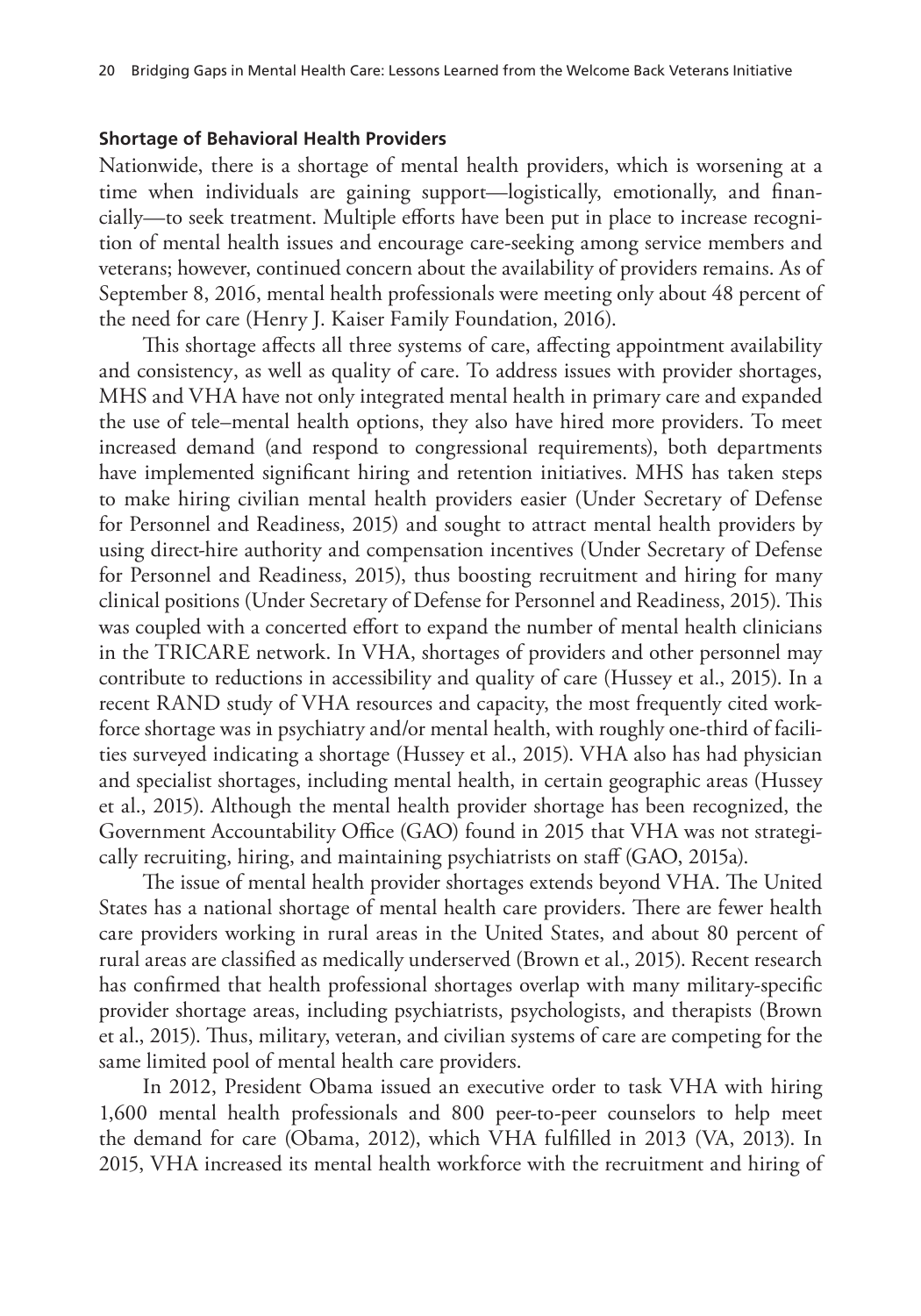### Shortage of Behavioral Health Providers

Nationwide, there is a shortage of mental health providers, which is worsening at a time when individuals are gaining support—logistically, emotionally, and financially—to seek treatment. Multiple efforts have been put in place to increase recognition of mental health issues and encourage care-seeking among service members and veterans; however, continued concern about the availability of providers remains. As of September 8, 2016, mental health professionals were meeting only about 48 percent of the need for care (Henry J. Kaiser Family Foundation, 2016).

This shortage affects all three systems of care, affecting appointment availability and consistency, as well as quality of care. To address issues with provider shortages, MHS and VHA have not only integrated mental health in primary care and expanded the use of tele–mental health options, they also have hired more providers. To meet increased demand (and respond to congressional requirements), both departments have implemented significant hiring and retention initiatives. MHS has taken steps to make hiring civilian mental health providers easier (Under Secretary of Defense for Personnel and Readiness, 2015) and sought to attract mental health providers by using direct-hire authority and compensation incentives (Under Secretary of Defense for Personnel and Readiness, 2015), thus boosting recruitment and hiring for many clinical positions (Under Secretary of Defense for Personnel and Readiness, 2015). This was coupled with a concerted effort to expand the number of mental health clinicians in the TRICARE network. In VHA, shortages of providers and other personnel may contribute to reductions in accessibility and quality of care (Hussey et al., 2015). In a recent RAND study of VHA resources and capacity, the most frequently cited workforce shortage was in psychiatry and/or mental health, with roughly one-third of facilities surveyed indicating a shortage (Hussey et al., 2015). VHA also has had physician and specialist shortages, including mental health, in certain geographic areas (Hussey et al., 2015). Although the mental health provider shortage has been recognized, the Government Accountability Office (GAO) found in 2015 that VHA was not strategically recruiting, hiring, and maintaining psychiatrists on staff (GAO, 2015a).

The issue of mental health provider shortages extends beyond VHA. The United States has a national shortage of mental health care providers. There are fewer health care providers working in rural areas in the United States, and about 80 percent of rural areas are classified as medically underserved (Brown et al., 2015). Recent research has confirmed that health professional shortages overlap with many military-specific provider shortage areas, including psychiatrists, psychologists, and therapists (Brown et al., 2015). Thus, military, veteran, and civilian systems of care are competing for the same limited pool of mental health care providers.

In 2012, President Obama issued an executive order to task VHA with hiring 1,600 mental health professionals and 800 peer-to-peer counselors to help meet the demand for care (Obama, 2012), which VHA fulfilled in 2013 (VA, 2013). In 2015, VHA increased its mental health workforce with the recruitment and hiring of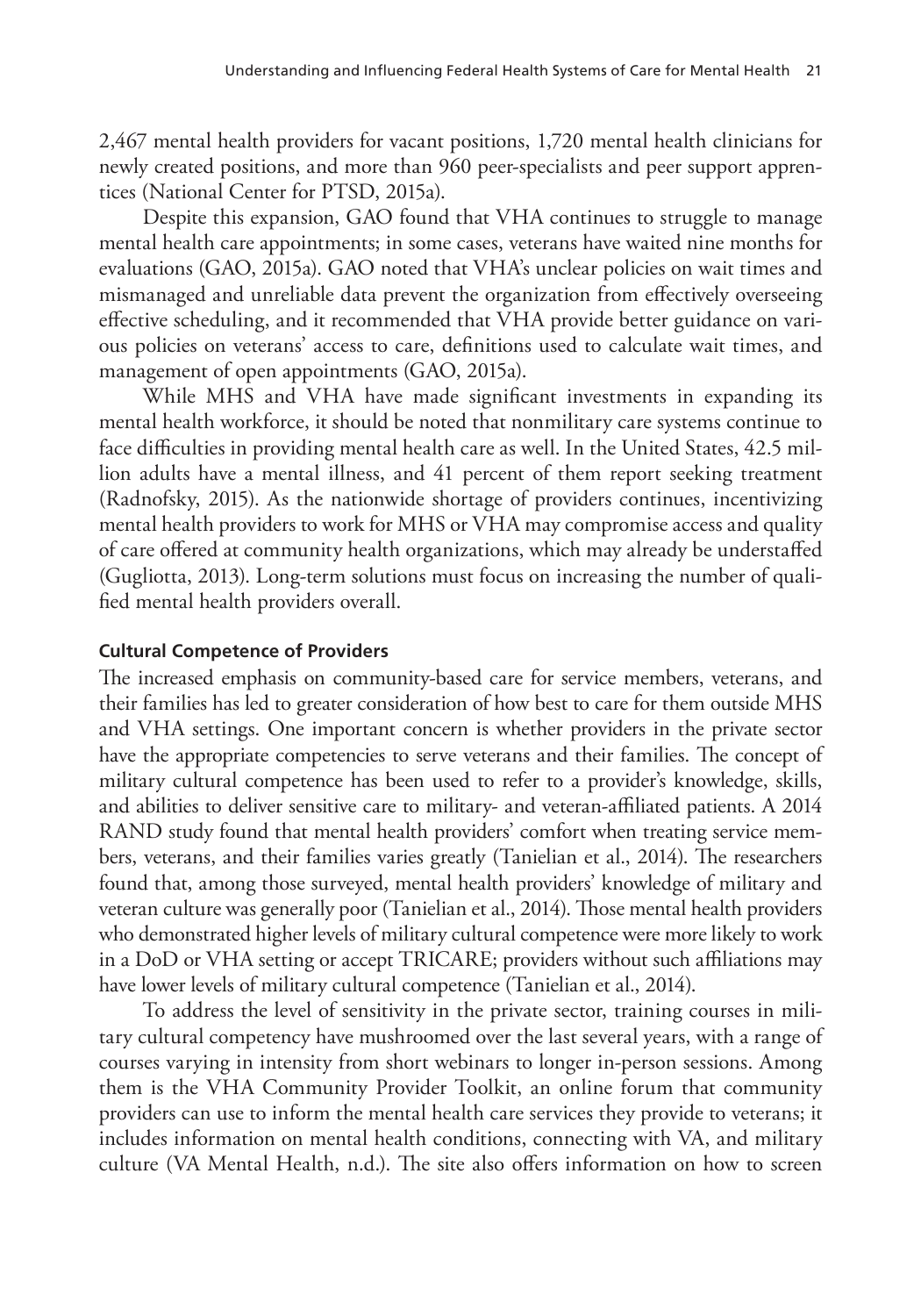2,467 mental health providers for vacant positions, 1,720 mental health clinicians for newly created positions, and more than 960 peer-specialists and peer support apprentices (National Center for PTSD, 2015a).

Despite this expansion, GAO found that VHA continues to struggle to manage mental health care appointments; in some cases, veterans have waited nine months for evaluations (GAO, 2015a). GAO noted that VHA's unclear policies on wait times and mismanaged and unreliable data prevent the organization from effectively overseeing effective scheduling, and it recommended that VHA provide better guidance on various policies on veterans' access to care, definitions used to calculate wait times, and management of open appointments (GAO, 2015a).

While MHS and VHA have made significant investments in expanding its mental health workforce, it should be noted that nonmilitary care systems continue to face difficulties in providing mental health care as well. In the United States, 42.5 million adults have a mental illness, and 41 percent of them report seeking treatment (Radnofsky, 2015). As the nationwide shortage of providers continues, incentivizing mental health providers to work for MHS or VHA may compromise access and quality of care offered at community health organizations, which may already be understaffed (Gugliotta, 2013). Long-term solutions must focus on increasing the number of qualified mental health providers overall.

#### Cultural Competence of Providers

The increased emphasis on community-based care for service members, veterans, and their families has led to greater consideration of how best to care for them outside MHS and VHA settings. One important concern is whether providers in the private sector have the appropriate competencies to serve veterans and their families. The concept of military cultural competence has been used to refer to a provider's knowledge, skills, and abilities to deliver sensitive care to military- and veteran-affiliated patients. A 2014 RAND study found that mental health providers' comfort when treating service members, veterans, and their families varies greatly (Tanielian et al., 2014). The researchers found that, among those surveyed, mental health providers' knowledge of military and veteran culture was generally poor (Tanielian et al., 2014). Those mental health providers who demonstrated higher levels of military cultural competence were more likely to work in a DoD or VHA setting or accept TRICARE; providers without such affiliations may have lower levels of military cultural competence (Tanielian et al., 2014).

To address the level of sensitivity in the private sector, training courses in military cultural competency have mushroomed over the last several years, with a range of courses varying in intensity from short webinars to longer in-person sessions. Among them is the VHA Community Provider Toolkit, an online forum that community providers can use to inform the mental health care services they provide to veterans; it includes information on mental health conditions, connecting with VA, and military culture (VA Mental Health, n.d.). The site also offers information on how to screen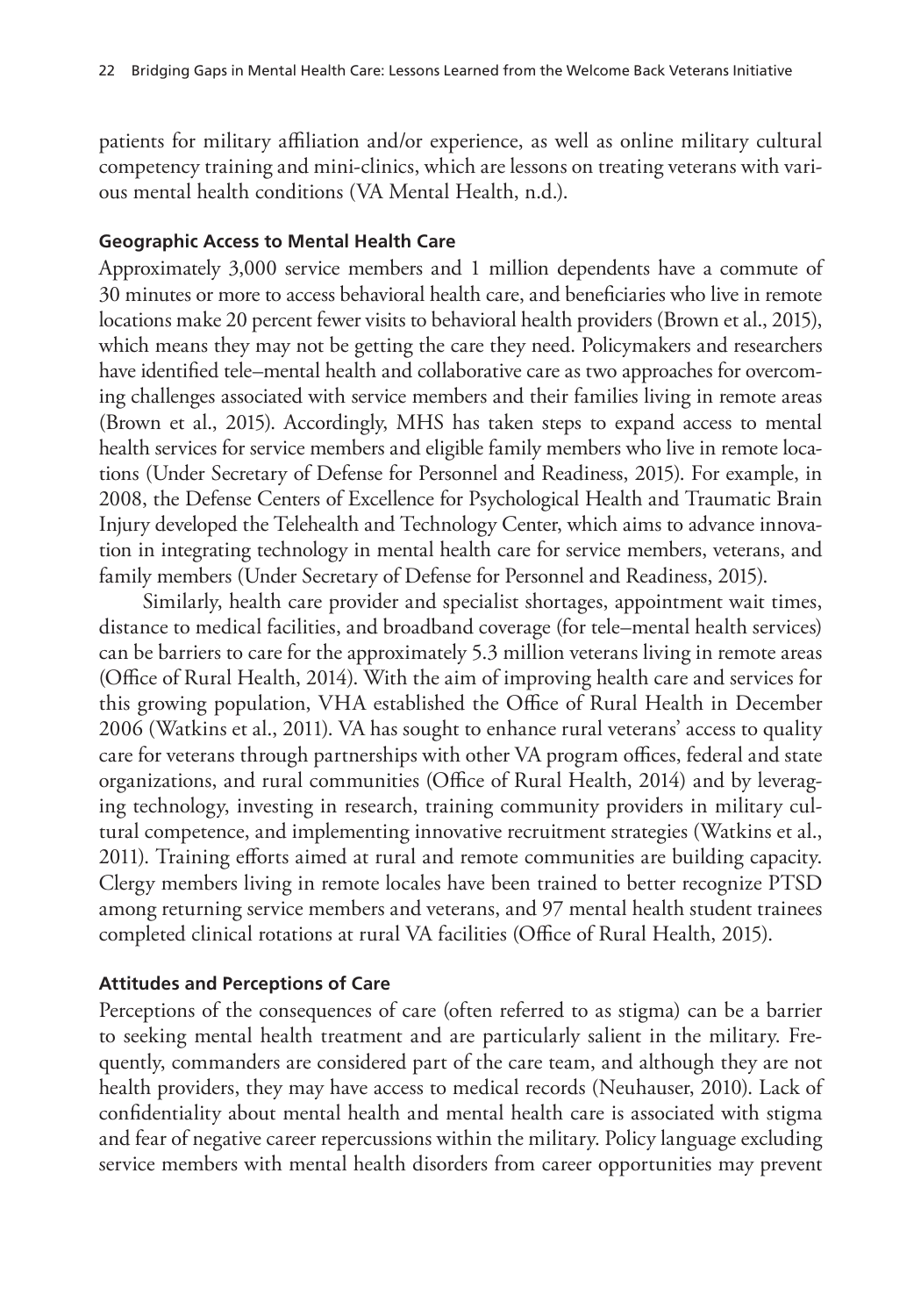patients for military affiliation and/or experience, as well as online military cultural competency training and mini-clinics, which are lessons on treating veterans with various mental health conditions (VA Mental Health, n.d.).

### Geographic Access to Mental Health Care

Approximately 3,000 service members and 1 million dependents have a commute of 30 minutes or more to access behavioral health care, and beneficiaries who live in remote locations make 20 percent fewer visits to behavioral health providers (Brown et al., 2015), which means they may not be getting the care they need. Policymakers and researchers have identified tele–mental health and collaborative care as two approaches for overcoming challenges associated with service members and their families living in remote areas (Brown et al., 2015). Accordingly, MHS has taken steps to expand access to mental health services for service members and eligible family members who live in remote locations (Under Secretary of Defense for Personnel and Readiness, 2015). For example, in 2008, the Defense Centers of Excellence for Psychological Health and Traumatic Brain Injury developed the Telehealth and Technology Center, which aims to advance innovation in integrating technology in mental health care for service members, veterans, and family members (Under Secretary of Defense for Personnel and Readiness, 2015).

Similarly, health care provider and specialist shortages, appointment wait times, distance to medical facilities, and broadband coverage (for tele–mental health services) can be barriers to care for the approximately 5.3 million veterans living in remote areas (Office of Rural Health, 2014). With the aim of improving health care and services for this growing population, VHA established the Office of Rural Health in December 2006 (Watkins et al., 2011). VA has sought to enhance rural veterans' access to quality care for veterans through partnerships with other VA program offices, federal and state organizations, and rural communities (Office of Rural Health, 2014) and by leveraging technology, investing in research, training community providers in military cultural competence, and implementing innovative recruitment strategies (Watkins et al., 2011). Training efforts aimed at rural and remote communities are building capacity. Clergy members living in remote locales have been trained to better recognize PTSD among returning service members and veterans, and 97 mental health student trainees completed clinical rotations at rural VA facilities (Office of Rural Health, 2015).

### Attitudes and Perceptions of Care

Perceptions of the consequences of care (often referred to as stigma) can be a barrier to seeking mental health treatment and are particularly salient in the military. Frequently, commanders are considered part of the care team, and although they are not health providers, they may have access to medical records (Neuhauser, 2010). Lack of confidentiality about mental health and mental health care is associated with stigma and fear of negative career repercussions within the military. Policy language excluding service members with mental health disorders from career opportunities may prevent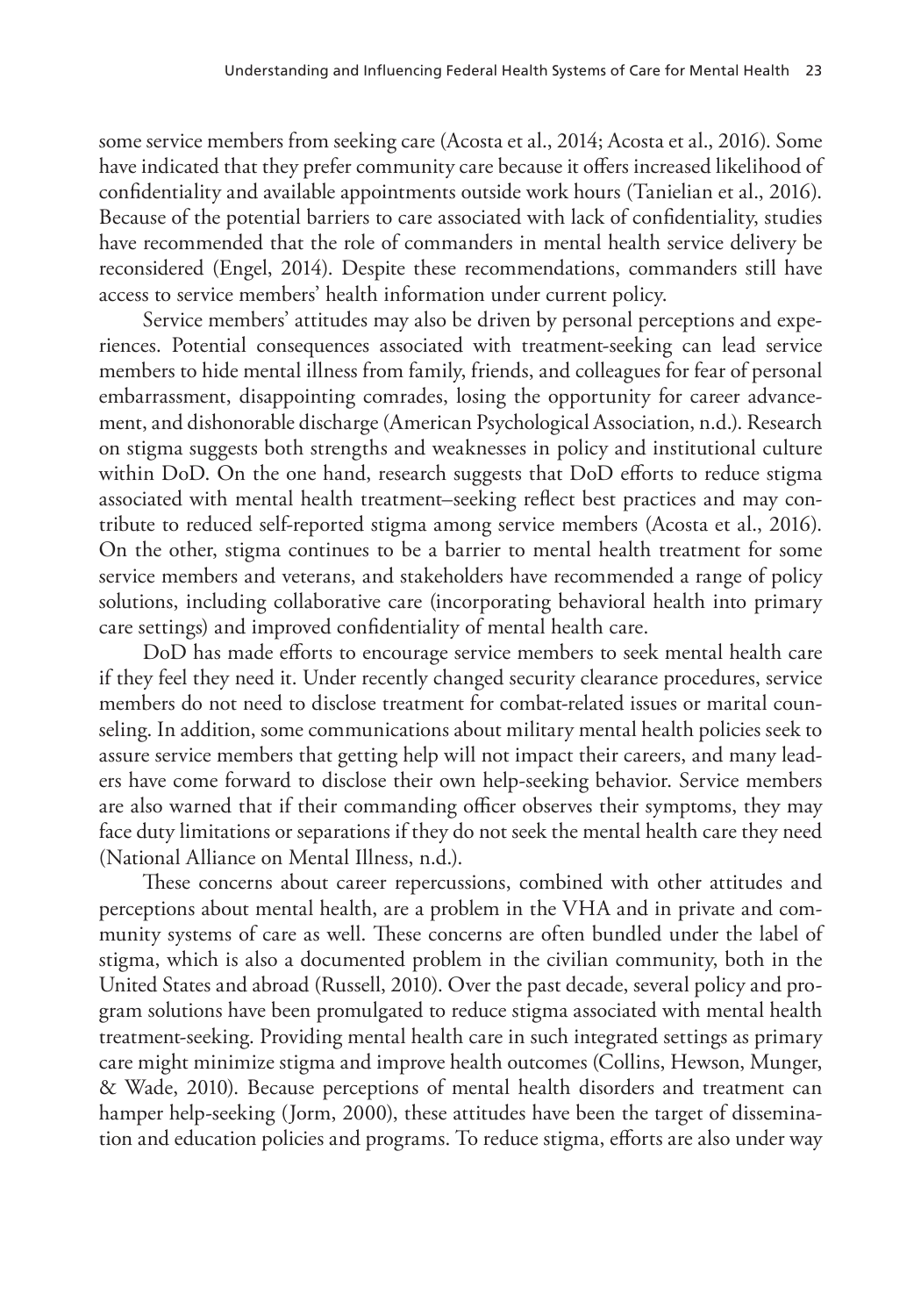some service members from seeking care (Acosta et al., 2014; Acosta et al., 2016). Some have indicated that they prefer community care because it offers increased likelihood of confidentiality and available appointments outside work hours (Tanielian et al., 2016). Because of the potential barriers to care associated with lack of confidentiality, studies have recommended that the role of commanders in mental health service delivery be reconsidered (Engel, 2014). Despite these recommendations, commanders still have access to service members' health information under current policy.

Service members' attitudes may also be driven by personal perceptions and experiences. Potential consequences associated with treatment-seeking can lead service members to hide mental illness from family, friends, and colleagues for fear of personal embarrassment, disappointing comrades, losing the opportunity for career advancement, and dishonorable discharge (American Psychological Association, n.d.). Research on stigma suggests both strengths and weaknesses in policy and institutional culture within DoD. On the one hand, research suggests that DoD efforts to reduce stigma associated with mental health treatment–seeking reflect best practices and may contribute to reduced self-reported stigma among service members (Acosta et al., 2016). On the other, stigma continues to be a barrier to mental health treatment for some service members and veterans, and stakeholders have recommended a range of policy solutions, including collaborative care (incorporating behavioral health into primary care settings) and improved confidentiality of mental health care.

DoD has made efforts to encourage service members to seek mental health care if they feel they need it. Under recently changed security clearance procedures, service members do not need to disclose treatment for combat-related issues or marital counseling. In addition, some communications about military mental health policies seek to assure service members that getting help will not impact their careers, and many leaders have come forward to disclose their own help-seeking behavior. Service members are also warned that if their commanding officer observes their symptoms, they may face duty limitations or separations if they do not seek the mental health care they need (National Alliance on Mental Illness, n.d.).

These concerns about career repercussions, combined with other attitudes and perceptions about mental health, are a problem in the VHA and in private and community systems of care as well. These concerns are often bundled under the label of stigma, which is also a documented problem in the civilian community, both in the United States and abroad (Russell, 2010). Over the past decade, several policy and program solutions have been promulgated to reduce stigma associated with mental health treatment-seeking. Providing mental health care in such integrated settings as primary care might minimize stigma and improve health outcomes (Collins, Hewson, Munger, & Wade, 2010). Because perceptions of mental health disorders and treatment can hamper help-seeking (Jorm, 2000), these attitudes have been the target of dissemination and education policies and programs. To reduce stigma, efforts are also under way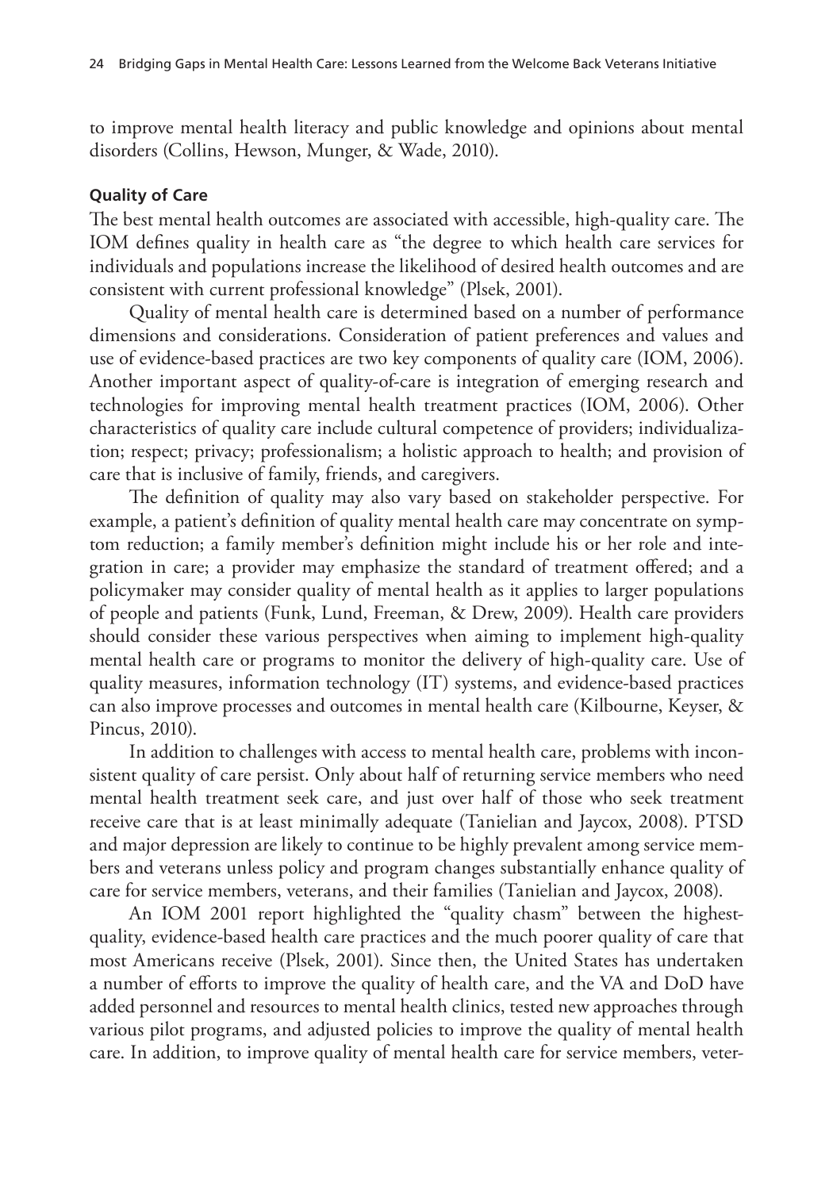to improve mental health literacy and public knowledge and opinions about mental disorders (Collins, Hewson, Munger, & Wade, 2010).

### Quality of Care

The best mental health outcomes are associated with accessible, high-quality care. The IOM defines quality in health care as "the degree to which health care services for individuals and populations increase the likelihood of desired health outcomes and are consistent with current professional knowledge" (Plsek, 2001).

Quality of mental health care is determined based on a number of performance dimensions and considerations. Consideration of patient preferences and values and use of evidence-based practices are two key components of quality care (IOM, 2006). Another important aspect of quality-of-care is integration of emerging research and technologies for improving mental health treatment practices (IOM, 2006). Other characteristics of quality care include cultural competence of providers; individualization; respect; privacy; professionalism; a holistic approach to health; and provision of care that is inclusive of family, friends, and caregivers.

The definition of quality may also vary based on stakeholder perspective. For example, a patient's definition of quality mental health care may concentrate on symptom reduction; a family member's definition might include his or her role and integration in care; a provider may emphasize the standard of treatment offered; and a policymaker may consider quality of mental health as it applies to larger populations of people and patients (Funk, Lund, Freeman, & Drew, 2009). Health care providers should consider these various perspectives when aiming to implement high-quality mental health care or programs to monitor the delivery of high-quality care. Use of quality measures, information technology (IT) systems, and evidence-based practices can also improve processes and outcomes in mental health care (Kilbourne, Keyser, & Pincus, 2010).

In addition to challenges with access to mental health care, problems with inconsistent quality of care persist. Only about half of returning service members who need mental health treatment seek care, and just over half of those who seek treatment receive care that is at least minimally adequate (Tanielian and Jaycox, 2008). PTSD and major depression are likely to continue to be highly prevalent among service members and veterans unless policy and program changes substantially enhance quality of care for service members, veterans, and their families (Tanielian and Jaycox, 2008).

An IOM 2001 report highlighted the "quality chasm" between the highest-quality, evidence-based health care practices and the much poorer quality of care that most Americans receive (Plsek, 2001). Since then, the United States has undertaken a number of efforts to improve the quality of health care, and the VA and DoD have added personnel and resources to mental health clinics, tested new approaches through various pilot programs, and adjusted policies to improve the quality of mental health care. In addition, to improve quality of mental health care for service members, veter-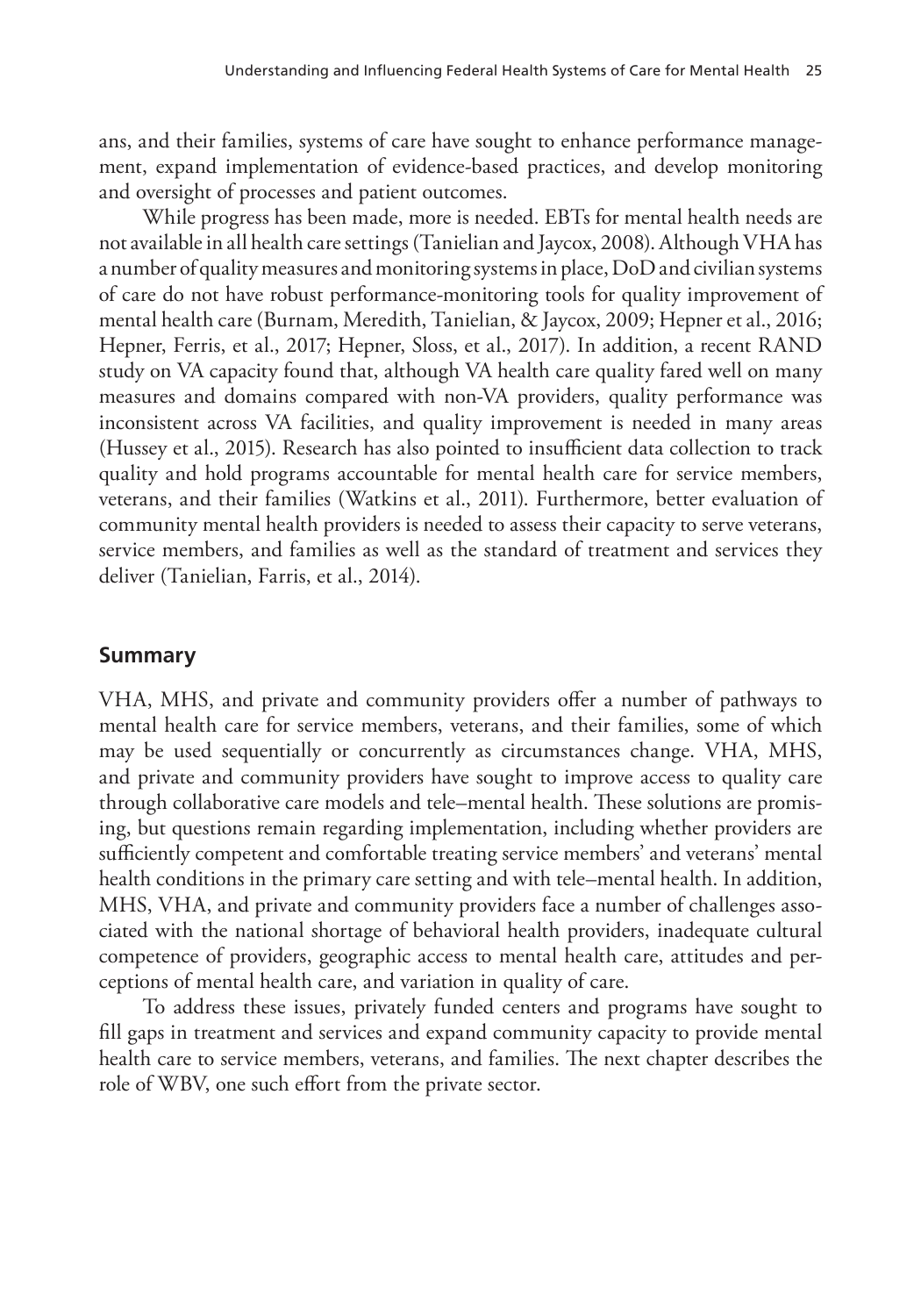ans, and their families, systems of care have sought to enhance performance management, expand implementation of evidence-based practices, and develop monitoring and oversight of processes and patient outcomes.

While progress has been made, more is needed. EBTs for mental health needs are not available in all health care settings (Tanielian and Jaycox, 2008). Although VHA has a number of quality measures and monitoring systems in place, DoD and civilian systems of care do not have robust performance-monitoring tools for quality improvement of mental health care (Burnam, Meredith, Tanielian, & Jaycox, 2009; Hepner et al., 2016; Hepner, Ferris, et al., 2017; Hepner, Sloss, et al., 2017). In addition, a recent RAND study on VA capacity found that, although VA health care quality fared well on many measures and domains compared with non-VA providers, quality performance was inconsistent across VA facilities, and quality improvement is needed in many areas (Hussey et al., 2015). Research has also pointed to insufficient data collection to track quality and hold programs accountable for mental health care for service members, veterans, and their families (Watkins et al., 2011). Furthermore, better evaluation of community mental health providers is needed to assess their capacity to serve veterans, service members, and families as well as the standard of treatment and services they deliver (Tanielian, Farris, et al., 2014).

## Summary

VHA, MHS, and private and community providers offer a number of pathways to mental health care for service members, veterans, and their families, some of which may be used sequentially or concurrently as circumstances change. VHA, MHS, and private and community providers have sought to improve access to quality care through collaborative care models and tele–mental health. These solutions are promising, but questions remain regarding implementation, including whether providers are sufficiently competent and comfortable treating service members' and veterans' mental health conditions in the primary care setting and with tele–mental health. In addition, MHS, VHA, and private and community providers face a number of challenges associated with the national shortage of behavioral health providers, inadequate cultural competence of providers, geographic access to mental health care, attitudes and perceptions of mental health care, and variation in quality of care.

To address these issues, privately funded centers and programs have sought to fill gaps in treatment and services and expand community capacity to provide mental health care to service members, veterans, and families. The next chapter describes the role of WBV, one such effort from the private sector.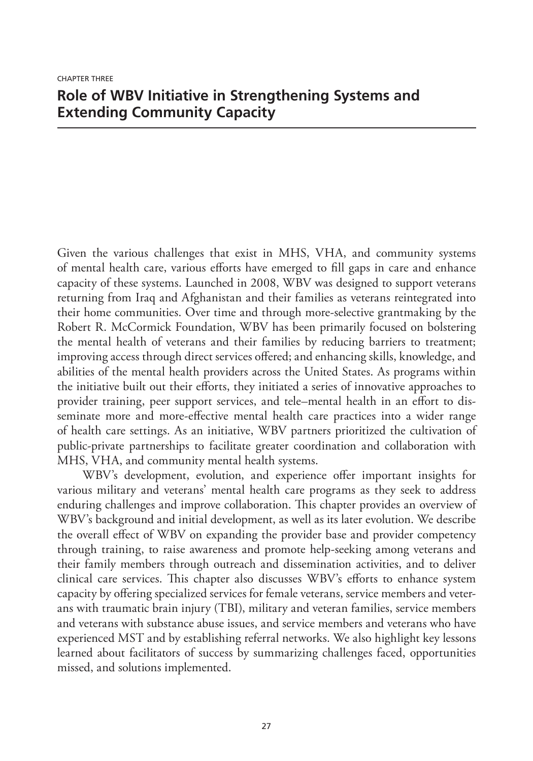CHAPTER THREE

# Role of WBV Initiative in Strengthening Systems and Extending Community Capacity

Given the various challenges that exist in MHS, VHA, and community systems of mental health care, various efforts have emerged to fill gaps in care and enhance capacity of these systems. Launched in 2008, WBV was designed to support veterans returning from Iraq and Afghanistan and their families as veterans reintegrated into their home communities. Over time and through more-selective grantmaking by the Robert R. McCormick Foundation, WBV has been primarily focused on bolstering the mental health of veterans and their families by reducing barriers to treatment; improving access through direct services offered; and enhancing skills, knowledge, and abilities of the mental health providers across the United States. As programs within the initiative built out their efforts, they initiated a series of innovative approaches to provider training, peer support services, and tele–mental health in an effort to disseminate more and more-effective mental health care practices into a wider range of health care settings. As an initiative, WBV partners prioritized the cultivation of public-private partnerships to facilitate greater coordination and collaboration with MHS, VHA, and community mental health systems.

WBV's development, evolution, and experience offer important insights for various military and veterans' mental health care programs as they seek to address enduring challenges and improve collaboration. This chapter provides an overview of WBV's background and initial development, as well as its later evolution. We describe the overall effect of WBV on expanding the provider base and provider competency through training, to raise awareness and promote help-seeking among veterans and their family members through outreach and dissemination activities, and to deliver clinical care services. This chapter also discusses WBV's efforts to enhance system capacity by offering specialized services for female veterans, service members and veterans with traumatic brain injury (TBI), military and veteran families, service members and veterans with substance abuse issues, and service members and veterans who have experienced MST and by establishing referral networks. We also highlight key lessons learned about facilitators of success by summarizing challenges faced, opportunities missed, and solutions implemented.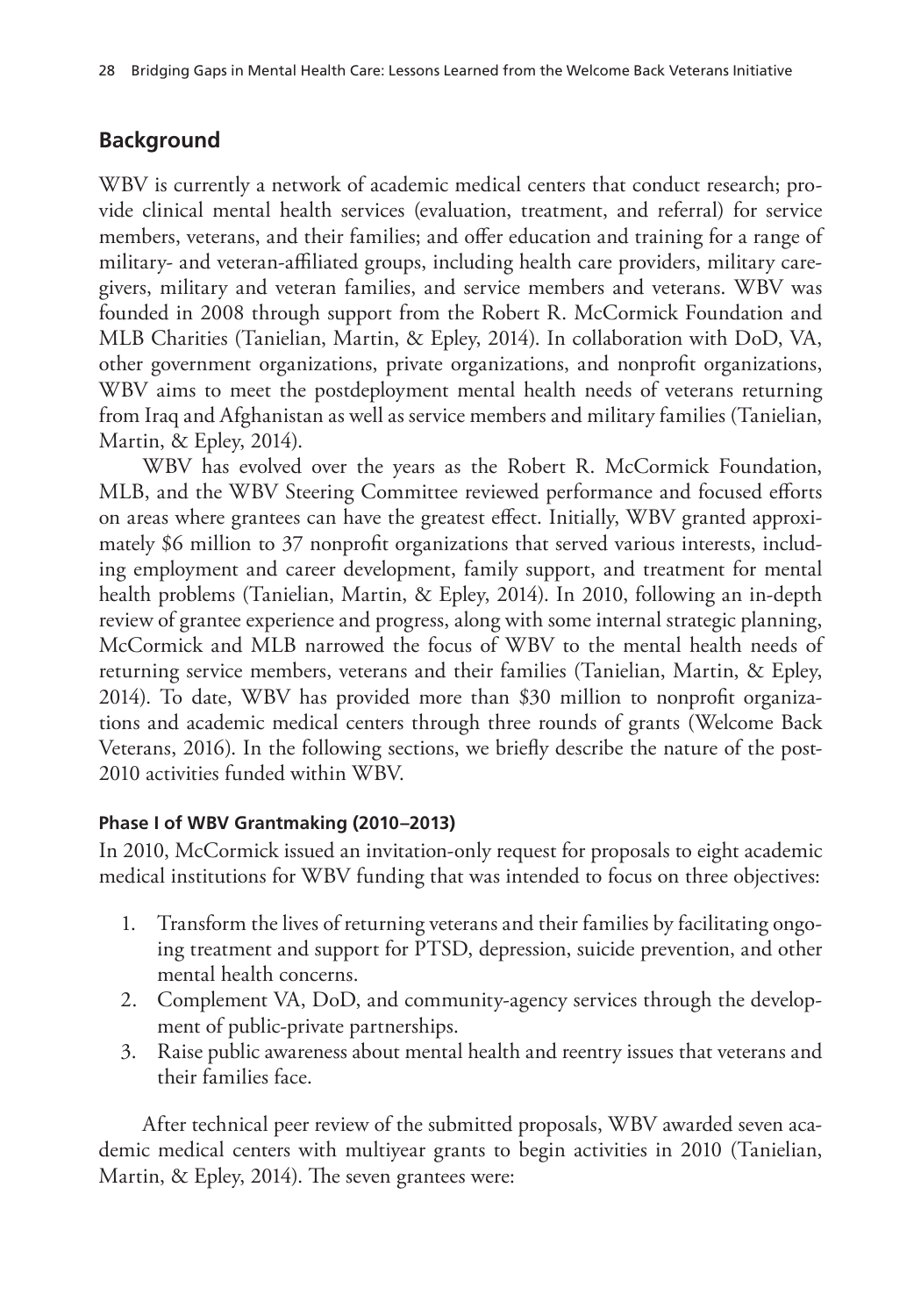## Background

WBV is currently a network of academic medical centers that conduct research; provide clinical mental health services (evaluation, treatment, and referral) for service members, veterans, and their families; and offer education and training for a range of military- and veteran-affiliated groups, including health care providers, military caregivers, military and veteran families, and service members and veterans. WBV was founded in 2008 through support from the Robert R. McCormick Foundation and MLB Charities (Tanielian, Martin, & Epley, 2014). In collaboration with DoD, VA, other government organizations, private organizations, and nonprofit organizations, WBV aims to meet the postdeployment mental health needs of veterans returning from Iraq and Afghanistan as well as service members and military families (Tanielian, Martin, & Epley, 2014).

WBV has evolved over the years as the Robert R. McCormick Foundation, MLB, and the WBV Steering Committee reviewed performance and focused efforts on areas where grantees can have the greatest effect. Initially, WBV granted approximately \$6 million to 37 nonprofit organizations that served various interests, including employment and career development, family support, and treatment for mental health problems (Tanielian, Martin, & Epley, 2014). In 2010, following an in-depth review of grantee experience and progress, along with some internal strategic planning, McCormick and MLB narrowed the focus of WBV to the mental health needs of returning service members, veterans and their families (Tanielian, Martin, & Epley, 2014). To date, WBV has provided more than \$30 million to nonprofit organizations and academic medical centers through three rounds of grants (Welcome Back Veterans, 2016). In the following sections, we briefly describe the nature of the post-2010 activities funded within WBV.

#### Phase I of WBV Grantmaking (2010–2013)

In 2010, McCormick issued an invitation-only request for proposals to eight academic medical institutions for WBV funding that was intended to focus on three objectives:

1. Transform the lives of returning veterans and their families by facilitating ongoing treatment and support for PTSD, depression, suicide prevention, and other mental health concerns.
2. Complement VA, DoD, and community-agency services through the development of public-private partnerships.
3. Raise public awareness about mental health and reentry issues that veterans and their families face.

After technical peer review of the submitted proposals, WBV awarded seven academic medical centers with multiyear grants to begin activities in 2010 (Tanielian, Martin, & Epley, 2014). The seven grantees were: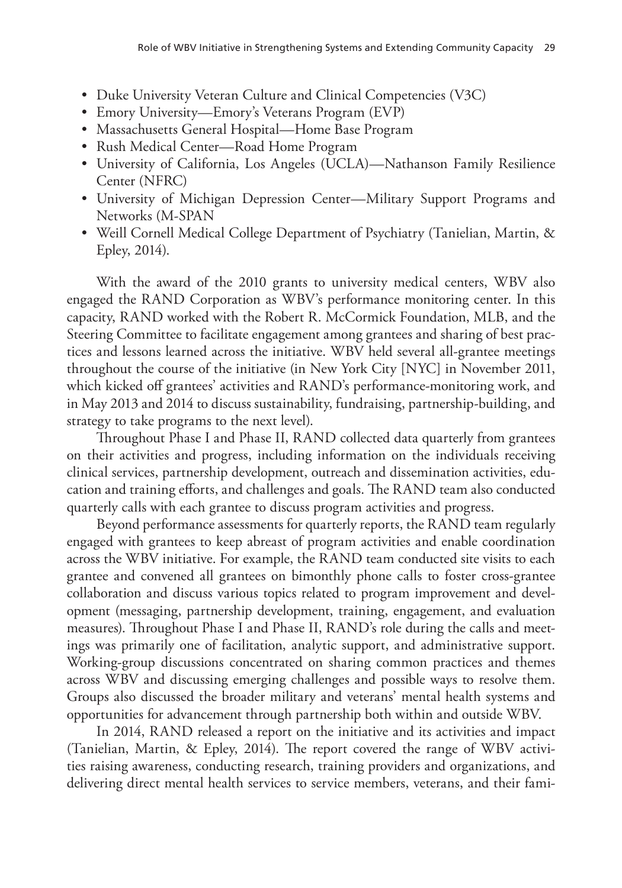- Duke University Veteran Culture and Clinical Competencies (V3C)
- Emory University—Emory's Veterans Program (EVP)
- Massachusetts General Hospital—Home Base Program
- Rush Medical Center—Road Home Program
- University of California, Los Angeles (UCLA)—Nathanson Family Resilience Center (NFRC)
- University of Michigan Depression Center—Military Support Programs and Networks (M-SPAN
- Weill Cornell Medical College Department of Psychiatry (Tanielian, Martin, & Epley, 2014).

With the award of the 2010 grants to university medical centers, WBV also engaged the RAND Corporation as WBV's performance monitoring center. In this capacity, RAND worked with the Robert R. McCormick Foundation, MLB, and the Steering Committee to facilitate engagement among grantees and sharing of best practices and lessons learned across the initiative. WBV held several all-grantee meetings throughout the course of the initiative (in New York City [NYC] in November 2011, which kicked off grantees' activities and RAND's performance-monitoring work, and in May 2013 and 2014 to discuss sustainability, fundraising, partnership-building, and strategy to take programs to the next level).

Throughout Phase I and Phase II, RAND collected data quarterly from grantees on their activities and progress, including information on the individuals receiving clinical services, partnership development, outreach and dissemination activities, education and training efforts, and challenges and goals. The RAND team also conducted quarterly calls with each grantee to discuss program activities and progress.

Beyond performance assessments for quarterly reports, the RAND team regularly engaged with grantees to keep abreast of program activities and enable coordination across the WBV initiative. For example, the RAND team conducted site visits to each grantee and convened all grantees on bimonthly phone calls to foster cross-grantee collaboration and discuss various topics related to program improvement and development (messaging, partnership development, training, engagement, and evaluation measures). Throughout Phase I and Phase II, RAND's role during the calls and meetings was primarily one of facilitation, analytic support, and administrative support. Working-group discussions concentrated on sharing common practices and themes across WBV and discussing emerging challenges and possible ways to resolve them. Groups also discussed the broader military and veterans' mental health systems and opportunities for advancement through partnership both within and outside WBV.

In 2014, RAND released a report on the initiative and its activities and impact (Tanielian, Martin, & Epley, 2014). The report covered the range of WBV activities raising awareness, conducting research, training providers and organizations, and delivering direct mental health services to service members, veterans, and their fami-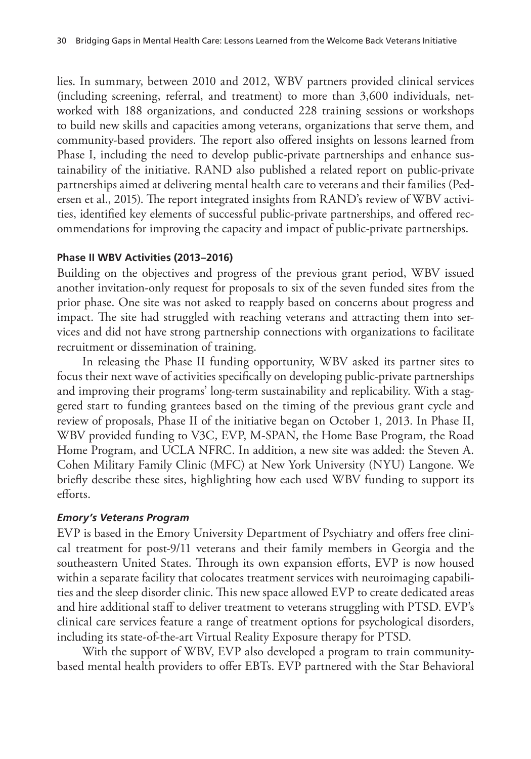lies. In summary, between 2010 and 2012, WBV partners provided clinical services (including screening, referral, and treatment) to more than 3,600 individuals, networked with 188 organizations, and conducted 228 training sessions or workshops to build new skills and capacities among veterans, organizations that serve them, and community-based providers. The report also offered insights on lessons learned from Phase I, including the need to develop public-private partnerships and enhance sustainability of the initiative. RAND also published a related report on public-private partnerships aimed at delivering mental health care to veterans and their families (Pedersen et al., 2015). The report integrated insights from RAND's review of WBV activities, identified key elements of successful public-private partnerships, and offered recommendations for improving the capacity and impact of public-private partnerships.

#### Phase II WBV Activities (2013–2016)

Building on the objectives and progress of the previous grant period, WBV issued another invitation-only request for proposals to six of the seven funded sites from the prior phase. One site was not asked to reapply based on concerns about progress and impact. The site had struggled with reaching veterans and attracting them into services and did not have strong partnership connections with organizations to facilitate recruitment or dissemination of training.

In releasing the Phase II funding opportunity, WBV asked its partner sites to focus their next wave of activities specifically on developing public-private partnerships and improving their programs' long-term sustainability and replicability. With a staggered start to funding grantees based on the timing of the previous grant cycle and review of proposals, Phase II of the initiative began on October 1, 2013. In Phase II, WBV provided funding to V3C, EVP, M-SPAN, the Home Base Program, the Road Home Program, and UCLA NFRC. In addition, a new site was added: the Steven A. Cohen Military Family Clinic (MFC) at New York University (NYU) Langone. We briefly describe these sites, highlighting how each used WBV funding to support its efforts.

##### *Emory's Veterans Program*

EVP is based in the Emory University Department of Psychiatry and offers free clinical treatment for post-9/11 veterans and their family members in Georgia and the southeastern United States. Through its own expansion efforts, EVP is now housed within a separate facility that colocates treatment services with neuroimaging capabilities and the sleep disorder clinic. This new space allowed EVP to create dedicated areas and hire additional staff to deliver treatment to veterans struggling with PTSD. EVP's clinical care services feature a range of treatment options for psychological disorders, including its state-of-the-art Virtual Reality Exposure therapy for PTSD.

With the support of WBV, EVP also developed a program to train community-based mental health providers to offer EBTs. EVP partnered with the Star Behavioral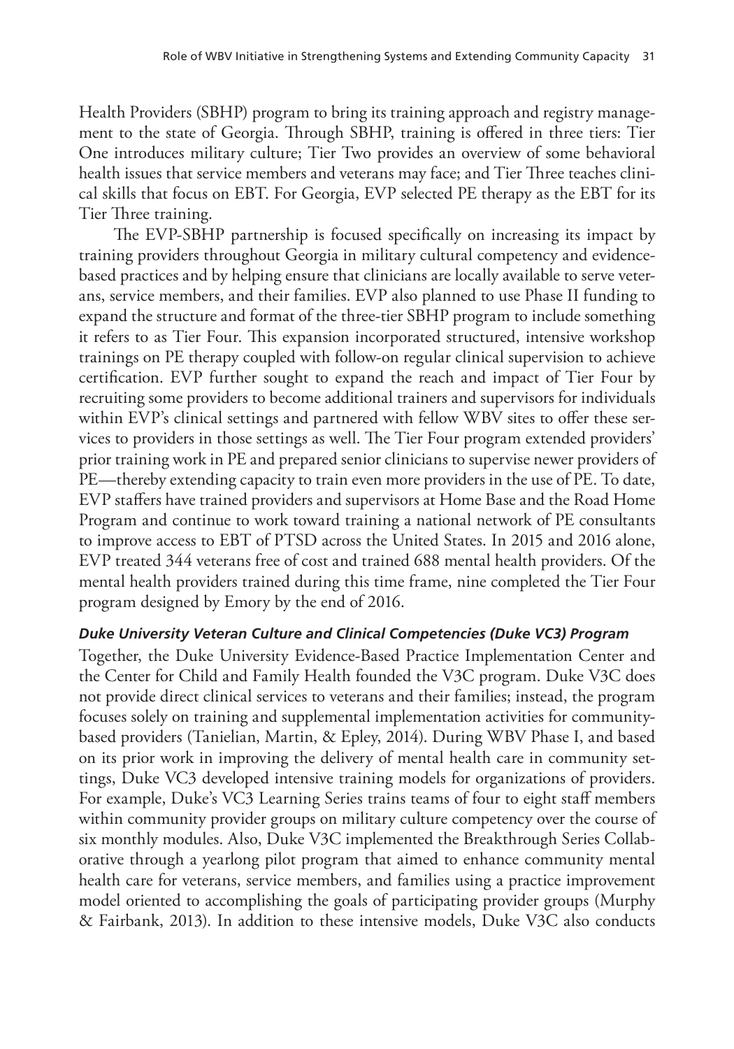Health Providers (SBHP) program to bring its training approach and registry management to the state of Georgia. Through SBHP, training is offered in three tiers: Tier One introduces military culture; Tier Two provides an overview of some behavioral health issues that service members and veterans may face; and Tier Three teaches clinical skills that focus on EBT. For Georgia, EVP selected PE therapy as the EBT for its Tier Three training.

The EVP-SBHP partnership is focused specifically on increasing its impact by training providers throughout Georgia in military cultural competency and evidence-based practices and by helping ensure that clinicians are locally available to serve veterans, service members, and their families. EVP also planned to use Phase II funding to expand the structure and format of the three-tier SBHP program to include something it refers to as Tier Four. This expansion incorporated structured, intensive workshop trainings on PE therapy coupled with follow-on regular clinical supervision to achieve certification. EVP further sought to expand the reach and impact of Tier Four by recruiting some providers to become additional trainers and supervisors for individuals within EVP's clinical settings and partnered with fellow WBV sites to offer these services to providers in those settings as well. The Tier Four program extended providers' prior training work in PE and prepared senior clinicians to supervise newer providers of PE—thereby extending capacity to train even more providers in the use of PE. To date, EVP staffers have trained providers and supervisors at Home Base and the Road Home Program and continue to work toward training a national network of PE consultants to improve access to EBT of PTSD across the United States. In 2015 and 2016 alone, EVP treated 344 veterans free of cost and trained 688 mental health providers. Of the mental health providers trained during this time frame, nine completed the Tier Four program designed by Emory by the end of 2016.

#### *Duke University Veteran Culture and Clinical Competencies (Duke VC3) Program*

Together, the Duke University Evidence-Based Practice Implementation Center and the Center for Child and Family Health founded the V3C program. Duke V3C does not provide direct clinical services to veterans and their families; instead, the program focuses solely on training and supplemental implementation activities for community-based providers (Tanielian, Martin, & Epley, 2014). During WBV Phase I, and based on its prior work in improving the delivery of mental health care in community settings, Duke VC3 developed intensive training models for organizations of providers. For example, Duke's VC3 Learning Series trains teams of four to eight staff members within community provider groups on military culture competency over the course of six monthly modules. Also, Duke V3C implemented the Breakthrough Series Collaborative through a yearlong pilot program that aimed to enhance community mental health care for veterans, service members, and families using a practice improvement model oriented to accomplishing the goals of participating provider groups (Murphy & Fairbank, 2013). In addition to these intensive models, Duke V3C also conducts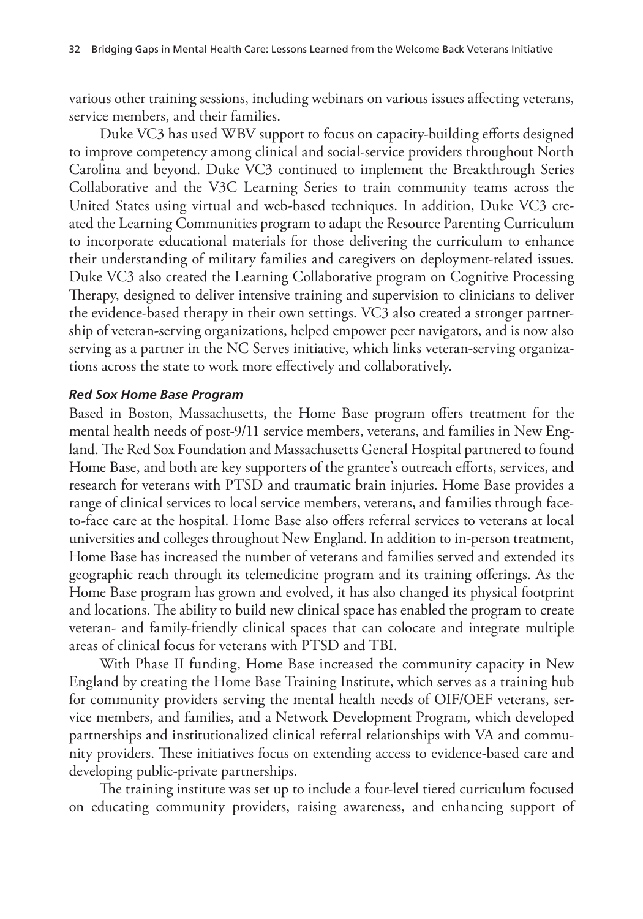various other training sessions, including webinars on various issues affecting veterans, service members, and their families.

Duke VC3 has used WBV support to focus on capacity-building efforts designed to improve competency among clinical and social-service providers throughout North Carolina and beyond. Duke VC3 continued to implement the Breakthrough Series Collaborative and the V3C Learning Series to train community teams across the United States using virtual and web-based techniques. In addition, Duke VC3 created the Learning Communities program to adapt the Resource Parenting Curriculum to incorporate educational materials for those delivering the curriculum to enhance their understanding of military families and caregivers on deployment-related issues. Duke VC3 also created the Learning Collaborative program on Cognitive Processing Therapy, designed to deliver intensive training and supervision to clinicians to deliver the evidence-based therapy in their own settings. VC3 also created a stronger partnership of veteran-serving organizations, helped empower peer navigators, and is now also serving as a partner in the NC Serves initiative, which links veteran-serving organizations across the state to work more effectively and collaboratively.

#### *Red Sox Home Base Program*

Based in Boston, Massachusetts, the Home Base program offers treatment for the mental health needs of post-9/11 service members, veterans, and families in New England. The Red Sox Foundation and Massachusetts General Hospital partnered to found Home Base, and both are key supporters of the grantee's outreach efforts, services, and research for veterans with PTSD and traumatic brain injuries. Home Base provides a range of clinical services to local service members, veterans, and families through face-to-face care at the hospital. Home Base also offers referral services to veterans at local universities and colleges throughout New England. In addition to in-person treatment, Home Base has increased the number of veterans and families served and extended its geographic reach through its telemedicine program and its training offerings. As the Home Base program has grown and evolved, it has also changed its physical footprint and locations. The ability to build new clinical space has enabled the program to create veteran- and family-friendly clinical spaces that can colocate and integrate multiple areas of clinical focus for veterans with PTSD and TBI.

With Phase II funding, Home Base increased the community capacity in New England by creating the Home Base Training Institute, which serves as a training hub for community providers serving the mental health needs of OIF/OEF veterans, service members, and families, and a Network Development Program, which developed partnerships and institutionalized clinical referral relationships with VA and community providers. These initiatives focus on extending access to evidence-based care and developing public-private partnerships.

The training institute was set up to include a four-level tiered curriculum focused on educating community providers, raising awareness, and enhancing support of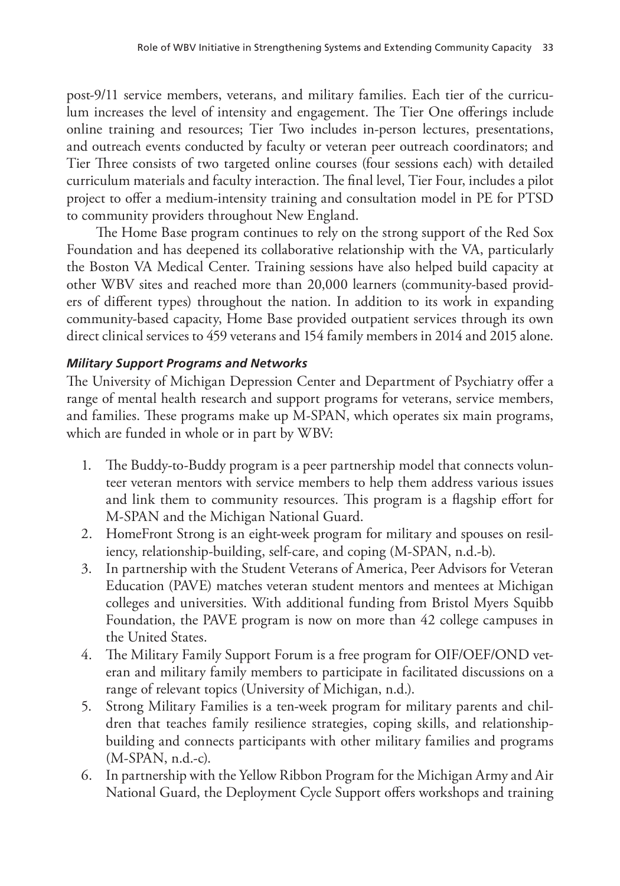post-9/11 service members, veterans, and military families. Each tier of the curriculum increases the level of intensity and engagement. The Tier One offerings include online training and resources; Tier Two includes in-person lectures, presentations, and outreach events conducted by faculty or veteran peer outreach coordinators; and Tier Three consists of two targeted online courses (four sessions each) with detailed curriculum materials and faculty interaction. The final level, Tier Four, includes a pilot project to offer a medium-intensity training and consultation model in PE for PTSD to community providers throughout New England.

The Home Base program continues to rely on the strong support of the Red Sox Foundation and has deepened its collaborative relationship with the VA, particularly the Boston VA Medical Center. Training sessions have also helped build capacity at other WBV sites and reached more than 20,000 learners (community-based providers of different types) throughout the nation. In addition to its work in expanding community-based capacity, Home Base provided outpatient services through its own direct clinical services to 459 veterans and 154 family members in 2014 and 2015 alone.

***Military Support Programs and Networks***

The University of Michigan Depression Center and Department of Psychiatry offer a range of mental health research and support programs for veterans, service members, and families. These programs make up M-SPAN, which operates six main programs, which are funded in whole or in part by WBV:

1. The Buddy-to-Buddy program is a peer partnership model that connects volunteer veteran mentors with service members to help them address various issues and link them to community resources. This program is a flagship effort for M-SPAN and the Michigan National Guard.
2. HomeFront Strong is an eight-week program for military and spouses on resiliency, relationship-building, self-care, and coping (M-SPAN, n.d.-b).
3. In partnership with the Student Veterans of America, Peer Advisors for Veteran Education (PAVE) matches veteran student mentors and mentees at Michigan colleges and universities. With additional funding from Bristol Myers Squibb Foundation, the PAVE program is now on more than 42 college campuses in the United States.
4. The Military Family Support Forum is a free program for OIF/OEF/OND veteran and military family members to participate in facilitated discussions on a range of relevant topics (University of Michigan, n.d.).
5. Strong Military Families is a ten-week program for military parents and children that teaches family resilience strategies, coping skills, and relationship-building and connects participants with other military families and programs (M-SPAN, n.d.-c).
6. In partnership with the Yellow Ribbon Program for the Michigan Army and Air National Guard, the Deployment Cycle Support offers workshops and training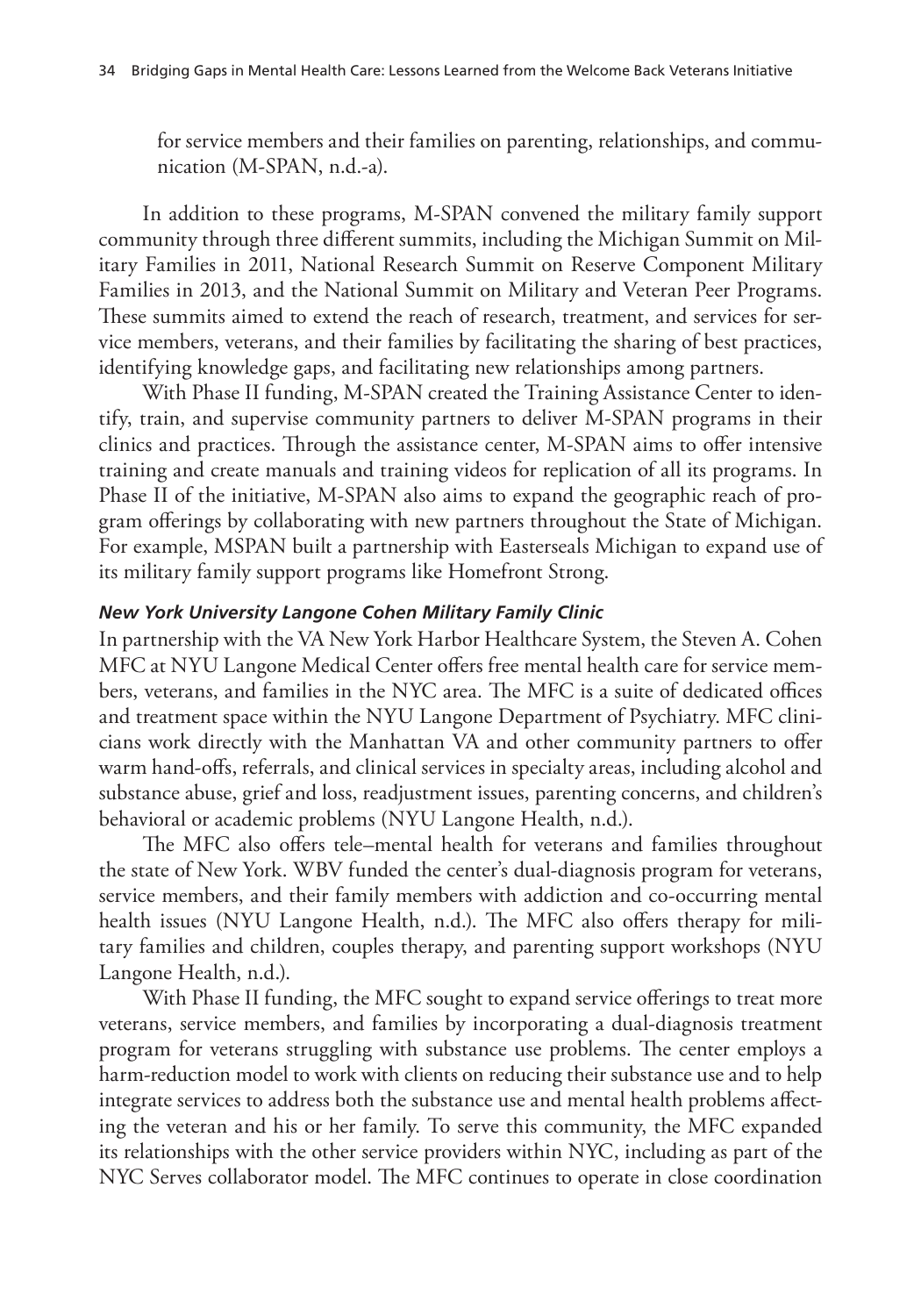for service members and their families on parenting, relationships, and communication (M-SPAN, n.d.-a).

In addition to these programs, M-SPAN convened the military family support community through three different summits, including the Michigan Summit on Military Families in 2011, National Research Summit on Reserve Component Military Families in 2013, and the National Summit on Military and Veteran Peer Programs. These summits aimed to extend the reach of research, treatment, and services for service members, veterans, and their families by facilitating the sharing of best practices, identifying knowledge gaps, and facilitating new relationships among partners.

With Phase II funding, M-SPAN created the Training Assistance Center to identify, train, and supervise community partners to deliver M-SPAN programs in their clinics and practices. Through the assistance center, M-SPAN aims to offer intensive training and create manuals and training videos for replication of all its programs. In Phase II of the initiative, M-SPAN also aims to expand the geographic reach of program offerings by collaborating with new partners throughout the State of Michigan. For example, MSPAN built a partnership with Easterseals Michigan to expand use of its military family support programs like Homefront Strong.

#### *New York University Langone Cohen Military Family Clinic*

In partnership with the VA New York Harbor Healthcare System, the Steven A. Cohen MFC at NYU Langone Medical Center offers free mental health care for service members, veterans, and families in the NYC area. The MFC is a suite of dedicated offices and treatment space within the NYU Langone Department of Psychiatry. MFC clinicians work directly with the Manhattan VA and other community partners to offer warm hand-offs, referrals, and clinical services in specialty areas, including alcohol and substance abuse, grief and loss, readjustment issues, parenting concerns, and children's behavioral or academic problems (NYU Langone Health, n.d.).

The MFC also offers tele–mental health for veterans and families throughout the state of New York. WBV funded the center's dual-diagnosis program for veterans, service members, and their family members with addiction and co-occurring mental health issues (NYU Langone Health, n.d.). The MFC also offers therapy for military families and children, couples therapy, and parenting support workshops (NYU Langone Health, n.d.).

With Phase II funding, the MFC sought to expand service offerings to treat more veterans, service members, and families by incorporating a dual-diagnosis treatment program for veterans struggling with substance use problems. The center employs a harm-reduction model to work with clients on reducing their substance use and to help integrate services to address both the substance use and mental health problems affecting the veteran and his or her family. To serve this community, the MFC expanded its relationships with the other service providers within NYC, including as part of the NYC Serves collaborator model. The MFC continues to operate in close coordination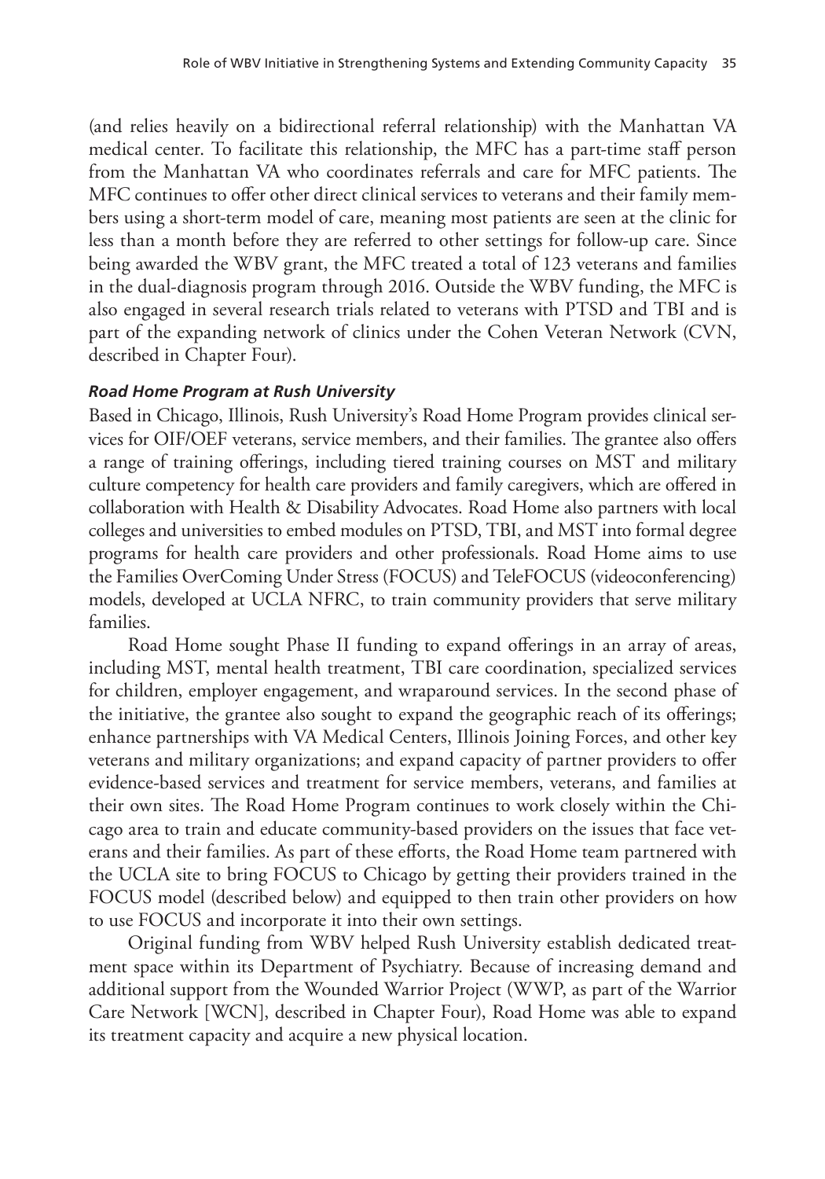(and relies heavily on a bidirectional referral relationship) with the Manhattan VA medical center. To facilitate this relationship, the MFC has a part-time staff person from the Manhattan VA who coordinates referrals and care for MFC patients. The MFC continues to offer other direct clinical services to veterans and their family members using a short-term model of care, meaning most patients are seen at the clinic for less than a month before they are referred to other settings for follow-up care. Since being awarded the WBV grant, the MFC treated a total of 123 veterans and families in the dual-diagnosis program through 2016. Outside the WBV funding, the MFC is also engaged in several research trials related to veterans with PTSD and TBI and is part of the expanding network of clinics under the Cohen Veteran Network (CVN, described in Chapter Four).

#### *Road Home Program at Rush University*

Based in Chicago, Illinois, Rush University's Road Home Program provides clinical services for OIF/OEF veterans, service members, and their families. The grantee also offers a range of training offerings, including tiered training courses on MST and military culture competency for health care providers and family caregivers, which are offered in collaboration with Health & Disability Advocates. Road Home also partners with local colleges and universities to embed modules on PTSD, TBI, and MST into formal degree programs for health care providers and other professionals. Road Home aims to use the Families OverComing Under Stress (FOCUS) and TeleFOCUS (videoconferencing) models, developed at UCLA NFRC, to train community providers that serve military families.

Road Home sought Phase II funding to expand offerings in an array of areas, including MST, mental health treatment, TBI care coordination, specialized services for children, employer engagement, and wraparound services. In the second phase of the initiative, the grantee also sought to expand the geographic reach of its offerings; enhance partnerships with VA Medical Centers, Illinois Joining Forces, and other key veterans and military organizations; and expand capacity of partner providers to offer evidence-based services and treatment for service members, veterans, and families at their own sites. The Road Home Program continues to work closely within the Chicago area to train and educate community-based providers on the issues that face veterans and their families. As part of these efforts, the Road Home team partnered with the UCLA site to bring FOCUS to Chicago by getting their providers trained in the FOCUS model (described below) and equipped to then train other providers on how to use FOCUS and incorporate it into their own settings.

Original funding from WBV helped Rush University establish dedicated treatment space within its Department of Psychiatry. Because of increasing demand and additional support from the Wounded Warrior Project (WWP, as part of the Warrior Care Network [WCN], described in Chapter Four), Road Home was able to expand its treatment capacity and acquire a new physical location.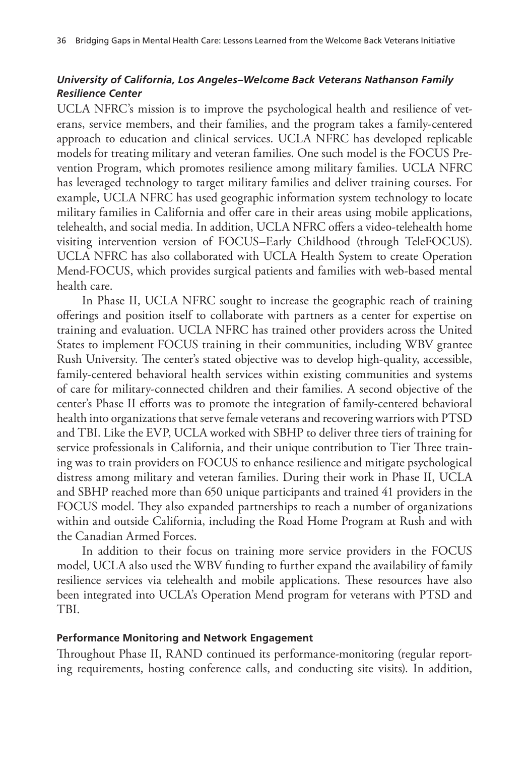#### *University of California, Los Angeles–Welcome Back Veterans Nathanson Family Resilience Center*

UCLA NFRC's mission is to improve the psychological health and resilience of veterans, service members, and their families, and the program takes a family-centered approach to education and clinical services. UCLA NFRC has developed replicable models for treating military and veteran families. One such model is the FOCUS Prevention Program, which promotes resilience among military families. UCLA NFRC has leveraged technology to target military families and deliver training courses. For example, UCLA NFRC has used geographic information system technology to locate military families in California and offer care in their areas using mobile applications, telehealth, and social media. In addition, UCLA NFRC offers a video-telehealth home visiting intervention version of FOCUS–Early Childhood (through TeleFOCUS). UCLA NFRC has also collaborated with UCLA Health System to create Operation Mend-FOCUS, which provides surgical patients and families with web-based mental health care.

In Phase II, UCLA NFRC sought to increase the geographic reach of training offerings and position itself to collaborate with partners as a center for expertise on training and evaluation. UCLA NFRC has trained other providers across the United States to implement FOCUS training in their communities, including WBV grantee Rush University. The center's stated objective was to develop high-quality, accessible, family-centered behavioral health services within existing communities and systems of care for military-connected children and their families. A second objective of the center's Phase II efforts was to promote the integration of family-centered behavioral health into organizations that serve female veterans and recovering warriors with PTSD and TBI. Like the EVP, UCLA worked with SBHP to deliver three tiers of training for service professionals in California, and their unique contribution to Tier Three training was to train providers on FOCUS to enhance resilience and mitigate psychological distress among military and veteran families. During their work in Phase II, UCLA and SBHP reached more than 650 unique participants and trained 41 providers in the FOCUS model. They also expanded partnerships to reach a number of organizations within and outside California, including the Road Home Program at Rush and with the Canadian Armed Forces.

In addition to their focus on training more service providers in the FOCUS model, UCLA also used the WBV funding to further expand the availability of family resilience services via telehealth and mobile applications. These resources have also been integrated into UCLA's Operation Mend program for veterans with PTSD and TBI.

#### **Performance Monitoring and Network Engagement**

Throughout Phase II, RAND continued its performance-monitoring (regular reporting requirements, hosting conference calls, and conducting site visits). In addition,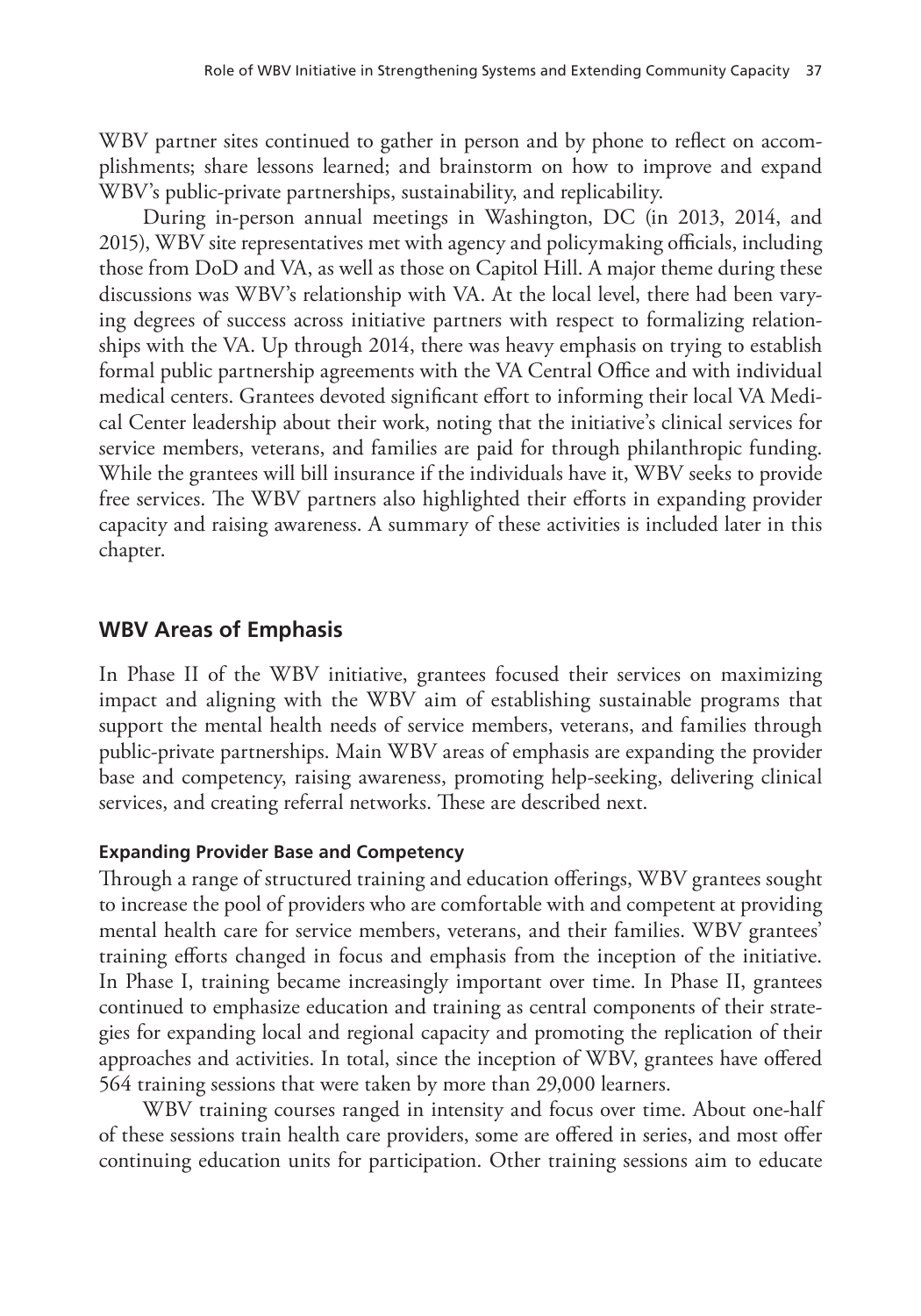WBV partner sites continued to gather in person and by phone to reflect on accomplishments; share lessons learned; and brainstorm on how to improve and expand WBV's public-private partnerships, sustainability, and replicability.

During in-person annual meetings in Washington, DC (in 2013, 2014, and 2015), WBV site representatives met with agency and policymaking officials, including those from DoD and VA, as well as those on Capitol Hill. A major theme during these discussions was WBV's relationship with VA. At the local level, there had been varying degrees of success across initiative partners with respect to formalizing relationships with the VA. Up through 2014, there was heavy emphasis on trying to establish formal public partnership agreements with the VA Central Office and with individual medical centers. Grantees devoted significant effort to informing their local VA Medical Center leadership about their work, noting that the initiative's clinical services for service members, veterans, and families are paid for through philanthropic funding. While the grantees will bill insurance if the individuals have it, WBV seeks to provide free services. The WBV partners also highlighted their efforts in expanding provider capacity and raising awareness. A summary of these activities is included later in this chapter.

## WBV Areas of Emphasis

In Phase II of the WBV initiative, grantees focused their services on maximizing impact and aligning with the WBV aim of establishing sustainable programs that support the mental health needs of service members, veterans, and families through public-private partnerships. Main WBV areas of emphasis are expanding the provider base and competency, raising awareness, promoting help-seeking, delivering clinical services, and creating referral networks. These are described next.

### Expanding Provider Base and Competency

Through a range of structured training and education offerings, WBV grantees sought to increase the pool of providers who are comfortable with and competent at providing mental health care for service members, veterans, and their families. WBV grantees' training efforts changed in focus and emphasis from the inception of the initiative. In Phase I, training became increasingly important over time. In Phase II, grantees continued to emphasize education and training as central components of their strategies for expanding local and regional capacity and promoting the replication of their approaches and activities. In total, since the inception of WBV, grantees have offered 564 training sessions that were taken by more than 29,000 learners.

WBV training courses ranged in intensity and focus over time. About one-half of these sessions train health care providers, some are offered in series, and most offer continuing education units for participation. Other training sessions aim to educate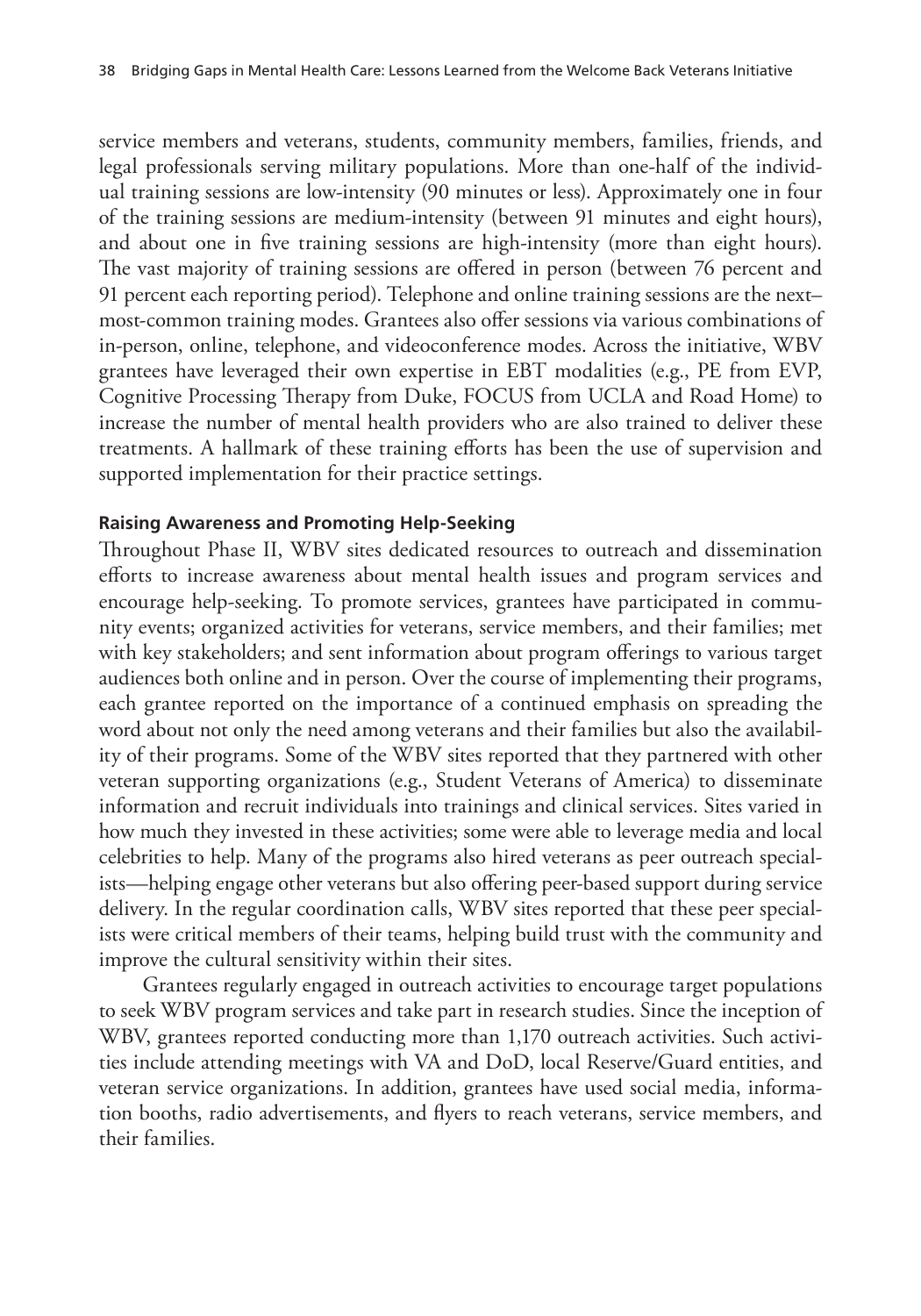service members and veterans, students, community members, families, friends, and legal professionals serving military populations. More than one-half of the individual training sessions are low-intensity (90 minutes or less). Approximately one in four of the training sessions are medium-intensity (between 91 minutes and eight hours), and about one in five training sessions are high-intensity (more than eight hours). The vast majority of training sessions are offered in person (between 76 percent and 91 percent each reporting period). Telephone and online training sessions are the next–most-common training modes. Grantees also offer sessions via various combinations of in-person, online, telephone, and videoconference modes. Across the initiative, WBV grantees have leveraged their own expertise in EBT modalities (e.g., PE from EVP, Cognitive Processing Therapy from Duke, FOCUS from UCLA and Road Home) to increase the number of mental health providers who are also trained to deliver these treatments. A hallmark of these training efforts has been the use of supervision and supported implementation for their practice settings.

#### Raising Awareness and Promoting Help-Seeking

Throughout Phase II, WBV sites dedicated resources to outreach and dissemination efforts to increase awareness about mental health issues and program services and encourage help-seeking. To promote services, grantees have participated in community events; organized activities for veterans, service members, and their families; met with key stakeholders; and sent information about program offerings to various target audiences both online and in person. Over the course of implementing their programs, each grantee reported on the importance of a continued emphasis on spreading the word about not only the need among veterans and their families but also the availability of their programs. Some of the WBV sites reported that they partnered with other veteran supporting organizations (e.g., Student Veterans of America) to disseminate information and recruit individuals into trainings and clinical services. Sites varied in how much they invested in these activities; some were able to leverage media and local celebrities to help. Many of the programs also hired veterans as peer outreach specialists—helping engage other veterans but also offering peer-based support during service delivery. In the regular coordination calls, WBV sites reported that these peer specialists were critical members of their teams, helping build trust with the community and improve the cultural sensitivity within their sites.

Grantees regularly engaged in outreach activities to encourage target populations to seek WBV program services and take part in research studies. Since the inception of WBV, grantees reported conducting more than 1,170 outreach activities. Such activities include attending meetings with VA and DoD, local Reserve/Guard entities, and veteran service organizations. In addition, grantees have used social media, information booths, radio advertisements, and flyers to reach veterans, service members, and their families.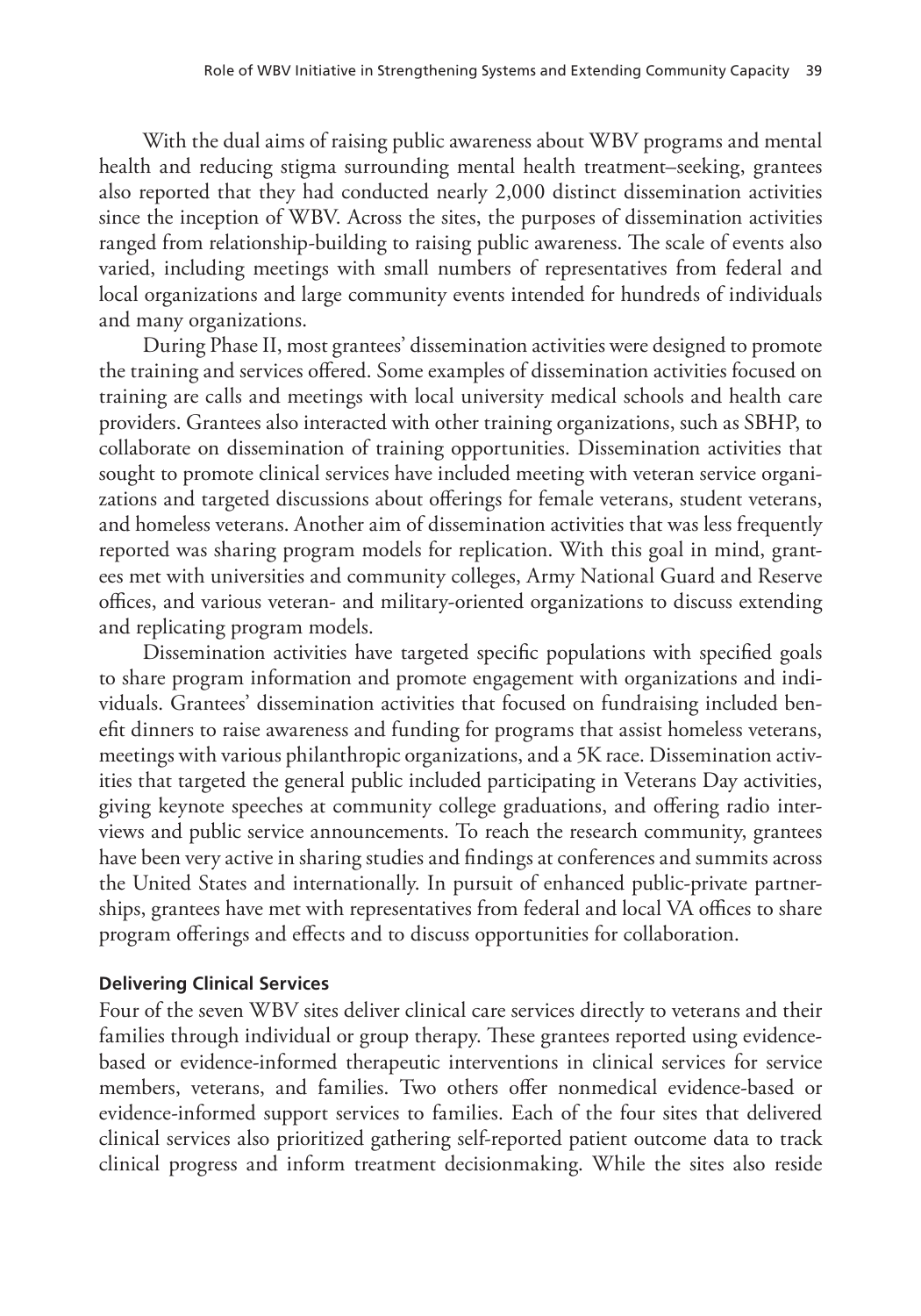With the dual aims of raising public awareness about WBV programs and mental health and reducing stigma surrounding mental health treatment–seeking, grantees also reported that they had conducted nearly 2,000 distinct dissemination activities since the inception of WBV. Across the sites, the purposes of dissemination activities ranged from relationship-building to raising public awareness. The scale of events also varied, including meetings with small numbers of representatives from federal and local organizations and large community events intended for hundreds of individuals and many organizations.

During Phase II, most grantees' dissemination activities were designed to promote the training and services offered. Some examples of dissemination activities focused on training are calls and meetings with local university medical schools and health care providers. Grantees also interacted with other training organizations, such as SBHP, to collaborate on dissemination of training opportunities. Dissemination activities that sought to promote clinical services have included meeting with veteran service organizations and targeted discussions about offerings for female veterans, student veterans, and homeless veterans. Another aim of dissemination activities that was less frequently reported was sharing program models for replication. With this goal in mind, grantees met with universities and community colleges, Army National Guard and Reserve offices, and various veteran- and military-oriented organizations to discuss extending and replicating program models.

Dissemination activities have targeted specific populations with specified goals to share program information and promote engagement with organizations and individuals. Grantees' dissemination activities that focused on fundraising included benefit dinners to raise awareness and funding for programs that assist homeless veterans, meetings with various philanthropic organizations, and a 5K race. Dissemination activities that targeted the general public included participating in Veterans Day activities, giving keynote speeches at community college graduations, and offering radio interviews and public service announcements. To reach the research community, grantees have been very active in sharing studies and findings at conferences and summits across the United States and internationally. In pursuit of enhanced public-private partnerships, grantees have met with representatives from federal and local VA offices to share program offerings and effects and to discuss opportunities for collaboration.

#### Delivering Clinical Services

Four of the seven WBV sites deliver clinical care services directly to veterans and their families through individual or group therapy. These grantees reported using evidence-based or evidence-informed therapeutic interventions in clinical services for service members, veterans, and families. Two others offer nonmedical evidence-based or evidence-informed support services to families. Each of the four sites that delivered clinical services also prioritized gathering self-reported patient outcome data to track clinical progress and inform treatment decisionmaking. While the sites also reside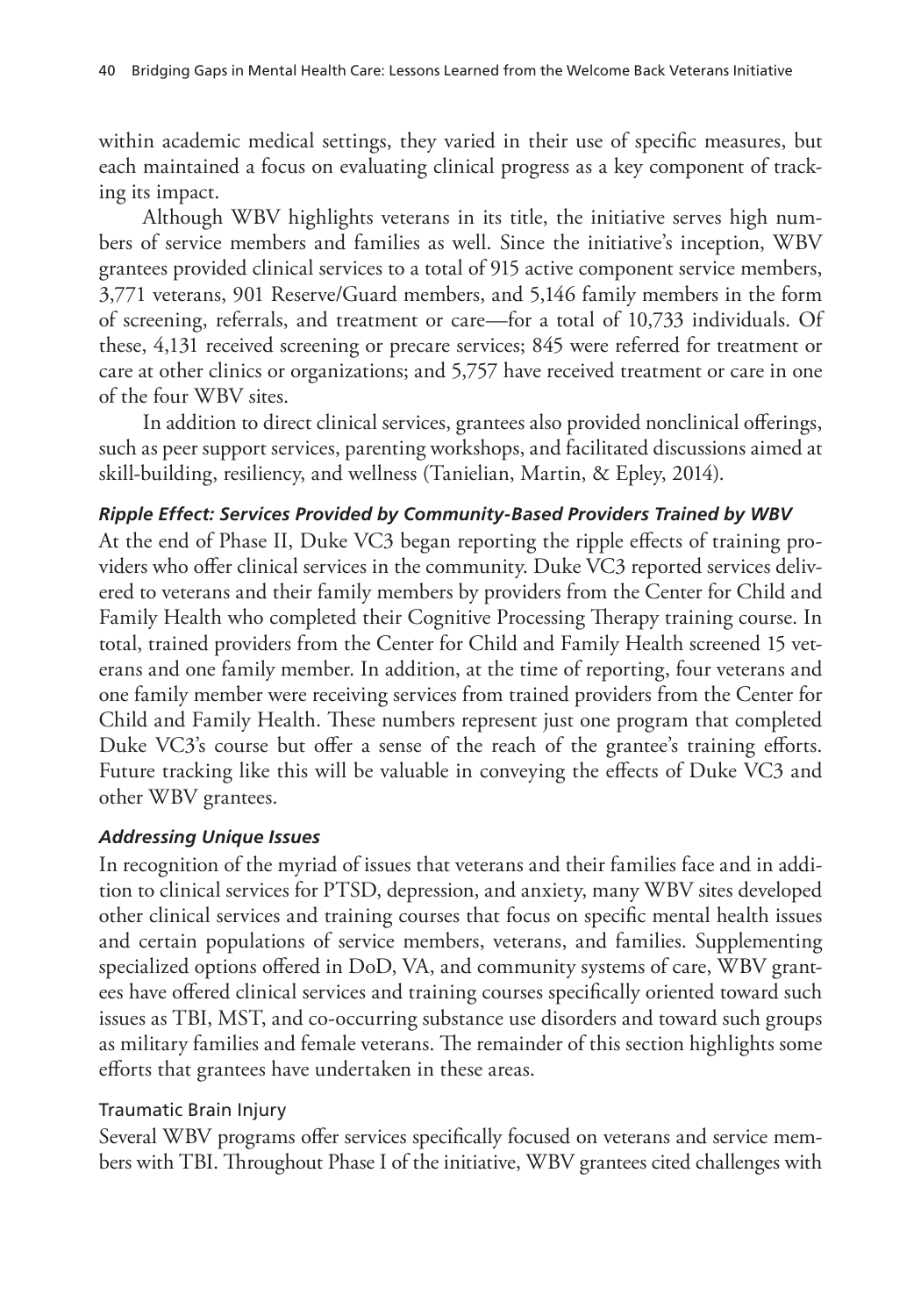within academic medical settings, they varied in their use of specific measures, but each maintained a focus on evaluating clinical progress as a key component of tracking its impact.

Although WBV highlights veterans in its title, the initiative serves high numbers of service members and families as well. Since the initiative's inception, WBV grantees provided clinical services to a total of 915 active component service members, 3,771 veterans, 901 Reserve/Guard members, and 5,146 family members in the form of screening, referrals, and treatment or care—for a total of 10,733 individuals. Of these, 4,131 received screening or precare services; 845 were referred for treatment or care at other clinics or organizations; and 5,757 have received treatment or care in one of the four WBV sites.

In addition to direct clinical services, grantees also provided nonclinical offerings, such as peer support services, parenting workshops, and facilitated discussions aimed at skill-building, resiliency, and wellness (Tanielian, Martin, & Epley, 2014).

#### *Ripple Effect: Services Provided by Community-Based Providers Trained by WBV*

At the end of Phase II, Duke VC3 began reporting the ripple effects of training providers who offer clinical services in the community. Duke VC3 reported services delivered to veterans and their family members by providers from the Center for Child and Family Health who completed their Cognitive Processing Therapy training course. In total, trained providers from the Center for Child and Family Health screened 15 veterans and one family member. In addition, at the time of reporting, four veterans and one family member were receiving services from trained providers from the Center for Child and Family Health. These numbers represent just one program that completed Duke VC3's course but offer a sense of the reach of the grantee's training efforts. Future tracking like this will be valuable in conveying the effects of Duke VC3 and other WBV grantees.

#### *Addressing Unique Issues*

In recognition of the myriad of issues that veterans and their families face and in addition to clinical services for PTSD, depression, and anxiety, many WBV sites developed other clinical services and training courses that focus on specific mental health issues and certain populations of service members, veterans, and families. Supplementing specialized options offered in DoD, VA, and community systems of care, WBV grantees have offered clinical services and training courses specifically oriented toward such issues as TBI, MST, and co-occurring substance use disorders and toward such groups as military families and female veterans. The remainder of this section highlights some efforts that grantees have undertaken in these areas.

##### Traumatic Brain Injury

Several WBV programs offer services specifically focused on veterans and service members with TBI. Throughout Phase I of the initiative, WBV grantees cited challenges with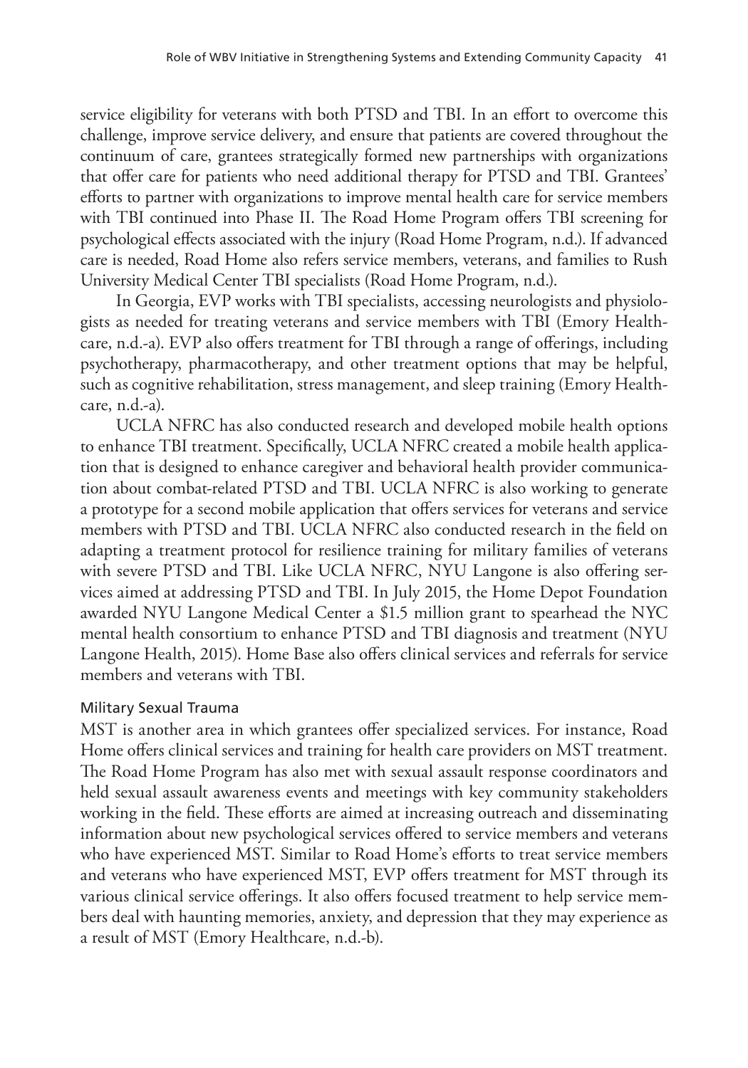service eligibility for veterans with both PTSD and TBI. In an effort to overcome this challenge, improve service delivery, and ensure that patients are covered throughout the continuum of care, grantees strategically formed new partnerships with organizations that offer care for patients who need additional therapy for PTSD and TBI. Grantees' efforts to partner with organizations to improve mental health care for service members with TBI continued into Phase II. The Road Home Program offers TBI screening for psychological effects associated with the injury (Road Home Program, n.d.). If advanced care is needed, Road Home also refers service members, veterans, and families to Rush University Medical Center TBI specialists (Road Home Program, n.d.).

In Georgia, EVP works with TBI specialists, accessing neurologists and physiologists as needed for treating veterans and service members with TBI (Emory Healthcare, n.d.-a). EVP also offers treatment for TBI through a range of offerings, including psychotherapy, pharmacotherapy, and other treatment options that may be helpful, such as cognitive rehabilitation, stress management, and sleep training (Emory Healthcare, n.d.-a).

UCLA NFRC has also conducted research and developed mobile health options to enhance TBI treatment. Specifically, UCLA NFRC created a mobile health application that is designed to enhance caregiver and behavioral health provider communication about combat-related PTSD and TBI. UCLA NFRC is also working to generate a prototype for a second mobile application that offers services for veterans and service members with PTSD and TBI. UCLA NFRC also conducted research in the field on adapting a treatment protocol for resilience training for military families of veterans with severe PTSD and TBI. Like UCLA NFRC, NYU Langone is also offering services aimed at addressing PTSD and TBI. In July 2015, the Home Depot Foundation awarded NYU Langone Medical Center a $1.5 million grant to spearhead the NYC mental health consortium to enhance PTSD and TBI diagnosis and treatment (NYU Langone Health, 2015). Home Base also offers clinical services and referrals for service members and veterans with TBI.

#### Military Sexual Trauma

MST is another area in which grantees offer specialized services. For instance, Road Home offers clinical services and training for health care providers on MST treatment. The Road Home Program has also met with sexual assault response coordinators and held sexual assault awareness events and meetings with key community stakeholders working in the field. These efforts are aimed at increasing outreach and disseminating information about new psychological services offered to service members and veterans who have experienced MST. Similar to Road Home's efforts to treat service members and veterans who have experienced MST, EVP offers treatment for MST through its various clinical service offerings. It also offers focused treatment to help service members deal with haunting memories, anxiety, and depression that they may experience as a result of MST (Emory Healthcare, n.d.-b).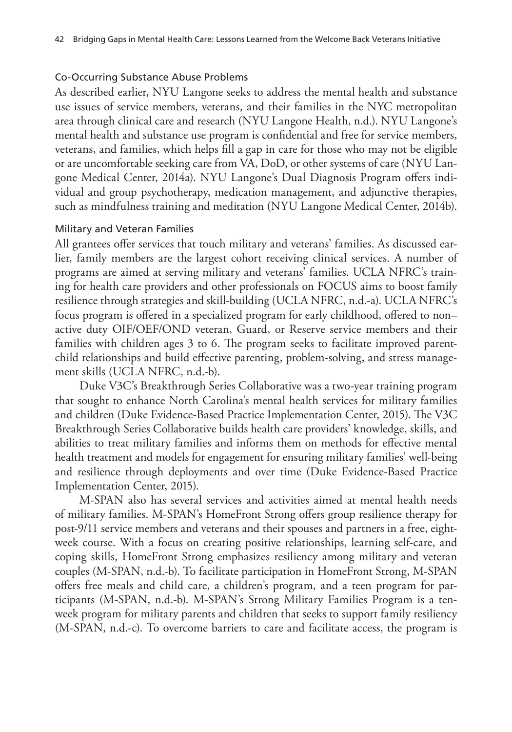#### Co-Occurring Substance Abuse Problems

As described earlier, NYU Langone seeks to address the mental health and substance use issues of service members, veterans, and their families in the NYC metropolitan area through clinical care and research (NYU Langone Health, n.d.). NYU Langone's mental health and substance use program is confidential and free for service members, veterans, and families, which helps fill a gap in care for those who may not be eligible or are uncomfortable seeking care from VA, DoD, or other systems of care (NYU Langone Medical Center, 2014a). NYU Langone's Dual Diagnosis Program offers individual and group psychotherapy, medication management, and adjunctive therapies, such as mindfulness training and meditation (NYU Langone Medical Center, 2014b).

#### Military and Veteran Families

All grantees offer services that touch military and veterans' families. As discussed earlier, family members are the largest cohort receiving clinical services. A number of programs are aimed at serving military and veterans' families. UCLA NFRC's training for health care providers and other professionals on FOCUS aims to boost family resilience through strategies and skill-building (UCLA NFRC, n.d.-a). UCLA NFRC's focus program is offered in a specialized program for early childhood, offered to non–active duty OIF/OEF/OND veteran, Guard, or Reserve service members and their families with children ages 3 to 6. The program seeks to facilitate improved parent-child relationships and build effective parenting, problem-solving, and stress management skills (UCLA NFRC, n.d.-b).

Duke V3C's Breakthrough Series Collaborative was a two-year training program that sought to enhance North Carolina's mental health services for military families and children (Duke Evidence-Based Practice Implementation Center, 2015). The V3C Breakthrough Series Collaborative builds health care providers' knowledge, skills, and abilities to treat military families and informs them on methods for effective mental health treatment and models for engagement for ensuring military families' well-being and resilience through deployments and over time (Duke Evidence-Based Practice Implementation Center, 2015).

M-SPAN also has several services and activities aimed at mental health needs of military families. M-SPAN's HomeFront Strong offers group resilience therapy for post-9/11 service members and veterans and their spouses and partners in a free, eight-week course. With a focus on creating positive relationships, learning self-care, and coping skills, HomeFront Strong emphasizes resiliency among military and veteran couples (M-SPAN, n.d.-b). To facilitate participation in HomeFront Strong, M-SPAN offers free meals and child care, a children's program, and a teen program for participants (M-SPAN, n.d.-b). M-SPAN's Strong Military Families Program is a ten-week program for military parents and children that seeks to support family resiliency (M-SPAN, n.d.-c). To overcome barriers to care and facilitate access, the program is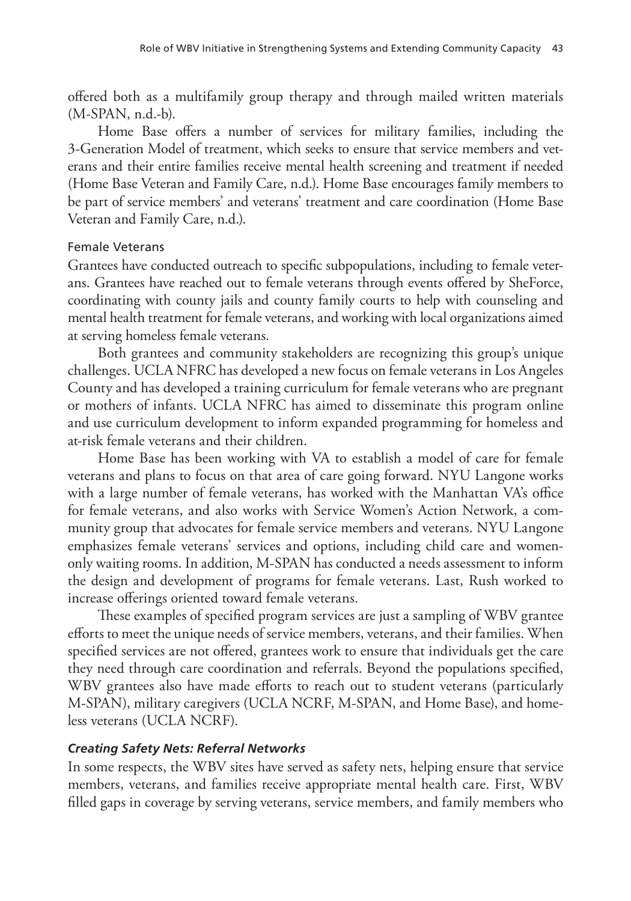offered both as a multifamily group therapy and through mailed written materials (M-SPAN, n.d.-b).

Home Base offers a number of services for military families, including the 3-Generation Model of treatment, which seeks to ensure that service members and veterans and their entire families receive mental health screening and treatment if needed (Home Base Veteran and Family Care, n.d.). Home Base encourages family members to be part of service members' and veterans' treatment and care coordination (Home Base Veteran and Family Care, n.d.).

#### Female Veterans

Grantees have conducted outreach to specific subpopulations, including to female veterans. Grantees have reached out to female veterans through events offered by SheForce, coordinating with county jails and county family courts to help with counseling and mental health treatment for female veterans, and working with local organizations aimed at serving homeless female veterans.

Both grantees and community stakeholders are recognizing this group's unique challenges. UCLA NFRC has developed a new focus on female veterans in Los Angeles County and has developed a training curriculum for female veterans who are pregnant or mothers of infants. UCLA NFRC has aimed to disseminate this program online and use curriculum development to inform expanded programming for homeless and at-risk female veterans and their children.

Home Base has been working with VA to establish a model of care for female veterans and plans to focus on that area of care going forward. NYU Langone works with a large number of female veterans, has worked with the Manhattan VA's office for female veterans, and also works with Service Women's Action Network, a community group that advocates for female service members and veterans. NYU Langone emphasizes female veterans' services and options, including child care and women-only waiting rooms. In addition, M-SPAN has conducted a needs assessment to inform the design and development of programs for female veterans. Last, Rush worked to increase offerings oriented toward female veterans.

These examples of specified program services are just a sampling of WBV grantee efforts to meet the unique needs of service members, veterans, and their families. When specified services are not offered, grantees work to ensure that individuals get the care they need through care coordination and referrals. Beyond the populations specified, WBV grantees also have made efforts to reach out to student veterans (particularly M-SPAN), military caregivers (UCLA NCRF, M-SPAN, and Home Base), and homeless veterans (UCLA NCRF).

### *Creating Safety Nets: Referral Networks*

In some respects, the WBV sites have served as safety nets, helping ensure that service members, veterans, and families receive appropriate mental health care. First, WBV filled gaps in coverage by serving veterans, service members, and family members who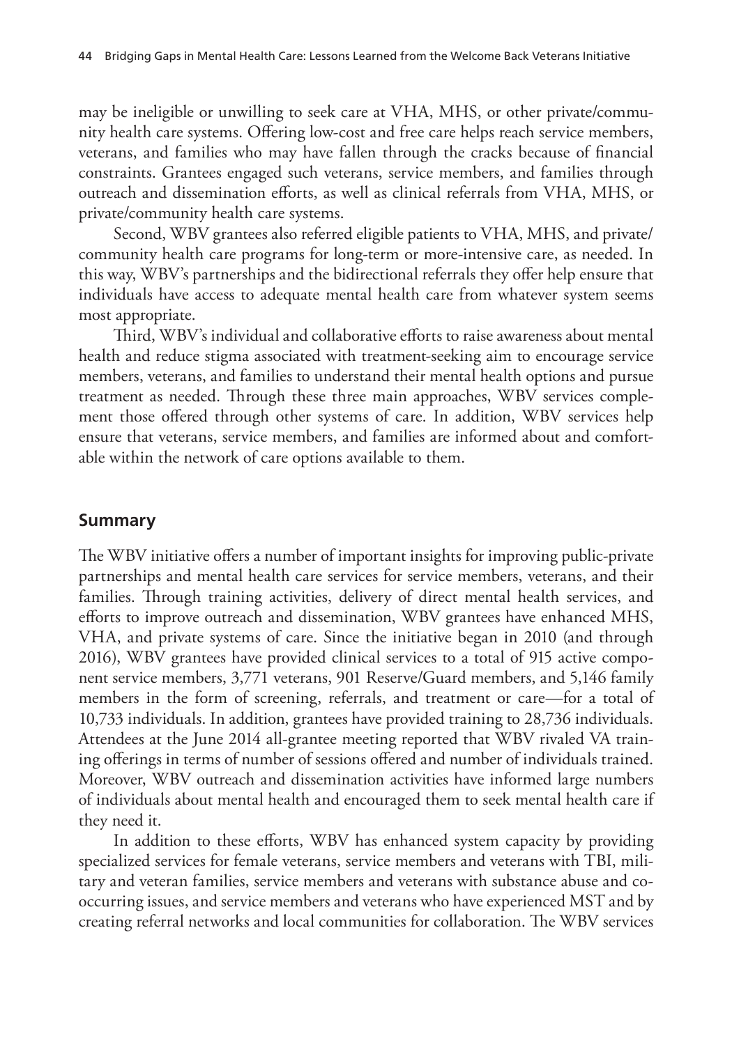may be ineligible or unwilling to seek care at VHA, MHS, or other private/community health care systems. Offering low-cost and free care helps reach service members, veterans, and families who may have fallen through the cracks because of financial constraints. Grantees engaged such veterans, service members, and families through outreach and dissemination efforts, as well as clinical referrals from VHA, MHS, or private/community health care systems.

Second, WBV grantees also referred eligible patients to VHA, MHS, and private/community health care programs for long-term or more-intensive care, as needed. In this way, WBV's partnerships and the bidirectional referrals they offer help ensure that individuals have access to adequate mental health care from whatever system seems most appropriate.

Third, WBV's individual and collaborative efforts to raise awareness about mental health and reduce stigma associated with treatment-seeking aim to encourage service members, veterans, and families to understand their mental health options and pursue treatment as needed. Through these three main approaches, WBV services complement those offered through other systems of care. In addition, WBV services help ensure that veterans, service members, and families are informed about and comfortable within the network of care options available to them.

## Summary

The WBV initiative offers a number of important insights for improving public-private partnerships and mental health care services for service members, veterans, and their families. Through training activities, delivery of direct mental health services, and efforts to improve outreach and dissemination, WBV grantees have enhanced MHS, VHA, and private systems of care. Since the initiative began in 2010 (and through 2016), WBV grantees have provided clinical services to a total of 915 active component service members, 3,771 veterans, 901 Reserve/Guard members, and 5,146 family members in the form of screening, referrals, and treatment or care—for a total of 10,733 individuals. In addition, grantees have provided training to 28,736 individuals. Attendees at the June 2014 all-grantee meeting reported that WBV rivaled VA training offerings in terms of number of sessions offered and number of individuals trained. Moreover, WBV outreach and dissemination activities have informed large numbers of individuals about mental health and encouraged them to seek mental health care if they need it.

In addition to these efforts, WBV has enhanced system capacity by providing specialized services for female veterans, service members and veterans with TBI, military and veteran families, service members and veterans with substance abuse and co-occurring issues, and service members and veterans who have experienced MST and by creating referral networks and local communities for collaboration. The WBV services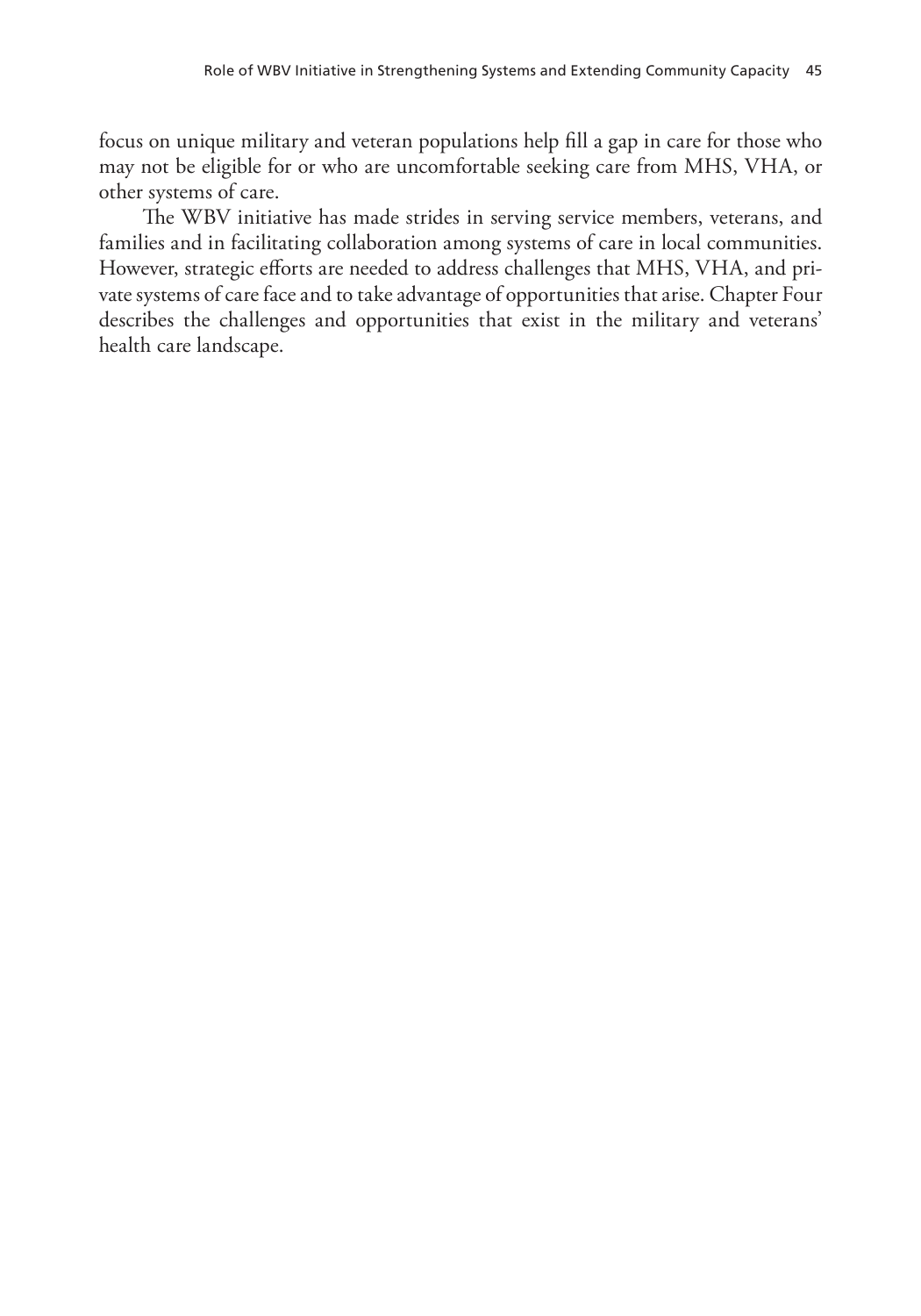focus on unique military and veteran populations help fill a gap in care for those who may not be eligible for or who are uncomfortable seeking care from MHS, VHA, or other systems of care.

The WBV initiative has made strides in serving service members, veterans, and families and in facilitating collaboration among systems of care in local communities. However, strategic efforts are needed to address challenges that MHS, VHA, and private systems of care face and to take advantage of opportunities that arise. Chapter Four describes the challenges and opportunities that exist in the military and veterans' health care landscape.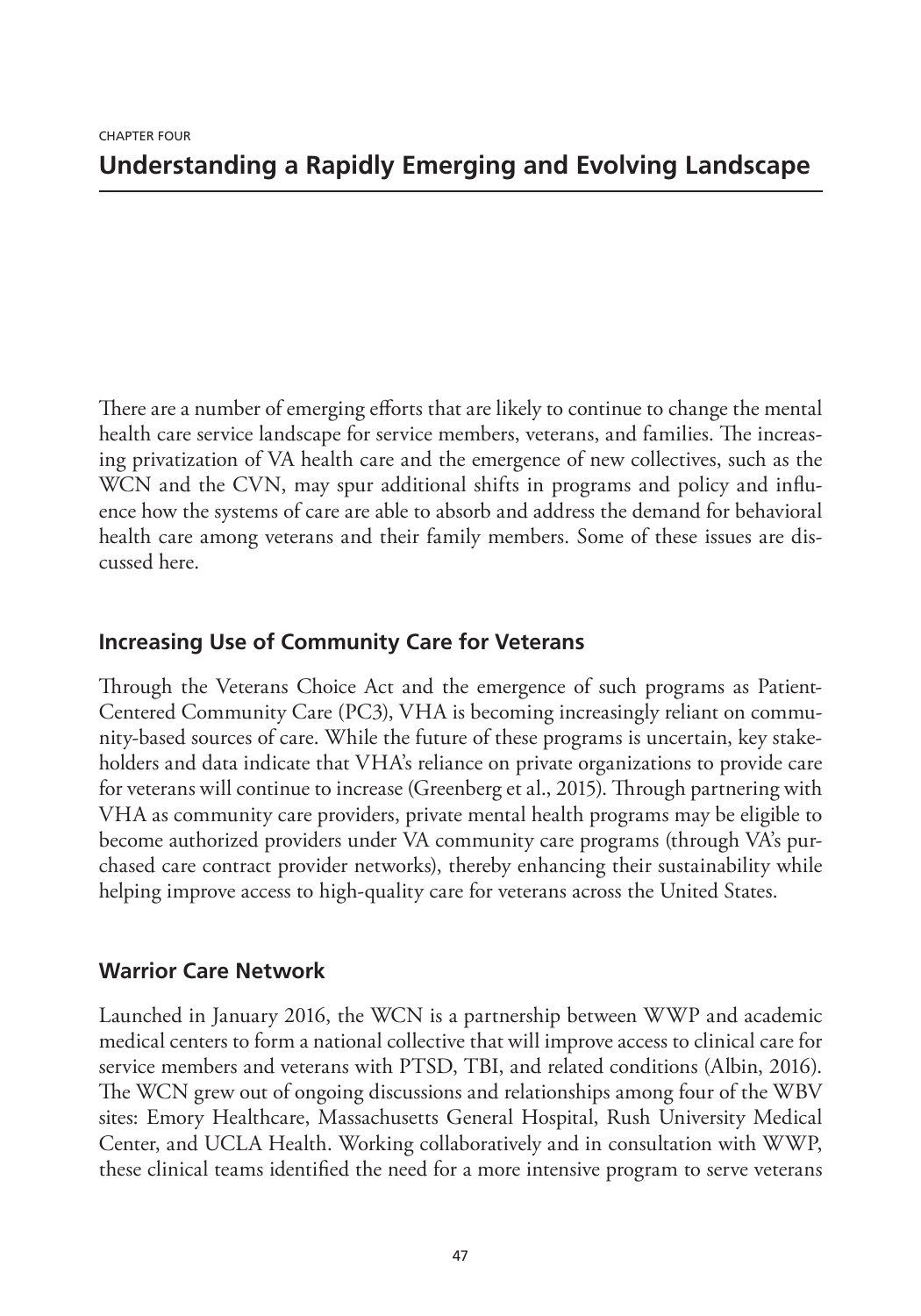CHAPTER FOUR

# Understanding a Rapidly Emerging and Evolving Landscape

There are a number of emerging efforts that are likely to continue to change the mental health care service landscape for service members, veterans, and families. The increasing privatization of VA health care and the emergence of new collectives, such as the WCN and the CVN, may spur additional shifts in programs and policy and influence how the systems of care are able to absorb and address the demand for behavioral health care among veterans and their family members. Some of these issues are discussed here.

## Increasing Use of Community Care for Veterans

Through the Veterans Choice Act and the emergence of such programs as Patient-Centered Community Care (PC3), VHA is becoming increasingly reliant on community-based sources of care. While the future of these programs is uncertain, key stakeholders and data indicate that VHA's reliance on private organizations to provide care for veterans will continue to increase (Greenberg et al., 2015). Through partnering with VHA as community care providers, private mental health programs may be eligible to become authorized providers under VA community care programs (through VA's purchased care contract provider networks), thereby enhancing their sustainability while helping improve access to high-quality care for veterans across the United States.

## Warrior Care Network

Launched in January 2016, the WCN is a partnership between WWP and academic medical centers to form a national collective that will improve access to clinical care for service members and veterans with PTSD, TBI, and related conditions (Albin, 2016). The WCN grew out of ongoing discussions and relationships among four of the WBV sites: Emory Healthcare, Massachusetts General Hospital, Rush University Medical Center, and UCLA Health. Working collaboratively and in consultation with WWP, these clinical teams identified the need for a more intensive program to serve veterans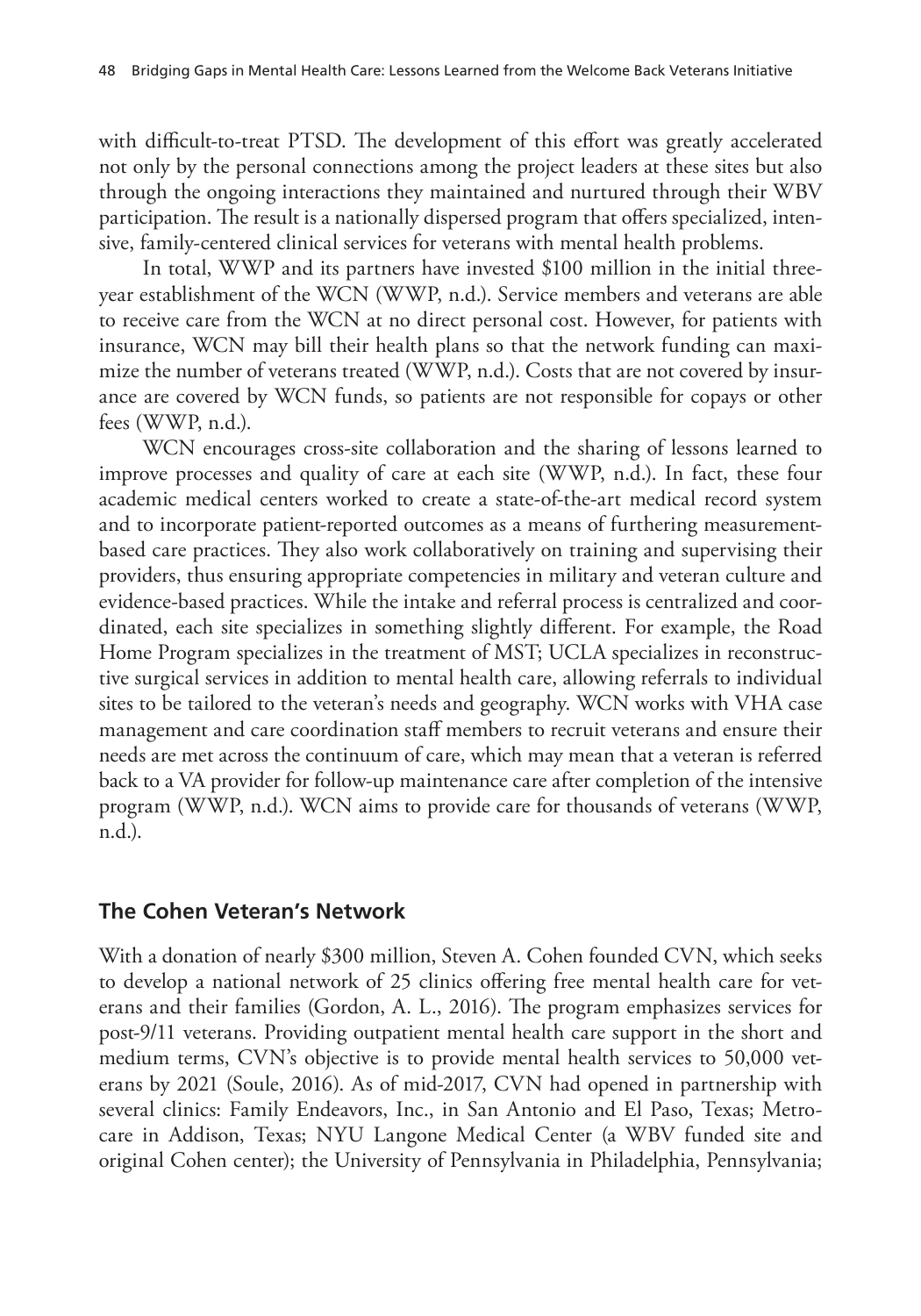with difficult-to-treat PTSD. The development of this effort was greatly accelerated not only by the personal connections among the project leaders at these sites but also through the ongoing interactions they maintained and nurtured through their WBV participation. The result is a nationally dispersed program that offers specialized, intensive, family-centered clinical services for veterans with mental health problems.

In total, WWP and its partners have invested $100 million in the initial three-year establishment of the WCN (WWP, n.d.). Service members and veterans are able to receive care from the WCN at no direct personal cost. However, for patients with insurance, WCN may bill their health plans so that the network funding can maximize the number of veterans treated (WWP, n.d.). Costs that are not covered by insurance are covered by WCN funds, so patients are not responsible for copays or other fees (WWP, n.d.).

WCN encourages cross-site collaboration and the sharing of lessons learned to improve processes and quality of care at each site (WWP, n.d.). In fact, these four academic medical centers worked to create a state-of-the-art medical record system and to incorporate patient-reported outcomes as a means of furthering measurement-based care practices. They also work collaboratively on training and supervising their providers, thus ensuring appropriate competencies in military and veteran culture and evidence-based practices. While the intake and referral process is centralized and coordinated, each site specializes in something slightly different. For example, the Road Home Program specializes in the treatment of MST; UCLA specializes in reconstructive surgical services in addition to mental health care, allowing referrals to individual sites to be tailored to the veteran's needs and geography. WCN works with VHA case management and care coordination staff members to recruit veterans and ensure their needs are met across the continuum of care, which may mean that a veteran is referred back to a VA provider for follow-up maintenance care after completion of the intensive program (WWP, n.d.). WCN aims to provide care for thousands of veterans (WWP, n.d.).

## The Cohen Veteran's Network

With a donation of nearly $300 million, Steven A. Cohen founded CVN, which seeks to develop a national network of 25 clinics offering free mental health care for veterans and their families (Gordon, A. L., 2016). The program emphasizes services for post-9/11 veterans. Providing outpatient mental health care support in the short and medium terms, CVN's objective is to provide mental health services to 50,000 veterans by 2021 (Soule, 2016). As of mid-2017, CVN had opened in partnership with several clinics: Family Endeavors, Inc., in San Antonio and El Paso, Texas; Metrocare in Addison, Texas; NYU Langone Medical Center (a WBV funded site and original Cohen center); the University of Pennsylvania in Philadelphia, Pennsylvania;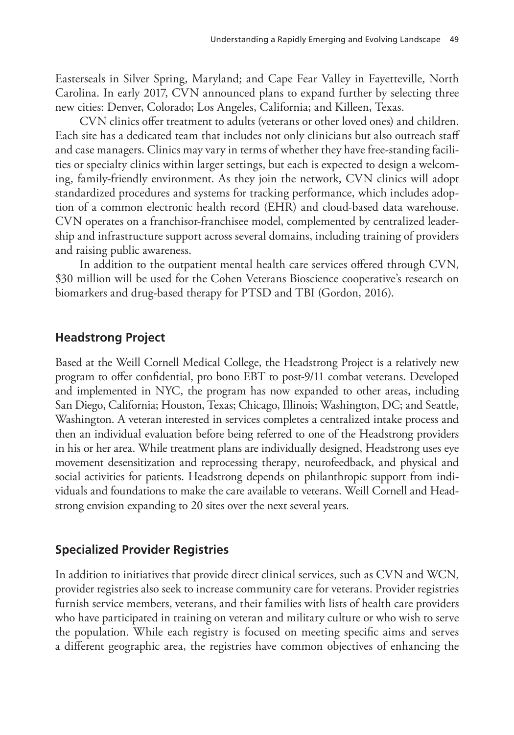Easterseals in Silver Spring, Maryland; and Cape Fear Valley in Fayetteville, North Carolina. In early 2017, CVN announced plans to expand further by selecting three new cities: Denver, Colorado; Los Angeles, California; and Killeen, Texas.

CVN clinics offer treatment to adults (veterans or other loved ones) and children. Each site has a dedicated team that includes not only clinicians but also outreach staff and case managers. Clinics may vary in terms of whether they have free-standing facilities or specialty clinics within larger settings, but each is expected to design a welcoming, family-friendly environment. As they join the network, CVN clinics will adopt standardized procedures and systems for tracking performance, which includes adoption of a common electronic health record (EHR) and cloud-based data warehouse. CVN operates on a franchisor-franchisee model, complemented by centralized leadership and infrastructure support across several domains, including training of providers and raising public awareness.

In addition to the outpatient mental health care services offered through CVN, \$30 million will be used for the Cohen Veterans Bioscience cooperative's research on biomarkers and drug-based therapy for PTSD and TBI (Gordon, 2016).

## Headstrong Project

Based at the Weill Cornell Medical College, the Headstrong Project is a relatively new program to offer confidential, pro bono EBT to post-9/11 combat veterans. Developed and implemented in NYC, the program has now expanded to other areas, including San Diego, California; Houston, Texas; Chicago, Illinois; Washington, DC; and Seattle, Washington. A veteran interested in services completes a centralized intake process and then an individual evaluation before being referred to one of the Headstrong providers in his or her area. While treatment plans are individually designed, Headstrong uses eye movement desensitization and reprocessing therapy, neurofeedback, and physical and social activities for patients. Headstrong depends on philanthropic support from individuals and foundations to make the care available to veterans. Weill Cornell and Headstrong envision expanding to 20 sites over the next several years.

## Specialized Provider Registries

In addition to initiatives that provide direct clinical services, such as CVN and WCN, provider registries also seek to increase community care for veterans. Provider registries furnish service members, veterans, and their families with lists of health care providers who have participated in training on veteran and military culture or who wish to serve the population. While each registry is focused on meeting specific aims and serves a different geographic area, the registries have common objectives of enhancing the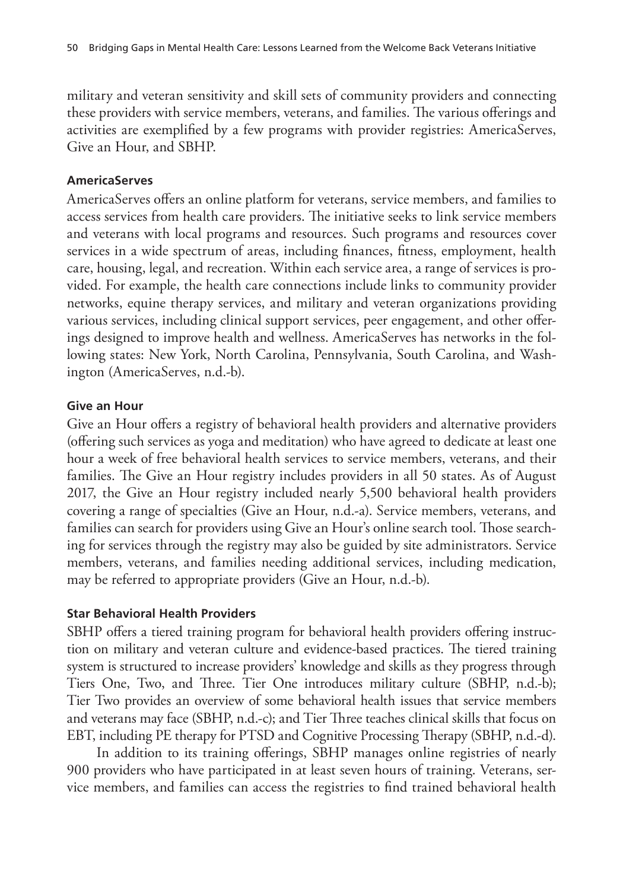military and veteran sensitivity and skill sets of community providers and connecting these providers with service members, veterans, and families. The various offerings and activities are exemplified by a few programs with provider registries: AmericaServes, Give an Hour, and SBHP.

#### AmericaServes

AmericaServes offers an online platform for veterans, service members, and families to access services from health care providers. The initiative seeks to link service members and veterans with local programs and resources. Such programs and resources cover services in a wide spectrum of areas, including finances, fitness, employment, health care, housing, legal, and recreation. Within each service area, a range of services is provided. For example, the health care connections include links to community provider networks, equine therapy services, and military and veteran organizations providing various services, including clinical support services, peer engagement, and other offerings designed to improve health and wellness. AmericaServes has networks in the following states: New York, North Carolina, Pennsylvania, South Carolina, and Washington (AmericaServes, n.d.-b).

#### Give an Hour

Give an Hour offers a registry of behavioral health providers and alternative providers (offering such services as yoga and meditation) who have agreed to dedicate at least one hour a week of free behavioral health services to service members, veterans, and their families. The Give an Hour registry includes providers in all 50 states. As of August 2017, the Give an Hour registry included nearly 5,500 behavioral health providers covering a range of specialties (Give an Hour, n.d.-a). Service members, veterans, and families can search for providers using Give an Hour's online search tool. Those searching for services through the registry may also be guided by site administrators. Service members, veterans, and families needing additional services, including medication, may be referred to appropriate providers (Give an Hour, n.d.-b).

#### Star Behavioral Health Providers

SBHP offers a tiered training program for behavioral health providers offering instruction on military and veteran culture and evidence-based practices. The tiered training system is structured to increase providers' knowledge and skills as they progress through Tiers One, Two, and Three. Tier One introduces military culture (SBHP, n.d.-b); Tier Two provides an overview of some behavioral health issues that service members and veterans may face (SBHP, n.d.-c); and Tier Three teaches clinical skills that focus on EBT, including PE therapy for PTSD and Cognitive Processing Therapy (SBHP, n.d.-d).

In addition to its training offerings, SBHP manages online registries of nearly 900 providers who have participated in at least seven hours of training. Veterans, service members, and families can access the registries to find trained behavioral health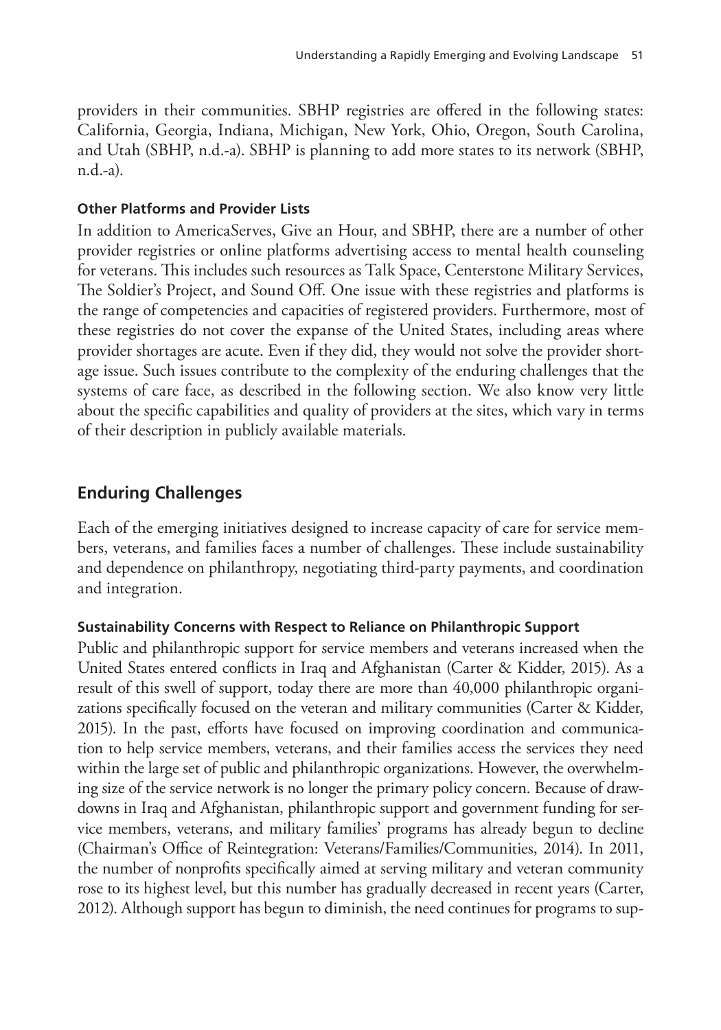providers in their communities. SBHP registries are offered in the following states: California, Georgia, Indiana, Michigan, New York, Ohio, Oregon, South Carolina, and Utah (SBHP, n.d.-a). SBHP is planning to add more states to its network (SBHP, n.d.-a).

#### Other Platforms and Provider Lists

In addition to AmericaServes, Give an Hour, and SBHP, there are a number of other provider registries or online platforms advertising access to mental health counseling for veterans. This includes such resources as Talk Space, Centerstone Military Services, The Soldier's Project, and Sound Off. One issue with these registries and platforms is the range of competencies and capacities of registered providers. Furthermore, most of these registries do not cover the expanse of the United States, including areas where provider shortages are acute. Even if they did, they would not solve the provider shortage issue. Such issues contribute to the complexity of the enduring challenges that the systems of care face, as described in the following section. We also know very little about the specific capabilities and quality of providers at the sites, which vary in terms of their description in publicly available materials.

## Enduring Challenges

Each of the emerging initiatives designed to increase capacity of care for service members, veterans, and families faces a number of challenges. These include sustainability and dependence on philanthropy, negotiating third-party payments, and coordination and integration.

#### Sustainability Concerns with Respect to Reliance on Philanthropic Support

Public and philanthropic support for service members and veterans increased when the United States entered conflicts in Iraq and Afghanistan (Carter & Kidder, 2015). As a result of this swell of support, today there are more than 40,000 philanthropic organizations specifically focused on the veteran and military communities (Carter & Kidder, 2015). In the past, efforts have focused on improving coordination and communication to help service members, veterans, and their families access the services they need within the large set of public and philanthropic organizations. However, the overwhelming size of the service network is no longer the primary policy concern. Because of drawdowns in Iraq and Afghanistan, philanthropic support and government funding for service members, veterans, and military families' programs has already begun to decline (Chairman's Office of Reintegration: Veterans/Families/Communities, 2014). In 2011, the number of nonprofits specifically aimed at serving military and veteran community rose to its highest level, but this number has gradually decreased in recent years (Carter, 2012). Although support has begun to diminish, the need continues for programs to sup-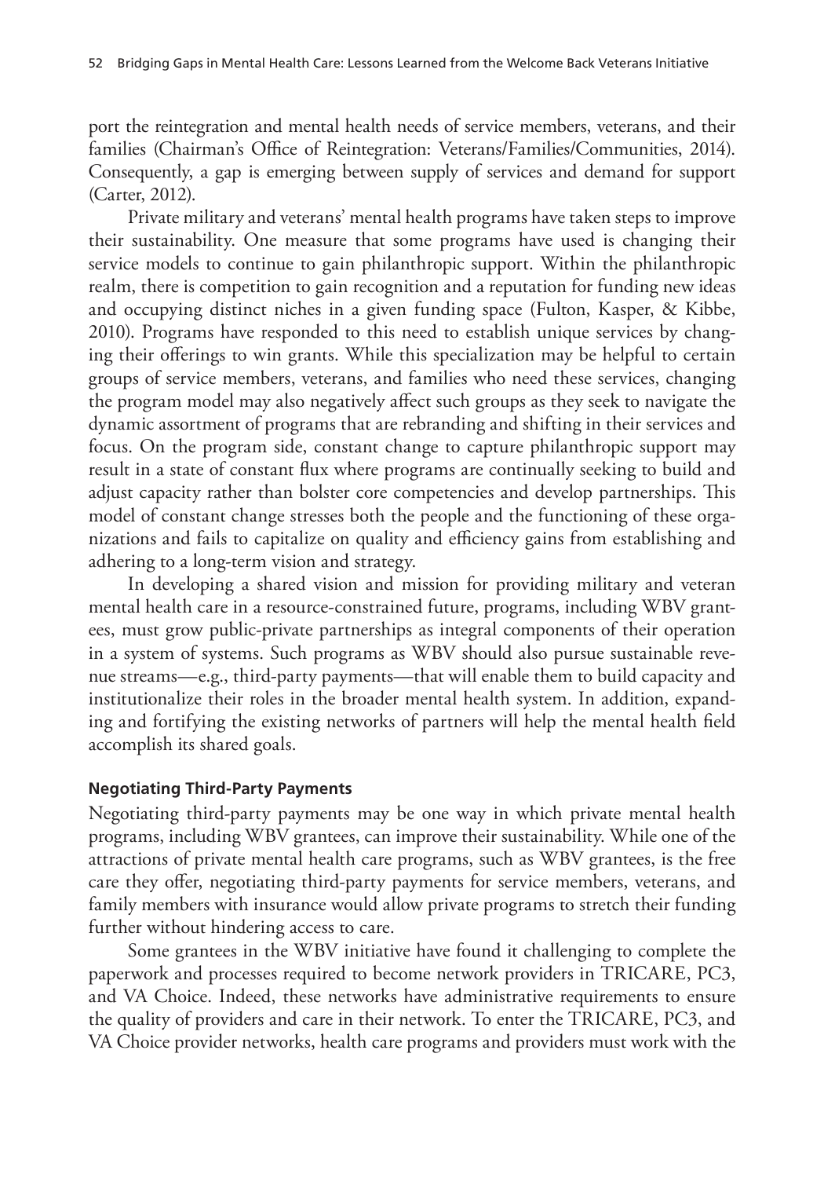port the reintegration and mental health needs of service members, veterans, and their families (Chairman's Office of Reintegration: Veterans/Families/Communities, 2014). Consequently, a gap is emerging between supply of services and demand for support (Carter, 2012).

Private military and veterans' mental health programs have taken steps to improve their sustainability. One measure that some programs have used is changing their service models to continue to gain philanthropic support. Within the philanthropic realm, there is competition to gain recognition and a reputation for funding new ideas and occupying distinct niches in a given funding space (Fulton, Kasper, & Kibbe, 2010). Programs have responded to this need to establish unique services by changing their offerings to win grants. While this specialization may be helpful to certain groups of service members, veterans, and families who need these services, changing the program model may also negatively affect such groups as they seek to navigate the dynamic assortment of programs that are rebranding and shifting in their services and focus. On the program side, constant change to capture philanthropic support may result in a state of constant flux where programs are continually seeking to build and adjust capacity rather than bolster core competencies and develop partnerships. This model of constant change stresses both the people and the functioning of these organizations and fails to capitalize on quality and efficiency gains from establishing and adhering to a long-term vision and strategy.

In developing a shared vision and mission for providing military and veteran mental health care in a resource-constrained future, programs, including WBV grantees, must grow public-private partnerships as integral components of their operation in a system of systems. Such programs as WBV should also pursue sustainable revenue streams—e.g., third-party payments—that will enable them to build capacity and institutionalize their roles in the broader mental health system. In addition, expanding and fortifying the existing networks of partners will help the mental health field accomplish its shared goals.

#### Negotiating Third-Party Payments

Negotiating third-party payments may be one way in which private mental health programs, including WBV grantees, can improve their sustainability. While one of the attractions of private mental health care programs, such as WBV grantees, is the free care they offer, negotiating third-party payments for service members, veterans, and family members with insurance would allow private programs to stretch their funding further without hindering access to care.

Some grantees in the WBV initiative have found it challenging to complete the paperwork and processes required to become network providers in TRICARE, PC3, and VA Choice. Indeed, these networks have administrative requirements to ensure the quality of providers and care in their network. To enter the TRICARE, PC3, and VA Choice provider networks, health care programs and providers must work with the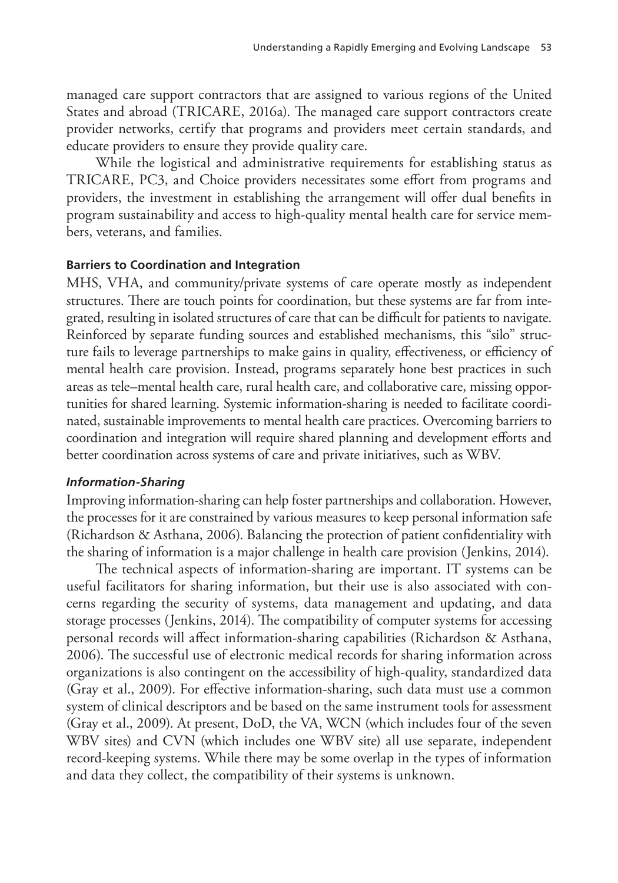managed care support contractors that are assigned to various regions of the United States and abroad (TRICARE, 2016a). The managed care support contractors create provider networks, certify that programs and providers meet certain standards, and educate providers to ensure they provide quality care.

While the logistical and administrative requirements for establishing status as TRICARE, PC3, and Choice providers necessitates some effort from programs and providers, the investment in establishing the arrangement will offer dual benefits in program sustainability and access to high-quality mental health care for service members, veterans, and families.

### Barriers to Coordination and Integration

MHS, VHA, and community/private systems of care operate mostly as independent structures. There are touch points for coordination, but these systems are far from integrated, resulting in isolated structures of care that can be difficult for patients to navigate. Reinforced by separate funding sources and established mechanisms, this "silo" structure fails to leverage partnerships to make gains in quality, effectiveness, or efficiency of mental health care provision. Instead, programs separately hone best practices in such areas as tele–mental health care, rural health care, and collaborative care, missing opportunities for shared learning. Systemic information-sharing is needed to facilitate coordinated, sustainable improvements to mental health care practices. Overcoming barriers to coordination and integration will require shared planning and development efforts and better coordination across systems of care and private initiatives, such as WBV.

#### *Information-Sharing*

Improving information-sharing can help foster partnerships and collaboration. However, the processes for it are constrained by various measures to keep personal information safe (Richardson & Asthana, 2006). Balancing the protection of patient confidentiality with the sharing of information is a major challenge in health care provision (Jenkins, 2014).

The technical aspects of information-sharing are important. IT systems can be useful facilitators for sharing information, but their use is also associated with concerns regarding the security of systems, data management and updating, and data storage processes (Jenkins, 2014). The compatibility of computer systems for accessing personal records will affect information-sharing capabilities (Richardson & Asthana, 2006). The successful use of electronic medical records for sharing information across organizations is also contingent on the accessibility of high-quality, standardized data (Gray et al., 2009). For effective information-sharing, such data must use a common system of clinical descriptors and be based on the same instrument tools for assessment (Gray et al., 2009). At present, DoD, the VA, WCN (which includes four of the seven WBV sites) and CVN (which includes one WBV site) all use separate, independent record-keeping systems. While there may be some overlap in the types of information and data they collect, the compatibility of their systems is unknown.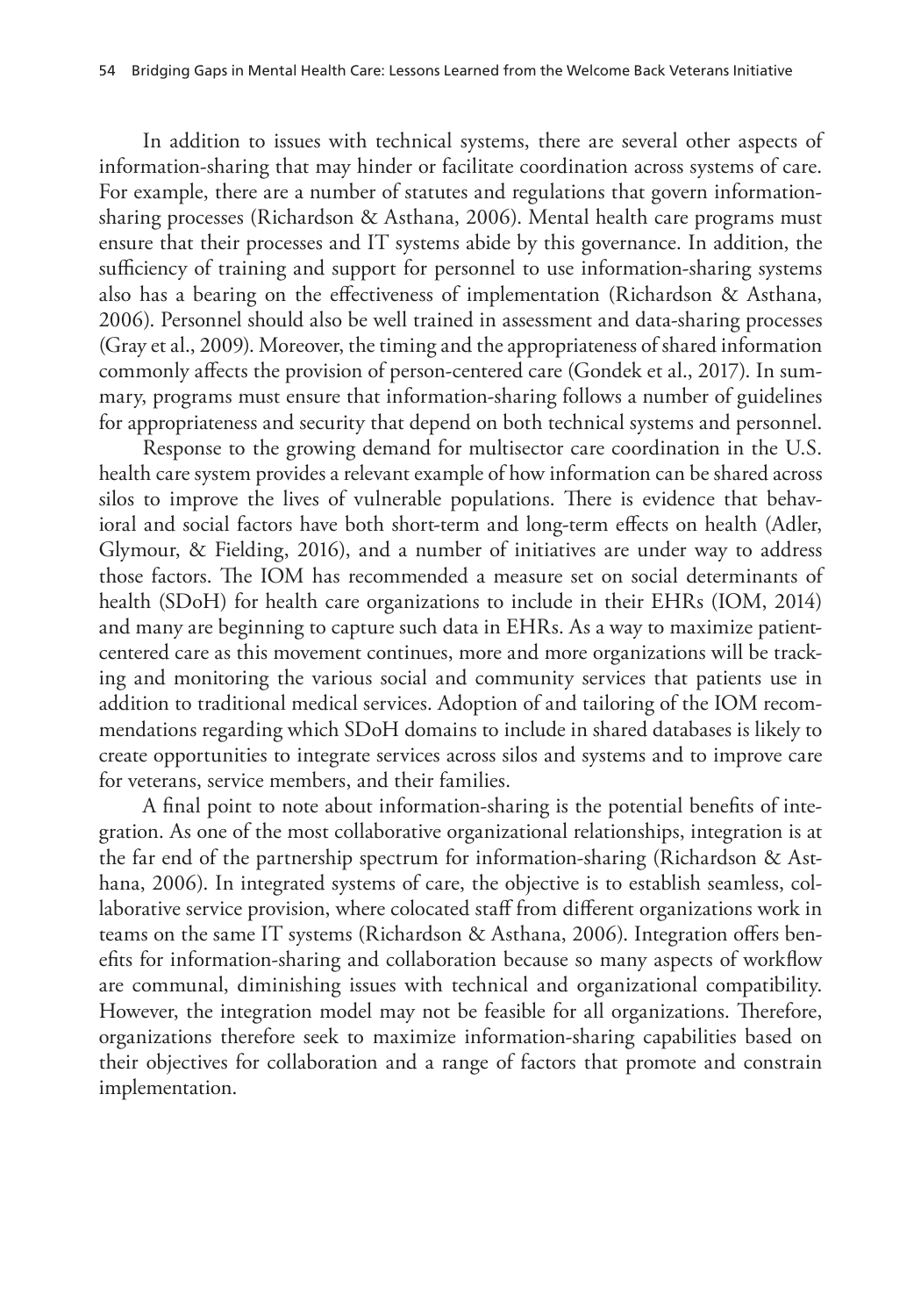In addition to issues with technical systems, there are several other aspects of information-sharing that may hinder or facilitate coordination across systems of care. For example, there are a number of statutes and regulations that govern information-sharing processes (Richardson & Asthana, 2006). Mental health care programs must ensure that their processes and IT systems abide by this governance. In addition, the sufficiency of training and support for personnel to use information-sharing systems also has a bearing on the effectiveness of implementation (Richardson & Asthana, 2006). Personnel should also be well trained in assessment and data-sharing processes (Gray et al., 2009). Moreover, the timing and the appropriateness of shared information commonly affects the provision of person-centered care (Gondek et al., 2017). In summary, programs must ensure that information-sharing follows a number of guidelines for appropriateness and security that depend on both technical systems and personnel.

Response to the growing demand for multisector care coordination in the U.S. health care system provides a relevant example of how information can be shared across silos to improve the lives of vulnerable populations. There is evidence that behavioral and social factors have both short-term and long-term effects on health (Adler, Glymour, & Fielding, 2016), and a number of initiatives are under way to address those factors. The IOM has recommended a measure set on social determinants of health (SDoH) for health care organizations to include in their EHRs (IOM, 2014) and many are beginning to capture such data in EHRs. As a way to maximize patient-centered care as this movement continues, more and more organizations will be tracking and monitoring the various social and community services that patients use in addition to traditional medical services. Adoption of and tailoring of the IOM recommendations regarding which SDoH domains to include in shared databases is likely to create opportunities to integrate services across silos and systems and to improve care for veterans, service members, and their families.

A final point to note about information-sharing is the potential benefits of integration. As one of the most collaborative organizational relationships, integration is at the far end of the partnership spectrum for information-sharing (Richardson & Asthana, 2006). In integrated systems of care, the objective is to establish seamless, collaborative service provision, where colocated staff from different organizations work in teams on the same IT systems (Richardson & Asthana, 2006). Integration offers benefits for information-sharing and collaboration because so many aspects of workflow are communal, diminishing issues with technical and organizational compatibility. However, the integration model may not be feasible for all organizations. Therefore, organizations therefore seek to maximize information-sharing capabilities based on their objectives for collaboration and a range of factors that promote and constrain implementation.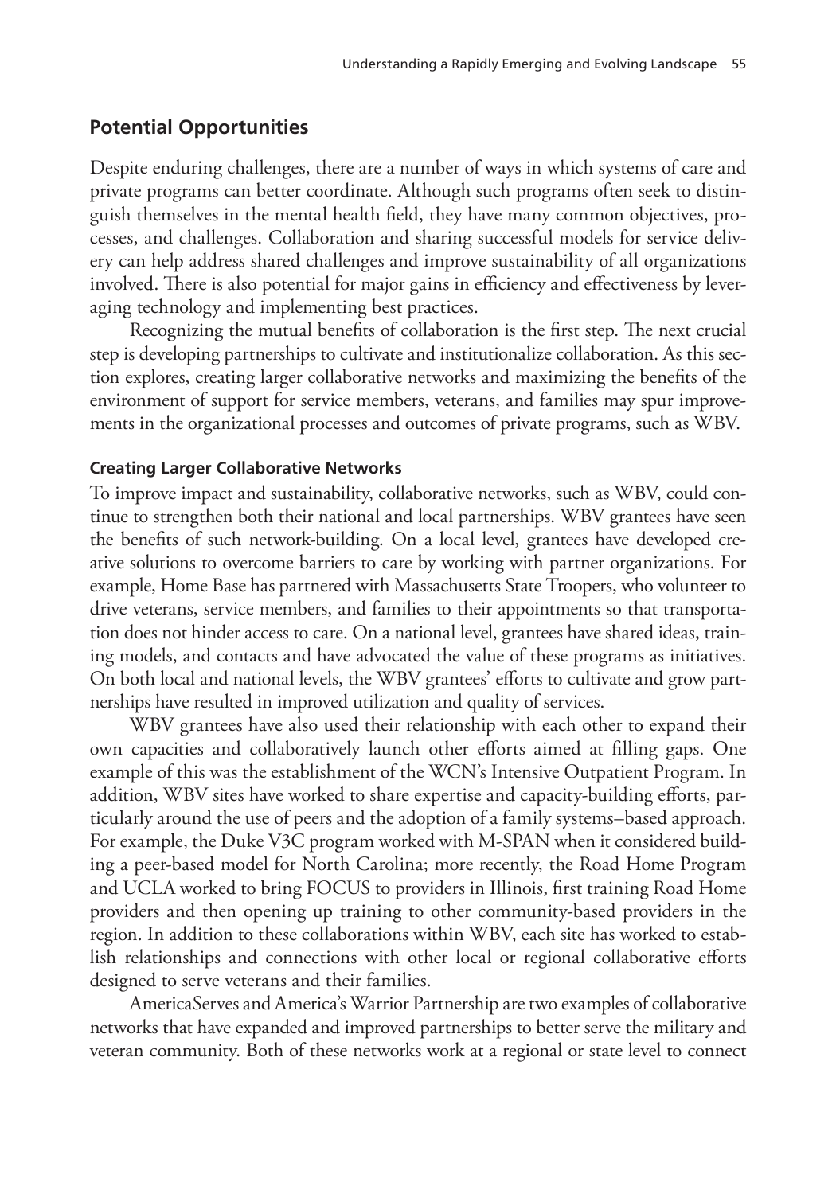## Potential Opportunities

Despite enduring challenges, there are a number of ways in which systems of care and private programs can better coordinate. Although such programs often seek to distinguish themselves in the mental health field, they have many common objectives, processes, and challenges. Collaboration and sharing successful models for service delivery can help address shared challenges and improve sustainability of all organizations involved. There is also potential for major gains in efficiency and effectiveness by leveraging technology and implementing best practices.

Recognizing the mutual benefits of collaboration is the first step. The next crucial step is developing partnerships to cultivate and institutionalize collaboration. As this section explores, creating larger collaborative networks and maximizing the benefits of the environment of support for service members, veterans, and families may spur improvements in the organizational processes and outcomes of private programs, such as WBV.

### Creating Larger Collaborative Networks

To improve impact and sustainability, collaborative networks, such as WBV, could continue to strengthen both their national and local partnerships. WBV grantees have seen the benefits of such network-building. On a local level, grantees have developed creative solutions to overcome barriers to care by working with partner organizations. For example, Home Base has partnered with Massachusetts State Troopers, who volunteer to drive veterans, service members, and families to their appointments so that transportation does not hinder access to care. On a national level, grantees have shared ideas, training models, and contacts and have advocated the value of these programs as initiatives. On both local and national levels, the WBV grantees' efforts to cultivate and grow partnerships have resulted in improved utilization and quality of services.

WBV grantees have also used their relationship with each other to expand their own capacities and collaboratively launch other efforts aimed at filling gaps. One example of this was the establishment of the WCN's Intensive Outpatient Program. In addition, WBV sites have worked to share expertise and capacity-building efforts, particularly around the use of peers and the adoption of a family systems–based approach. For example, the Duke V3C program worked with M-SPAN when it considered building a peer-based model for North Carolina; more recently, the Road Home Program and UCLA worked to bring FOCUS to providers in Illinois, first training Road Home providers and then opening up training to other community-based providers in the region. In addition to these collaborations within WBV, each site has worked to establish relationships and connections with other local or regional collaborative efforts designed to serve veterans and their families.

AmericaServes and America's Warrior Partnership are two examples of collaborative networks that have expanded and improved partnerships to better serve the military and veteran community. Both of these networks work at a regional or state level to connect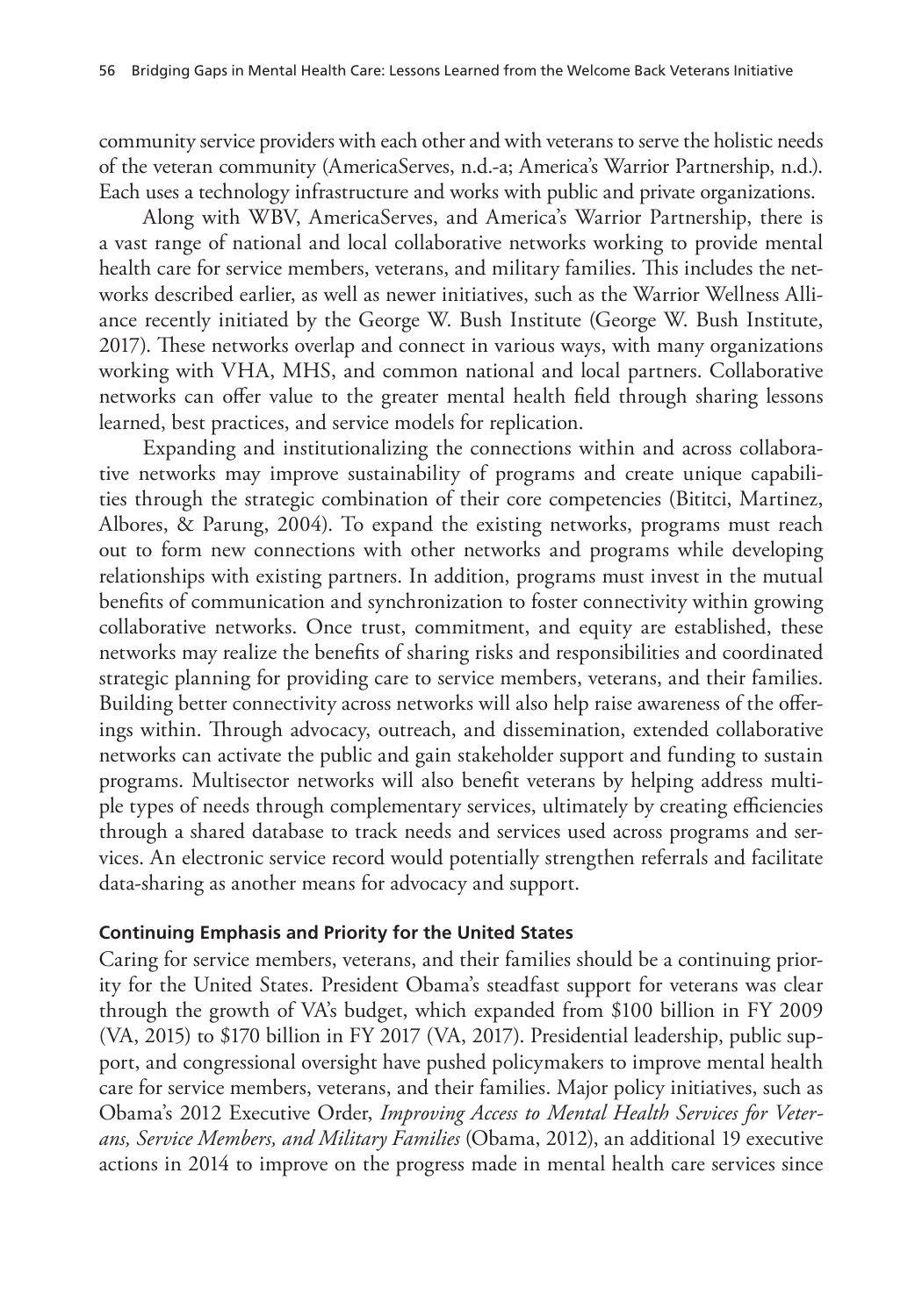community service providers with each other and with veterans to serve the holistic needs of the veteran community (AmericaServes, n.d.-a; America's Warrior Partnership, n.d.). Each uses a technology infrastructure and works with public and private organizations.

Along with WBV, AmericaServes, and America's Warrior Partnership, there is a vast range of national and local collaborative networks working to provide mental health care for service members, veterans, and military families. This includes the networks described earlier, as well as newer initiatives, such as the Warrior Wellness Alliance recently initiated by the George W. Bush Institute (George W. Bush Institute, 2017). These networks overlap and connect in various ways, with many organizations working with VHA, MHS, and common national and local partners. Collaborative networks can offer value to the greater mental health field through sharing lessons learned, best practices, and service models for replication.

Expanding and institutionalizing the connections within and across collaborative networks may improve sustainability of programs and create unique capabilities through the strategic combination of their core competencies (Bititci, Martinez, Albores, & Parung, 2004). To expand the existing networks, programs must reach out to form new connections with other networks and programs while developing relationships with existing partners. In addition, programs must invest in the mutual benefits of communication and synchronization to foster connectivity within growing collaborative networks. Once trust, commitment, and equity are established, these networks may realize the benefits of sharing risks and responsibilities and coordinated strategic planning for providing care to service members, veterans, and their families. Building better connectivity across networks will also help raise awareness of the offerings within. Through advocacy, outreach, and dissemination, extended collaborative networks can activate the public and gain stakeholder support and funding to sustain programs. Multisector networks will also benefit veterans by helping address multiple types of needs through complementary services, ultimately by creating efficiencies through a shared database to track needs and services used across programs and services. An electronic service record would potentially strengthen referrals and facilitate data-sharing as another means for advocacy and support.

### Continuing Emphasis and Priority for the United States

Caring for service members, veterans, and their families should be a continuing priority for the United States. President Obama's steadfast support for veterans was clear through the growth of VA's budget, which expanded from $100 billion in FY 2009 (VA, 2015) to $170 billion in FY 2017 (VA, 2017). Presidential leadership, public support, and congressional oversight have pushed policymakers to improve mental health care for service members, veterans, and their families. Major policy initiatives, such as Obama's 2012 Executive Order, *Improving Access to Mental Health Services for Veterans, Service Members, and Military Families* (Obama, 2012), an additional 19 executive actions in 2014 to improve on the progress made in mental health care services since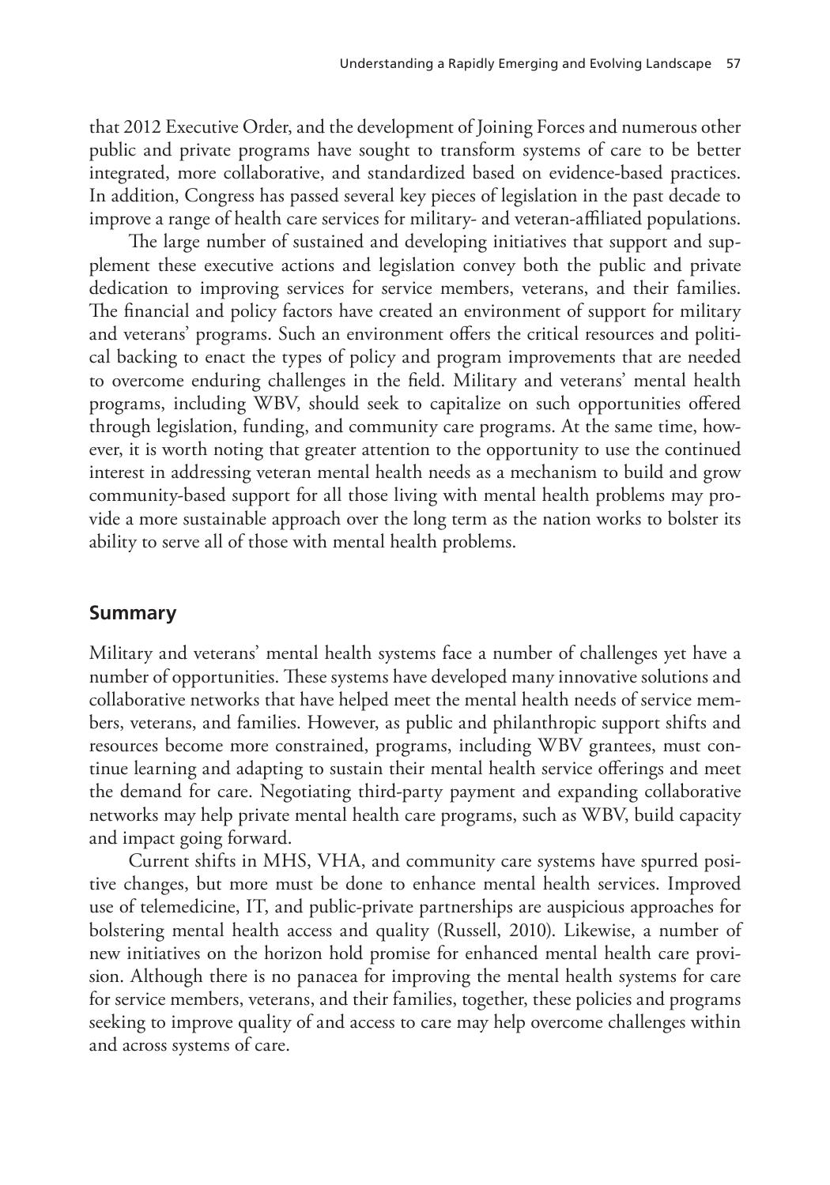that 2012 Executive Order, and the development of Joining Forces and numerous other public and private programs have sought to transform systems of care to be better integrated, more collaborative, and standardized based on evidence-based practices. In addition, Congress has passed several key pieces of legislation in the past decade to improve a range of health care services for military- and veteran-affiliated populations.

The large number of sustained and developing initiatives that support and supplement these executive actions and legislation convey both the public and private dedication to improving services for service members, veterans, and their families. The financial and policy factors have created an environment of support for military and veterans' programs. Such an environment offers the critical resources and political backing to enact the types of policy and program improvements that are needed to overcome enduring challenges in the field. Military and veterans' mental health programs, including WBV, should seek to capitalize on such opportunities offered through legislation, funding, and community care programs. At the same time, however, it is worth noting that greater attention to the opportunity to use the continued interest in addressing veteran mental health needs as a mechanism to build and grow community-based support for all those living with mental health problems may provide a more sustainable approach over the long term as the nation works to bolster its ability to serve all of those with mental health problems.

## Summary

Military and veterans' mental health systems face a number of challenges yet have a number of opportunities. These systems have developed many innovative solutions and collaborative networks that have helped meet the mental health needs of service members, veterans, and families. However, as public and philanthropic support shifts and resources become more constrained, programs, including WBV grantees, must continue learning and adapting to sustain their mental health service offerings and meet the demand for care. Negotiating third-party payment and expanding collaborative networks may help private mental health care programs, such as WBV, build capacity and impact going forward.

Current shifts in MHS, VHA, and community care systems have spurred positive changes, but more must be done to enhance mental health services. Improved use of telemedicine, IT, and public-private partnerships are auspicious approaches for bolstering mental health access and quality (Russell, 2010). Likewise, a number of new initiatives on the horizon hold promise for enhanced mental health care provision. Although there is no panacea for improving the mental health systems for care for service members, veterans, and their families, together, these policies and programs seeking to improve quality of and access to care may help overcome challenges within and across systems of care.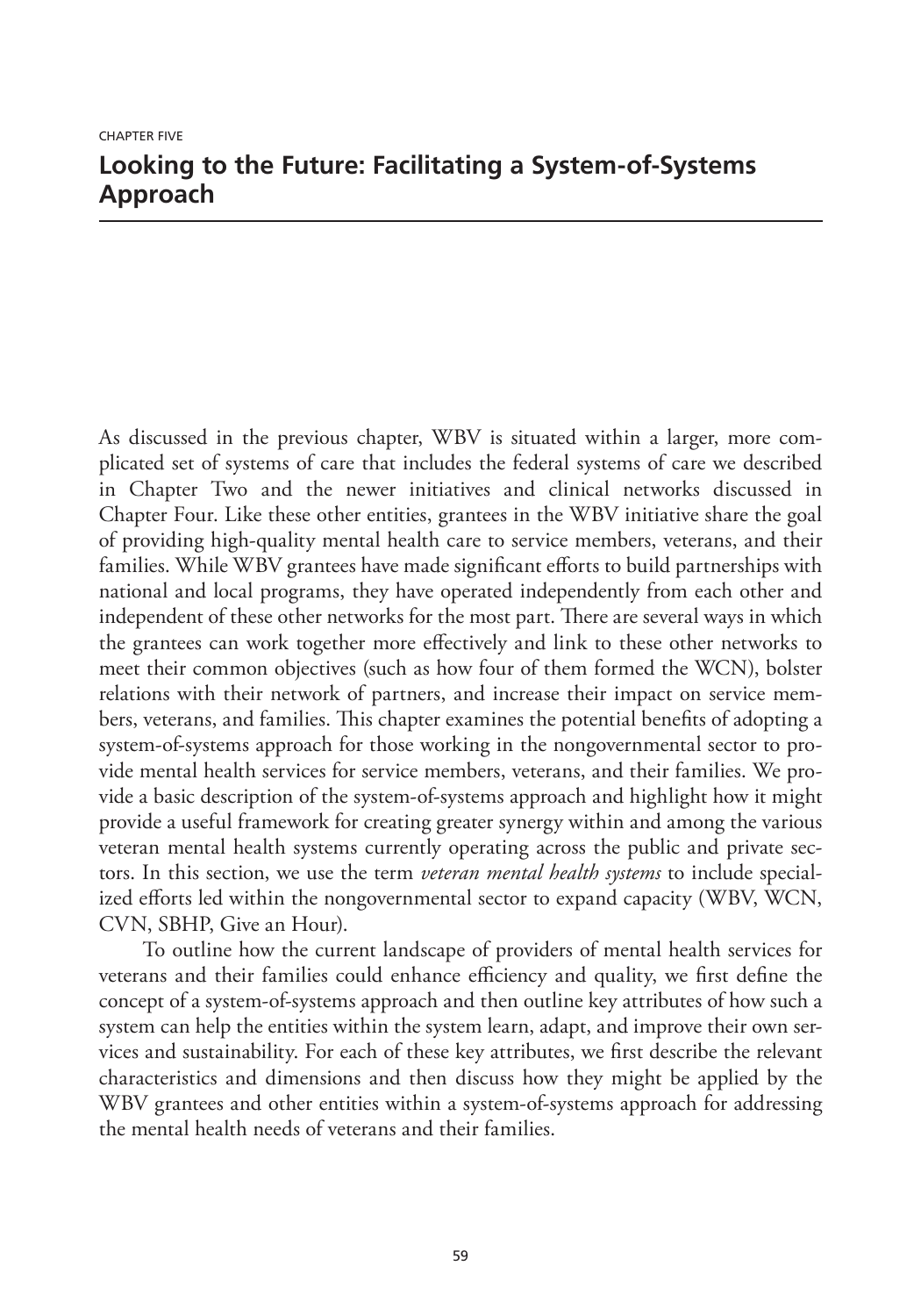CHAPTER FIVE

# Looking to the Future: Facilitating a System-of-Systems Approach

As discussed in the previous chapter, WBV is situated within a larger, more complicated set of systems of care that includes the federal systems of care we described in Chapter Two and the newer initiatives and clinical networks discussed in Chapter Four. Like these other entities, grantees in the WBV initiative share the goal of providing high-quality mental health care to service members, veterans, and their families. While WBV grantees have made significant efforts to build partnerships with national and local programs, they have operated independently from each other and independent of these other networks for the most part. There are several ways in which the grantees can work together more effectively and link to these other networks to meet their common objectives (such as how four of them formed the WCN), bolster relations with their network of partners, and increase their impact on service members, veterans, and families. This chapter examines the potential benefits of adopting a system-of-systems approach for those working in the nongovernmental sector to provide mental health services for service members, veterans, and their families. We provide a basic description of the system-of-systems approach and highlight how it might provide a useful framework for creating greater synergy within and among the various veteran mental health systems currently operating across the public and private sectors. In this section, we use the term *veteran mental health systems* to include specialized efforts led within the nongovernmental sector to expand capacity (WBV, WCN, CVN, SBHP, Give an Hour).

To outline how the current landscape of providers of mental health services for veterans and their families could enhance efficiency and quality, we first define the concept of a system-of-systems approach and then outline key attributes of how such a system can help the entities within the system learn, adapt, and improve their own services and sustainability. For each of these key attributes, we first describe the relevant characteristics and dimensions and then discuss how they might be applied by the WBV grantees and other entities within a system-of-systems approach for addressing the mental health needs of veterans and their families.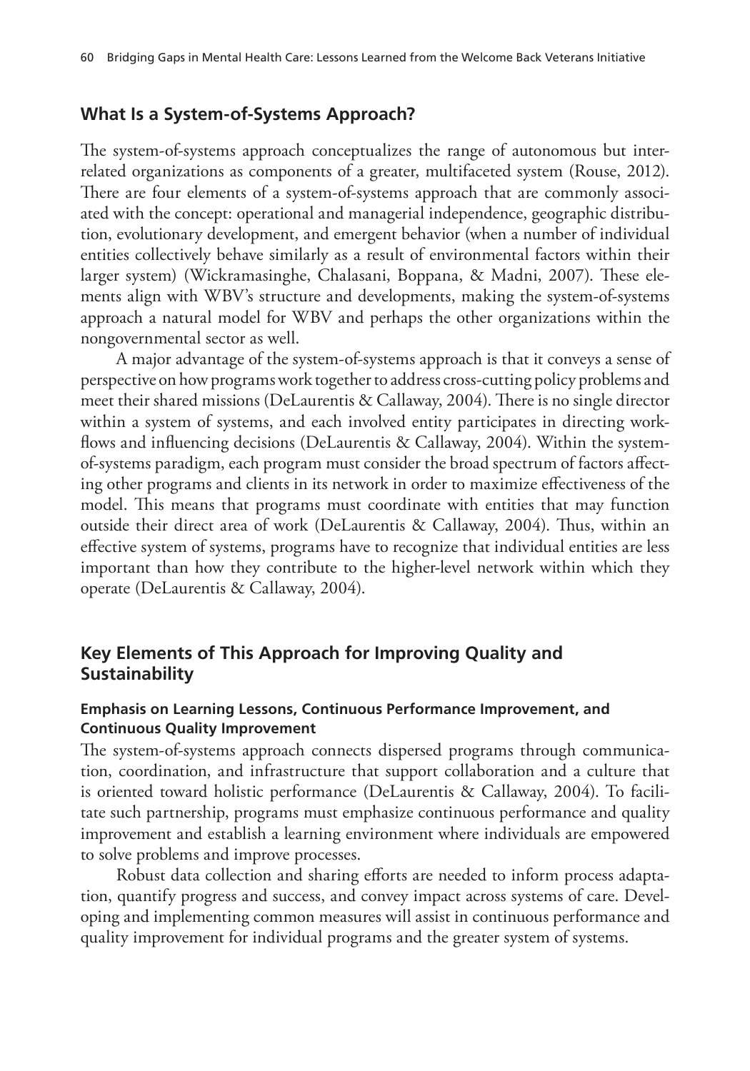## What Is a System-of-Systems Approach?

The system-of-systems approach conceptualizes the range of autonomous but interrelated organizations as components of a greater, multifaceted system (Rouse, 2012). There are four elements of a system-of-systems approach that are commonly associated with the concept: operational and managerial independence, geographic distribution, evolutionary development, and emergent behavior (when a number of individual entities collectively behave similarly as a result of environmental factors within their larger system) (Wickramasinghe, Chalasani, Boppana, & Madni, 2007). These elements align with WBV's structure and developments, making the system-of-systems approach a natural model for WBV and perhaps the other organizations within the nongovernmental sector as well.

A major advantage of the system-of-systems approach is that it conveys a sense of perspective on how programs work together to address cross-cutting policy problems and meet their shared missions (DeLaurentis & Callaway, 2004). There is no single director within a system of systems, and each involved entity participates in directing workflows and influencing decisions (DeLaurentis & Callaway, 2004). Within the system-of-systems paradigm, each program must consider the broad spectrum of factors affecting other programs and clients in its network in order to maximize effectiveness of the model. This means that programs must coordinate with entities that may function outside their direct area of work (DeLaurentis & Callaway, 2004). Thus, within an effective system of systems, programs have to recognize that individual entities are less important than how they contribute to the higher-level network within which they operate (DeLaurentis & Callaway, 2004).

## Key Elements of This Approach for Improving Quality and Sustainability

### Emphasis on Learning Lessons, Continuous Performance Improvement, and Continuous Quality Improvement

The system-of-systems approach connects dispersed programs through communication, coordination, and infrastructure that support collaboration and a culture that is oriented toward holistic performance (DeLaurentis & Callaway, 2004). To facilitate such partnership, programs must emphasize continuous performance and quality improvement and establish a learning environment where individuals are empowered to solve problems and improve processes.

Robust data collection and sharing efforts are needed to inform process adaptation, quantify progress and success, and convey impact across systems of care. Developing and implementing common measures will assist in continuous performance and quality improvement for individual programs and the greater system of systems.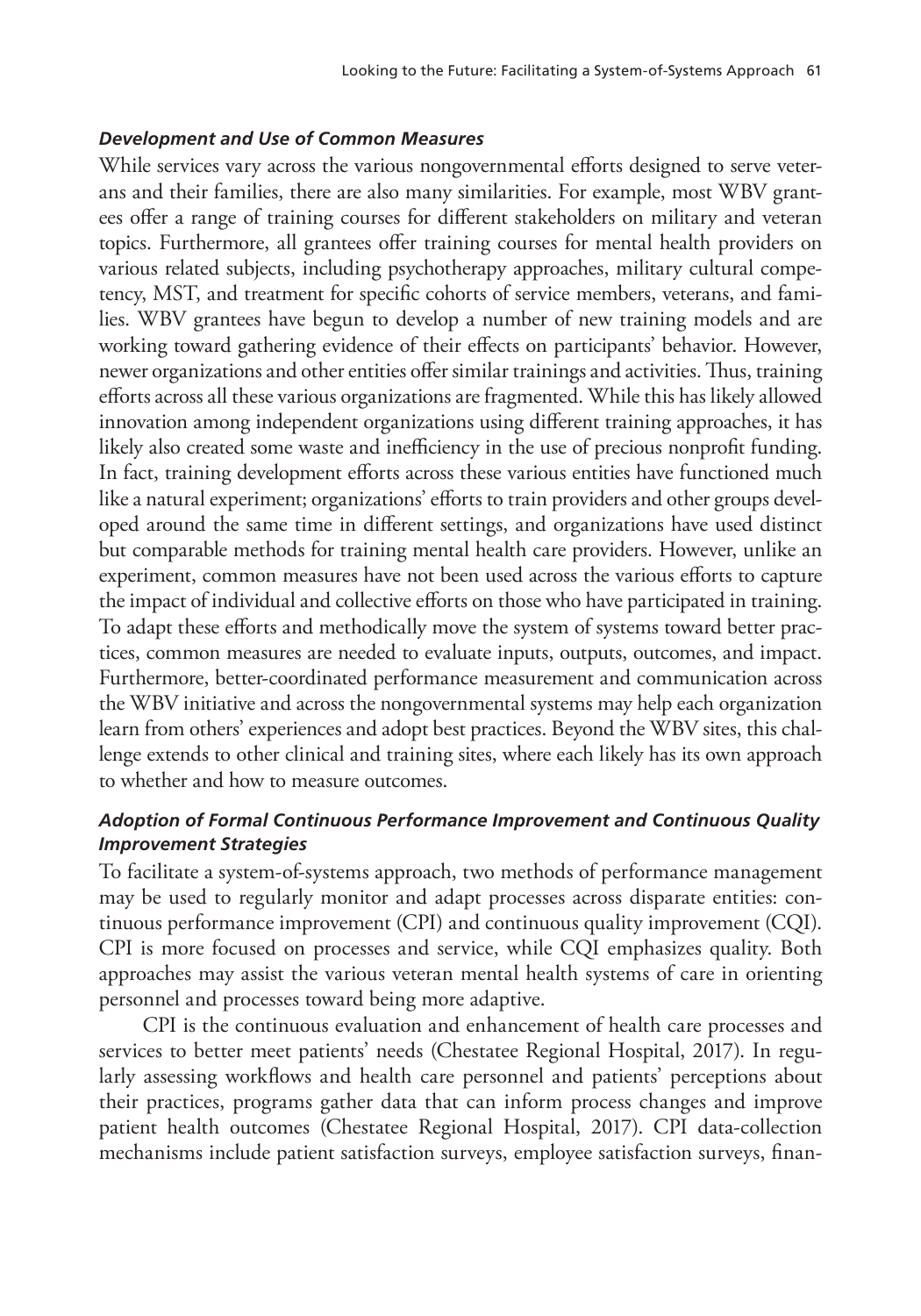#### *Development and Use of Common Measures*

While services vary across the various nongovernmental efforts designed to serve veterans and their families, there are also many similarities. For example, most WBV grantees offer a range of training courses for different stakeholders on military and veteran topics. Furthermore, all grantees offer training courses for mental health providers on various related subjects, including psychotherapy approaches, military cultural competency, MST, and treatment for specific cohorts of service members, veterans, and families. WBV grantees have begun to develop a number of new training models and are working toward gathering evidence of their effects on participants' behavior. However, newer organizations and other entities offer similar trainings and activities. Thus, training efforts across all these various organizations are fragmented. While this has likely allowed innovation among independent organizations using different training approaches, it has likely also created some waste and inefficiency in the use of precious nonprofit funding. In fact, training development efforts across these various entities have functioned much like a natural experiment; organizations' efforts to train providers and other groups developed around the same time in different settings, and organizations have used distinct but comparable methods for training mental health care providers. However, unlike an experiment, common measures have not been used across the various efforts to capture the impact of individual and collective efforts on those who have participated in training. To adapt these efforts and methodically move the system of systems toward better practices, common measures are needed to evaluate inputs, outputs, outcomes, and impact. Furthermore, better-coordinated performance measurement and communication across the WBV initiative and across the nongovernmental systems may help each organization learn from others' experiences and adopt best practices. Beyond the WBV sites, this challenge extends to other clinical and training sites, where each likely has its own approach to whether and how to measure outcomes.

#### *Adoption of Formal Continuous Performance Improvement and Continuous Quality Improvement Strategies*

To facilitate a system-of-systems approach, two methods of performance management may be used to regularly monitor and adapt processes across disparate entities: continuous performance improvement (CPI) and continuous quality improvement (CQI). CPI is more focused on processes and service, while CQI emphasizes quality. Both approaches may assist the various veteran mental health systems of care in orienting personnel and processes toward being more adaptive.

CPI is the continuous evaluation and enhancement of health care processes and services to better meet patients' needs (Chestatee Regional Hospital, 2017). In regularly assessing workflows and health care personnel and patients' perceptions about their practices, programs gather data that can inform process changes and improve patient health outcomes (Chestatee Regional Hospital, 2017). CPI data-collection mechanisms include patient satisfaction surveys, employee satisfaction surveys, finan-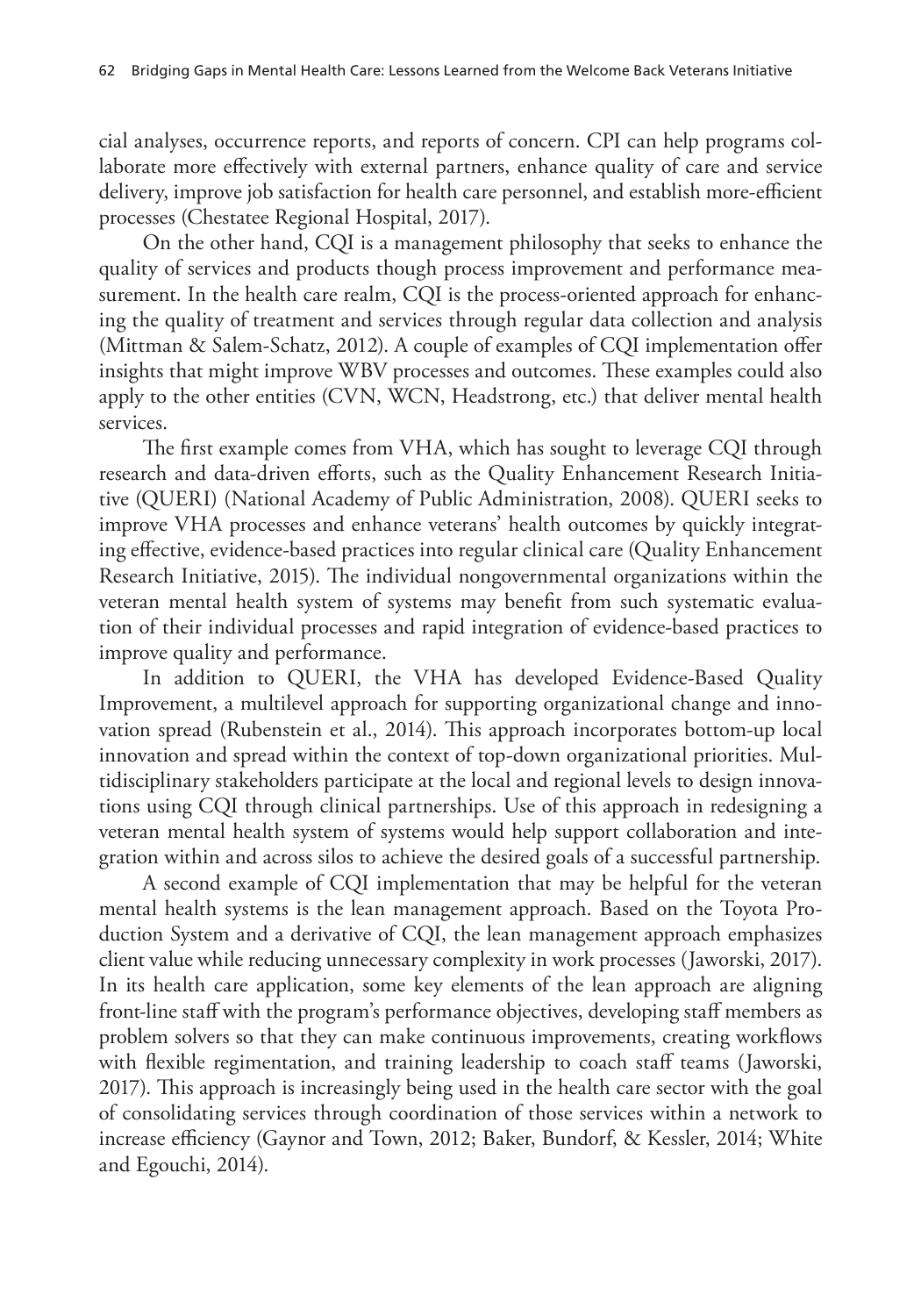cial analyses, occurrence reports, and reports of concern. CPI can help programs collaborate more effectively with external partners, enhance quality of care and service delivery, improve job satisfaction for health care personnel, and establish more-efficient processes (Chestatee Regional Hospital, 2017).

On the other hand, CQI is a management philosophy that seeks to enhance the quality of services and products though process improvement and performance measurement. In the health care realm, CQI is the process-oriented approach for enhancing the quality of treatment and services through regular data collection and analysis (Mittman & Salem-Schatz, 2012). A couple of examples of CQI implementation offer insights that might improve WBV processes and outcomes. These examples could also apply to the other entities (CVN, WCN, Headstrong, etc.) that deliver mental health services.

The first example comes from VHA, which has sought to leverage CQI through research and data-driven efforts, such as the Quality Enhancement Research Initiative (QUERI) (National Academy of Public Administration, 2008). QUERI seeks to improve VHA processes and enhance veterans' health outcomes by quickly integrating effective, evidence-based practices into regular clinical care (Quality Enhancement Research Initiative, 2015). The individual nongovernmental organizations within the veteran mental health system of systems may benefit from such systematic evaluation of their individual processes and rapid integration of evidence-based practices to improve quality and performance.

In addition to QUERI, the VHA has developed Evidence-Based Quality Improvement, a multilevel approach for supporting organizational change and innovation spread (Rubenstein et al., 2014). This approach incorporates bottom-up local innovation and spread within the context of top-down organizational priorities. Multidisciplinary stakeholders participate at the local and regional levels to design innovations using CQI through clinical partnerships. Use of this approach in redesigning a veteran mental health system of systems would help support collaboration and integration within and across silos to achieve the desired goals of a successful partnership.

A second example of CQI implementation that may be helpful for the veteran mental health systems is the lean management approach. Based on the Toyota Production System and a derivative of CQI, the lean management approach emphasizes client value while reducing unnecessary complexity in work processes (Jaworski, 2017). In its health care application, some key elements of the lean approach are aligning front-line staff with the program's performance objectives, developing staff members as problem solvers so that they can make continuous improvements, creating workflows with flexible regimentation, and training leadership to coach staff teams (Jaworski, 2017). This approach is increasingly being used in the health care sector with the goal of consolidating services through coordination of those services within a network to increase efficiency (Gaynor and Town, 2012; Baker, Bundorf, & Kessler, 2014; White and Egouchi, 2014).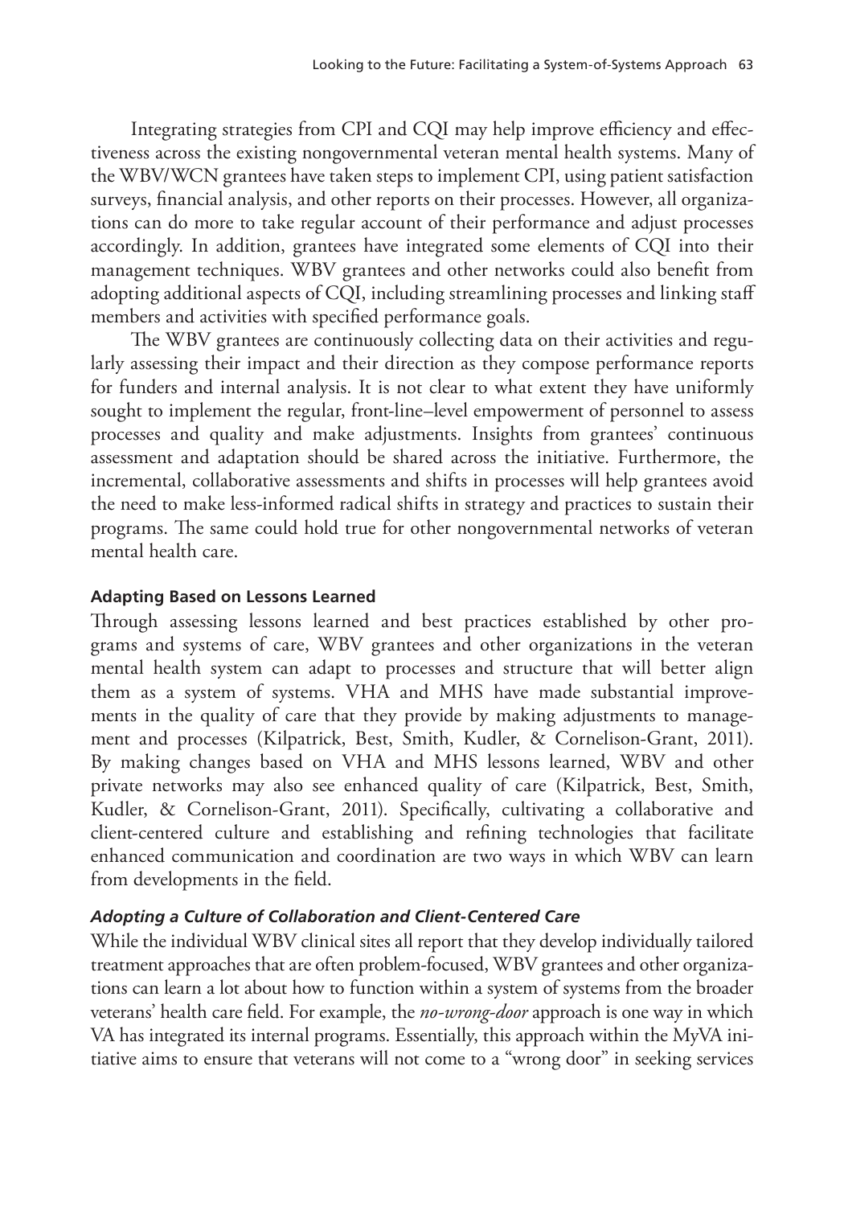Integrating strategies from CPI and CQI may help improve efficiency and effectiveness across the existing nongovernmental veteran mental health systems. Many of the WBV/WCN grantees have taken steps to implement CPI, using patient satisfaction surveys, financial analysis, and other reports on their processes. However, all organizations can do more to take regular account of their performance and adjust processes accordingly. In addition, grantees have integrated some elements of CQI into their management techniques. WBV grantees and other networks could also benefit from adopting additional aspects of CQI, including streamlining processes and linking staff members and activities with specified performance goals.

The WBV grantees are continuously collecting data on their activities and regularly assessing their impact and their direction as they compose performance reports for funders and internal analysis. It is not clear to what extent they have uniformly sought to implement the regular, front-line–level empowerment of personnel to assess processes and quality and make adjustments. Insights from grantees' continuous assessment and adaptation should be shared across the initiative. Furthermore, the incremental, collaborative assessments and shifts in processes will help grantees avoid the need to make less-informed radical shifts in strategy and practices to sustain their programs. The same could hold true for other nongovernmental networks of veteran mental health care.

#### Adapting Based on Lessons Learned

Through assessing lessons learned and best practices established by other programs and systems of care, WBV grantees and other organizations in the veteran mental health system can adapt to processes and structure that will better align them as a system of systems. VHA and MHS have made substantial improvements in the quality of care that they provide by making adjustments to management and processes (Kilpatrick, Best, Smith, Kudler, & Cornelison-Grant, 2011). By making changes based on VHA and MHS lessons learned, WBV and other private networks may also see enhanced quality of care (Kilpatrick, Best, Smith, Kudler, & Cornelison-Grant, 2011). Specifically, cultivating a collaborative and client-centered culture and establishing and refining technologies that facilitate enhanced communication and coordination are two ways in which WBV can learn from developments in the field.

##### *Adopting a Culture of Collaboration and Client-Centered Care*

While the individual WBV clinical sites all report that they develop individually tailored treatment approaches that are often problem-focused, WBV grantees and other organizations can learn a lot about how to function within a system of systems from the broader veterans' health care field. For example, the *no-wrong-door* approach is one way in which VA has integrated its internal programs. Essentially, this approach within the MyVA initiative aims to ensure that veterans will not come to a "wrong door" in seeking services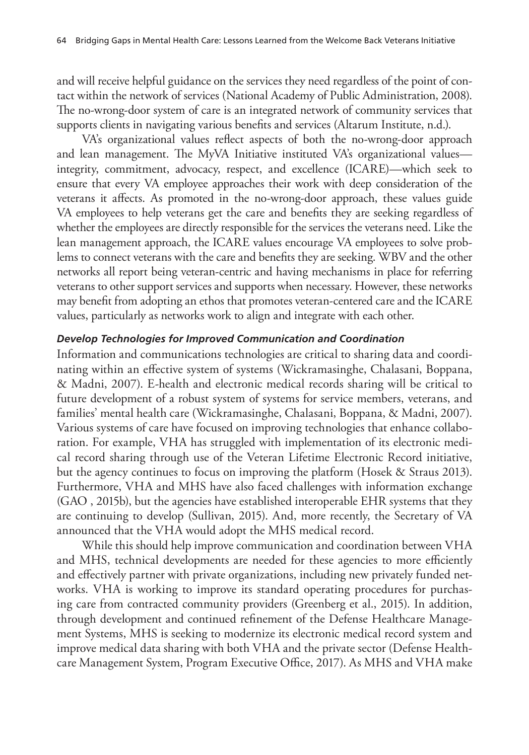and will receive helpful guidance on the services they need regardless of the point of contact within the network of services (National Academy of Public Administration, 2008). The no-wrong-door system of care is an integrated network of community services that supports clients in navigating various benefits and services (Altarum Institute, n.d.).

VA's organizational values reflect aspects of both the no-wrong-door approach and lean management. The MyVA Initiative instituted VA's organizational values—integrity, commitment, advocacy, respect, and excellence (ICARE)—which seek to ensure that every VA employee approaches their work with deep consideration of the veterans it affects. As promoted in the no-wrong-door approach, these values guide VA employees to help veterans get the care and benefits they are seeking regardless of whether the employees are directly responsible for the services the veterans need. Like the lean management approach, the ICARE values encourage VA employees to solve problems to connect veterans with the care and benefits they are seeking. WBV and the other networks all report being veteran-centric and having mechanisms in place for referring veterans to other support services and supports when necessary. However, these networks may benefit from adopting an ethos that promotes veteran-centered care and the ICARE values, particularly as networks work to align and integrate with each other.

#### *Develop Technologies for Improved Communication and Coordination*

Information and communications technologies are critical to sharing data and coordinating within an effective system of systems (Wickramasinghe, Chalasani, Boppana, & Madni, 2007). E-health and electronic medical records sharing will be critical to future development of a robust system of systems for service members, veterans, and families' mental health care (Wickramasinghe, Chalasani, Boppana, & Madni, 2007). Various systems of care have focused on improving technologies that enhance collaboration. For example, VHA has struggled with implementation of its electronic medical record sharing through use of the Veteran Lifetime Electronic Record initiative, but the agency continues to focus on improving the platform (Hosek & Straus 2013). Furthermore, VHA and MHS have also faced challenges with information exchange (GAO , 2015b), but the agencies have established interoperable EHR systems that they are continuing to develop (Sullivan, 2015). And, more recently, the Secretary of VA announced that the VHA would adopt the MHS medical record.

While this should help improve communication and coordination between VHA and MHS, technical developments are needed for these agencies to more efficiently and effectively partner with private organizations, including new privately funded networks. VHA is working to improve its standard operating procedures for purchasing care from contracted community providers (Greenberg et al., 2015). In addition, through development and continued refinement of the Defense Healthcare Management Systems, MHS is seeking to modernize its electronic medical record system and improve medical data sharing with both VHA and the private sector (Defense Healthcare Management System, Program Executive Office, 2017). As MHS and VHA make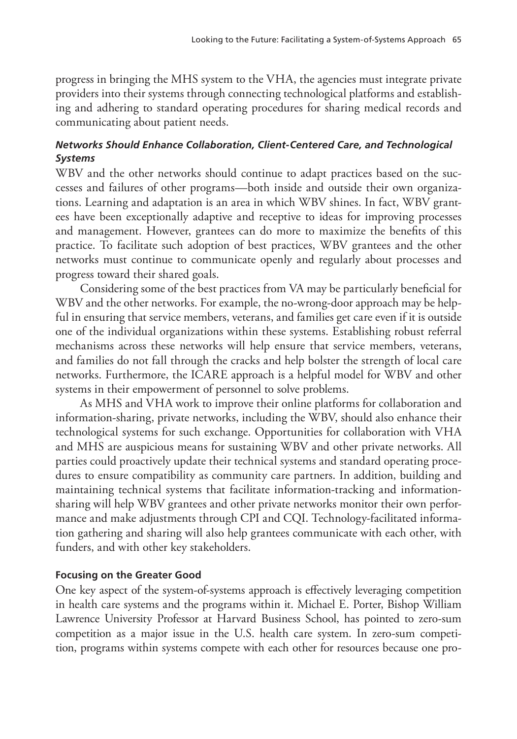progress in bringing the MHS system to the VHA, the agencies must integrate private providers into their systems through connecting technological platforms and establishing and adhering to standard operating procedures for sharing medical records and communicating about patient needs.

#### *Networks Should Enhance Collaboration, Client-Centered Care, and Technological Systems*

WBV and the other networks should continue to adapt practices based on the successes and failures of other programs—both inside and outside their own organizations. Learning and adaptation is an area in which WBV shines. In fact, WBV grantees have been exceptionally adaptive and receptive to ideas for improving processes and management. However, grantees can do more to maximize the benefits of this practice. To facilitate such adoption of best practices, WBV grantees and the other networks must continue to communicate openly and regularly about processes and progress toward their shared goals.

Considering some of the best practices from VA may be particularly beneficial for WBV and the other networks. For example, the no-wrong-door approach may be helpful in ensuring that service members, veterans, and families get care even if it is outside one of the individual organizations within these systems. Establishing robust referral mechanisms across these networks will help ensure that service members, veterans, and families do not fall through the cracks and help bolster the strength of local care networks. Furthermore, the ICARE approach is a helpful model for WBV and other systems in their empowerment of personnel to solve problems.

As MHS and VHA work to improve their online platforms for collaboration and information-sharing, private networks, including the WBV, should also enhance their technological systems for such exchange. Opportunities for collaboration with VHA and MHS are auspicious means for sustaining WBV and other private networks. All parties could proactively update their technical systems and standard operating procedures to ensure compatibility as community care partners. In addition, building and maintaining technical systems that facilitate information-tracking and information-sharing will help WBV grantees and other private networks monitor their own performance and make adjustments through CPI and CQI. Technology-facilitated information gathering and sharing will also help grantees communicate with each other, with funders, and with other key stakeholders.

### Focusing on the Greater Good

One key aspect of the system-of-systems approach is effectively leveraging competition in health care systems and the programs within it. Michael E. Porter, Bishop William Lawrence University Professor at Harvard Business School, has pointed to zero-sum competition as a major issue in the U.S. health care system. In zero-sum competition, programs within systems compete with each other for resources because one pro-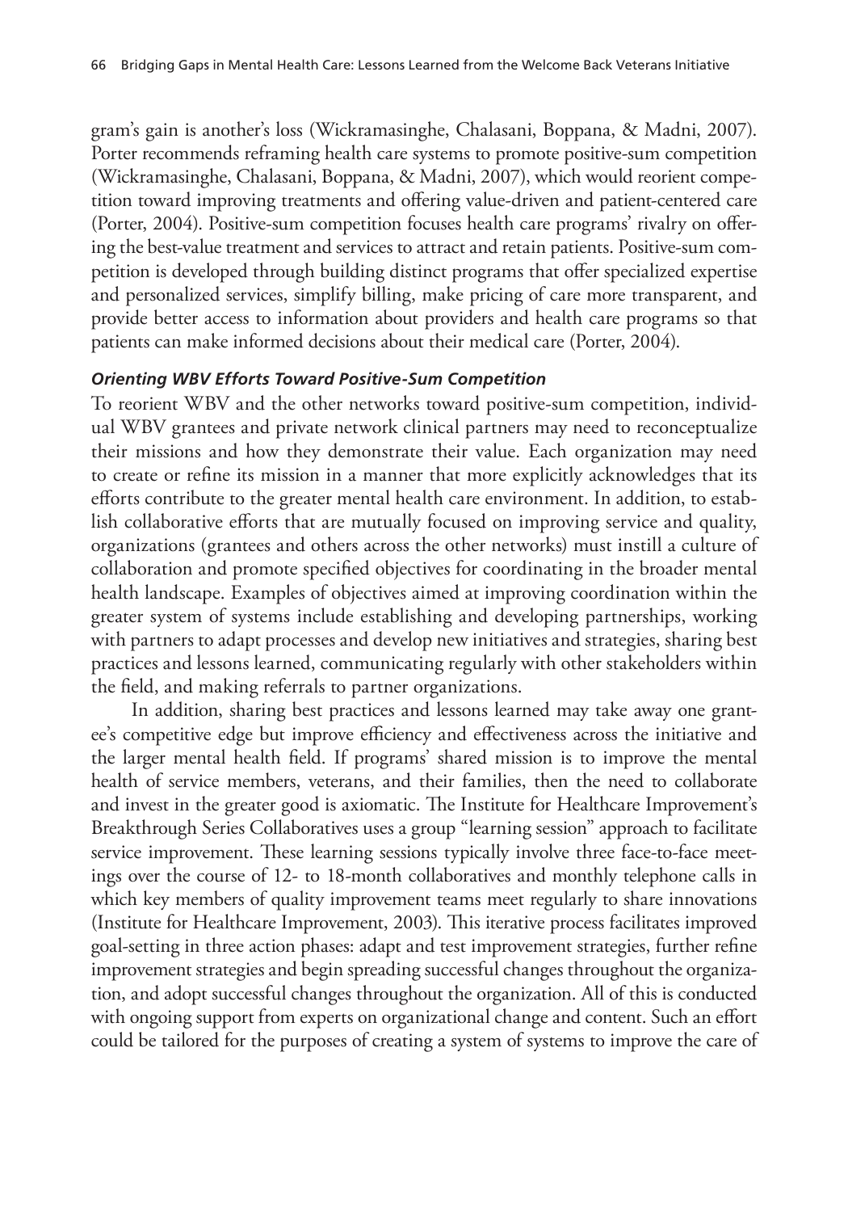gram's gain is another's loss (Wickramasinghe, Chalasani, Boppana, & Madni, 2007). Porter recommends reframing health care systems to promote positive-sum competition (Wickramasinghe, Chalasani, Boppana, & Madni, 2007), which would reorient competition toward improving treatments and offering value-driven and patient-centered care (Porter, 2004). Positive-sum competition focuses health care programs' rivalry on offering the best-value treatment and services to attract and retain patients. Positive-sum competition is developed through building distinct programs that offer specialized expertise and personalized services, simplify billing, make pricing of care more transparent, and provide better access to information about providers and health care programs so that patients can make informed decisions about their medical care (Porter, 2004).

#### *Orienting WBV Efforts Toward Positive-Sum Competition*

To reorient WBV and the other networks toward positive-sum competition, individual WBV grantees and private network clinical partners may need to reconceptualize their missions and how they demonstrate their value. Each organization may need to create or refine its mission in a manner that more explicitly acknowledges that its efforts contribute to the greater mental health care environment. In addition, to establish collaborative efforts that are mutually focused on improving service and quality, organizations (grantees and others across the other networks) must instill a culture of collaboration and promote specified objectives for coordinating in the broader mental health landscape. Examples of objectives aimed at improving coordination within the greater system of systems include establishing and developing partnerships, working with partners to adapt processes and develop new initiatives and strategies, sharing best practices and lessons learned, communicating regularly with other stakeholders within the field, and making referrals to partner organizations.

In addition, sharing best practices and lessons learned may take away one grantee's competitive edge but improve efficiency and effectiveness across the initiative and the larger mental health field. If programs' shared mission is to improve the mental health of service members, veterans, and their families, then the need to collaborate and invest in the greater good is axiomatic. The Institute for Healthcare Improvement's Breakthrough Series Collaboratives uses a group "learning session" approach to facilitate service improvement. These learning sessions typically involve three face-to-face meetings over the course of 12- to 18-month collaboratives and monthly telephone calls in which key members of quality improvement teams meet regularly to share innovations (Institute for Healthcare Improvement, 2003). This iterative process facilitates improved goal-setting in three action phases: adapt and test improvement strategies, further refine improvement strategies and begin spreading successful changes throughout the organization, and adopt successful changes throughout the organization. All of this is conducted with ongoing support from experts on organizational change and content. Such an effort could be tailored for the purposes of creating a system of systems to improve the care of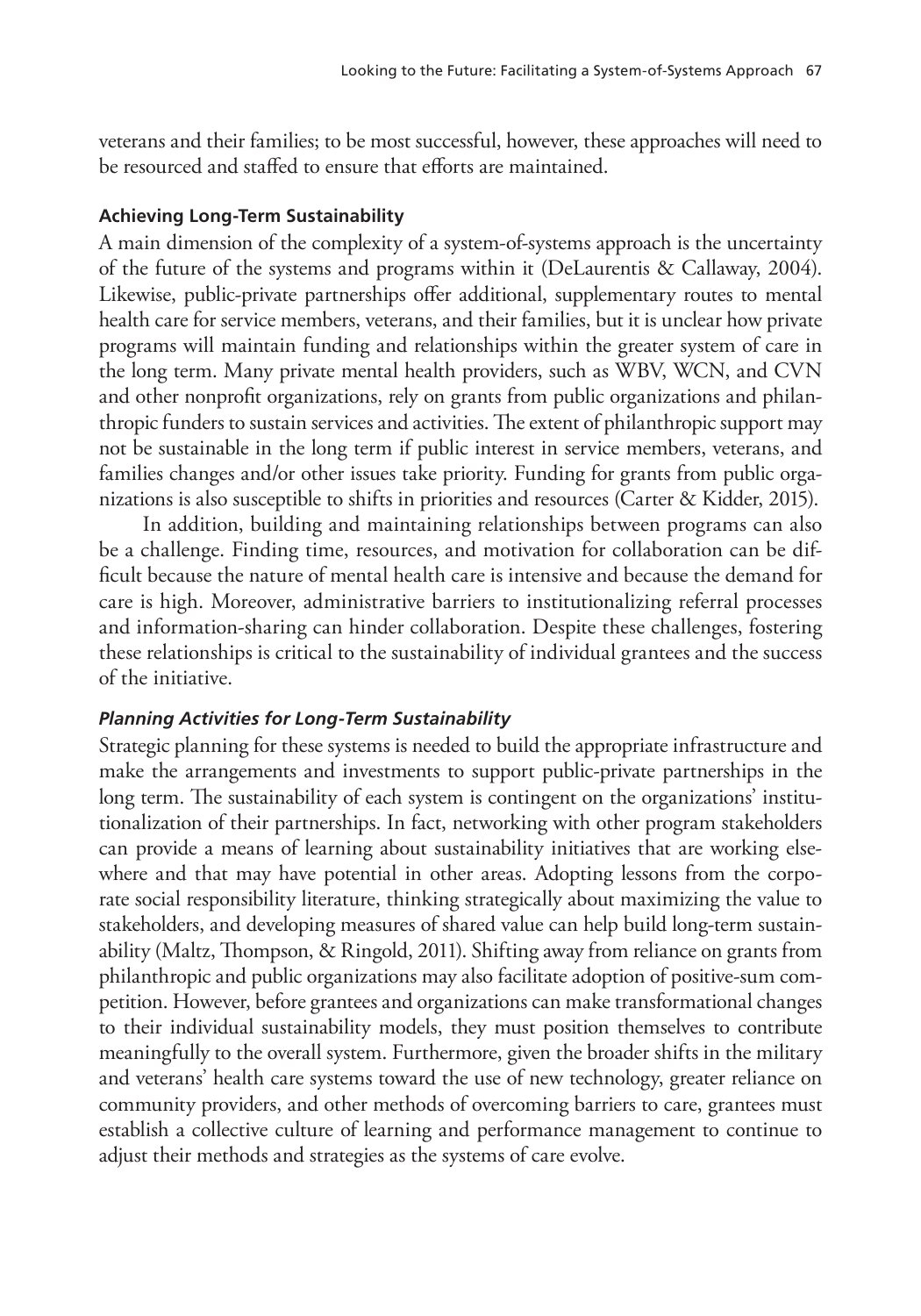veterans and their families; to be most successful, however, these approaches will need to be resourced and staffed to ensure that efforts are maintained.

### Achieving Long-Term Sustainability

A main dimension of the complexity of a system-of-systems approach is the uncertainty of the future of the systems and programs within it (DeLaurentis & Callaway, 2004). Likewise, public-private partnerships offer additional, supplementary routes to mental health care for service members, veterans, and their families, but it is unclear how private programs will maintain funding and relationships within the greater system of care in the long term. Many private mental health providers, such as WBV, WCN, and CVN and other nonprofit organizations, rely on grants from public organizations and philanthropic funders to sustain services and activities. The extent of philanthropic support may not be sustainable in the long term if public interest in service members, veterans, and families changes and/or other issues take priority. Funding for grants from public organizations is also susceptible to shifts in priorities and resources (Carter & Kidder, 2015).

In addition, building and maintaining relationships between programs can also be a challenge. Finding time, resources, and motivation for collaboration can be difficult because the nature of mental health care is intensive and because the demand for care is high. Moreover, administrative barriers to institutionalizing referral processes and information-sharing can hinder collaboration. Despite these challenges, fostering these relationships is critical to the sustainability of individual grantees and the success of the initiative.

#### *Planning Activities for Long-Term Sustainability*

Strategic planning for these systems is needed to build the appropriate infrastructure and make the arrangements and investments to support public-private partnerships in the long term. The sustainability of each system is contingent on the organizations' institutionalization of their partnerships. In fact, networking with other program stakeholders can provide a means of learning about sustainability initiatives that are working elsewhere and that may have potential in other areas. Adopting lessons from the corporate social responsibility literature, thinking strategically about maximizing the value to stakeholders, and developing measures of shared value can help build long-term sustainability (Maltz, Thompson, & Ringold, 2011). Shifting away from reliance on grants from philanthropic and public organizations may also facilitate adoption of positive-sum competition. However, before grantees and organizations can make transformational changes to their individual sustainability models, they must position themselves to contribute meaningfully to the overall system. Furthermore, given the broader shifts in the military and veterans' health care systems toward the use of new technology, greater reliance on community providers, and other methods of overcoming barriers to care, grantees must establish a collective culture of learning and performance management to continue to adjust their methods and strategies as the systems of care evolve.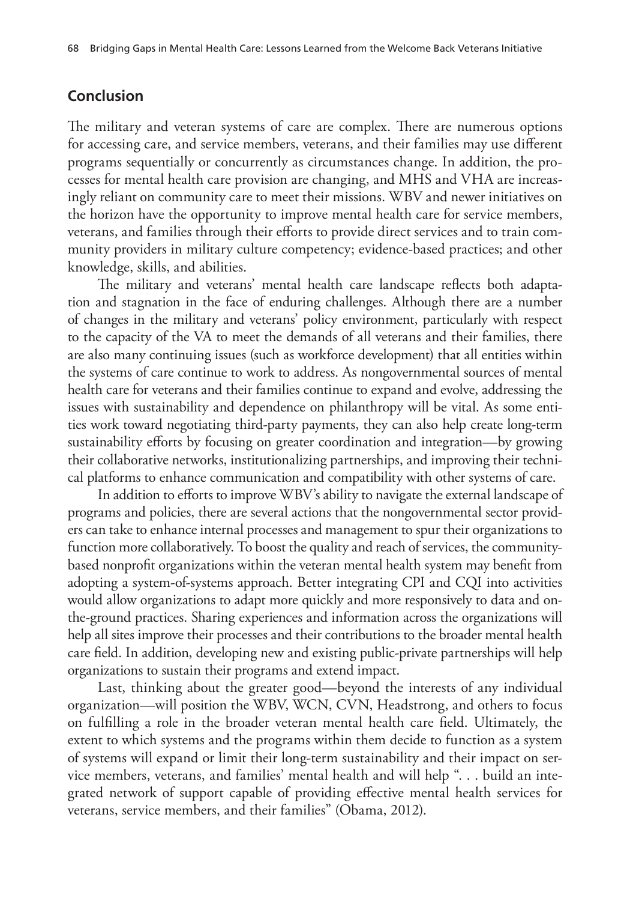## Conclusion

The military and veteran systems of care are complex. There are numerous options for accessing care, and service members, veterans, and their families may use different programs sequentially or concurrently as circumstances change. In addition, the processes for mental health care provision are changing, and MHS and VHA are increasingly reliant on community care to meet their missions. WBV and newer initiatives on the horizon have the opportunity to improve mental health care for service members, veterans, and families through their efforts to provide direct services and to train community providers in military culture competency; evidence-based practices; and other knowledge, skills, and abilities.

The military and veterans' mental health care landscape reflects both adaptation and stagnation in the face of enduring challenges. Although there are a number of changes in the military and veterans' policy environment, particularly with respect to the capacity of the VA to meet the demands of all veterans and their families, there are also many continuing issues (such as workforce development) that all entities within the systems of care continue to work to address. As nongovernmental sources of mental health care for veterans and their families continue to expand and evolve, addressing the issues with sustainability and dependence on philanthropy will be vital. As some entities work toward negotiating third-party payments, they can also help create long-term sustainability efforts by focusing on greater coordination and integration—by growing their collaborative networks, institutionalizing partnerships, and improving their technical platforms to enhance communication and compatibility with other systems of care.

In addition to efforts to improve WBV's ability to navigate the external landscape of programs and policies, there are several actions that the nongovernmental sector providers can take to enhance internal processes and management to spur their organizations to function more collaboratively. To boost the quality and reach of services, the community-based nonprofit organizations within the veteran mental health system may benefit from adopting a system-of-systems approach. Better integrating CPI and CQI into activities would allow organizations to adapt more quickly and more responsively to data and on-the-ground practices. Sharing experiences and information across the organizations will help all sites improve their processes and their contributions to the broader mental health care field. In addition, developing new and existing public-private partnerships will help organizations to sustain their programs and extend impact.

Last, thinking about the greater good—beyond the interests of any individual organization—will position the WBV, WCN, CVN, Headstrong, and others to focus on fulfilling a role in the broader veteran mental health care field. Ultimately, the extent to which systems and the programs within them decide to function as a system of systems will expand or limit their long-term sustainability and their impact on service members, veterans, and families' mental health and will help ". . . build an integrated network of support capable of providing effective mental health services for veterans, service members, and their families" (Obama, 2012).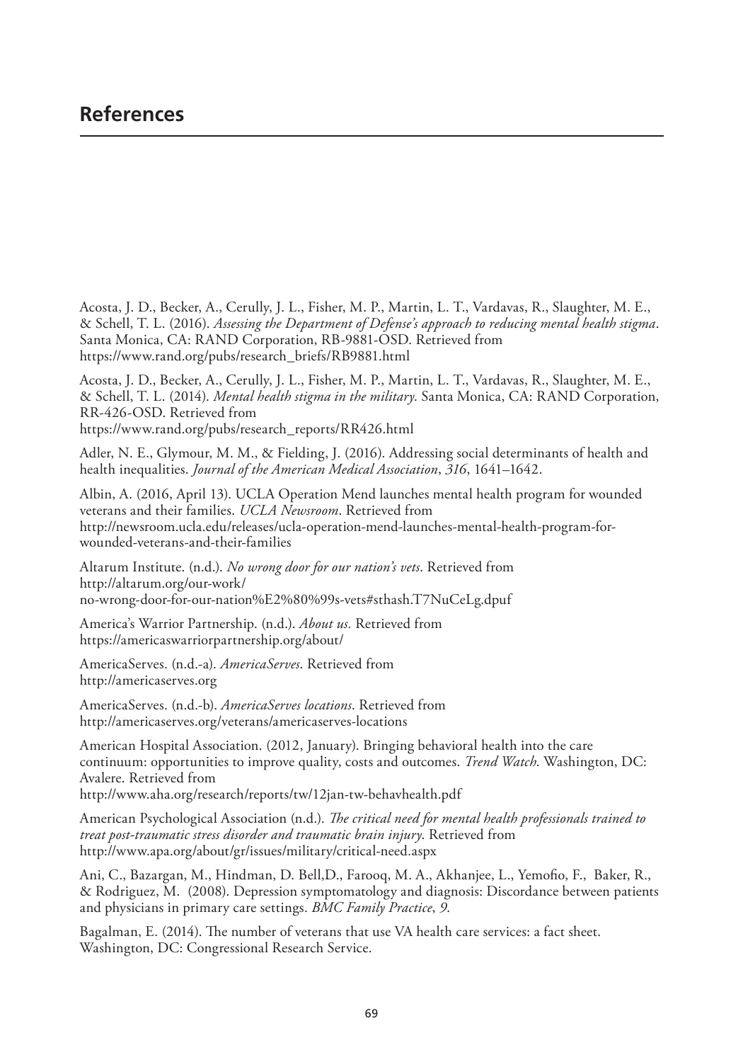# References

Acosta, J. D., Becker, A., Cerully, J. L., Fisher, M. P., Martin, L. T., Vardavas, R., Slaughter, M. E., & Schell, T. L. (2016). *Assessing the Department of Defense's approach to reducing mental health stigma*. Santa Monica, CA: RAND Corporation, RB-9881-OSD. Retrieved from https://www.rand.org/pubs/research_briefs/RB9881.html

Acosta, J. D., Becker, A., Cerully, J. L., Fisher, M. P., Martin, L. T., Vardavas, R., Slaughter, M. E., & Schell, T. L. (2014). *Mental health stigma in the military*. Santa Monica, CA: RAND Corporation, RR-426-OSD. Retrieved from https://www.rand.org/pubs/research_reports/RR426.html

Adler, N. E., Glymour, M. M., & Fielding, J. (2016). Addressing social determinants of health and health inequalities. *Journal of the American Medical Association*, *316*, 1641–1642.

Albin, A. (2016, April 13). UCLA Operation Mend launches mental health program for wounded veterans and their families. *UCLA Newsroom*. Retrieved from http://newsroom.ucla.edu/releases/ucla-operation-mend-launches-mental-health-program-for-wounded-veterans-and-their-families

Altarum Institute. (n.d.). *No wrong door for our nation's vets*. Retrieved from http://altarum.org/our-work/no-wrong-door-for-our-nation%E2%80%99s-vets#sthash.T7NuCeLg.dpuf

America's Warrior Partnership. (n.d.). *About us.* Retrieved from https://americaswarriorpartnership.org/about/

AmericaServes. (n.d.-a). *AmericaServes*. Retrieved from http://americaserves.org

AmericaServes. (n.d.-b). *AmericaServes locations*. Retrieved from http://americaserves.org/veterans/americaserves-locations

American Hospital Association. (2012, January). Bringing behavioral health into the care continuum: opportunities to improve quality, costs and outcomes. *Trend Watch*. Washington, DC: Avalere. Retrieved from http://www.aha.org/research/reports/tw/12jan-tw-behavhealth.pdf

American Psychological Association (n.d.). *The critical need for mental health professionals trained to treat post-traumatic stress disorder and traumatic brain injury*. Retrieved from http://www.apa.org/about/gr/issues/military/critical-need.aspx

Ani, C., Bazargan, M., Hindman, D. Bell,D., Farooq, M. A., Akhanjee, L., Yemofio, F., Baker, R., & Rodriguez, M. (2008). Depression symptomatology and diagnosis: Discordance between patients and physicians in primary care settings. *BMC Family Practice*, *9*.

Bagalman, E. (2014). The number of veterans that use VA health care services: a fact sheet. Washington, DC: Congressional Research Service.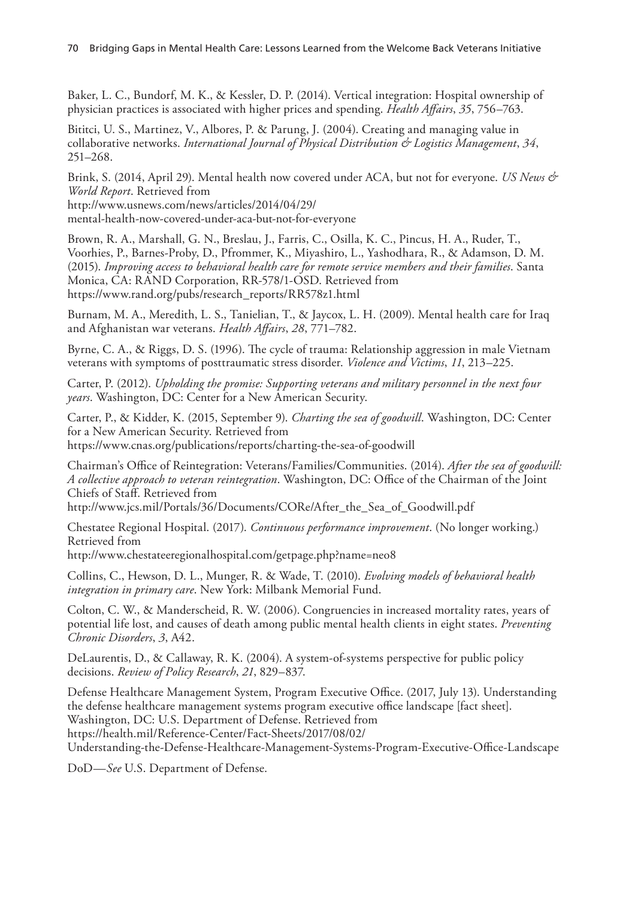Baker, L. C., Bundorf, M. K., & Kessler, D. P. (2014). Vertical integration: Hospital ownership of physician practices is associated with higher prices and spending. *Health Affairs*, *35*, 756–763.

Bititci, U. S., Martinez, V., Albores, P. & Parung, J. (2004). Creating and managing value in collaborative networks. *International Journal of Physical Distribution & Logistics Management*, *34*, 251–268.

Brink, S. (2014, April 29). Mental health now covered under ACA, but not for everyone. *US News & World Report*. Retrieved from
http://www.usnews.com/news/articles/2014/04/29/
mental-health-now-covered-under-aca-but-not-for-everyone

Brown, R. A., Marshall, G. N., Breslau, J., Farris, C., Osilla, K. C., Pincus, H. A., Ruder, T., Voorhies, P., Barnes-Proby, D., Pfrommer, K., Miyashiro, L., Yashodhara, R., & Adamson, D. M. (2015). *Improving access to behavioral health care for remote service members and their families*. Santa Monica, CA: RAND Corporation, RR-578/1-OSD. Retrieved from
https://www.rand.org/pubs/research_reports/RR578z1.html

Burnam, M. A., Meredith, L. S., Tanielian, T., & Jaycox, L. H. (2009). Mental health care for Iraq and Afghanistan war veterans. *Health Affairs*, *28*, 771–782.

Byrne, C. A., & Riggs, D. S. (1996). The cycle of trauma: Relationship aggression in male Vietnam veterans with symptoms of posttraumatic stress disorder. *Violence and Victims*, *11*, 213–225.

Carter, P. (2012). *Upholding the promise: Supporting veterans and military personnel in the next four years*. Washington, DC: Center for a New American Security.

Carter, P., & Kidder, K. (2015, September 9). *Charting the sea of goodwill*. Washington, DC: Center for a New American Security. Retrieved from
https://www.cnas.org/publications/reports/charting-the-sea-of-goodwill

Chairman's Office of Reintegration: Veterans/Families/Communities. (2014). *After the sea of goodwill: A collective approach to veteran reintegration*. Washington, DC: Office of the Chairman of the Joint Chiefs of Staff. Retrieved from
http://www.jcs.mil/Portals/36/Documents/CORe/After_the_Sea_of_Goodwill.pdf

Chestatee Regional Hospital. (2017). *Continuous performance improvement*. (No longer working.) Retrieved from
http://www.chestateeregionalhospital.com/getpage.php?name=neo8

Collins, C., Hewson, D. L., Munger, R. & Wade, T. (2010). *Evolving models of behavioral health integration in primary care*. New York: Milbank Memorial Fund.

Colton, C. W., & Manderscheid, R. W. (2006). Congruencies in increased mortality rates, years of potential life lost, and causes of death among public mental health clients in eight states. *Preventing Chronic Disorders*, *3*, A42.

DeLaurentis, D., & Callaway, R. K. (2004). A system-of-systems perspective for public policy decisions. *Review of Policy Research*, *21*, 829–837.

Defense Healthcare Management System, Program Executive Office. (2017, July 13). Understanding the defense healthcare management systems program executive office landscape [fact sheet]. Washington, DC: U.S. Department of Defense. Retrieved from
https://health.mil/Reference-Center/Fact-Sheets/2017/08/02/
Understanding-the-Defense-Healthcare-Management-Systems-Program-Executive-Office-Landscape

DoD—*See* U.S. Department of Defense.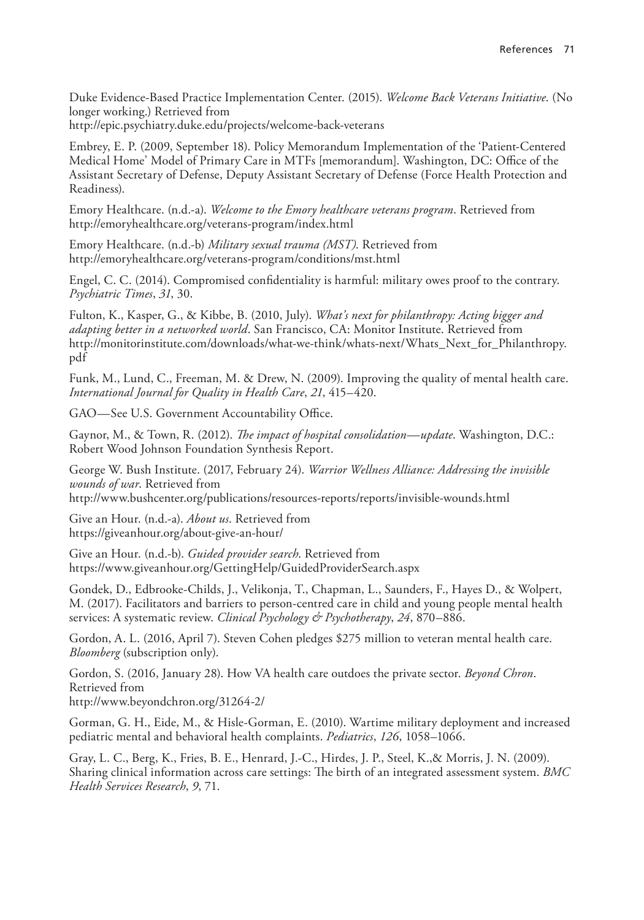Duke Evidence-Based Practice Implementation Center. (2015). *Welcome Back Veterans Initiative*. (No longer working.) Retrieved from
http://epic.psychiatry.duke.edu/projects/welcome-back-veterans

Embrey, E. P. (2009, September 18). Policy Memorandum Implementation of the 'Patient-Centered Medical Home' Model of Primary Care in MTFs [memorandum]. Washington, DC: Office of the Assistant Secretary of Defense, Deputy Assistant Secretary of Defense (Force Health Protection and Readiness).

Emory Healthcare. (n.d.-a). *Welcome to the Emory healthcare veterans program*. Retrieved from http://emoryhealthcare.org/veterans-program/index.html

Emory Healthcare. (n.d.-b) *Military sexual trauma (MST)*. Retrieved from http://emoryhealthcare.org/veterans-program/conditions/mst.html

Engel, C. C. (2014). Compromised confidentiality is harmful: military owes proof to the contrary. *Psychiatric Times*, *31*, 30.

Fulton, K., Kasper, G., & Kibbe, B. (2010, July). *What's next for philanthropy: Acting bigger and adapting better in a networked world*. San Francisco, CA: Monitor Institute. Retrieved from http://monitorinstitute.com/downloads/what-we-think/whats-next/Whats_Next_for_Philanthropy.pdf

Funk, M., Lund, C., Freeman, M. & Drew, N. (2009). Improving the quality of mental health care. *International Journal for Quality in Health Care*, *21*, 415–420.

GAO—See U.S. Government Accountability Office.

Gaynor, M., & Town, R. (2012). *The impact of hospital consolidation—update*. Washington, D.C.: Robert Wood Johnson Foundation Synthesis Report.

George W. Bush Institute. (2017, February 24). *Warrior Wellness Alliance: Addressing the invisible wounds of war*. Retrieved from
http://www.bushcenter.org/publications/resources-reports/reports/invisible-wounds.html

Give an Hour. (n.d.-a). *About us*. Retrieved from
https://giveanhour.org/about-give-an-hour/

Give an Hour. (n.d.-b). *Guided provider search*. Retrieved from
https://www.giveanhour.org/GettingHelp/GuidedProviderSearch.aspx

Gondek, D., Edbrooke-Childs, J., Velikonja, T., Chapman, L., Saunders, F., Hayes D., & Wolpert, M. (2017). Facilitators and barriers to person-centred care in child and young people mental health services: A systematic review. *Clinical Psychology & Psychotherapy*, *24*, 870–886.

Gordon, A. L. (2016, April 7). Steven Cohen pledges $275 million to veteran mental health care. *Bloomberg* (subscription only).

Gordon, S. (2016, January 28). How VA health care outdoes the private sector. *Beyond Chron*. Retrieved from
http://www.beyondchron.org/31264-2/

Gorman, G. H., Eide, M., & Hisle-Gorman, E. (2010). Wartime military deployment and increased pediatric mental and behavioral health complaints. *Pediatrics*, *126*, 1058–1066.

Gray, L. C., Berg, K., Fries, B. E., Henrard, J.-C., Hirdes, J. P., Steel, K.,& Morris, J. N. (2009). Sharing clinical information across care settings: The birth of an integrated assessment system. *BMC Health Services Research*, *9*, 71.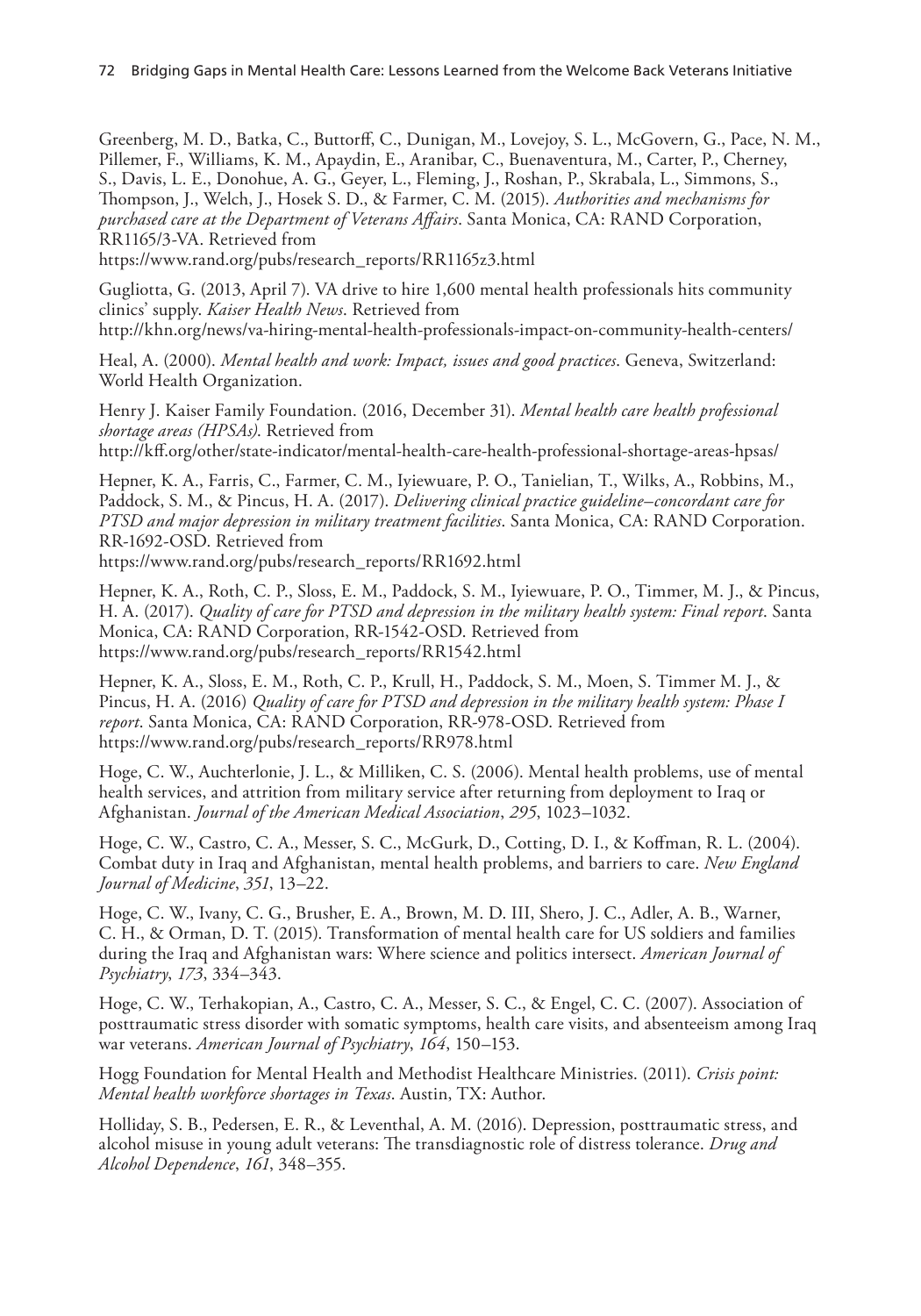Greenberg, M. D., Batka, C., Buttorff, C., Dunigan, M., Lovejoy, S. L., McGovern, G., Pace, N. M., Pillemer, F., Williams, K. M., Apaydin, E., Aranibar, C., Buenaventura, M., Carter, P., Cherney, S., Davis, L. E., Donohue, A. G., Geyer, L., Fleming, J., Roshan, P., Skrabala, L., Simmons, S., Thompson, J., Welch, J., Hosek S. D., & Farmer, C. M. (2015). *Authorities and mechanisms for purchased care at the Department of Veterans Affairs*. Santa Monica, CA: RAND Corporation, RR1165/3-VA. Retrieved from https://www.rand.org/pubs/research_reports/RR1165z3.html

Gugliotta, G. (2013, April 7). VA drive to hire 1,600 mental health professionals hits community clinics' supply. *Kaiser Health News*. Retrieved from http://khn.org/news/va-hiring-mental-health-professionals-impact-on-community-health-centers/

Heal, A. (2000). *Mental health and work: Impact, issues and good practices*. Geneva, Switzerland: World Health Organization.

Henry J. Kaiser Family Foundation. (2016, December 31). *Mental health care health professional shortage areas (HPSAs)*. Retrieved from http://kff.org/other/state-indicator/mental-health-care-health-professional-shortage-areas-hpsas/

Hepner, K. A., Farris, C., Farmer, C. M., Iyiewuare, P. O., Tanielian, T., Wilks, A., Robbins, M., Paddock, S. M., & Pincus, H. A. (2017). *Delivering clinical practice guideline–concordant care for PTSD and major depression in military treatment facilities*. Santa Monica, CA: RAND Corporation. RR-1692-OSD. Retrieved from https://www.rand.org/pubs/research_reports/RR1692.html

Hepner, K. A., Roth, C. P., Sloss, E. M., Paddock, S. M., Iyiewuare, P. O., Timmer, M. J., & Pincus, H. A. (2017). *Quality of care for PTSD and depression in the military health system: Final report*. Santa Monica, CA: RAND Corporation, RR-1542-OSD. Retrieved from https://www.rand.org/pubs/research_reports/RR1542.html

Hepner, K. A., Sloss, E. M., Roth, C. P., Krull, H., Paddock, S. M., Moen, S. Timmer M. J., & Pincus, H. A. (2016) *Quality of care for PTSD and depression in the military health system: Phase I report*. Santa Monica, CA: RAND Corporation, RR-978-OSD. Retrieved from https://www.rand.org/pubs/research_reports/RR978.html

Hoge, C. W., Auchterlonie, J. L., & Milliken, C. S. (2006). Mental health problems, use of mental health services, and attrition from military service after returning from deployment to Iraq or Afghanistan. *Journal of the American Medical Association*, *295*, 1023–1032.

Hoge, C. W., Castro, C. A., Messer, S. C., McGurk, D., Cotting, D. I., & Koffman, R. L. (2004). Combat duty in Iraq and Afghanistan, mental health problems, and barriers to care. *New England Journal of Medicine*, *351*, 13–22.

Hoge, C. W., Ivany, C. G., Brusher, E. A., Brown, M. D. III, Shero, J. C., Adler, A. B., Warner, C. H., & Orman, D. T. (2015). Transformation of mental health care for US soldiers and families during the Iraq and Afghanistan wars: Where science and politics intersect. *American Journal of Psychiatry*, *173*, 334–343.

Hoge, C. W., Terhakopian, A., Castro, C. A., Messer, S. C., & Engel, C. C. (2007). Association of posttraumatic stress disorder with somatic symptoms, health care visits, and absenteeism among Iraq war veterans. *American Journal of Psychiatry*, *164*, 150–153.

Hogg Foundation for Mental Health and Methodist Healthcare Ministries. (2011). *Crisis point: Mental health workforce shortages in Texas*. Austin, TX: Author.

Holliday, S. B., Pedersen, E. R., & Leventhal, A. M. (2016). Depression, posttraumatic stress, and alcohol misuse in young adult veterans: The transdiagnostic role of distress tolerance. *Drug and Alcohol Dependence*, *161*, 348–355.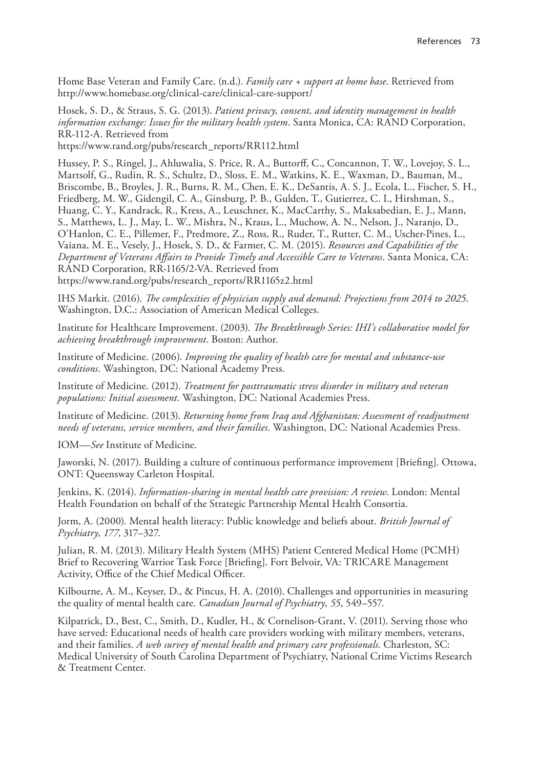Home Base Veteran and Family Care. (n.d.). *Family care + support at home base*. Retrieved from http://www.homebase.org/clinical-care/clinical-care-support/

Hosek, S. D., & Straus, S. G. (2013). *Patient privacy, consent, and identity management in health information exchange: Issues for the military health system*. Santa Monica, CA: RAND Corporation, RR-112-A. Retrieved from https://www.rand.org/pubs/research_reports/RR112.html

Hussey, P. S., Ringel, J., Ahluwalia, S. Price, R. A., Buttorff, C., Concannon, T. W., Lovejoy, S. L., Martsolf, G., Rudin, R. S., Schultz, D., Sloss, E. M., Watkins, K. E., Waxman, D., Bauman, M., Briscombe, B., Broyles, J. R., Burns, R. M., Chen, E. K., DeSantis, A. S. J., Ecola, L., Fischer, S. H., Friedberg, M. W., Gidengil, C. A., Ginsburg, P. B., Gulden, T., Gutierrez, C. I., Hirshman, S., Huang, C. Y., Kandrack, R., Kress, A., Leuschner, K., MacCarthy, S., Maksabedian, E. J., Mann, S., Matthews, L. J., May, L. W., Mishra, N., Kraus, L., Muchow, A. N., Nelson, J., Naranjo, D., O'Hanlon, C. E., Pillemer, F., Predmore, Z., Ross, R., Ruder, T., Rutter, C. M., Uscher-Pines, L., Vaiana, M. E., Vesely, J., Hosek, S. D., & Farmer, C. M. (2015). *Resources and Capabilities of the Department of Veterans Affairs to Provide Timely and Accessible Care to Veterans*. Santa Monica, CA: RAND Corporation, RR-1165/2-VA. Retrieved from https://www.rand.org/pubs/research_reports/RR1165z2.html

IHS Markit. (2016). *The complexities of physician supply and demand: Projections from 2014 to 2025*. Washington, D.C.: Association of American Medical Colleges.

Institute for Healthcare Improvement. (2003). *The Breakthrough Series: IHI's collaborative model for achieving breakthrough improvement*. Boston: Author.

Institute of Medicine. (2006). *Improving the quality of health care for mental and substance-use conditions*. Washington, DC: National Academy Press.

Institute of Medicine. (2012). *Treatment for posttraumatic stress disorder in military and veteran populations: Initial assessment*. Washington, DC: National Academies Press.

Institute of Medicine. (2013). *Returning home from Iraq and Afghanistan: Assessment of readjustment needs of veterans, service members, and their families*. Washington, DC: National Academies Press.

IOM—*See* Institute of Medicine.

Jaworski, N. (2017). Building a culture of continuous performance improvement [Briefing]. Ottowa, ONT: Queensway Carleton Hospital.

Jenkins, K. (2014). *Information-sharing in mental health care provision: A review*. London: Mental Health Foundation on behalf of the Strategic Partnership Mental Health Consortia.

Jorm, A. (2000). Mental health literacy: Public knowledge and beliefs about. *British Journal of Psychiatry*, *177*, 317–327.

Julian, R. M. (2013). Military Health System (MHS) Patient Centered Medical Home (PCMH) Brief to Recovering Warrior Task Force [Briefing]. Fort Belvoir, VA: TRICARE Management Activity, Office of the Chief Medical Officer.

Kilbourne, A. M., Keyser, D., & Pincus, H. A. (2010). Challenges and opportunities in measuring the quality of mental health care. *Canadian Journal of Psychiatry*, *55*, 549–557.

Kilpatrick, D., Best, C., Smith, D., Kudler, H., & Cornelison-Grant, V. (2011). Serving those who have served: Educational needs of health care providers working with military members, veterans, and their families. *A web survey of mental health and primary care professionals*. Charleston, SC: Medical University of South Carolina Department of Psychiatry, National Crime Victims Research & Treatment Center.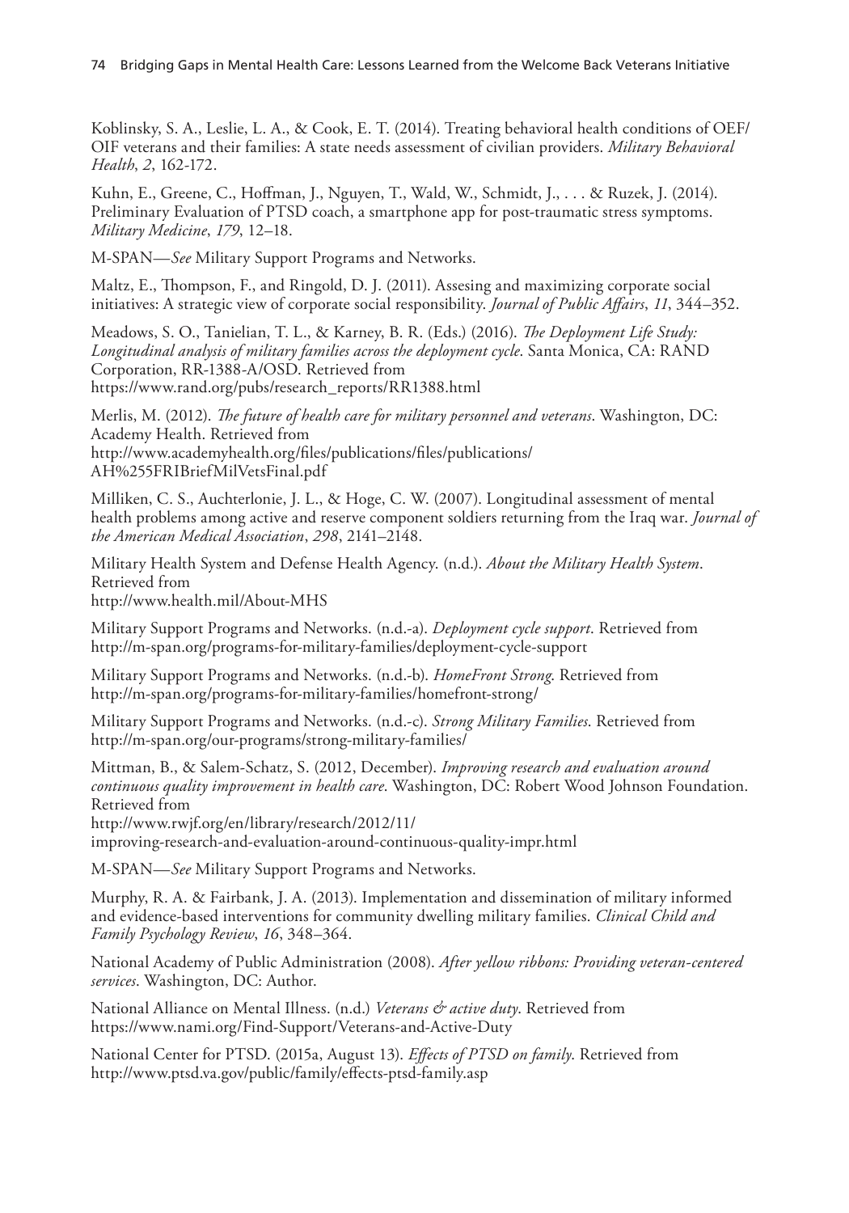Koblinsky, S. A., Leslie, L. A., & Cook, E. T. (2014). Treating behavioral health conditions of OEF/OIF veterans and their families: A state needs assessment of civilian providers. *Military Behavioral Health*, *2*, 162-172.

Kuhn, E., Greene, C., Hoffman, J., Nguyen, T., Wald, W., Schmidt, J., . . . & Ruzek, J. (2014). Preliminary Evaluation of PTSD coach, a smartphone app for post-traumatic stress symptoms. *Military Medicine*, *179*, 12–18.

M-SPAN—*See* Military Support Programs and Networks.

Maltz, E., Thompson, F., and Ringold, D. J. (2011). Assesing and maximizing corporate social initiatives: A strategic view of corporate social responsibility. *Journal of Public Affairs*, *11*, 344–352.

Meadows, S. O., Tanielian, T. L., & Karney, B. R. (Eds.) (2016). *The Deployment Life Study: Longitudinal analysis of military families across the deployment cycle*. Santa Monica, CA: RAND Corporation, RR-1388-A/OSD. Retrieved from https://www.rand.org/pubs/research_reports/RR1388.html

Merlis, M. (2012). *The future of health care for military personnel and veterans*. Washington, DC: Academy Health. Retrieved from http://www.academyhealth.org/files/publications/files/publications/AH%255FRIBriefMilVetsFinal.pdf

Milliken, C. S., Auchterlonie, J. L., & Hoge, C. W. (2007). Longitudinal assessment of mental health problems among active and reserve component soldiers returning from the Iraq war. *Journal of the American Medical Association*, *298*, 2141–2148.

Military Health System and Defense Health Agency. (n.d.). *About the Military Health System*. Retrieved from http://www.health.mil/About-MHS

Military Support Programs and Networks. (n.d.-a). *Deployment cycle support*. Retrieved from http://m-span.org/programs-for-military-families/deployment-cycle-support

Military Support Programs and Networks. (n.d.-b). *HomeFront Strong*. Retrieved from http://m-span.org/programs-for-military-families/homefront-strong/

Military Support Programs and Networks. (n.d.-c). *Strong Military Families*. Retrieved from http://m-span.org/our-programs/strong-military-families/

Mittman, B., & Salem-Schatz, S. (2012, December). *Improving research and evaluation around continuous quality improvement in health care*. Washington, DC: Robert Wood Johnson Foundation. Retrieved from http://www.rwjf.org/en/library/research/2012/11/improving-research-and-evaluation-around-continuous-quality-impr.html

M-SPAN—*See* Military Support Programs and Networks.

Murphy, R. A. & Fairbank, J. A. (2013). Implementation and dissemination of military informed and evidence-based interventions for community dwelling military families. *Clinical Child and Family Psychology Review*, *16*, 348–364.

National Academy of Public Administration (2008). *After yellow ribbons: Providing veteran-centered services*. Washington, DC: Author.

National Alliance on Mental Illness. (n.d.) *Veterans & active duty*. Retrieved from https://www.nami.org/Find-Support/Veterans-and-Active-Duty

National Center for PTSD. (2015a, August 13). *Effects of PTSD on family*. Retrieved from http://www.ptsd.va.gov/public/family/effects-ptsd-family.asp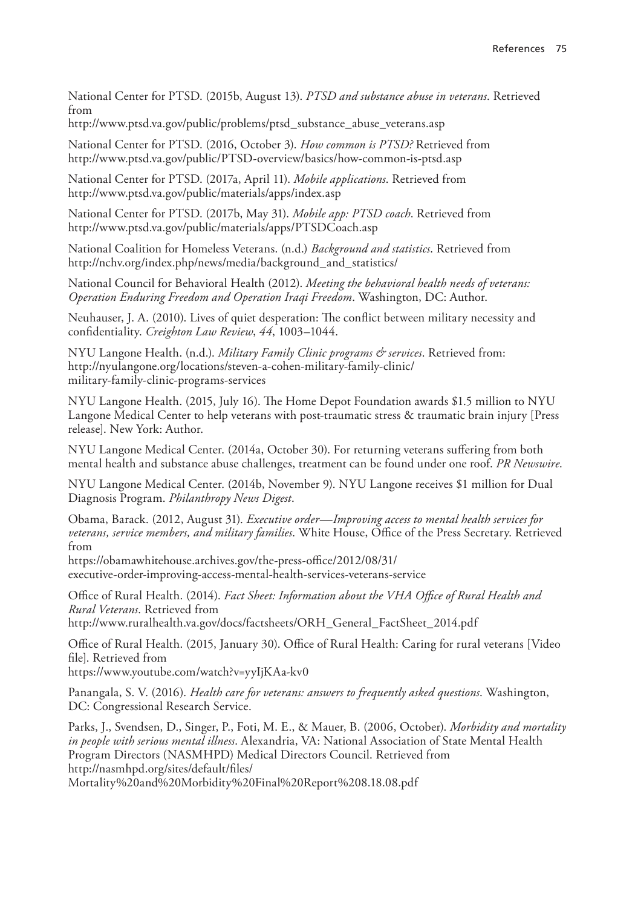National Center for PTSD. (2015b, August 13). *PTSD and substance abuse in veterans*. Retrieved from
http://www.ptsd.va.gov/public/problems/ptsd_substance_abuse_veterans.asp

National Center for PTSD. (2016, October 3). *How common is PTSD?* Retrieved from
http://www.ptsd.va.gov/public/PTSD-overview/basics/how-common-is-ptsd.asp

National Center for PTSD. (2017a, April 11). *Mobile applications*. Retrieved from
http://www.ptsd.va.gov/public/materials/apps/index.asp

National Center for PTSD. (2017b, May 31). *Mobile app: PTSD coach*. Retrieved from
http://www.ptsd.va.gov/public/materials/apps/PTSDCoach.asp

National Coalition for Homeless Veterans. (n.d.) *Background and statistics*. Retrieved from
http://nchv.org/index.php/news/media/background_and_statistics/

National Council for Behavioral Health (2012). *Meeting the behavioral health needs of veterans: Operation Enduring Freedom and Operation Iraqi Freedom*. Washington, DC: Author.

Neuhauser, J. A. (2010). Lives of quiet desperation: The conflict between military necessity and confidentiality. *Creighton Law Review*, *44*, 1003–1044.

NYU Langone Health. (n.d.). *Military Family Clinic programs & services*. Retrieved from:
http://nyulangone.org/locations/steven-a-cohen-military-family-clinic/
military-family-clinic-programs-services

NYU Langone Health. (2015, July 16). The Home Depot Foundation awards $1.5 million to NYU Langone Medical Center to help veterans with post-traumatic stress & traumatic brain injury [Press release]. New York: Author.

NYU Langone Medical Center. (2014a, October 30). For returning veterans suffering from both mental health and substance abuse challenges, treatment can be found under one roof. *PR Newswire*.

NYU Langone Medical Center. (2014b, November 9). NYU Langone receives $1 million for Dual Diagnosis Program. *Philanthropy News Digest*.

Obama, Barack. (2012, August 31). *Executive order—Improving access to mental health services for veterans, service members, and military families*. White House, Office of the Press Secretary. Retrieved from
https://obamawhitehouse.archives.gov/the-press-office/2012/08/31/
executive-order-improving-access-mental-health-services-veterans-service

Office of Rural Health. (2014). *Fact Sheet: Information about the VHA Office of Rural Health and Rural Veterans*. Retrieved from
http://www.ruralhealth.va.gov/docs/factsheets/ORH_General_FactSheet_2014.pdf

Office of Rural Health. (2015, January 30). Office of Rural Health: Caring for rural veterans [Video file]. Retrieved from
https://www.youtube.com/watch?v=yyIjKAa-kv0

Panangala, S. V. (2016). *Health care for veterans: answers to frequently asked questions*. Washington, DC: Congressional Research Service.

Parks, J., Svendsen, D., Singer, P., Foti, M. E., & Mauer, B. (2006, October). *Morbidity and mortality in people with serious mental illness*. Alexandria, VA: National Association of State Mental Health Program Directors (NASMHPD) Medical Directors Council. Retrieved from
http://nasmhpd.org/sites/default/files/
Mortality%20and%20Morbidity%20Final%20Report%208.18.08.pdf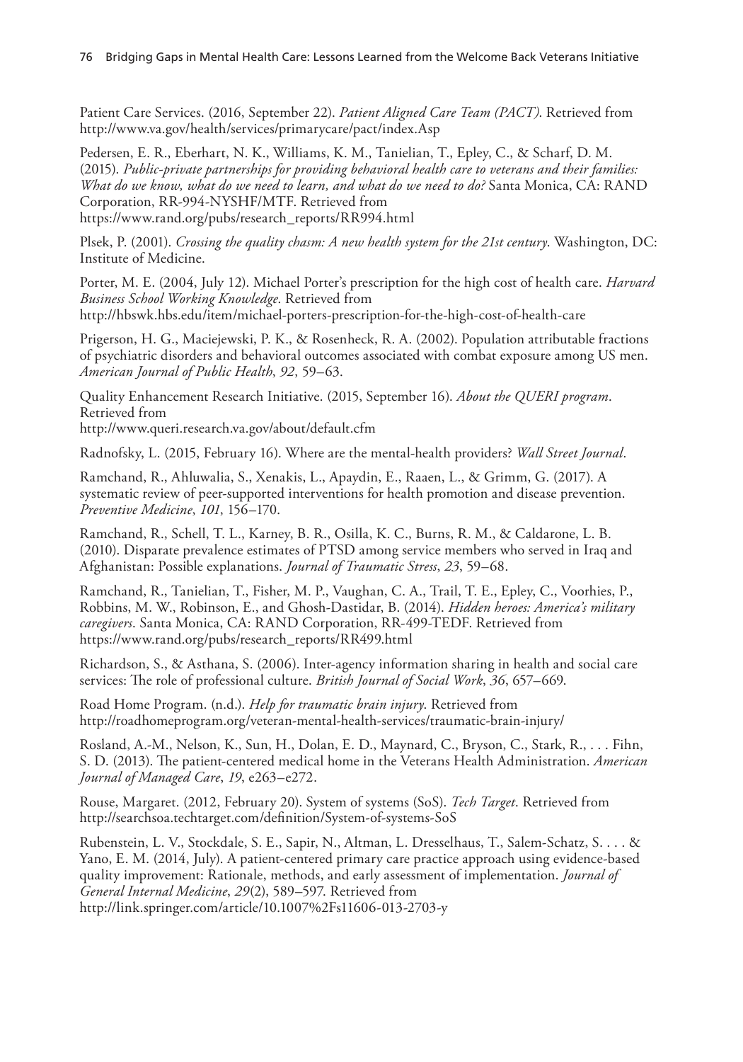Patient Care Services. (2016, September 22). *Patient Aligned Care Team (PACT)*. Retrieved from http://www.va.gov/health/services/primarycare/pact/index.Asp

Pedersen, E. R., Eberhart, N. K., Williams, K. M., Tanielian, T., Epley, C., & Scharf, D. M. (2015). *Public-private partnerships for providing behavioral health care to veterans and their families: What do we know, what do we need to learn, and what do we need to do?* Santa Monica, CA: RAND Corporation, RR-994-NYSHF/MTF. Retrieved from https://www.rand.org/pubs/research_reports/RR994.html

Plsek, P. (2001). *Crossing the quality chasm: A new health system for the 21st century*. Washington, DC: Institute of Medicine.

Porter, M. E. (2004, July 12). Michael Porter's prescription for the high cost of health care. *Harvard Business School Working Knowledge*. Retrieved from http://hbswk.hbs.edu/item/michael-porters-prescription-for-the-high-cost-of-health-care

Prigerson, H. G., Maciejewski, P. K., & Rosenheck, R. A. (2002). Population attributable fractions of psychiatric disorders and behavioral outcomes associated with combat exposure among US men. *American Journal of Public Health*, *92*, 59–63.

Quality Enhancement Research Initiative. (2015, September 16). *About the QUERI program*. Retrieved from http://www.queri.research.va.gov/about/default.cfm

Radnofsky, L. (2015, February 16). Where are the mental-health providers? *Wall Street Journal*.

Ramchand, R., Ahluwalia, S., Xenakis, L., Apaydin, E., Raaen, L., & Grimm, G. (2017). A systematic review of peer-supported interventions for health promotion and disease prevention. *Preventive Medicine*, *101*, 156–170.

Ramchand, R., Schell, T. L., Karney, B. R., Osilla, K. C., Burns, R. M., & Caldarone, L. B. (2010). Disparate prevalence estimates of PTSD among service members who served in Iraq and Afghanistan: Possible explanations. *Journal of Traumatic Stress*, *23*, 59–68.

Ramchand, R., Tanielian, T., Fisher, M. P., Vaughan, C. A., Trail, T. E., Epley, C., Voorhies, P., Robbins, M. W., Robinson, E., and Ghosh-Dastidar, B. (2014). *Hidden heroes: America's military caregivers*. Santa Monica, CA: RAND Corporation, RR-499-TEDF. Retrieved from https://www.rand.org/pubs/research_reports/RR499.html

Richardson, S., & Asthana, S. (2006). Inter-agency information sharing in health and social care services: The role of professional culture. *British Journal of Social Work*, *36*, 657–669.

Road Home Program. (n.d.). *Help for traumatic brain injury*. Retrieved from http://roadhomeprogram.org/veteran-mental-health-services/traumatic-brain-injury/

Rosland, A.-M., Nelson, K., Sun, H., Dolan, E. D., Maynard, C., Bryson, C., Stark, R., . . . Fihn, S. D. (2013). The patient-centered medical home in the Veterans Health Administration. *American Journal of Managed Care*, *19*, e263–e272.

Rouse, Margaret. (2012, February 20). System of systems (SoS). *Tech Target*. Retrieved from http://searchsoa.techtarget.com/definition/System-of-systems-SoS

Rubenstein, L. V., Stockdale, S. E., Sapir, N., Altman, L. Dresselhaus, T., Salem-Schatz, S. . . . & Yano, E. M. (2014, July). A patient-centered primary care practice approach using evidence-based quality improvement: Rationale, methods, and early assessment of implementation. *Journal of General Internal Medicine*, *29*(2), 589–597. Retrieved from http://link.springer.com/article/10.1007%2Fs11606-013-2703-y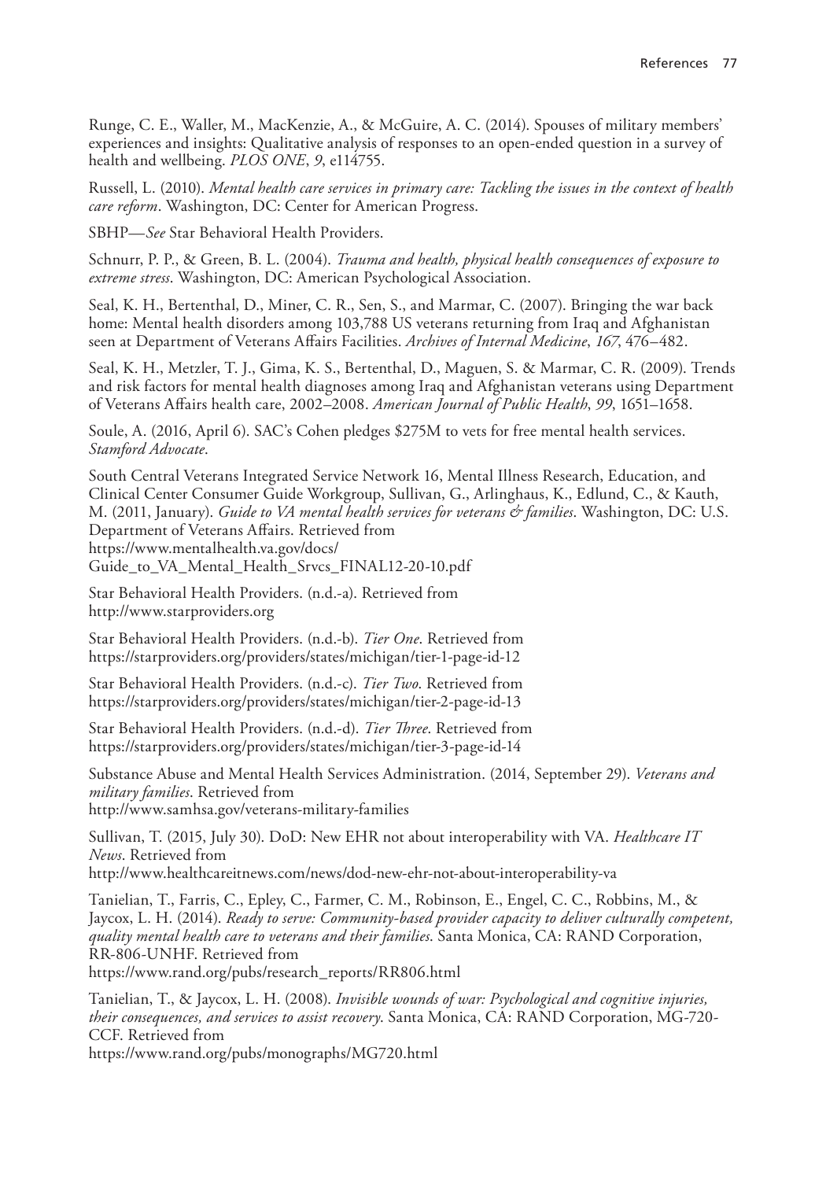Runge, C. E., Waller, M., MacKenzie, A., & McGuire, A. C. (2014). Spouses of military members' experiences and insights: Qualitative analysis of responses to an open-ended question in a survey of health and wellbeing. *PLOS ONE*, *9*, e114755.

Russell, L. (2010). *Mental health care services in primary care: Tackling the issues in the context of health care reform*. Washington, DC: Center for American Progress.

SBHP—*See* Star Behavioral Health Providers.

Schnurr, P. P., & Green, B. L. (2004). *Trauma and health, physical health consequences of exposure to extreme stress*. Washington, DC: American Psychological Association.

Seal, K. H., Bertenthal, D., Miner, C. R., Sen, S., and Marmar, C. (2007). Bringing the war back home: Mental health disorders among 103,788 US veterans returning from Iraq and Afghanistan seen at Department of Veterans Affairs Facilities. *Archives of Internal Medicine*, *167*, 476–482.

Seal, K. H., Metzler, T. J., Gima, K. S., Bertenthal, D., Maguen, S. & Marmar, C. R. (2009). Trends and risk factors for mental health diagnoses among Iraq and Afghanistan veterans using Department of Veterans Affairs health care, 2002–2008. *American Journal of Public Health*, *99*, 1651–1658.

Soule, A. (2016, April 6). SAC's Cohen pledges $275M to vets for free mental health services. *Stamford Advocate*.

South Central Veterans Integrated Service Network 16, Mental Illness Research, Education, and Clinical Center Consumer Guide Workgroup, Sullivan, G., Arlinghaus, K., Edlund, C., & Kauth, M. (2011, January). *Guide to VA mental health services for veterans & families*. Washington, DC: U.S. Department of Veterans Affairs. Retrieved from https://www.mentalhealth.va.gov/docs/Guide_to_VA_Mental_Health_Srvcs_FINAL12-20-10.pdf

Star Behavioral Health Providers. (n.d.-a). Retrieved from http://www.starproviders.org

Star Behavioral Health Providers. (n.d.-b). *Tier One*. Retrieved from https://starproviders.org/providers/states/michigan/tier-1-page-id-12

Star Behavioral Health Providers. (n.d.-c). *Tier Two*. Retrieved from https://starproviders.org/providers/states/michigan/tier-2-page-id-13

Star Behavioral Health Providers. (n.d.-d). *Tier Three*. Retrieved from https://starproviders.org/providers/states/michigan/tier-3-page-id-14

Substance Abuse and Mental Health Services Administration. (2014, September 29). *Veterans and military families*. Retrieved from http://www.samhsa.gov/veterans-military-families

Sullivan, T. (2015, July 30). DoD: New EHR not about interoperability with VA. *Healthcare IT News*. Retrieved from http://www.healthcareitnews.com/news/dod-new-ehr-not-about-interoperability-va

Tanielian, T., Farris, C., Epley, C., Farmer, C. M., Robinson, E., Engel, C. C., Robbins, M., & Jaycox, L. H. (2014). *Ready to serve: Community-based provider capacity to deliver culturally competent, quality mental health care to veterans and their families*. Santa Monica, CA: RAND Corporation, RR-806-UNHF. Retrieved from https://www.rand.org/pubs/research_reports/RR806.html

Tanielian, T., & Jaycox, L. H. (2008). *Invisible wounds of war: Psychological and cognitive injuries, their consequences, and services to assist recovery*. Santa Monica, CA: RAND Corporation, MG-720-CCF. Retrieved from https://www.rand.org/pubs/monographs/MG720.html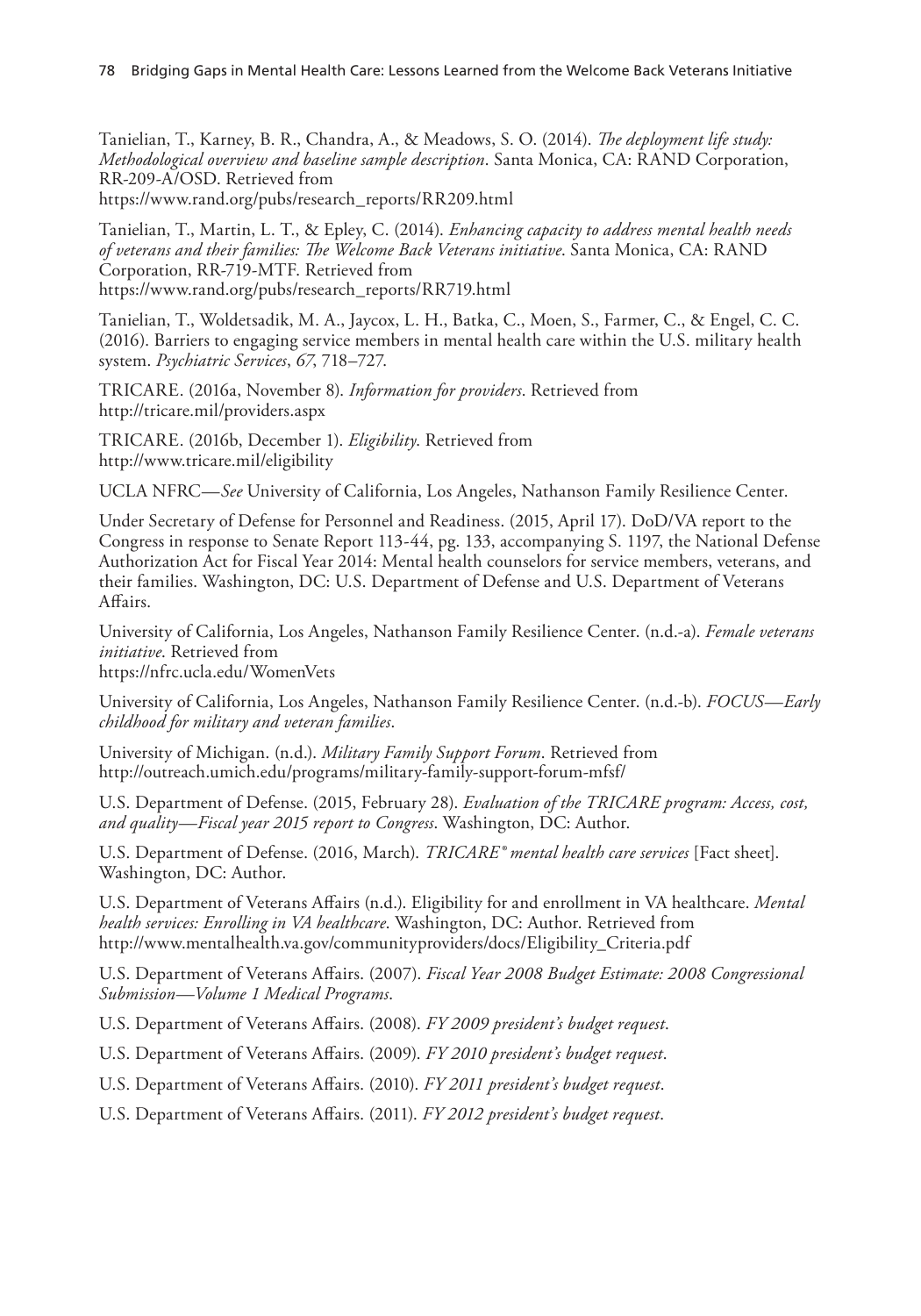Tanielian, T., Karney, B. R., Chandra, A., & Meadows, S. O. (2014). *The deployment life study: Methodological overview and baseline sample description*. Santa Monica, CA: RAND Corporation, RR-209-A/OSD. Retrieved from https://www.rand.org/pubs/research_reports/RR209.html

Tanielian, T., Martin, L. T., & Epley, C. (2014). *Enhancing capacity to address mental health needs of veterans and their families: The Welcome Back Veterans initiative*. Santa Monica, CA: RAND Corporation, RR-719-MTF. Retrieved from https://www.rand.org/pubs/research_reports/RR719.html

Tanielian, T., Woldetsadik, M. A., Jaycox, L. H., Batka, C., Moen, S., Farmer, C., & Engel, C. C. (2016). Barriers to engaging service members in mental health care within the U.S. military health system. *Psychiatric Services*, *67*, 718–727.

TRICARE. (2016a, November 8). *Information for providers*. Retrieved from http://tricare.mil/providers.aspx

TRICARE. (2016b, December 1). *Eligibility*. Retrieved from http://www.tricare.mil/eligibility

UCLA NFRC—*See* University of California, Los Angeles, Nathanson Family Resilience Center.

Under Secretary of Defense for Personnel and Readiness. (2015, April 17). DoD/VA report to the Congress in response to Senate Report 113-44, pg. 133, accompanying S. 1197, the National Defense Authorization Act for Fiscal Year 2014: Mental health counselors for service members, veterans, and their families. Washington, DC: U.S. Department of Defense and U.S. Department of Veterans Affairs.

University of California, Los Angeles, Nathanson Family Resilience Center. (n.d.-a). *Female veterans initiative*. Retrieved from https://nfrc.ucla.edu/WomenVets

University of California, Los Angeles, Nathanson Family Resilience Center. (n.d.-b). *FOCUS—Early childhood for military and veteran families*.

University of Michigan. (n.d.). *Military Family Support Forum*. Retrieved from http://outreach.umich.edu/programs/military-family-support-forum-mfsf/

U.S. Department of Defense. (2015, February 28). *Evaluation of the TRICARE program: Access, cost, and quality—Fiscal year 2015 report to Congress*. Washington, DC: Author.

U.S. Department of Defense. (2016, March). *TRICARE® mental health care services* [Fact sheet]. Washington, DC: Author.

U.S. Department of Veterans Affairs (n.d.). Eligibility for and enrollment in VA healthcare. *Mental health services: Enrolling in VA healthcare*. Washington, DC: Author. Retrieved from http://www.mentalhealth.va.gov/communityproviders/docs/Eligibility_Criteria.pdf

U.S. Department of Veterans Affairs. (2007). *Fiscal Year 2008 Budget Estimate: 2008 Congressional Submission—Volume 1 Medical Programs*.

U.S. Department of Veterans Affairs. (2008). *FY 2009 president's budget request*.

U.S. Department of Veterans Affairs. (2009). *FY 2010 president's budget request*.

U.S. Department of Veterans Affairs. (2010). *FY 2011 president's budget request*.

U.S. Department of Veterans Affairs. (2011). *FY 2012 president's budget request*.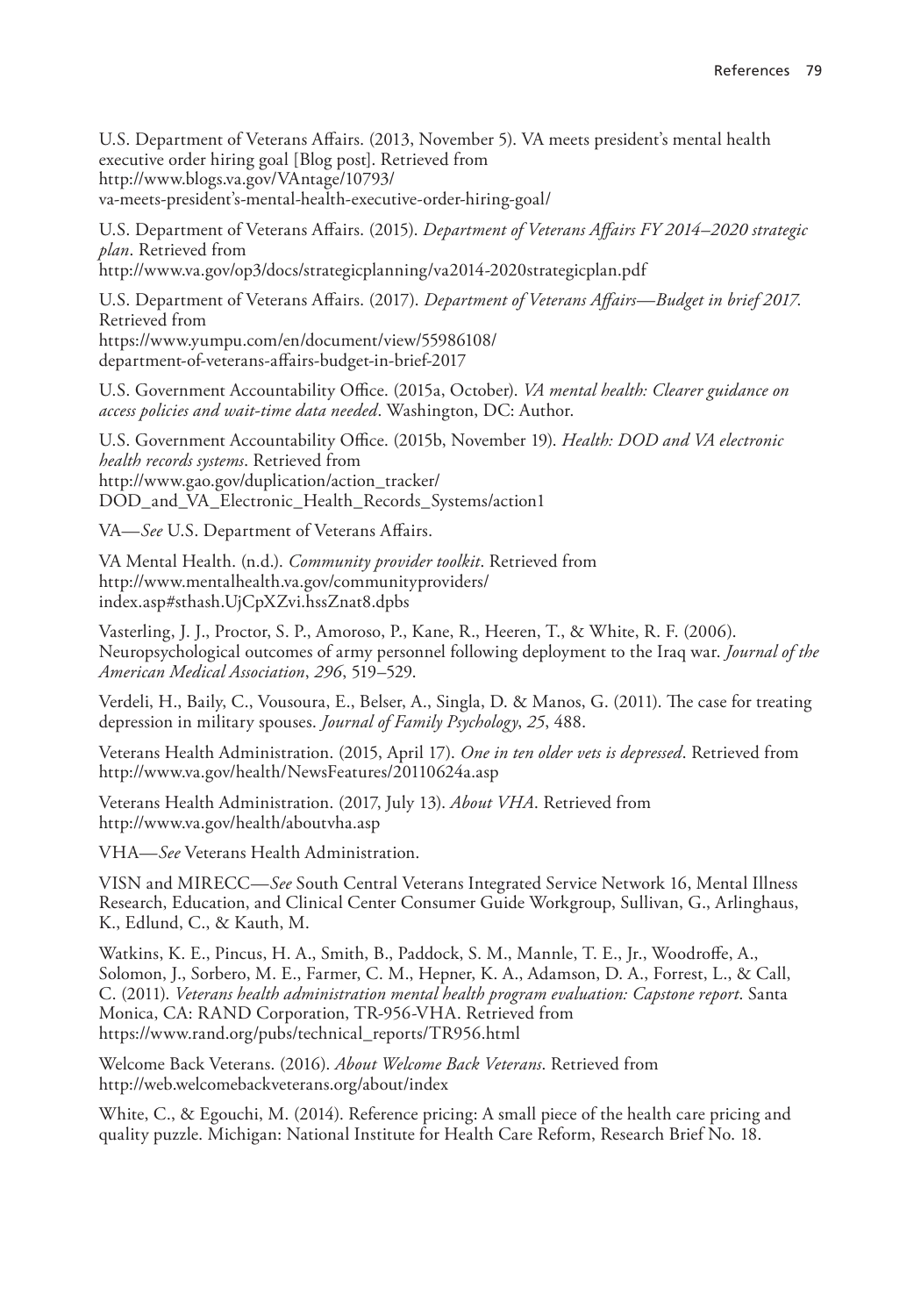U.S. Department of Veterans Affairs. (2013, November 5). VA meets president's mental health executive order hiring goal [Blog post]. Retrieved from http://www.blogs.va.gov/VAntage/10793/va-meets-president's-mental-health-executive-order-hiring-goal/

U.S. Department of Veterans Affairs. (2015). *Department of Veterans Affairs FY 2014–2020 strategic plan*. Retrieved from http://www.va.gov/op3/docs/strategicplanning/va2014-2020strategicplan.pdf

U.S. Department of Veterans Affairs. (2017). *Department of Veterans Affairs—Budget in brief 2017*. Retrieved from https://www.yumpu.com/en/document/view/55986108/department-of-veterans-affairs-budget-in-brief-2017

U.S. Government Accountability Office. (2015a, October). *VA mental health: Clearer guidance on access policies and wait-time data needed*. Washington, DC: Author.

U.S. Government Accountability Office. (2015b, November 19). *Health: DOD and VA electronic health records systems*. Retrieved from http://www.gao.gov/duplication/action_tracker/DOD_and_VA_Electronic_Health_Records_Systems/action1

VA—*See* U.S. Department of Veterans Affairs.

VA Mental Health. (n.d.). *Community provider toolkit*. Retrieved from http://www.mentalhealth.va.gov/communityproviders/index.asp#sthash.UjCpXZvi.hssZnat8.dpbs

Vasterling, J. J., Proctor, S. P., Amoroso, P., Kane, R., Heeren, T., & White, R. F. (2006). Neuropsychological outcomes of army personnel following deployment to the Iraq war. *Journal of the American Medical Association*, *296*, 519–529.

Verdeli, H., Baily, C., Vousoura, E., Belser, A., Singla, D. & Manos, G. (2011). The case for treating depression in military spouses. *Journal of Family Psychology*, *25*, 488.

Veterans Health Administration. (2015, April 17). *One in ten older vets is depressed*. Retrieved from http://www.va.gov/health/NewsFeatures/20110624a.asp

Veterans Health Administration. (2017, July 13). *About VHA*. Retrieved from http://www.va.gov/health/aboutvha.asp

VHA—*See* Veterans Health Administration.

VISN and MIRECC—*See* South Central Veterans Integrated Service Network 16, Mental Illness Research, Education, and Clinical Center Consumer Guide Workgroup, Sullivan, G., Arlinghaus, K., Edlund, C., & Kauth, M.

Watkins, K. E., Pincus, H. A., Smith, B., Paddock, S. M., Mannle, T. E., Jr., Woodroffe, A., Solomon, J., Sorbero, M. E., Farmer, C. M., Hepner, K. A., Adamson, D. A., Forrest, L., & Call, C. (2011). *Veterans health administration mental health program evaluation: Capstone report*. Santa Monica, CA: RAND Corporation, TR-956-VHA. Retrieved from https://www.rand.org/pubs/technical_reports/TR956.html

Welcome Back Veterans. (2016). *About Welcome Back Veterans*. Retrieved from http://web.welcomebackveterans.org/about/index

White, C., & Egouchi, M. (2014). Reference pricing: A small piece of the health care pricing and quality puzzle. Michigan: National Institute for Health Care Reform, Research Brief No. 18.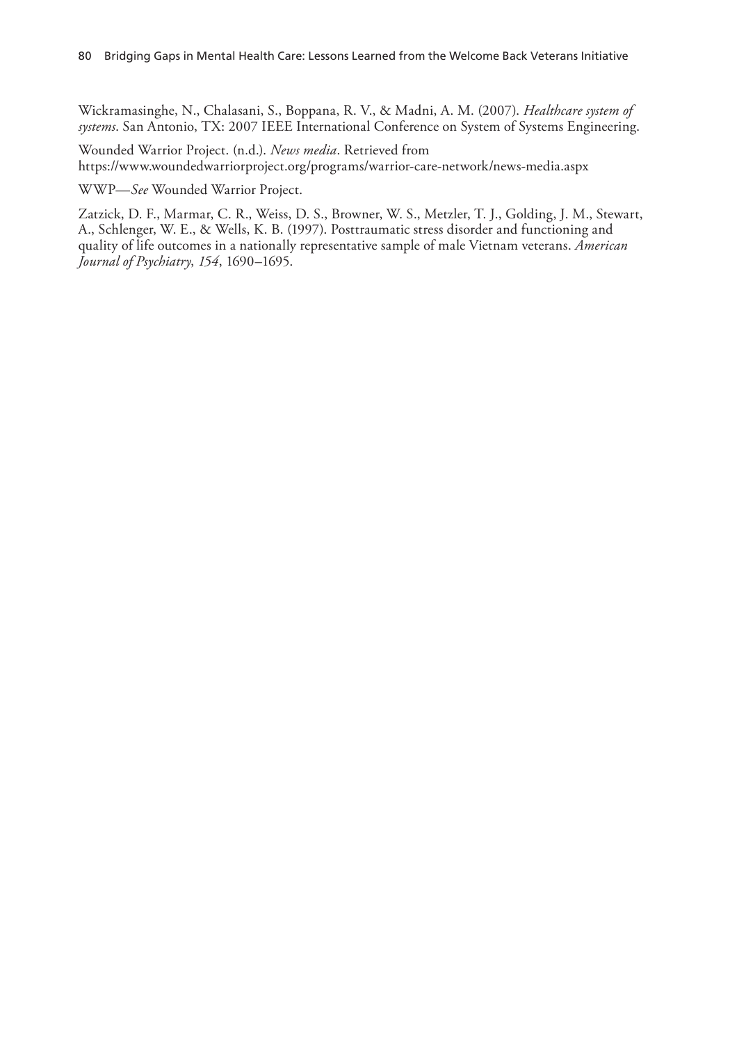Wickramasinghe, N., Chalasani, S., Boppana, R. V., & Madni, A. M. (2007). *Healthcare system of systems*. San Antonio, TX: 2007 IEEE International Conference on System of Systems Engineering.

Wounded Warrior Project. (n.d.). *News media*. Retrieved from https://www.woundedwarriorproject.org/programs/warrior-care-network/news-media.aspx

WWP—*See* Wounded Warrior Project.

Zatzick, D. F., Marmar, C. R., Weiss, D. S., Browner, W. S., Metzler, T. J., Golding, J. M., Stewart, A., Schlenger, W. E., & Wells, K. B. (1997). Posttraumatic stress disorder and functioning and quality of life outcomes in a nationally representative sample of male Vietnam veterans. *American Journal of Psychiatry*, *154*, 1690–1695.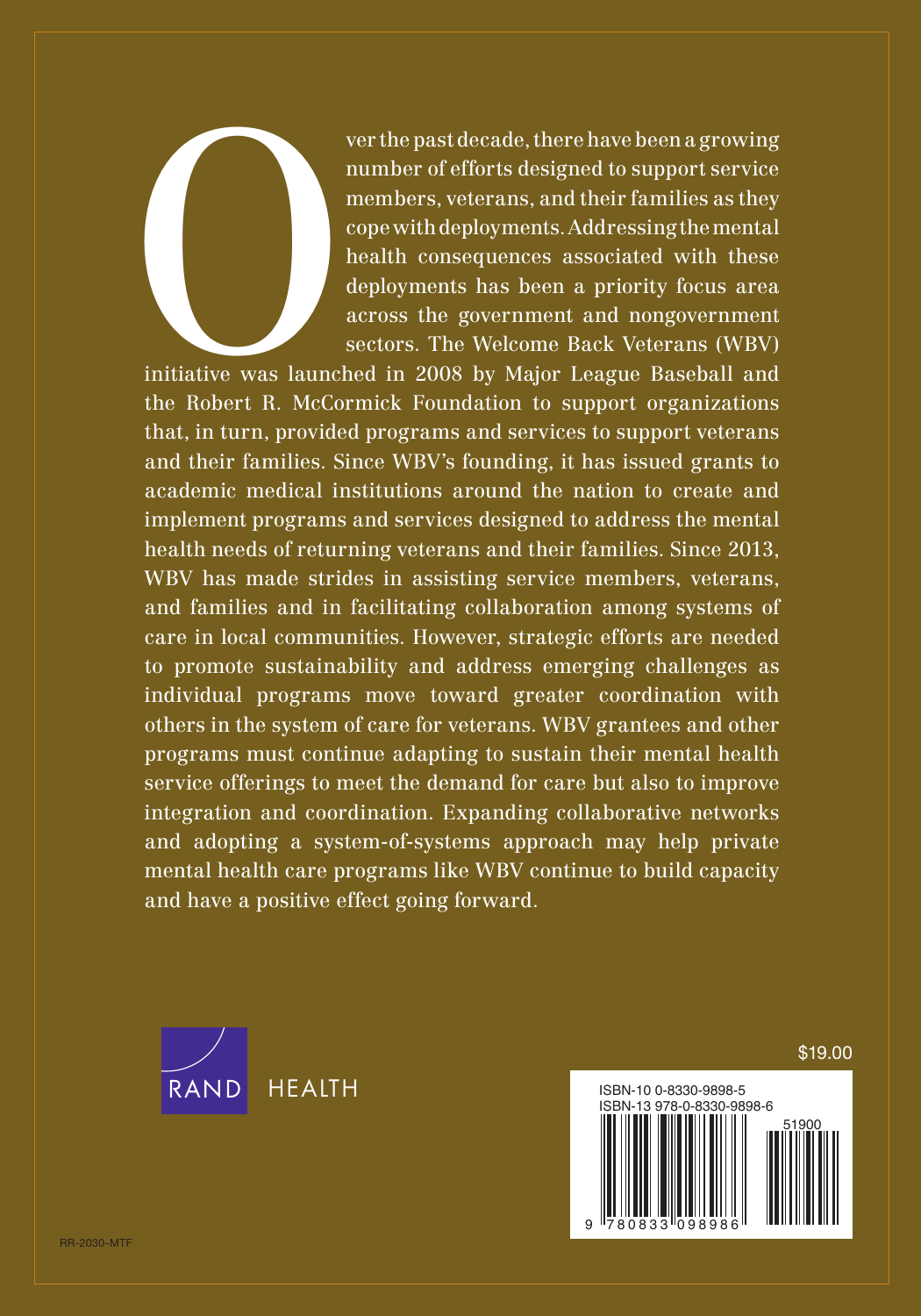Over the past decade, there have been a growing number of efforts designed to support service members, veterans, and their families as they cope with deployments. Addressing the mental health consequences associated with these deployments has been a priority focus area across the government and nongovernment sectors. The Welcome Back Veterans (WBV) initiative was launched in 2008 by Major League Baseball and the Robert R. McCormick Foundation to support organizations that, in turn, provided programs and services to support veterans and their families. Since WBV's founding, it has issued grants to academic medical institutions around the nation to create and implement programs and services designed to address the mental health needs of returning veterans and their families. Since 2013, WBV has made strides in assisting service members, veterans, and families and in facilitating collaboration among systems of care in local communities. However, strategic efforts are needed to promote sustainability and address emerging challenges as individual programs move toward greater coordination with others in the system of care for veterans. WBV grantees and other programs must continue adapting to sustain their mental health service offerings to meet the demand for care but also to improve integration and coordination. Expanding collaborative networks and adopting a system-of-systems approach may help private mental health care programs like WBV continue to build capacity and have a positive effect going forward.

RAND HEALTH

$19.00

ISBN-10 0-8330-9898-5
ISBN-13 978-0-8330-9898-6

51900

9 780833 098986

RR-2030-MTF